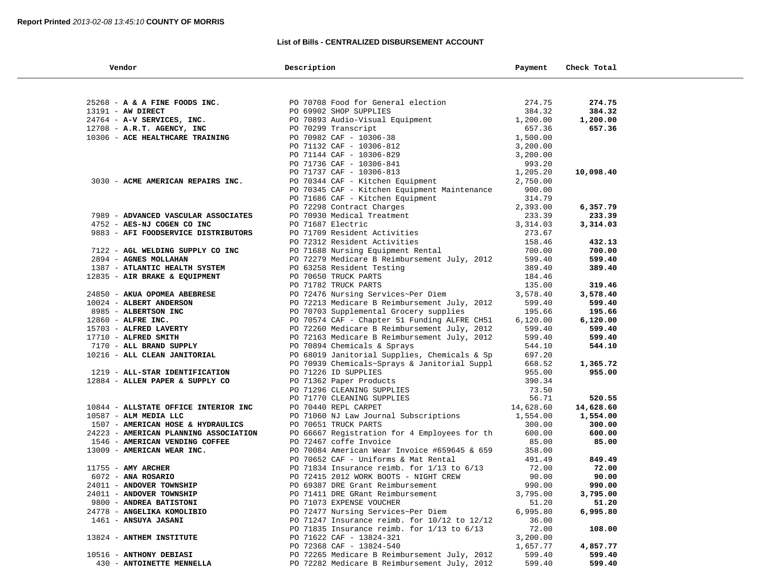**Report Printed** *2013-02-08 13:45:10* **COUNTY OF MORRIS**

**List of Bills - CENTRALIZED DISBURSEMENT ACCOUNT**

| Vendor | Description | Payment | Check Total |
|---|---|---|---|
| 25268 - **A & A FINE FOODS INC.** | PO 70708 Food for General election | 274.75 | **274.75** |
| 13191 - **AW DIRECT** | PO 69902 SHOP SUPPLIES | 384.32 | **384.32** |
| 24764 - **A-V SERVICES, INC.** | PO 70893 Audio-Visual Equipment | 1,200.00 | **1,200.00** |
| 12708 - **A.R.T. AGENCY, INC** | PO 70299 Transcript | 657.36 | **657.36** |
| 10306 - **ACE HEALTHCARE TRAINING** | PO 70982 CAF - 10306-38 | 1,500.00 | |
| | PO 71132 CAF - 10306-812 | 3,200.00 | |
| | PO 71144 CAF - 10306-829 | 3,200.00 | |
| | PO 71736 CAF - 10306-841 | 993.20 | |
| | PO 71737 CAF - 10306-813 | 1,205.20 | **10,098.40** |
| 3030 - **ACME AMERICAN REPAIRS INC.** | PO 70344 CAF - Kitchen Equipment | 2,750.00 | |
| | PO 70345 CAF - Kitchen Equipment Maintenance | 900.00 | |
| | PO 71686 CAF - Kitchen Equipment | 314.79 | |
| | PO 72298 Contract Charges | 2,393.00 | **6,357.79** |
| 7989 - **ADVANCED VASCULAR ASSOCIATES** | PO 70930 Medical Treatment | 233.39 | **233.39** |
| 4752 - **AES-NJ COGEN CO INC** | PO 71687 Electric | 3,314.03 | **3,314.03** |
| 9883 - **AFI FOODSERVICE DISTRIBUTORS** | PO 71709 Resident Activities | 273.67 | |
| | PO 72312 Resident Activities | 158.46 | **432.13** |
| 7122 - **AGL WELDING SUPPLY CO INC** | PO 71688 Nursing Equipment Rental | 700.00 | **700.00** |
| 2894 - **AGNES MOLLAHAN** | PO 72279 Medicare B Reimbursement July, 2012 | 599.40 | **599.40** |
| 1387 - **ATLANTIC HEALTH SYSTEM** | PO 63258 Resident Testing | 389.40 | **389.40** |
| 12835 - **AIR BRAKE & EQUIPMENT** | PO 70650 TRUCK PARTS | 184.46 | |
| | PO 71782 TRUCK PARTS | 135.00 | **319.46** |
| 24850 - **AKUA OPOMEA ABEBRESE** | PO 72476 Nursing Services~Per Diem | 3,578.40 | **3,578.40** |
| 10024 - **ALBERT ANDERSON** | PO 72213 Medicare B Reimbursement July, 2012 | 599.40 | **599.40** |
| 8985 - **ALBERTSON INC** | PO 70703 Supplemental Grocery supplies | 195.66 | **195.66** |
| 12860 - **ALFRE INC.** | PO 70574 CAF - Chapter 51 Funding ALFRE CH51 | 6,120.00 | **6,120.00** |
| 15703 - **ALFRED LAVERTY** | PO 72260 Medicare B Reimbursement July, 2012 | 599.40 | **599.40** |
| 17710 - **ALFRED SMITH** | PO 72163 Medicare B Reimbursement July, 2012 | 599.40 | **599.40** |
| 7170 - **ALL BRAND SUPPLY** | PO 70894 Chemicals & Sprays | 544.10 | **544.10** |
| 10216 - **ALL CLEAN JANITORIAL** | PO 68019 Janitorial Supplies, Chemicals & Sp | 697.20 | |
| | PO 70939 Chemicals~Sprays & Janitorial Suppl | 668.52 | **1,365.72** |
| 1219 - **ALL-STAR IDENTIFICATION** | PO 71226 ID SUPPLIES | 955.00 | **955.00** |
| 12884 - **ALLEN PAPER & SUPPLY CO** | PO 71362 Paper Products | 390.34 | |
| | PO 71296 CLEANING SUPPLIES | 73.50 | |
| | PO 71770 CLEANING SUPPLIES | 56.71 | **520.55** |
| 10844 - **ALLSTATE OFFICE INTERIOR INC** | PO 70440 REPL CARPET | 14,628.60 | **14,628.60** |
| 10587 - **ALM MEDIA LLC** | PO 71060 NJ Law Journal Subscriptions | 1,554.00 | **1,554.00** |
| 1507 - **AMERICAN HOSE & HYDRAULICS** | PO 70651 TRUCK PARTS | 300.00 | **300.00** |
| 24223 - **AMERICAN PLANNING ASSOCIATION** | PO 66667 Registration for 4 Employees for th | 600.00 | **600.00** |
| 1546 - **AMERICAN VENDING COFFEE** | PO 72467 coffe Invoice | 85.00 | **85.00** |
| 13009 - **AMERICAN WEAR INC.** | PO 70084 American Wear Invoice #659645 & 659 | 358.00 | |
| | PO 70652 CAF - Uniforms & Mat Rental | 491.49 | **849.49** |
| 11755 - **AMY ARCHER** | PO 71834 Insurance reimb. for 1/13 to 6/13 | 72.00 | **72.00** |
| 6072 - **ANA ROSARIO** | PO 72415 2012 WORK BOOTS - NIGHT CREW | 90.00 | **90.00** |
| 24011 - **ANDOVER TOWNSHIP** | PO 69387 DRE Grant Reimbursement | 990.00 | **990.00** |
| 24011 - **ANDOVER TOWNSHIP** | PO 71411 DRE GRant Reimbursement | 3,795.00 | **3,795.00** |
| 9800 - **ANDREA BATISTONI** | PO 71073 EXPENSE VOUCHER | 51.20 | **51.20** |
| 24778 - **ANGELIKA KOMOLIBIO** | PO 72477 Nursing Services~Per Diem | 6,995.80 | **6,995.80** |
| 1461 - **ANSUYA JASANI** | PO 71247 Insurance reimb. for 10/12 to 12/12 | 36.00 | |
| | PO 71835 Insurance reimb. for 1/13 to 6/13 | 72.00 | **108.00** |
| 13824 - **ANTHEM INSTITUTE** | PO 71622 CAF - 13824-321 | 3,200.00 | |
| | PO 72368 CAF - 13824-540 | 1,657.77 | **4,857.77** |
| 10516 - **ANTHONY DEBIASI** | PO 72265 Medicare B Reimbursement July, 2012 | 599.40 | **599.40** |
| 430 - **ANTOINETTE MENNELLA** | PO 72282 Medicare B Reimbursement July, 2012 | 599.40 | **599.40** |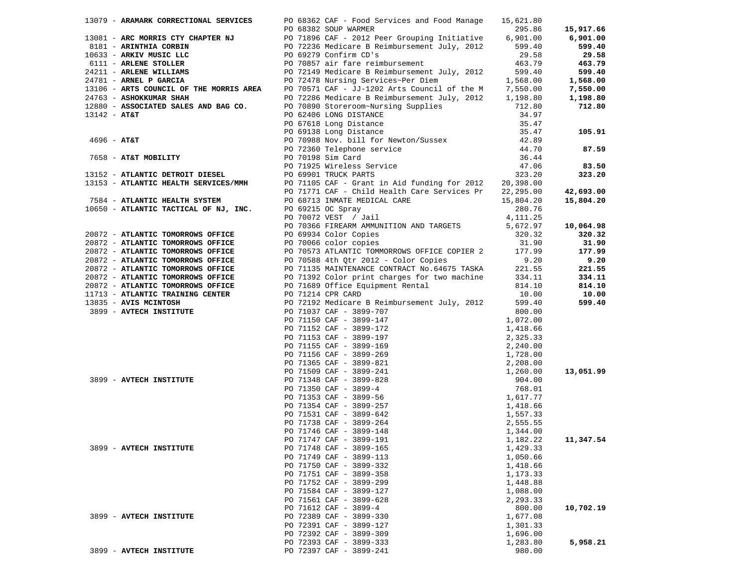| Vendor | PO / Description | Amount | Total |
|---|---|---|---|
| 13079 - **ARAMARK CORRECTIONAL SERVICES** | PO 68362 CAF - Food Services and Food Manage | 15,621.80 | |
| | PO 68382 SOUP WARMER | 295.86 | **15,917.66** |
| 13081 - **ARC MORRIS CTY CHAPTER NJ** | PO 71896 CAF - 2012 Peer Grouping Initiative | 6,901.00 | **6,901.00** |
| 8181 - **ARINTHIA CORBIN** | PO 72236 Medicare B Reimbursement July, 2012 | 599.40 | **599.40** |
| 10633 - **ARKIV MUSIC LLC** | PO 69279 Confirm CD's | 29.58 | **29.58** |
| 6111 - **ARLENE STOLLER** | PO 70857 air fare reimbursement | 463.79 | **463.79** |
| 24211 - **ARLENE WILLIAMS** | PO 72149 Medicare B Reimbursement July, 2012 | 599.40 | **599.40** |
| 24781 - **ARNEL P GARCIA** | PO 72478 Nursing Services~Per Diem | 1,568.00 | **1,568.00** |
| 13106 - **ARTS COUNCIL OF THE MORRIS AREA** | PO 70571 CAF - JJ-1202 Arts Council of the M | 7,550.00 | **7,550.00** |
| 24763 - **ASHOKKUMAR SHAH** | PO 72286 Medicare B Reimbursement July, 2012 | 1,198.80 | **1,198.80** |
| 12880 - **ASSOCIATED SALES AND BAG CO.** | PO 70890 Storeroom~Nursing Supplies | 712.80 | **712.80** |
| 13142 - **AT&T** | PO 62406 LONG DISTANCE | 34.97 | |
| | PO 67618 Long Distance | 35.47 | |
| | PO 69138 Long Distance | 35.47 | **105.91** |
| 4696 - **AT&T** | PO 70988 Nov. bill for Newton/Sussex | 42.89 | |
| | PO 72360 Telephone service | 44.70 | **87.59** |
| 7658 - **AT&T MOBILITY** | PO 70198 Sim Card | 36.44 | |
| | PO 71925 Wireless Service | 47.06 | **83.50** |
| 13152 - **ATLANTIC DETROIT DIESEL** | PO 69901 TRUCK PARTS | 323.20 | **323.20** |
| 13153 - **ATLANTIC HEALTH SERVICES/MMH** | PO 71105 CAF - Grant in Aid funding for 2012 | 20,398.00 | |
| | PO 71771 CAF - Child Health Care Services Pr | 22,295.00 | **42,693.00** |
| 7584 - **ATLANTIC HEALTH SYSTEM** | PO 68713 INMATE MEDICAL CARE | 15,804.20 | **15,804.20** |
| 10650 - **ATLANTIC TACTICAL OF NJ, INC.** | PO 69215 OC Spray | 280.76 | |
| | PO 70072 VEST / Jail | 4,111.25 | |
| | PO 70366 FIREARM AMMUNITION AND TARGETS | 5,672.97 | **10,064.98** |
| 20872 - **ATLANTIC TOMORROWS OFFICE** | PO 69934 Color Copies | 320.32 | **320.32** |
| 20872 - **ATLANTIC TOMORROWS OFFICE** | PO 70066 color copies | 31.90 | **31.90** |
| 20872 - **ATLANTIC TOMORROWS OFFICE** | PO 70573 ATLANTIC TOMMORROWS OFFICE COPIER 2 | 177.99 | **177.99** |
| 20872 - **ATLANTIC TOMORROWS OFFICE** | PO 70588 4th Qtr 2012 - Color Copies | 9.20 | **9.20** |
| 20872 - **ATLANTIC TOMORROWS OFFICE** | PO 71135 MAINTENANCE CONTRACT No.64675 TASKA | 221.55 | **221.55** |
| 20872 - **ATLANTIC TOMORROWS OFFICE** | PO 71392 Color print charges for two machine | 334.11 | **334.11** |
| 20872 - **ATLANTIC TOMORROWS OFFICE** | PO 71689 Office Equipment Rental | 814.10 | **814.10** |
| 11713 - **ATLANTIC TRAINING CENTER** | PO 71214 CPR CARD | 10.00 | **10.00** |
| 13835 - **AVIS MCINTOSH** | PO 72192 Medicare B Reimbursement July, 2012 | 599.40 | **599.40** |
| 3899 - **AVTECH INSTITUTE** | PO 71037 CAF - 3899-707 | 800.00 | |
| | PO 71150 CAF - 3899-147 | 1,072.00 | |
| | PO 71152 CAF - 3899-172 | 1,418.66 | |
| | PO 71153 CAF - 3899-197 | 2,325.33 | |
| | PO 71155 CAF - 3899-169 | 2,240.00 | |
| | PO 71156 CAF - 3899-269 | 1,728.00 | |
| | PO 71365 CAF - 3899-821 | 2,208.00 | |
| | PO 71509 CAF - 3899-241 | 1,260.00 | **13,051.99** |
| 3899 - **AVTECH INSTITUTE** | PO 71348 CAF - 3899-828 | 904.00 | |
| | PO 71350 CAF - 3899-4 | 768.01 | |
| | PO 71353 CAF - 3899-56 | 1,617.77 | |
| | PO 71354 CAF - 3899-257 | 1,418.66 | |
| | PO 71531 CAF - 3899-642 | 1,557.33 | |
| | PO 71738 CAF - 3899-264 | 2,555.55 | |
| | PO 71746 CAF - 3899-148 | 1,344.00 | |
| | PO 71747 CAF - 3899-191 | 1,182.22 | **11,347.54** |
| 3899 - **AVTECH INSTITUTE** | PO 71748 CAF - 3899-165 | 1,429.33 | |
| | PO 71749 CAF - 3899-113 | 1,050.66 | |
| | PO 71750 CAF - 3899-332 | 1,418.66 | |
| | PO 71751 CAF - 3899-358 | 1,173.33 | |
| | PO 71752 CAF - 3899-299 | 1,448.88 | |
| | PO 71584 CAF - 3899-127 | 1,088.00 | |
| | PO 71561 CAF - 3899-628 | 2,293.33 | |
| | PO 71612 CAF - 3899-4 | 800.00 | **10,702.19** |
| 3899 - **AVTECH INSTITUTE** | PO 72389 CAF - 3899-330 | 1,677.08 | |
| | PO 72391 CAF - 3899-127 | 1,301.33 | |
| | PO 72392 CAF - 3899-309 | 1,696.00 | |
| | PO 72393 CAF - 3899-333 | 1,283.80 | **5,958.21** |
| 3899 - **AVTECH INSTITUTE** | PO 72397 CAF - 3899-241 | 980.00 | |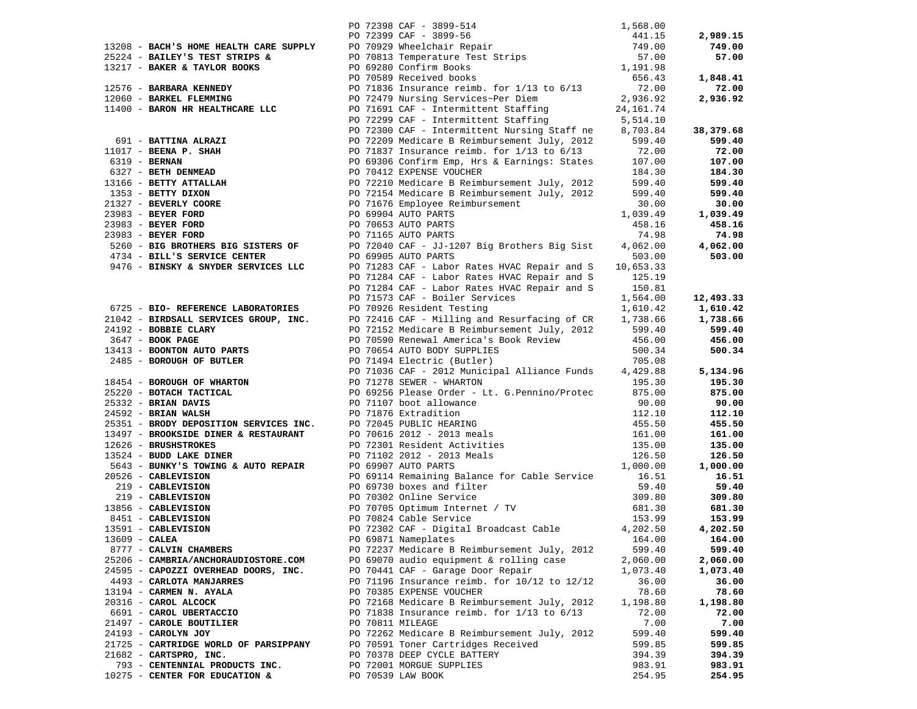| Vendor | PO / Description | Amount | Total |
|---|---|---|---|
| | PO 72398 CAF - 3899-514 | 1,568.00 | |
| | PO 72399 CAF - 3899-56 | 441.15 | **2,989.15** |
| 13208 - **BACH'S HOME HEALTH CARE SUPPLY** | PO 70929 Wheelchair Repair | 749.00 | **749.00** |
| 25224 - **BAILEY'S TEST STRIPS &** | PO 70813 Temperature Test Strips | 57.00 | **57.00** |
| 13217 - **BAKER & TAYLOR BOOKS** | PO 69280 Confirm Books | 1,191.98 | |
| | PO 70589 Received books | 656.43 | **1,848.41** |
| 12576 - **BARBARA KENNEDY** | PO 71836 Insurance reimb. for 1/13 to 6/13 | 72.00 | **72.00** |
| 12060 - **BARKEL FLEMMING** | PO 72479 Nursing Services~Per Diem | 2,936.92 | **2,936.92** |
| 11400 - **BARON HR HEALTHCARE LLC** | PO 71691 CAF - Intermittent Staffing | 24,161.74 | |
| | PO 72299 CAF - Intermittent Staffing | 5,514.10 | |
| | PO 72300 CAF - Intermittent Nursing Staff ne | 8,703.84 | **38,379.68** |
| 691 - **BATTINA ALRAZI** | PO 72209 Medicare B Reimbursement July, 2012 | 599.40 | **599.40** |
| 11017 - **BEENA P. SHAH** | PO 71837 Insurance reimb. for 1/13 to 6/13 | 72.00 | **72.00** |
| 6319 - **BERNAN** | PO 69306 Confirm Emp, Hrs & Earnings: States | 107.00 | **107.00** |
| 6327 - **BETH DENMEAD** | PO 70412 EXPENSE VOUCHER | 184.30 | **184.30** |
| 13166 - **BETTY ATTALLAH** | PO 72210 Medicare B Reimbursement July, 2012 | 599.40 | **599.40** |
| 1353 - **BETTY DIXON** | PO 72154 Medicare B Reimbursement July, 2012 | 599.40 | **599.40** |
| 21327 - **BEVERLY COORE** | PO 71676 Employee Reimbursement | 30.00 | **30.00** |
| 23983 - **BEYER FORD** | PO 69904 AUTO PARTS | 1,039.49 | **1,039.49** |
| 23983 - **BEYER FORD** | PO 70653 AUTO PARTS | 458.16 | **458.16** |
| 23983 - **BEYER FORD** | PO 71165 AUTO PARTS | 74.98 | **74.98** |
| 5260 - **BIG BROTHERS BIG SISTERS OF** | PO 72040 CAF - JJ-1207 Big Brothers Big Sist | 4,062.00 | **4,062.00** |
| 4734 - **BILL'S SERVICE CENTER** | PO 69905 AUTO PARTS | 503.00 | **503.00** |
| 9476 - **BINSKY & SNYDER SERVICES LLC** | PO 71283 CAF - Labor Rates HVAC Repair and S | 10,653.33 | |
| | PO 71284 CAF - Labor Rates HVAC Repair and S | 125.19 | |
| | PO 71284 CAF - Labor Rates HVAC Repair and S | 150.81 | |
| | PO 71573 CAF - Boiler Services | 1,564.00 | **12,493.33** |
| 6725 - **BIO- REFERENCE LABORATORIES** | PO 70926 Resident Testing | 1,610.42 | **1,610.42** |
| 21042 - **BIRDSALL SERVICES GROUP, INC.** | PO 72416 CAF - Milling and Resurfacing of CR | 1,738.66 | **1,738.66** |
| 24192 - **BOBBIE CLARY** | PO 72152 Medicare B Reimbursement July, 2012 | 599.40 | **599.40** |
| 3647 - **BOOK PAGE** | PO 70590 Renewal America's Book Review | 456.00 | **456.00** |
| 13413 - **BOONTON AUTO PARTS** | PO 70654 AUTO BODY SUPPLIES | 500.34 | **500.34** |
| 2485 - **BOROUGH OF BUTLER** | PO 71494 Electric (Butler) | 705.08 | |
| | PO 71036 CAF - 2012 Municipal Alliance Funds | 4,429.88 | **5,134.96** |
| 18454 - **BOROUGH OF WHARTON** | PO 71278 SEWER - WHARTON | 195.30 | **195.30** |
| 25220 - **BOTACH TACTICAL** | PO 69256 Please Order - Lt. G.Pennino/Protec | 875.00 | **875.00** |
| 25332 - **BRIAN DAVIS** | PO 71107 boot allowance | 90.00 | **90.00** |
| 24592 - **BRIAN WALSH** | PO 71876 Extradition | 112.10 | **112.10** |
| 25351 - **BRODY DEPOSITION SERVICES INC.** | PO 72045 PUBLIC HEARING | 455.50 | **455.50** |
| 13497 - **BROOKSIDE DINER & RESTAURANT** | PO 70616 2012 - 2013 meals | 161.00 | **161.00** |
| 12626 - **BRUSHSTROKES** | PO 72301 Resident Activities | 135.00 | **135.00** |
| 13524 - **BUDD LAKE DINER** | PO 71102 2012 - 2013 Meals | 126.50 | **126.50** |
| 5643 - **BUNKY'S TOWING & AUTO REPAIR** | PO 69907 AUTO PARTS | 1,000.00 | **1,000.00** |
| 20526 - **CABLEVISION** | PO 69114 Remaining Balance for Cable Service | 16.51 | **16.51** |
| 219 - **CABLEVISION** | PO 69730 boxes and filter | 59.40 | **59.40** |
| 219 - **CABLEVISION** | PO 70302 Online Service | 309.80 | **309.80** |
| 13856 - **CABLEVISION** | PO 70705 Optimum Internet / TV | 681.30 | **681.30** |
| 8451 - **CABLEVISION** | PO 70824 Cable Service | 153.99 | **153.99** |
| 13591 - **CABLEVISION** | PO 72302 CAF - Digital Broadcast Cable | 4,202.50 | **4,202.50** |
| 13609 - **CALEA** | PO 69871 Nameplates | 164.00 | **164.00** |
| 8777 - **CALVIN CHAMBERS** | PO 72237 Medicare B Reimbursement July, 2012 | 599.40 | **599.40** |
| 25206 - **CAMBRIA/ANCHORAUDIOSTORE.COM** | PO 69070 audio equipment & rolling case | 2,060.00 | **2,060.00** |
| 24595 - **CAPOZZI OVERHEAD DOORS, INC.** | PO 70441 CAF - Garage Door Repair | 1,073.40 | **1,073.40** |
| 4493 - **CARLOTA MANJARRES** | PO 71196 Insurance reimb. for 10/12 to 12/12 | 36.00 | **36.00** |
| 13194 - **CARMEN N. AYALA** | PO 70385 EXPENSE VOUCHER | 78.60 | **78.60** |
| 20316 - **CAROL ALCOCK** | PO 72168 Medicare B Reimbursement July, 2012 | 1,198.80 | **1,198.80** |
| 6691 - **CAROL UBERTACCIO** | PO 71838 Insurance reimb. for 1/13 to 6/13 | 72.00 | **72.00** |
| 21497 - **CAROLE BOUTILIER** | PO 70811 MILEAGE | 7.00 | **7.00** |
| 24193 - **CAROLYN JOY** | PO 72262 Medicare B Reimbursement July, 2012 | 599.40 | **599.40** |
| 21725 - **CARTRIDGE WORLD OF PARSIPPANY** | PO 70591 Toner Cartridges Received | 599.85 | **599.85** |
| 21682 - **CARTSPRO, INC.** | PO 70378 DEEP CYCLE BATTERY | 394.39 | **394.39** |
| 793 - **CENTENNIAL PRODUCTS INC.** | PO 72001 MORGUE SUPPLIES | 983.91 | **983.91** |
| 10275 - **CENTER FOR EDUCATION &** | PO 70539 LAW BOOK | 254.95 | **254.95** |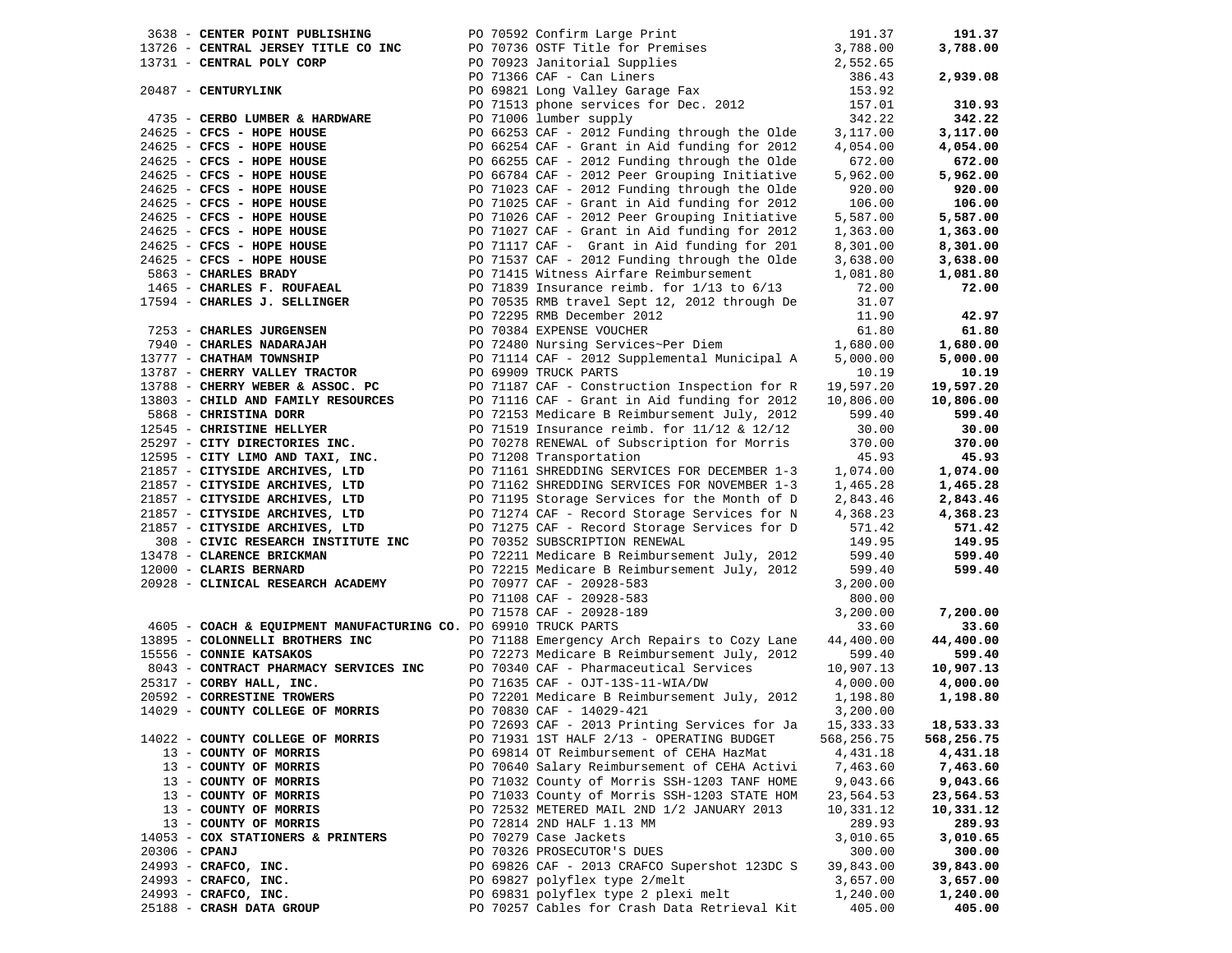| Vendor | PO / Description | Amount | Total |
|---|---|---|---|
| 3638 - **CENTER POINT PUBLISHING** | PO 70592 Confirm Large Print | 191.37 | **191.37** |
| 13726 - **CENTRAL JERSEY TITLE CO INC** | PO 70736 OSTF Title for Premises | 3,788.00 | **3,788.00** |
| 13731 - **CENTRAL POLY CORP** | PO 70923 Janitorial Supplies | 2,552.65 | |
| | PO 71366 CAF - Can Liners | 386.43 | **2,939.08** |
| 20487 - **CENTURYLINK** | PO 69821 Long Valley Garage Fax | 153.92 | |
| | PO 71513 phone services for Dec. 2012 | 157.01 | **310.93** |
| 4735 - **CERBO LUMBER & HARDWARE** | PO 71006 lumber supply | 342.22 | **342.22** |
| 24625 - **CFCS - HOPE HOUSE** | PO 66253 CAF - 2012 Funding through the Olde | 3,117.00 | **3,117.00** |
| 24625 - **CFCS - HOPE HOUSE** | PO 66254 CAF - Grant in Aid funding for 2012 | 4,054.00 | **4,054.00** |
| 24625 - **CFCS - HOPE HOUSE** | PO 66255 CAF - 2012 Funding through the Olde | 672.00 | **672.00** |
| 24625 - **CFCS - HOPE HOUSE** | PO 66784 CAF - 2012 Peer Grouping Initiative | 5,962.00 | **5,962.00** |
| 24625 - **CFCS - HOPE HOUSE** | PO 71023 CAF - 2012 Funding through the Olde | 920.00 | **920.00** |
| 24625 - **CFCS - HOPE HOUSE** | PO 71025 CAF - Grant in Aid funding for 2012 | 106.00 | **106.00** |
| 24625 - **CFCS - HOPE HOUSE** | PO 71026 CAF - 2012 Peer Grouping Initiative | 5,587.00 | **5,587.00** |
| 24625 - **CFCS - HOPE HOUSE** | PO 71027 CAF - Grant in Aid funding for 2012 | 1,363.00 | **1,363.00** |
| 24625 - **CFCS - HOPE HOUSE** | PO 71117 CAF - Grant in Aid funding for 201 | 8,301.00 | **8,301.00** |
| 24625 - **CFCS - HOPE HOUSE** | PO 71537 CAF - 2012 Funding through the Olde | 3,638.00 | **3,638.00** |
| 5863 - **CHARLES BRADY** | PO 71415 Witness Airfare Reimbursement | 1,081.80 | **1,081.80** |
| 1465 - **CHARLES F. ROUFAEAL** | PO 71839 Insurance reimb. for 1/13 to 6/13 | 72.00 | **72.00** |
| 17594 - **CHARLES J. SELLINGER** | PO 70535 RMB travel Sept 12, 2012 through De | 31.07 | |
| | PO 72295 RMB December 2012 | 11.90 | **42.97** |
| 7253 - **CHARLES JURGENSEN** | PO 70384 EXPENSE VOUCHER | 61.80 | **61.80** |
| 7940 - **CHARLES NADARAJAH** | PO 72480 Nursing Services~Per Diem | 1,680.00 | **1,680.00** |
| 13777 - **CHATHAM TOWNSHIP** | PO 71114 CAF - 2012 Supplemental Municipal A | 5,000.00 | **5,000.00** |
| 13787 - **CHERRY VALLEY TRACTOR** | PO 69909 TRUCK PARTS | 10.19 | **10.19** |
| 13788 - **CHERRY WEBER & ASSOC. PC** | PO 71187 CAF - Construction Inspection for R | 19,597.20 | **19,597.20** |
| 13803 - **CHILD AND FAMILY RESOURCES** | PO 71116 CAF - Grant in Aid funding for 2012 | 10,806.00 | **10,806.00** |
| 5868 - **CHRISTINA DORR** | PO 72153 Medicare B Reimbursement July, 2012 | 599.40 | **599.40** |
| 12545 - **CHRISTINE HELLYER** | PO 71519 Insurance reimb. for 11/12 & 12/12 | 30.00 | **30.00** |
| 25297 - **CITY DIRECTORIES INC.** | PO 70278 RENEWAL of Subscription for Morris | 370.00 | **370.00** |
| 12595 - **CITY LIMO AND TAXI, INC.** | PO 71208 Transportation | 45.93 | **45.93** |
| 21857 - **CITYSIDE ARCHIVES, LTD** | PO 71161 SHREDDING SERVICES FOR DECEMBER 1-3 | 1,074.00 | **1,074.00** |
| 21857 - **CITYSIDE ARCHIVES, LTD** | PO 71162 SHREDDING SERVICES FOR NOVEMBER 1-3 | 1,465.28 | **1,465.28** |
| 21857 - **CITYSIDE ARCHIVES, LTD** | PO 71195 Storage Services for the Month of D | 2,843.46 | **2,843.46** |
| 21857 - **CITYSIDE ARCHIVES, LTD** | PO 71274 CAF - Record Storage Services for N | 4,368.23 | **4,368.23** |
| 21857 - **CITYSIDE ARCHIVES, LTD** | PO 71275 CAF - Record Storage Services for D | 571.42 | **571.42** |
| 308 - **CIVIC RESEARCH INSTITUTE INC** | PO 70352 SUBSCRIPTION RENEWAL | 149.95 | **149.95** |
| 13478 - **CLARENCE BRICKMAN** | PO 72211 Medicare B Reimbursement July, 2012 | 599.40 | **599.40** |
| 12000 - **CLARIS BERNARD** | PO 72215 Medicare B Reimbursement July, 2012 | 599.40 | **599.40** |
| 20928 - **CLINICAL RESEARCH ACADEMY** | PO 70977 CAF - 20928-583 | 3,200.00 | |
| | PO 71108 CAF - 20928-583 | 800.00 | |
| | PO 71578 CAF - 20928-189 | 3,200.00 | **7,200.00** |
| 4605 - **COACH & EQUIPMENT MANUFACTURING CO.** | PO 69910 TRUCK PARTS | 33.60 | **33.60** |
| 13895 - **COLONNELLI BROTHERS INC** | PO 71188 Emergency Arch Repairs to Cozy Lane | 44,400.00 | **44,400.00** |
| 15556 - **CONNIE KATSAKOS** | PO 72273 Medicare B Reimbursement July, 2012 | 599.40 | **599.40** |
| 8043 - **CONTRACT PHARMACY SERVICES INC** | PO 70340 CAF - Pharmaceutical Services | 10,907.13 | **10,907.13** |
| 25317 - **CORBY HALL, INC.** | PO 71635 CAF - OJT-13S-11-WIA/DW | 4,000.00 | **4,000.00** |
| 20592 - **CORRESTINE TROWERS** | PO 72201 Medicare B Reimbursement July, 2012 | 1,198.80 | **1,198.80** |
| 14029 - **COUNTY COLLEGE OF MORRIS** | PO 70830 CAF - 14029-421 | 3,200.00 | |
| | PO 72693 CAF - 2013 Printing Services for Ja | 15,333.33 | **18,533.33** |
| 14022 - **COUNTY COLLEGE OF MORRIS** | PO 71931 1ST HALF 2/13 - OPERATING BUDGET | 568,256.75 | **568,256.75** |
| 13 - **COUNTY OF MORRIS** | PO 69814 OT Reimbursement of CEHA HazMat | 4,431.18 | **4,431.18** |
| 13 - **COUNTY OF MORRIS** | PO 70640 Salary Reimbursement of CEHA Activi | 7,463.60 | **7,463.60** |
| 13 - **COUNTY OF MORRIS** | PO 71032 County of Morris SSH-1203 TANF HOME | 9,043.66 | **9,043.66** |
| 13 - **COUNTY OF MORRIS** | PO 71033 County of Morris SSH-1203 STATE HOM | 23,564.53 | **23,564.53** |
| 13 - **COUNTY OF MORRIS** | PO 72532 METERED MAIL 2ND 1/2 JANUARY 2013 | 10,331.12 | **10,331.12** |
| 13 - **COUNTY OF MORRIS** | PO 72814 2ND HALF 1.13 MM | 289.93 | **289.93** |
| 14053 - **COX STATIONERS & PRINTERS** | PO 70279 Case Jackets | 3,010.65 | **3,010.65** |
| 20306 - **CPANJ** | PO 70326 PROSECUTOR'S DUES | 300.00 | **300.00** |
| 24993 - **CRAFCO, INC.** | PO 69826 CAF - 2013 CRAFCO Supershot 123DC S | 39,843.00 | **39,843.00** |
| 24993 - **CRAFCO, INC.** | PO 69827 polyflex type 2/melt | 3,657.00 | **3,657.00** |
| 24993 - **CRAFCO, INC.** | PO 69831 polyflex type 2 plexi melt | 1,240.00 | **1,240.00** |
| 25188 - **CRASH DATA GROUP** | PO 70257 Cables for Crash Data Retrieval Kit | 405.00 | **405.00** |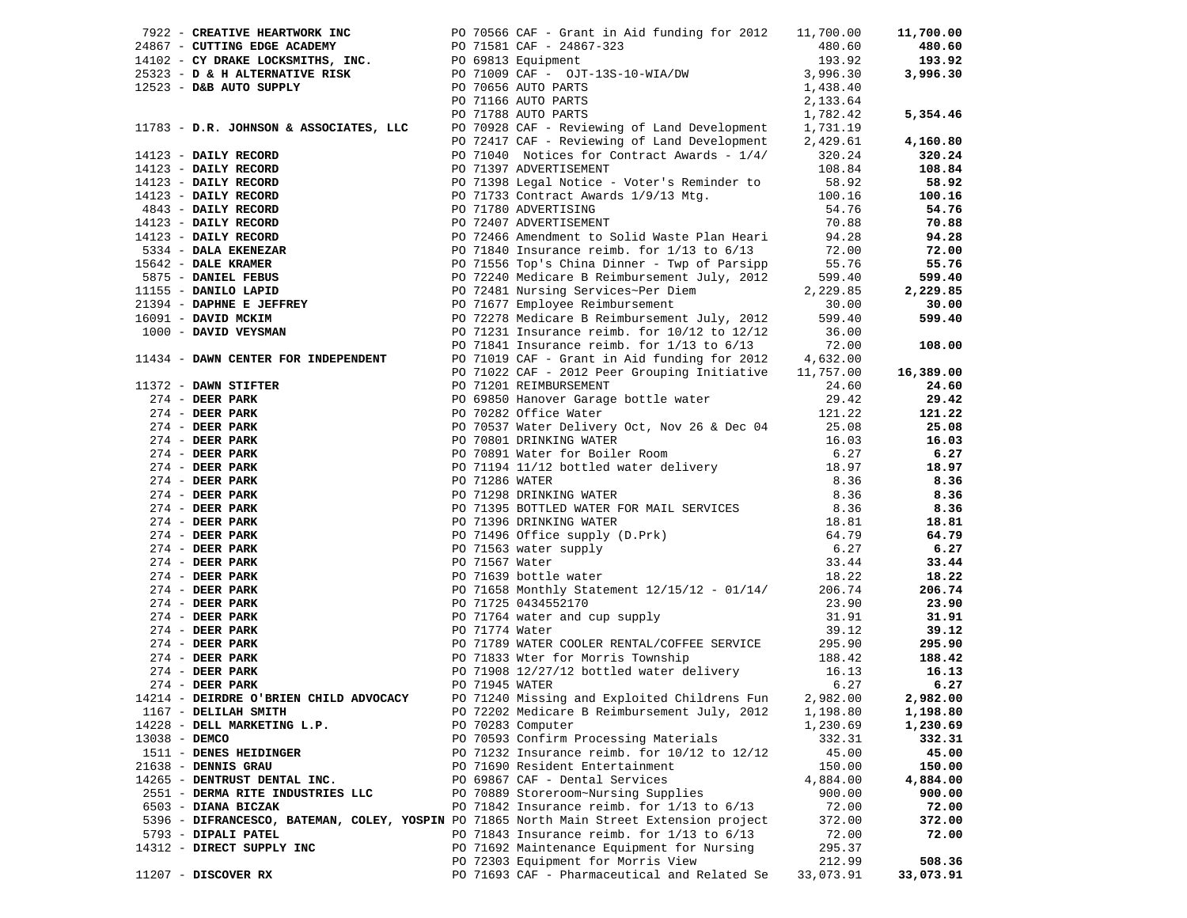| Vendor | PO / Description | Amount | Total |
|---|---|---|---|
| 7922 - **CREATIVE HEARTWORK INC** | PO 70566 CAF - Grant in Aid funding for 2012 | 11,700.00 | **11,700.00** |
| 24867 - **CUTTING EDGE ACADEMY** | PO 71581 CAF - 24867-323 | 480.60 | **480.60** |
| 14102 - **CY DRAKE LOCKSMITHS, INC.** | PO 69813 Equipment | 193.92 | **193.92** |
| 25323 - **D & H ALTERNATIVE RISK** | PO 71009 CAF - OJT-13S-10-WIA/DW | 3,996.30 | **3,996.30** |
| 12523 - **D&B AUTO SUPPLY** | PO 70656 AUTO PARTS | 1,438.40 | |
| | PO 71166 AUTO PARTS | 2,133.64 | |
| | PO 71788 AUTO PARTS | 1,782.42 | **5,354.46** |
| 11783 - **D.R. JOHNSON & ASSOCIATES, LLC** | PO 70928 CAF - Reviewing of Land Development | 1,731.19 | |
| | PO 72417 CAF - Reviewing of Land Development | 2,429.61 | **4,160.80** |
| 14123 - **DAILY RECORD** | PO 71040 Notices for Contract Awards - 1/4/ | 320.24 | **320.24** |
| 14123 - **DAILY RECORD** | PO 71397 ADVERTISEMENT | 108.84 | **108.84** |
| 14123 - **DAILY RECORD** | PO 71398 Legal Notice - Voter's Reminder to | 58.92 | **58.92** |
| 14123 - **DAILY RECORD** | PO 71733 Contract Awards 1/9/13 Mtg. | 100.16 | **100.16** |
| 4843 - **DAILY RECORD** | PO 71780 ADVERTISING | 54.76 | **54.76** |
| 14123 - **DAILY RECORD** | PO 72407 ADVERTISEMENT | 70.88 | **70.88** |
| 14123 - **DAILY RECORD** | PO 72466 Amendment to Solid Waste Plan Heari | 94.28 | **94.28** |
| 5334 - **DALA EKENEZAR** | PO 71840 Insurance reimb. for 1/13 to 6/13 | 72.00 | **72.00** |
| 15642 - **DALE KRAMER** | PO 71556 Top's China Dinner - Twp of Parsipp | 55.76 | **55.76** |
| 5875 - **DANIEL FEBUS** | PO 72240 Medicare B Reimbursement July, 2012 | 599.40 | **599.40** |
| 11155 - **DANILO LAPID** | PO 72481 Nursing Services~Per Diem | 2,229.85 | **2,229.85** |
| 21394 - **DAPHNE E JEFFREY** | PO 71677 Employee Reimbursement | 30.00 | **30.00** |
| 16091 - **DAVID MCKIM** | PO 72278 Medicare B Reimbursement July, 2012 | 599.40 | **599.40** |
| 1000 - **DAVID VEYSMAN** | PO 71231 Insurance reimb. for 10/12 to 12/12 | 36.00 | |
| | PO 71841 Insurance reimb. for 1/13 to 6/13 | 72.00 | **108.00** |
| 11434 - **DAWN CENTER FOR INDEPENDENT** | PO 71019 CAF - Grant in Aid funding for 2012 | 4,632.00 | |
| | PO 71022 CAF - 2012 Peer Grouping Initiative | 11,757.00 | **16,389.00** |
| 11372 - **DAWN STIFTER** | PO 71201 REIMBURSEMENT | 24.60 | **24.60** |
| 274 - **DEER PARK** | PO 69850 Hanover Garage bottle water | 29.42 | **29.42** |
| 274 - **DEER PARK** | PO 70282 Office Water | 121.22 | **121.22** |
| 274 - **DEER PARK** | PO 70537 Water Delivery Oct, Nov 26 & Dec 04 | 25.08 | **25.08** |
| 274 - **DEER PARK** | PO 70801 DRINKING WATER | 16.03 | **16.03** |
| 274 - **DEER PARK** | PO 70891 Water for Boiler Room | 6.27 | **6.27** |
| 274 - **DEER PARK** | PO 71194 11/12 bottled water delivery | 18.97 | **18.97** |
| 274 - **DEER PARK** | PO 71286 WATER | 8.36 | **8.36** |
| 274 - **DEER PARK** | PO 71298 DRINKING WATER | 8.36 | **8.36** |
| 274 - **DEER PARK** | PO 71395 BOTTLED WATER FOR MAIL SERVICES | 8.36 | **8.36** |
| 274 - **DEER PARK** | PO 71396 DRINKING WATER | 18.81 | **18.81** |
| 274 - **DEER PARK** | PO 71496 Office supply (D.Prk) | 64.79 | **64.79** |
| 274 - **DEER PARK** | PO 71563 water supply | 6.27 | **6.27** |
| 274 - **DEER PARK** | PO 71567 Water | 33.44 | **33.44** |
| 274 - **DEER PARK** | PO 71639 bottle water | 18.22 | **18.22** |
| 274 - **DEER PARK** | PO 71658 Monthly Statement 12/15/12 - 01/14/ | 206.74 | **206.74** |
| 274 - **DEER PARK** | PO 71725 0434552170 | 23.90 | **23.90** |
| 274 - **DEER PARK** | PO 71764 water and cup supply | 31.91 | **31.91** |
| 274 - **DEER PARK** | PO 71774 Water | 39.12 | **39.12** |
| 274 - **DEER PARK** | PO 71789 WATER COOLER RENTAL/COFFEE SERVICE | 295.90 | **295.90** |
| 274 - **DEER PARK** | PO 71833 Wter for Morris Township | 188.42 | **188.42** |
| 274 - **DEER PARK** | PO 71908 12/27/12 bottled water delivery | 16.13 | **16.13** |
| 274 - **DEER PARK** | PO 71945 WATER | 6.27 | **6.27** |
| 14214 - **DEIRDRE O'BRIEN CHILD ADVOCACY** | PO 71240 Missing and Exploited Childrens Fun | 2,982.00 | **2,982.00** |
| 1167 - **DELILAH SMITH** | PO 72202 Medicare B Reimbursement July, 2012 | 1,198.80 | **1,198.80** |
| 14228 - **DELL MARKETING L.P.** | PO 70283 Computer | 1,230.69 | **1,230.69** |
| 13038 - **DEMCO** | PO 70593 Confirm Processing Materials | 332.31 | **332.31** |
| 1511 - **DENES HEIDINGER** | PO 71232 Insurance reimb. for 10/12 to 12/12 | 45.00 | **45.00** |
| 21638 - **DENNIS GRAU** | PO 71690 Resident Entertainment | 150.00 | **150.00** |
| 14265 - **DENTRUST DENTAL INC.** | PO 69867 CAF - Dental Services | 4,884.00 | **4,884.00** |
| 2551 - **DERMA RITE INDUSTRIES LLC** | PO 70889 Storeroom~Nursing Supplies | 900.00 | **900.00** |
| 6503 - **DIANA BICZAK** | PO 71842 Insurance reimb. for 1/13 to 6/13 | 72.00 | **72.00** |
| 5396 - **DIFRANCESCO, BATEMAN, COLEY, YOSPIN** | PO 71865 North Main Street Extension project | 372.00 | **372.00** |
| 5793 - **DIPALI PATEL** | PO 71843 Insurance reimb. for 1/13 to 6/13 | 72.00 | **72.00** |
| 14312 - **DIRECT SUPPLY INC** | PO 71692 Maintenance Equipment for Nursing | 295.37 | |
| | PO 72303 Equipment for Morris View | 212.99 | **508.36** |
| 11207 - **DISCOVER RX** | PO 71693 CAF - Pharmaceutical and Related Se | 33,073.91 | **33,073.91** |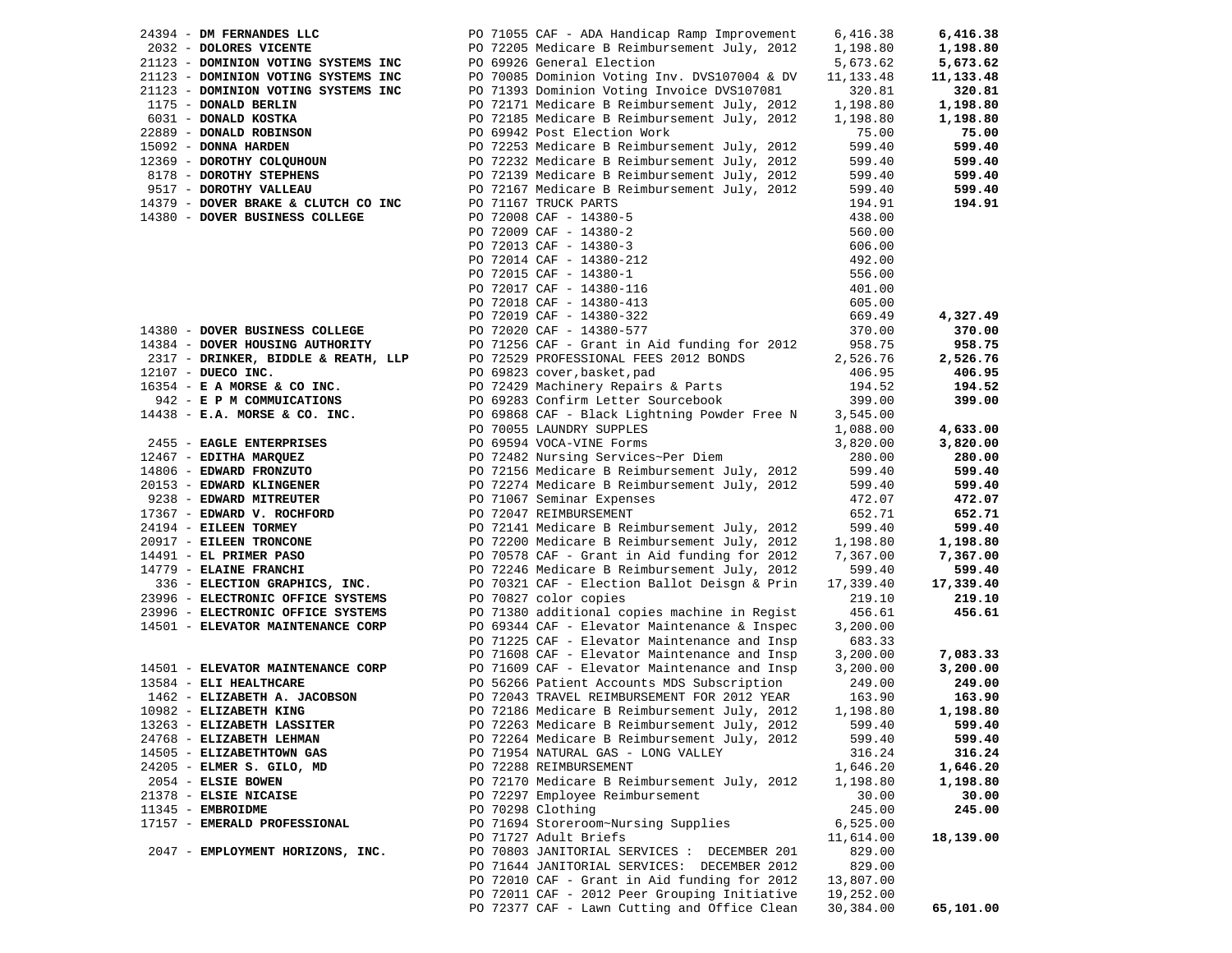| Vendor | PO / Description | Amount | Total |
|---|---|---|---|
| 24394 - **DM FERNANDES LLC** | PO 71055 CAF - ADA Handicap Ramp Improvement | 6,416.38 | **6,416.38** |
| 2032 - **DOLORES VICENTE** | PO 72205 Medicare B Reimbursement July, 2012 | 1,198.80 | **1,198.80** |
| 21123 - **DOMINION VOTING SYSTEMS INC** | PO 69926 General Election | 5,673.62 | **5,673.62** |
| 21123 - **DOMINION VOTING SYSTEMS INC** | PO 70085 Dominion Voting Inv. DVS107004 & DV | 11,133.48 | **11,133.48** |
| 21123 - **DOMINION VOTING SYSTEMS INC** | PO 71393 Dominion Voting Invoice DVS107081 | 320.81 | **320.81** |
| 1175 - **DONALD BERLIN** | PO 72171 Medicare B Reimbursement July, 2012 | 1,198.80 | **1,198.80** |
| 6031 - **DONALD KOSTKA** | PO 72185 Medicare B Reimbursement July, 2012 | 1,198.80 | **1,198.80** |
| 22889 - **DONALD ROBINSON** | PO 69942 Post Election Work | 75.00 | **75.00** |
| 15092 - **DONNA HARDEN** | PO 72253 Medicare B Reimbursement July, 2012 | 599.40 | **599.40** |
| 12369 - **DOROTHY COLQUHOUN** | PO 72232 Medicare B Reimbursement July, 2012 | 599.40 | **599.40** |
| 8178 - **DOROTHY STEPHENS** | PO 72139 Medicare B Reimbursement July, 2012 | 599.40 | **599.40** |
| 9517 - **DOROTHY VALLEAU** | PO 72167 Medicare B Reimbursement July, 2012 | 599.40 | **599.40** |
| 14379 - **DOVER BRAKE & CLUTCH CO INC** | PO 71167 TRUCK PARTS | 194.91 | **194.91** |
| 14380 - **DOVER BUSINESS COLLEGE** | PO 72008 CAF - 14380-5 | 438.00 | |
| | PO 72009 CAF - 14380-2 | 560.00 | |
| | PO 72013 CAF - 14380-3 | 606.00 | |
| | PO 72014 CAF - 14380-212 | 492.00 | |
| | PO 72015 CAF - 14380-1 | 556.00 | |
| | PO 72017 CAF - 14380-116 | 401.00 | |
| | PO 72018 CAF - 14380-413 | 605.00 | |
| | PO 72019 CAF - 14380-322 | 669.49 | **4,327.49** |
| 14380 - **DOVER BUSINESS COLLEGE** | PO 72020 CAF - 14380-577 | 370.00 | **370.00** |
| 14384 - **DOVER HOUSING AUTHORITY** | PO 71256 CAF - Grant in Aid funding for 2012 | 958.75 | **958.75** |
| 2317 - **DRINKER, BIDDLE & REATH, LLP** | PO 72529 PROFESSIONAL FEES 2012 BONDS | 2,526.76 | **2,526.76** |
| 12107 - **DUECO INC.** | PO 69823 cover,basket,pad | 406.95 | **406.95** |
| 16354 - **E A MORSE & CO INC.** | PO 72429 Machinery Repairs & Parts | 194.52 | **194.52** |
| 942 - **E P M COMMUICATIONS** | PO 69283 Confirm Letter Sourcebook | 399.00 | **399.00** |
| 14438 - **E.A. MORSE & CO. INC.** | PO 69868 CAF - Black Lightning Powder Free N | 3,545.00 | |
| | PO 70055 LAUNDRY SUPPLES | 1,088.00 | **4,633.00** |
| 2455 - **EAGLE ENTERPRISES** | PO 69594 VOCA-VINE Forms | 3,820.00 | **3,820.00** |
| 12467 - **EDITHA MARQUEZ** | PO 72482 Nursing Services~Per Diem | 280.00 | **280.00** |
| 14806 - **EDWARD FRONZUTO** | PO 72156 Medicare B Reimbursement July, 2012 | 599.40 | **599.40** |
| 20153 - **EDWARD KLINGENER** | PO 72274 Medicare B Reimbursement July, 2012 | 599.40 | **599.40** |
| 9238 - **EDWARD MITREUTER** | PO 71067 Seminar Expenses | 472.07 | **472.07** |
| 17367 - **EDWARD V. ROCHFORD** | PO 72047 REIMBURSEMENT | 652.71 | **652.71** |
| 24194 - **EILEEN TORMEY** | PO 72141 Medicare B Reimbursement July, 2012 | 599.40 | **599.40** |
| 20917 - **EILEEN TRONCONE** | PO 72200 Medicare B Reimbursement July, 2012 | 1,198.80 | **1,198.80** |
| 14491 - **EL PRIMER PASO** | PO 70578 CAF - Grant in Aid funding for 2012 | 7,367.00 | **7,367.00** |
| 14779 - **ELAINE FRANCHI** | PO 72246 Medicare B Reimbursement July, 2012 | 599.40 | **599.40** |
| 336 - **ELECTION GRAPHICS, INC.** | PO 70321 CAF - Election Ballot Deisgn & Prin | 17,339.40 | **17,339.40** |
| 23996 - **ELECTRONIC OFFICE SYSTEMS** | PO 70827 color copies | 219.10 | **219.10** |
| 23996 - **ELECTRONIC OFFICE SYSTEMS** | PO 71380 additional copies machine in Regist | 456.61 | **456.61** |
| 14501 - **ELEVATOR MAINTENANCE CORP** | PO 69344 CAF - Elevator Maintenance & Inspec | 3,200.00 | |
| | PO 71225 CAF - Elevator Maintenance and Insp | 683.33 | |
| | PO 71608 CAF - Elevator Maintenance and Insp | 3,200.00 | **7,083.33** |
| 14501 - **ELEVATOR MAINTENANCE CORP** | PO 71609 CAF - Elevator Maintenance and Insp | 3,200.00 | **3,200.00** |
| 13584 - **ELI HEALTHCARE** | PO 56266 Patient Accounts MDS Subscription | 249.00 | **249.00** |
| 1462 - **ELIZABETH A. JACOBSON** | PO 72043 TRAVEL REIMBURSEMENT FOR 2012 YEAR | 163.90 | **163.90** |
| 10982 - **ELIZABETH KING** | PO 72186 Medicare B Reimbursement July, 2012 | 1,198.80 | **1,198.80** |
| 13263 - **ELIZABETH LASSITER** | PO 72263 Medicare B Reimbursement July, 2012 | 599.40 | **599.40** |
| 24768 - **ELIZABETH LEHMAN** | PO 72264 Medicare B Reimbursement July, 2012 | 599.40 | **599.40** |
| 14505 - **ELIZABETHTOWN GAS** | PO 71954 NATURAL GAS - LONG VALLEY | 316.24 | **316.24** |
| 24205 - **ELMER S. GILO, MD** | PO 72288 REIMBURSEMENT | 1,646.20 | **1,646.20** |
| 2054 - **ELSIE BOWEN** | PO 72170 Medicare B Reimbursement July, 2012 | 1,198.80 | **1,198.80** |
| 21378 - **ELSIE NICAISE** | PO 72297 Employee Reimbursement | 30.00 | **30.00** |
| 11345 - **EMBROIDME** | PO 70298 Clothing | 245.00 | **245.00** |
| 17157 - **EMERALD PROFESSIONAL** | PO 71694 Storeroom~Nursing Supplies | 6,525.00 | |
| | PO 71727 Adult Briefs | 11,614.00 | **18,139.00** |
| 2047 - **EMPLOYMENT HORIZONS, INC.** | PO 70803 JANITORIAL SERVICES : DECEMBER 201 | 829.00 | |
| | PO 71644 JANITORIAL SERVICES: DECEMBER 2012 | 829.00 | |
| | PO 72010 CAF - Grant in Aid funding for 2012 | 13,807.00 | |
| | PO 72011 CAF - 2012 Peer Grouping Initiative | 19,252.00 | |
| | PO 72377 CAF - Lawn Cutting and Office Clean | 30,384.00 | **65,101.00** |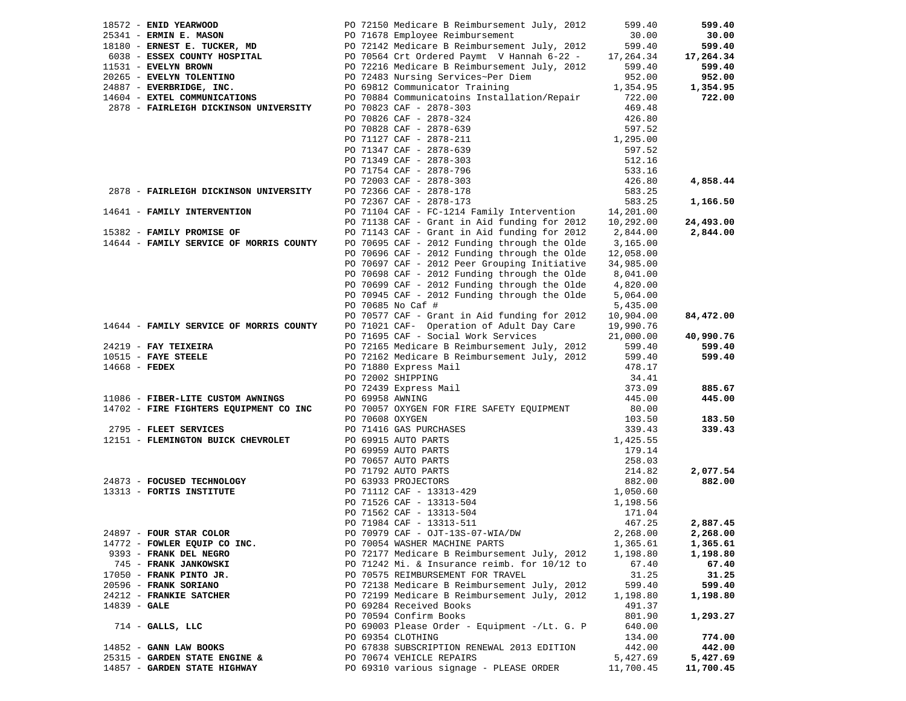| Vendor | Description | Amount | Total |
|---|---|---|---|
| 18572 - **ENID YEARWOOD** | PO 72150 Medicare B Reimbursement July, 2012 | 599.40 | **599.40** |
| 25341 - **ERMIN E. MASON** | PO 71678 Employee Reimbursement | 30.00 | **30.00** |
| 18180 - **ERNEST E. TUCKER, MD** | PO 72142 Medicare B Reimbursement July, 2012 | 599.40 | **599.40** |
| 6038 - **ESSEX COUNTY HOSPITAL** | PO 70564 Crt Ordered Paymt V Hannah 6-22 - | 17,264.34 | **17,264.34** |
| 11531 - **EVELYN BROWN** | PO 72216 Medicare B Reimbursement July, 2012 | 599.40 | **599.40** |
| 20265 - **EVELYN TOLENTINO** | PO 72483 Nursing Services~Per Diem | 952.00 | **952.00** |
| 24887 - **EVERBRIDGE, INC.** | PO 69812 Communicator Training | 1,354.95 | **1,354.95** |
| 14604 - **EXTEL COMMUNICATIONS** | PO 70884 Communicatoins Installation/Repair | 722.00 | **722.00** |
| 2878 - **FAIRLEIGH DICKINSON UNIVERSITY** | PO 70823 CAF - 2878-303 | 469.48 | |
| | PO 70826 CAF - 2878-324 | 426.80 | |
| | PO 70828 CAF - 2878-639 | 597.52 | |
| | PO 71127 CAF - 2878-211 | 1,295.00 | |
| | PO 71347 CAF - 2878-639 | 597.52 | |
| | PO 71349 CAF - 2878-303 | 512.16 | |
| | PO 71754 CAF - 2878-796 | 533.16 | |
| | PO 72003 CAF - 2878-303 | 426.80 | **4,858.44** |
| 2878 - **FAIRLEIGH DICKINSON UNIVERSITY** | PO 72366 CAF - 2878-178 | 583.25 | |
| | PO 72367 CAF - 2878-173 | 583.25 | **1,166.50** |
| 14641 - **FAMILY INTERVENTION** | PO 71104 CAF - FC-1214 Family Intervention | 14,201.00 | |
| | PO 71138 CAF - Grant in Aid funding for 2012 | 10,292.00 | **24,493.00** |
| 15382 - **FAMILY PROMISE OF** | PO 71143 CAF - Grant in Aid funding for 2012 | 2,844.00 | **2,844.00** |
| 14644 - **FAMILY SERVICE OF MORRIS COUNTY** | PO 70695 CAF - 2012 Funding through the Olde | 3,165.00 | |
| | PO 70696 CAF - 2012 Funding through the Olde | 12,058.00 | |
| | PO 70697 CAF - 2012 Peer Grouping Initiative | 34,985.00 | |
| | PO 70698 CAF - 2012 Funding through the Olde | 8,041.00 | |
| | PO 70699 CAF - 2012 Funding through the Olde | 4,820.00 | |
| | PO 70945 CAF - 2012 Funding through the Olde | 5,064.00 | |
| | PO 70685 No Caf # | 5,435.00 | |
| | PO 70577 CAF - Grant in Aid funding for 2012 | 10,904.00 | **84,472.00** |
| 14644 - **FAMILY SERVICE OF MORRIS COUNTY** | PO 71021 CAF- Operation of Adult Day Care | 19,990.76 | |
| | PO 71695 CAF - Social Work Services | 21,000.00 | **40,990.76** |
| 24219 - **FAY TEIXEIRA** | PO 72165 Medicare B Reimbursement July, 2012 | 599.40 | **599.40** |
| 10515 - **FAYE STEELE** | PO 72162 Medicare B Reimbursement July, 2012 | 599.40 | **599.40** |
| 14668 - **FEDEX** | PO 71880 Express Mail | 478.17 | |
| | PO 72002 SHIPPING | 34.41 | |
| | PO 72439 Express Mail | 373.09 | **885.67** |
| 11086 - **FIBER-LITE CUSTOM AWNINGS** | PO 69958 AWNING | 445.00 | **445.00** |
| 14702 - **FIRE FIGHTERS EQUIPMENT CO INC** | PO 70057 OXYGEN FOR FIRE SAFETY EQUIPMENT | 80.00 | |
| | PO 70608 OXYGEN | 103.50 | **183.50** |
| 2795 - **FLEET SERVICES** | PO 71416 GAS PURCHASES | 339.43 | **339.43** |
| 12151 - **FLEMINGTON BUICK CHEVROLET** | PO 69915 AUTO PARTS | 1,425.55 | |
| | PO 69959 AUTO PARTS | 179.14 | |
| | PO 70657 AUTO PARTS | 258.03 | |
| | PO 71792 AUTO PARTS | 214.82 | **2,077.54** |
| 24873 - **FOCUSED TECHNOLOGY** | PO 63933 PROJECTORS | 882.00 | **882.00** |
| 13313 - **FORTIS INSTITUTE** | PO 71112 CAF - 13313-429 | 1,050.60 | |
| | PO 71526 CAF - 13313-504 | 1,198.56 | |
| | PO 71562 CAF - 13313-504 | 171.04 | |
| | PO 71984 CAF - 13313-511 | 467.25 | **2,887.45** |
| 24897 - **FOUR STAR COLOR** | PO 70979 CAF - OJT-13S-07-WIA/DW | 2,268.00 | **2,268.00** |
| 14772 - **FOWLER EQUIP CO INC.** | PO 70054 WASHER MACHINE PARTS | 1,365.61 | **1,365.61** |
| 9393 - **FRANK DEL NEGRO** | PO 72177 Medicare B Reimbursement July, 2012 | 1,198.80 | **1,198.80** |
| 745 - **FRANK JANKOWSKI** | PO 71242 Mi. & Insurance reimb. for 10/12 to | 67.40 | **67.40** |
| 17050 - **FRANK PINTO JR.** | PO 70575 REIMBURSEMENT FOR TRAVEL | 31.25 | **31.25** |
| 20596 - **FRANK SORIANO** | PO 72138 Medicare B Reimbursement July, 2012 | 599.40 | **599.40** |
| 24212 - **FRANKIE SATCHER** | PO 72199 Medicare B Reimbursement July, 2012 | 1,198.80 | **1,198.80** |
| 14839 - **GALE** | PO 69284 Received Books | 491.37 | |
| | PO 70594 Confirm Books | 801.90 | **1,293.27** |
| 714 - **GALLS, LLC** | PO 69003 Please Order - Equipment -/Lt. G. P | 640.00 | |
| | PO 69354 CLOTHING | 134.00 | **774.00** |
| 14852 - **GANN LAW BOOKS** | PO 67838 SUBSCRIPTION RENEWAL 2013 EDITION | 442.00 | **442.00** |
| 25315 - **GARDEN STATE ENGINE &** | PO 70674 VEHICLE REPAIRS | 5,427.69 | **5,427.69** |
| 14857 - **GARDEN STATE HIGHWAY** | PO 69310 various signage - PLEASE ORDER | 11,700.45 | **11,700.45** |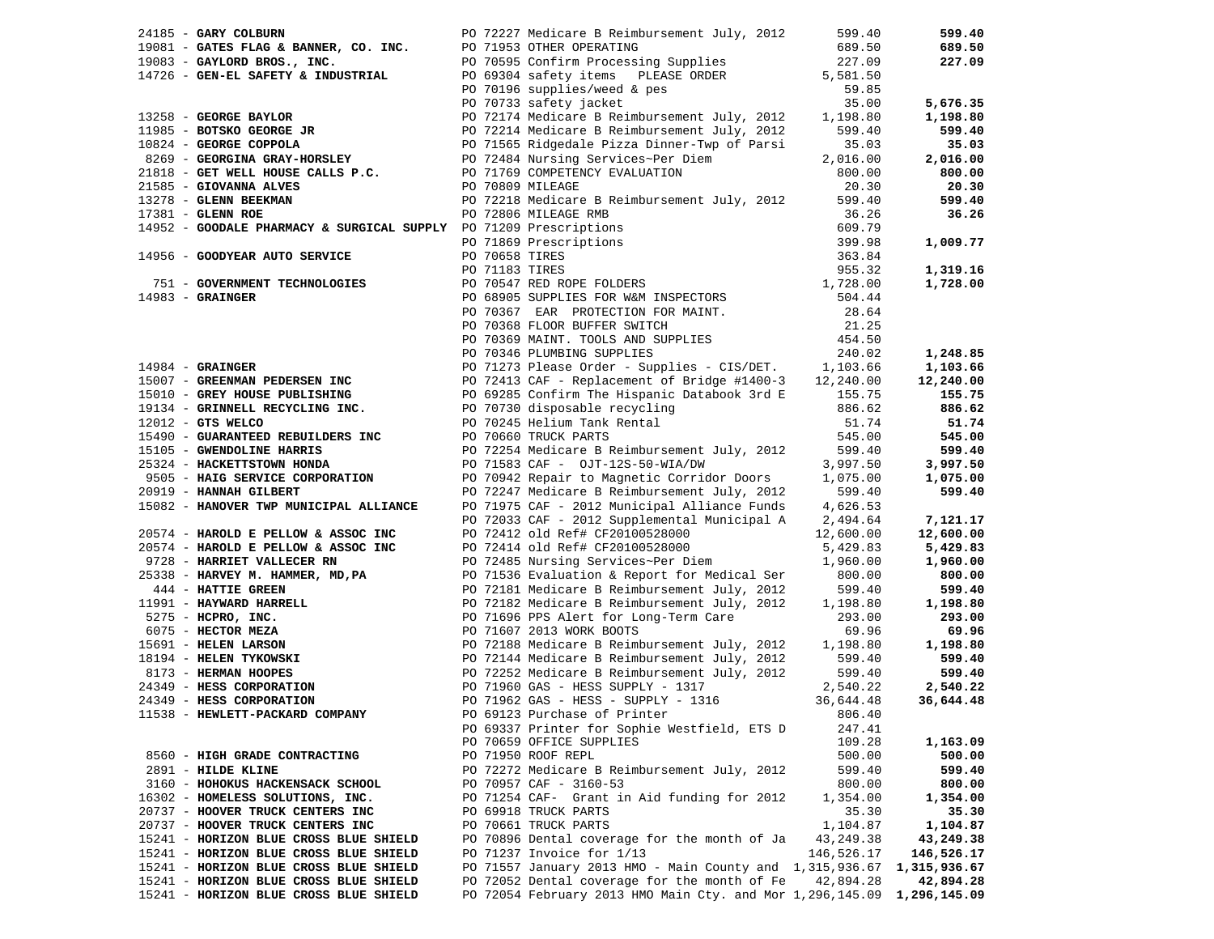| Vendor | PO / Description | Amount | Total |
|---|---|---|---|
| 24185 - **GARY COLBURN** | PO 72227 Medicare B Reimbursement July, 2012 | 599.40 | **599.40** |
| 19081 - **GATES FLAG & BANNER, CO. INC.** | PO 71953 OTHER OPERATING | 689.50 | **689.50** |
| 19083 - **GAYLORD BROS., INC.** | PO 70595 Confirm Processing Supplies | 227.09 | **227.09** |
| 14726 - **GEN-EL SAFETY & INDUSTRIAL** | PO 69304 safety items PLEASE ORDER | 5,581.50 | |
| | PO 70196 supplies/weed & pes | 59.85 | |
| | PO 70733 safety jacket | 35.00 | **5,676.35** |
| 13258 - **GEORGE BAYLOR** | PO 72174 Medicare B Reimbursement July, 2012 | 1,198.80 | **1,198.80** |
| 11985 - **BOTSKO GEORGE JR** | PO 72214 Medicare B Reimbursement July, 2012 | 599.40 | **599.40** |
| 10824 - **GEORGE COPPOLA** | PO 71565 Ridgedale Pizza Dinner-Twp of Parsi | 35.03 | **35.03** |
| 8269 - **GEORGINA GRAY-HORSLEY** | PO 72484 Nursing Services~Per Diem | 2,016.00 | **2,016.00** |
| 21818 - **GET WELL HOUSE CALLS P.C.** | PO 71769 COMPETENCY EVALUATION | 800.00 | **800.00** |
| 21585 - **GIOVANNA ALVES** | PO 70809 MILEAGE | 20.30 | **20.30** |
| 13278 - **GLENN BEEKMAN** | PO 72218 Medicare B Reimbursement July, 2012 | 599.40 | **599.40** |
| 17381 - **GLENN ROE** | PO 72806 MILEAGE RMB | 36.26 | **36.26** |
| 14952 - **GOODALE PHARMACY & SURGICAL SUPPLY** | PO 71209 Prescriptions | 609.79 | |
| | PO 71869 Prescriptions | 399.98 | **1,009.77** |
| 14956 - **GOODYEAR AUTO SERVICE** | PO 70658 TIRES | 363.84 | |
| | PO 71183 TIRES | 955.32 | **1,319.16** |
| 751 - **GOVERNMENT TECHNOLOGIES** | PO 70547 RED ROPE FOLDERS | 1,728.00 | **1,728.00** |
| 14983 - **GRAINGER** | PO 68905 SUPPLIES FOR W&M INSPECTORS | 504.44 | |
| | PO 70367 EAR PROTECTION FOR MAINT. | 28.64 | |
| | PO 70368 FLOOR BUFFER SWITCH | 21.25 | |
| | PO 70369 MAINT. TOOLS AND SUPPLIES | 454.50 | |
| | PO 70346 PLUMBING SUPPLIES | 240.02 | **1,248.85** |
| 14984 - **GRAINGER** | PO 71273 Please Order - Supplies - CIS/DET. | 1,103.66 | **1,103.66** |
| 15007 - **GREENMAN PEDERSEN INC** | PO 72413 CAF - Replacement of Bridge #1400-3 | 12,240.00 | **12,240.00** |
| 15010 - **GREY HOUSE PUBLISHING** | PO 69285 Confirm The Hispanic Databook 3rd E | 155.75 | **155.75** |
| 19134 - **GRINNELL RECYCLING INC.** | PO 70730 disposable recycling | 886.62 | **886.62** |
| 12012 - **GTS WELCO** | PO 70245 Helium Tank Rental | 51.74 | **51.74** |
| 15490 - **GUARANTEED REBUILDERS INC** | PO 70660 TRUCK PARTS | 545.00 | **545.00** |
| 15105 - **GWENDOLINE HARRIS** | PO 72254 Medicare B Reimbursement July, 2012 | 599.40 | **599.40** |
| 25324 - **HACKETTSTOWN HONDA** | PO 71583 CAF - OJT-12S-50-WIA/DW | 3,997.50 | **3,997.50** |
| 9505 - **HAIG SERVICE CORPORATION** | PO 70942 Repair to Magnetic Corridor Doors | 1,075.00 | **1,075.00** |
| 20919 - **HANNAH GILBERT** | PO 72247 Medicare B Reimbursement July, 2012 | 599.40 | **599.40** |
| 15082 - **HANOVER TWP MUNICIPAL ALLIANCE** | PO 71975 CAF - 2012 Municipal Alliance Funds | 4,626.53 | |
| | PO 72033 CAF - 2012 Supplemental Municipal A | 2,494.64 | **7,121.17** |
| 20574 - **HAROLD E PELLOW & ASSOC INC** | PO 72412 old Ref# CF20100528000 | 12,600.00 | **12,600.00** |
| 20574 - **HAROLD E PELLOW & ASSOC INC** | PO 72414 old Ref# CF20100528000 | 5,429.83 | **5,429.83** |
| 9728 - **HARRIET VALLECER RN** | PO 72485 Nursing Services~Per Diem | 1,960.00 | **1,960.00** |
| 25338 - **HARVEY M. HAMMER, MD,PA** | PO 71536 Evaluation & Report for Medical Ser | 800.00 | **800.00** |
| 444 - **HATTIE GREEN** | PO 72181 Medicare B Reimbursement July, 2012 | 599.40 | **599.40** |
| 11991 - **HAYWARD HARRELL** | PO 72182 Medicare B Reimbursement July, 2012 | 1,198.80 | **1,198.80** |
| 5275 - **HCPRO, INC.** | PO 71696 PPS Alert for Long-Term Care | 293.00 | **293.00** |
| 6075 - **HECTOR MEZA** | PO 71607 2013 WORK BOOTS | 69.96 | **69.96** |
| 15691 - **HELEN LARSON** | PO 72188 Medicare B Reimbursement July, 2012 | 1,198.80 | **1,198.80** |
| 18194 - **HELEN TYKOWSKI** | PO 72144 Medicare B Reimbursement July, 2012 | 599.40 | **599.40** |
| 8173 - **HERMAN HOOPES** | PO 72252 Medicare B Reimbursement July, 2012 | 599.40 | **599.40** |
| 24349 - **HESS CORPORATION** | PO 71960 GAS - HESS SUPPLY - 1317 | 2,540.22 | **2,540.22** |
| 24349 - **HESS CORPORATION** | PO 71962 GAS - HESS - SUPPLY - 1316 | 36,644.48 | **36,644.48** |
| 11538 - **HEWLETT-PACKARD COMPANY** | PO 69123 Purchase of Printer | 806.40 | |
| | PO 69337 Printer for Sophie Westfield, ETS D | 247.41 | |
| | PO 70659 OFFICE SUPPLIES | 109.28 | **1,163.09** |
| 8560 - **HIGH GRADE CONTRACTING** | PO 71950 ROOF REPL | 500.00 | **500.00** |
| 2891 - **HILDE KLINE** | PO 72272 Medicare B Reimbursement July, 2012 | 599.40 | **599.40** |
| 3160 - **HOHOKUS HACKENSACK SCHOOL** | PO 70957 CAF - 3160-53 | 800.00 | **800.00** |
| 16302 - **HOMELESS SOLUTIONS, INC.** | PO 71254 CAF- Grant in Aid funding for 2012 | 1,354.00 | **1,354.00** |
| 20737 - **HOOVER TRUCK CENTERS INC** | PO 69918 TRUCK PARTS | 35.30 | **35.30** |
| 20737 - **HOOVER TRUCK CENTERS INC** | PO 70661 TRUCK PARTS | 1,104.87 | **1,104.87** |
| 15241 - **HORIZON BLUE CROSS BLUE SHIELD** | PO 70896 Dental coverage for the month of Ja | 43,249.38 | **43,249.38** |
| 15241 - **HORIZON BLUE CROSS BLUE SHIELD** | PO 71237 Invoice for 1/13 | 146,526.17 | **146,526.17** |
| 15241 - **HORIZON BLUE CROSS BLUE SHIELD** | PO 71557 January 2013 HMO - Main County and | 1,315,936.67 | **1,315,936.67** |
| 15241 - **HORIZON BLUE CROSS BLUE SHIELD** | PO 72052 Dental coverage for the month of Fe | 42,894.28 | **42,894.28** |
| 15241 - **HORIZON BLUE CROSS BLUE SHIELD** | PO 72054 February 2013 HMO Main Cty. and Mor | 1,296,145.09 | **1,296,145.09** |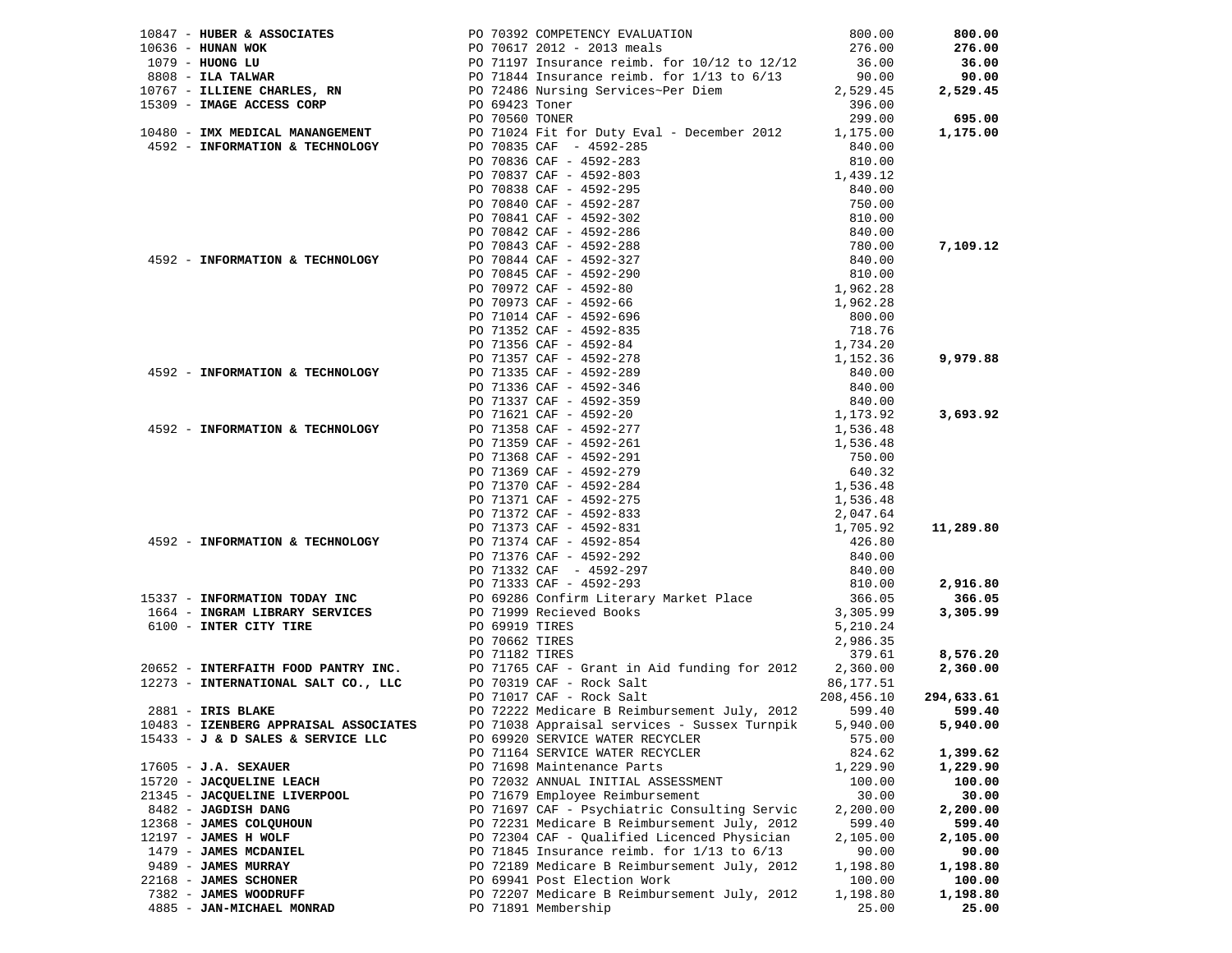| Vendor | PO / Description | Amount | Total |
|---|---|---|---|
| 10847 - **HUBER & ASSOCIATES** | PO 70392 COMPETENCY EVALUATION | 800.00 | **800.00** |
| 10636 - **HUNAN WOK** | PO 70617 2012 - 2013 meals | 276.00 | **276.00** |
| 1079 - **HUONG LU** | PO 71197 Insurance reimb. for 10/12 to 12/12 | 36.00 | **36.00** |
| 8808 - **ILA TALWAR** | PO 71844 Insurance reimb. for 1/13 to 6/13 | 90.00 | **90.00** |
| 10767 - **ILLIENE CHARLES, RN** | PO 72486 Nursing Services~Per Diem | 2,529.45 | **2,529.45** |
| 15309 - **IMAGE ACCESS CORP** | PO 69423 Toner | 396.00 | |
| | PO 70560 TONER | 299.00 | **695.00** |
| 10480 - **IMX MEDICAL MANANGEMENT** | PO 71024 Fit for Duty Eval - December 2012 | 1,175.00 | **1,175.00** |
| 4592 - **INFORMATION & TECHNOLOGY** | PO 70835 CAF - 4592-285 | 840.00 | |
| | PO 70836 CAF - 4592-283 | 810.00 | |
| | PO 70837 CAF - 4592-803 | 1,439.12 | |
| | PO 70838 CAF - 4592-295 | 840.00 | |
| | PO 70840 CAF - 4592-287 | 750.00 | |
| | PO 70841 CAF - 4592-302 | 810.00 | |
| | PO 70842 CAF - 4592-286 | 840.00 | |
| | PO 70843 CAF - 4592-288 | 780.00 | **7,109.12** |
| 4592 - **INFORMATION & TECHNOLOGY** | PO 70844 CAF - 4592-327 | 840.00 | |
| | PO 70845 CAF - 4592-290 | 810.00 | |
| | PO 70972 CAF - 4592-80 | 1,962.28 | |
| | PO 70973 CAF - 4592-66 | 1,962.28 | |
| | PO 71014 CAF - 4592-696 | 800.00 | |
| | PO 71352 CAF - 4592-835 | 718.76 | |
| | PO 71356 CAF - 4592-84 | 1,734.20 | |
| | PO 71357 CAF - 4592-278 | 1,152.36 | **9,979.88** |
| 4592 - **INFORMATION & TECHNOLOGY** | PO 71335 CAF - 4592-289 | 840.00 | |
| | PO 71336 CAF - 4592-346 | 840.00 | |
| | PO 71337 CAF - 4592-359 | 840.00 | |
| | PO 71621 CAF - 4592-20 | 1,173.92 | **3,693.92** |
| 4592 - **INFORMATION & TECHNOLOGY** | PO 71358 CAF - 4592-277 | 1,536.48 | |
| | PO 71359 CAF - 4592-261 | 1,536.48 | |
| | PO 71368 CAF - 4592-291 | 750.00 | |
| | PO 71369 CAF - 4592-279 | 640.32 | |
| | PO 71370 CAF - 4592-284 | 1,536.48 | |
| | PO 71371 CAF - 4592-275 | 1,536.48 | |
| | PO 71372 CAF - 4592-833 | 2,047.64 | |
| | PO 71373 CAF - 4592-831 | 1,705.92 | **11,289.80** |
| 4592 - **INFORMATION & TECHNOLOGY** | PO 71374 CAF - 4592-854 | 426.80 | |
| | PO 71376 CAF - 4592-292 | 840.00 | |
| | PO 71332 CAF - 4592-297 | 840.00 | |
| | PO 71333 CAF - 4592-293 | 810.00 | **2,916.80** |
| 15337 - **INFORMATION TODAY INC** | PO 69286 Confirm Literary Market Place | 366.05 | **366.05** |
| 1664 - **INGRAM LIBRARY SERVICES** | PO 71999 Recieved Books | 3,305.99 | **3,305.99** |
| 6100 - **INTER CITY TIRE** | PO 69919 TIRES | 5,210.24 | |
| | PO 70662 TIRES | 2,986.35 | |
| | PO 71182 TIRES | 379.61 | **8,576.20** |
| 20652 - **INTERFAITH FOOD PANTRY INC.** | PO 71765 CAF - Grant in Aid funding for 2012 | 2,360.00 | **2,360.00** |
| 12273 - **INTERNATIONAL SALT CO., LLC** | PO 70319 CAF - Rock Salt | 86,177.51 | |
| | PO 71017 CAF - Rock Salt | 208,456.10 | **294,633.61** |
| 2881 - **IRIS BLAKE** | PO 72222 Medicare B Reimbursement July, 2012 | 599.40 | **599.40** |
| 10483 - **IZENBERG APPRAISAL ASSOCIATES** | PO 71038 Appraisal services - Sussex Turnpik | 5,940.00 | **5,940.00** |
| 15433 - **J & D SALES & SERVICE LLC** | PO 69920 SERVICE WATER RECYCLER | 575.00 | |
| | PO 71164 SERVICE WATER RECYCLER | 824.62 | **1,399.62** |
| 17605 - **J.A. SEXAUER** | PO 71698 Maintenance Parts | 1,229.90 | **1,229.90** |
| 15720 - **JACQUELINE LEACH** | PO 72032 ANNUAL INITIAL ASSESSMENT | 100.00 | **100.00** |
| 21345 - **JACQUELINE LIVERPOOL** | PO 71679 Employee Reimbursement | 30.00 | **30.00** |
| 8482 - **JAGDISH DANG** | PO 71697 CAF - Psychiatric Consulting Servic | 2,200.00 | **2,200.00** |
| 12368 - **JAMES COLQUHOUN** | PO 72231 Medicare B Reimbursement July, 2012 | 599.40 | **599.40** |
| 12197 - **JAMES H WOLF** | PO 72304 CAF - Qualified Licenced Physician | 2,105.00 | **2,105.00** |
| 1479 - **JAMES MCDANIEL** | PO 71845 Insurance reimb. for 1/13 to 6/13 | 90.00 | **90.00** |
| 9489 - **JAMES MURRAY** | PO 72189 Medicare B Reimbursement July, 2012 | 1,198.80 | **1,198.80** |
| 22168 - **JAMES SCHONER** | PO 69941 Post Election Work | 100.00 | **100.00** |
| 7382 - **JAMES WOODRUFF** | PO 72207 Medicare B Reimbursement July, 2012 | 1,198.80 | **1,198.80** |
| 4885 - **JAN-MICHAEL MONRAD** | PO 71891 Membership | 25.00 | **25.00** |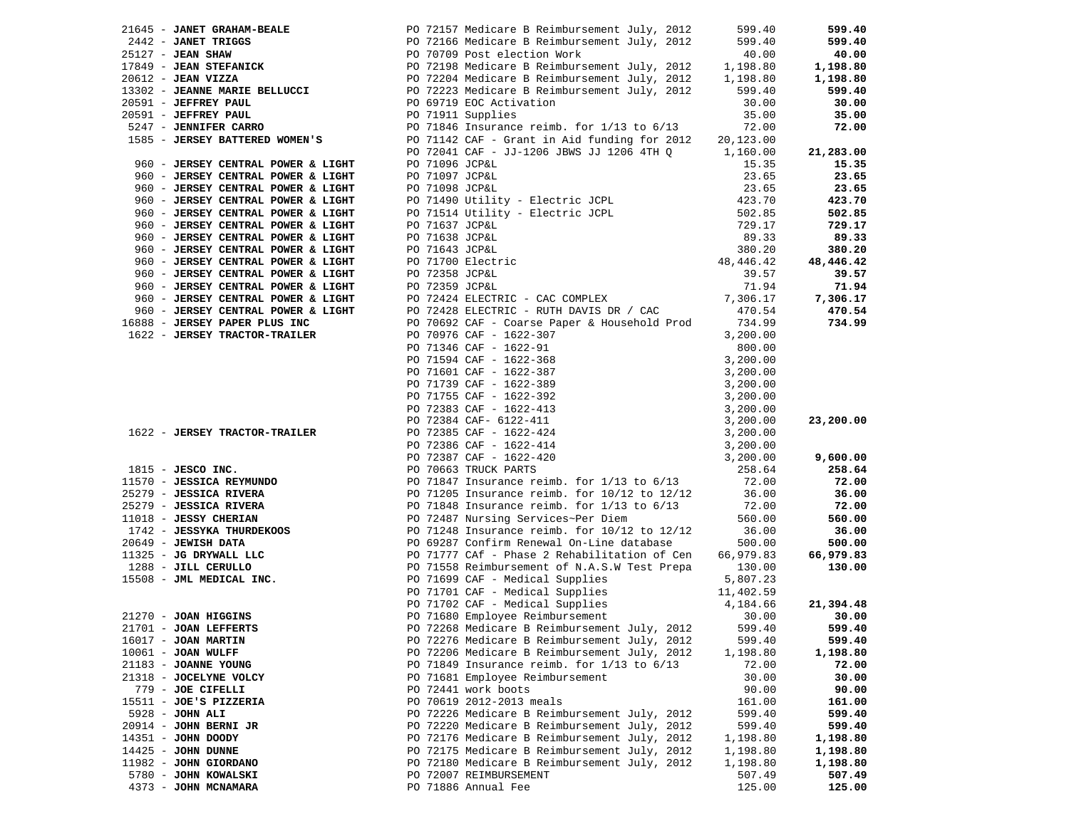| Vendor | Description | Amount | Total |
|---|---|---|---|
| 21645 - **JANET GRAHAM-BEALE** | PO 72157 Medicare B Reimbursement July, 2012 | 599.40 | **599.40** |
| 2442 - **JANET TRIGGS** | PO 72166 Medicare B Reimbursement July, 2012 | 599.40 | **599.40** |
| 25127 - **JEAN SHAW** | PO 70709 Post election Work | 40.00 | **40.00** |
| 17849 - **JEAN STEFANICK** | PO 72198 Medicare B Reimbursement July, 2012 | 1,198.80 | **1,198.80** |
| 20612 - **JEAN VIZZA** | PO 72204 Medicare B Reimbursement July, 2012 | 1,198.80 | **1,198.80** |
| 13302 - **JEANNE MARIE BELLUCCI** | PO 72223 Medicare B Reimbursement July, 2012 | 599.40 | **599.40** |
| 20591 - **JEFFREY PAUL** | PO 69719 EOC Activation | 30.00 | **30.00** |
| 20591 - **JEFFREY PAUL** | PO 71911 Supplies | 35.00 | **35.00** |
| 5247 - **JENNIFER CARRO** | PO 71846 Insurance reimb. for 1/13 to 6/13 | 72.00 | **72.00** |
| 1585 - **JERSEY BATTERED WOMEN'S** | PO 71142 CAF - Grant in Aid funding for 2012 | 20,123.00 | |
| | PO 72041 CAF - JJ-1206 JBWS JJ 1206 4TH Q | 1,160.00 | **21,283.00** |
| 960 - **JERSEY CENTRAL POWER & LIGHT** | PO 71096 JCP&L | 15.35 | **15.35** |
| 960 - **JERSEY CENTRAL POWER & LIGHT** | PO 71097 JCP&L | 23.65 | **23.65** |
| 960 - **JERSEY CENTRAL POWER & LIGHT** | PO 71098 JCP&L | 23.65 | **23.65** |
| 960 - **JERSEY CENTRAL POWER & LIGHT** | PO 71490 Utility - Electric JCPL | 423.70 | **423.70** |
| 960 - **JERSEY CENTRAL POWER & LIGHT** | PO 71514 Utility - Electric JCPL | 502.85 | **502.85** |
| 960 - **JERSEY CENTRAL POWER & LIGHT** | PO 71637 JCP&L | 729.17 | **729.17** |
| 960 - **JERSEY CENTRAL POWER & LIGHT** | PO 71638 JCP&L | 89.33 | **89.33** |
| 960 - **JERSEY CENTRAL POWER & LIGHT** | PO 71643 JCP&L | 380.20 | **380.20** |
| 960 - **JERSEY CENTRAL POWER & LIGHT** | PO 71700 Electric | 48,446.42 | **48,446.42** |
| 960 - **JERSEY CENTRAL POWER & LIGHT** | PO 72358 JCP&L | 39.57 | **39.57** |
| 960 - **JERSEY CENTRAL POWER & LIGHT** | PO 72359 JCP&L | 71.94 | **71.94** |
| 960 - **JERSEY CENTRAL POWER & LIGHT** | PO 72424 ELECTRIC - CAC COMPLEX | 7,306.17 | **7,306.17** |
| 960 - **JERSEY CENTRAL POWER & LIGHT** | PO 72428 ELECTRIC - RUTH DAVIS DR / CAC | 470.54 | **470.54** |
| 16888 - **JERSEY PAPER PLUS INC** | PO 70692 CAF - Coarse Paper & Household Prod | 734.99 | **734.99** |
| 1622 - **JERSEY TRACTOR-TRAILER** | PO 70976 CAF - 1622-307 | 3,200.00 | |
| | PO 71346 CAF - 1622-91 | 800.00 | |
| | PO 71594 CAF - 1622-368 | 3,200.00 | |
| | PO 71601 CAF - 1622-387 | 3,200.00 | |
| | PO 71739 CAF - 1622-389 | 3,200.00 | |
| | PO 71755 CAF - 1622-392 | 3,200.00 | |
| | PO 72383 CAF - 1622-413 | 3,200.00 | |
| | PO 72384 CAF- 6122-411 | 3,200.00 | **23,200.00** |
| 1622 - **JERSEY TRACTOR-TRAILER** | PO 72385 CAF - 1622-424 | 3,200.00 | |
| | PO 72386 CAF - 1622-414 | 3,200.00 | |
| | PO 72387 CAF - 1622-420 | 3,200.00 | **9,600.00** |
| 1815 - **JESCO INC.** | PO 70663 TRUCK PARTS | 258.64 | **258.64** |
| 11570 - **JESSICA REYMUNDO** | PO 71847 Insurance reimb. for 1/13 to 6/13 | 72.00 | **72.00** |
| 25279 - **JESSICA RIVERA** | PO 71205 Insurance reimb. for 10/12 to 12/12 | 36.00 | **36.00** |
| 25279 - **JESSICA RIVERA** | PO 71848 Insurance reimb. for 1/13 to 6/13 | 72.00 | **72.00** |
| 11018 - **JESSY CHERIAN** | PO 72487 Nursing Services~Per Diem | 560.00 | **560.00** |
| 1742 - **JESSYKA THURDEKOOS** | PO 71248 Insurance reimb. for 10/12 to 12/12 | 36.00 | **36.00** |
| 20649 - **JEWISH DATA** | PO 69287 Confirm Renewal On-Line database | 500.00 | **500.00** |
| 11325 - **JG DRYWALL LLC** | PO 71777 CAf - Phase 2 Rehabilitation of Cen | 66,979.83 | **66,979.83** |
| 1288 - **JILL CERULLO** | PO 71558 Reimbursement of N.A.S.W Test Prepa | 130.00 | **130.00** |
| 15508 - **JML MEDICAL INC.** | PO 71699 CAF - Medical Supplies | 5,807.23 | |
| | PO 71701 CAF - Medical Supplies | 11,402.59 | |
| | PO 71702 CAF - Medical Supplies | 4,184.66 | **21,394.48** |
| 21270 - **JOAN HIGGINS** | PO 71680 Employee Reimbursement | 30.00 | **30.00** |
| 21701 - **JOAN LEFFERTS** | PO 72268 Medicare B Reimbursement July, 2012 | 599.40 | **599.40** |
| 16017 - **JOAN MARTIN** | PO 72276 Medicare B Reimbursement July, 2012 | 599.40 | **599.40** |
| 10061 - **JOAN WULFF** | PO 72206 Medicare B Reimbursement July, 2012 | 1,198.80 | **1,198.80** |
| 21183 - **JOANNE YOUNG** | PO 71849 Insurance reimb. for 1/13 to 6/13 | 72.00 | **72.00** |
| 21318 - **JOCELYNE VOLCY** | PO 71681 Employee Reimbursement | 30.00 | **30.00** |
| 779 - **JOE CIFELLI** | PO 72441 work boots | 90.00 | **90.00** |
| 15511 - **JOE'S PIZZERIA** | PO 70619 2012-2013 meals | 161.00 | **161.00** |
| 5928 - **JOHN ALI** | PO 72226 Medicare B Reimbursement July, 2012 | 599.40 | **599.40** |
| 20914 - **JOHN BERNI JR** | PO 72220 Medicare B Reimbursement July, 2012 | 599.40 | **599.40** |
| 14351 - **JOHN DOODY** | PO 72176 Medicare B Reimbursement July, 2012 | 1,198.80 | **1,198.80** |
| 14425 - **JOHN DUNNE** | PO 72175 Medicare B Reimbursement July, 2012 | 1,198.80 | **1,198.80** |
| 11982 - **JOHN GIORDANO** | PO 72180 Medicare B Reimbursement July, 2012 | 1,198.80 | **1,198.80** |
| 5780 - **JOHN KOWALSKI** | PO 72007 REIMBURSEMENT | 507.49 | **507.49** |
| 4373 - **JOHN MCNAMARA** | PO 71886 Annual Fee | 125.00 | **125.00** |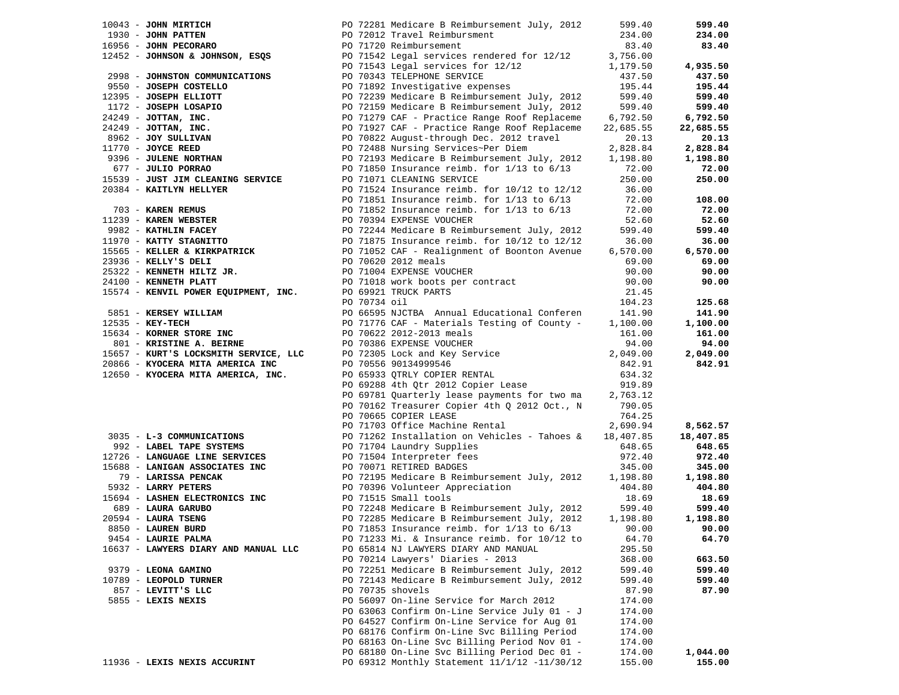| Vendor | PO / Description | Amount | Total |
|---|---|---|---|
| 10043 - **JOHN MIRTICH** | PO 72281 Medicare B Reimbursement July, 2012 | 599.40 | **599.40** |
| 1930 - **JOHN PATTEN** | PO 72012 Travel Reimbursment | 234.00 | **234.00** |
| 16956 - **JOHN PECORARO** | PO 71720 Reimbursement | 83.40 | **83.40** |
| 12452 - **JOHNSON & JOHNSON, ESQS** | PO 71542 Legal services rendered for 12/12 | 3,756.00 | |
| | PO 71543 Legal services for 12/12 | 1,179.50 | **4,935.50** |
| 2998 - **JOHNSTON COMMUNICATIONS** | PO 70343 TELEPHONE SERVICE | 437.50 | **437.50** |
| 9550 - **JOSEPH COSTELLO** | PO 71892 Investigative expenses | 195.44 | **195.44** |
| 12395 - **JOSEPH ELLIOTT** | PO 72239 Medicare B Reimbursement July, 2012 | 599.40 | **599.40** |
| 1172 - **JOSEPH LOSAPIO** | PO 72159 Medicare B Reimbursement July, 2012 | 599.40 | **599.40** |
| 24249 - **JOTTAN, INC.** | PO 71279 CAF - Practice Range Roof Replaceme | 6,792.50 | **6,792.50** |
| 24249 - **JOTTAN, INC.** | PO 71927 CAF - Practice Range Roof Replaceme | 22,685.55 | **22,685.55** |
| 8962 - **JOY SULLIVAN** | PO 70822 August-through Dec. 2012 travel | 20.13 | **20.13** |
| 11770 - **JOYCE REED** | PO 72488 Nursing Services~Per Diem | 2,828.84 | **2,828.84** |
| 9396 - **JULENE NORTHAN** | PO 72193 Medicare B Reimbursement July, 2012 | 1,198.80 | **1,198.80** |
| 677 - **JULIO PORRAO** | PO 71850 Insurance reimb. for 1/13 to 6/13 | 72.00 | **72.00** |
| 15539 - **JUST JIM CLEANING SERVICE** | PO 71071 CLEANING SERVICE | 250.00 | **250.00** |
| 20384 - **KAITLYN HELLYER** | PO 71524 Insurance reimb. for 10/12 to 12/12 | 36.00 | |
| | PO 71851 Insurance reimb. for 1/13 to 6/13 | 72.00 | **108.00** |
| 703 - **KAREN REMUS** | PO 71852 Insurance reimb. for 1/13 to 6/13 | 72.00 | **72.00** |
| 11239 - **KAREN WEBSTER** | PO 70394 EXPENSE VOUCHER | 52.60 | **52.60** |
| 9982 - **KATHLIN FACEY** | PO 72244 Medicare B Reimbursement July, 2012 | 599.40 | **599.40** |
| 11970 - **KATTY STAGNITTO** | PO 71875 Insurance reimb. for 10/12 to 12/12 | 36.00 | **36.00** |
| 15565 - **KELLER & KIRKPATRICK** | PO 71052 CAF - Realignment of Boonton Avenue | 6,570.00 | **6,570.00** |
| 23936 - **KELLY'S DELI** | PO 70620 2012 meals | 69.00 | **69.00** |
| 25322 - **KENNETH HILTZ JR.** | PO 71004 EXPENSE VOUCHER | 90.00 | **90.00** |
| 24100 - **KENNETH PLATT** | PO 71018 work boots per contract | 90.00 | **90.00** |
| 15574 - **KENVIL POWER EQUIPMENT, INC.** | PO 69921 TRUCK PARTS | 21.45 | |
| | PO 70734 oil | 104.23 | **125.68** |
| 5851 - **KERSEY WILLIAM** | PO 66595 NJCTBA Annual Educational Conferen | 141.90 | **141.90** |
| 12535 - **KEY-TECH** | PO 71776 CAF - Materials Testing of County - | 1,100.00 | **1,100.00** |
| 15634 - **KORNER STORE INC** | PO 70622 2012-2013 meals | 161.00 | **161.00** |
| 801 - **KRISTINE A. BEIRNE** | PO 70386 EXPENSE VOUCHER | 94.00 | **94.00** |
| 15657 - **KURT'S LOCKSMITH SERVICE, LLC** | PO 72305 Lock and Key Service | 2,049.00 | **2,049.00** |
| 20866 - **KYOCERA MITA AMERICA INC** | PO 70556 90134999546 | 842.91 | **842.91** |
| 12650 - **KYOCERA MITA AMERICA, INC.** | PO 65933 QTRLY COPIER RENTAL | 634.32 | |
| | PO 69288 4th Qtr 2012 Copier Lease | 919.89 | |
| | PO 69781 Quarterly lease payments for two ma | 2,763.12 | |
| | PO 70162 Treasurer Copier 4th Q 2012 Oct., N | 790.05 | |
| | PO 70665 COPIER LEASE | 764.25 | |
| | PO 71703 Office Machine Rental | 2,690.94 | **8,562.57** |
| 3035 - **L-3 COMMUNICATIONS** | PO 71262 Installation on Vehicles - Tahoes & | 18,407.85 | **18,407.85** |
| 992 - **LABEL TAPE SYSTEMS** | PO 71704 Laundry Supplies | 648.65 | **648.65** |
| 12726 - **LANGUAGE LINE SERVICES** | PO 71504 Interpreter fees | 972.40 | **972.40** |
| 15688 - **LANIGAN ASSOCIATES INC** | PO 70071 RETIRED BADGES | 345.00 | **345.00** |
| 79 - **LARISSA PENCAK** | PO 72195 Medicare B Reimbursement July, 2012 | 1,198.80 | **1,198.80** |
| 5932 - **LARRY PETERS** | PO 70396 Volunteer Appreciation | 404.80 | **404.80** |
| 15694 - **LASHEN ELECTRONICS INC** | PO 71515 Small tools | 18.69 | **18.69** |
| 689 - **LAURA GARUBO** | PO 72248 Medicare B Reimbursement July, 2012 | 599.40 | **599.40** |
| 20594 - **LAURA TSENG** | PO 72285 Medicare B Reimbursement July, 2012 | 1,198.80 | **1,198.80** |
| 8850 - **LAUREN BURD** | PO 71853 Insurance reimb. for 1/13 to 6/13 | 90.00 | **90.00** |
| 9454 - **LAURIE PALMA** | PO 71233 Mi. & Insurance reimb. for 10/12 to | 64.70 | **64.70** |
| 16637 - **LAWYERS DIARY AND MANUAL LLC** | PO 65814 NJ LAWYERS DIARY AND MANUAL | 295.50 | |
| | PO 70214 Lawyers' Diaries - 2013 | 368.00 | **663.50** |
| 9379 - **LEONA GAMINO** | PO 72251 Medicare B Reimbursement July, 2012 | 599.40 | **599.40** |
| 10789 - **LEOPOLD TURNER** | PO 72143 Medicare B Reimbursement July, 2012 | 599.40 | **599.40** |
| 857 - **LEVITT'S LLC** | PO 70735 shovels | 87.90 | **87.90** |
| 5855 - **LEXIS NEXIS** | PO 56097 On-line Service for March 2012 | 174.00 | |
| | PO 63063 Confirm On-Line Service July 01 - J | 174.00 | |
| | PO 64527 Confirm On-Line Service for Aug 01 | 174.00 | |
| | PO 68176 Confirm On-Line Svc Billing Period | 174.00 | |
| | PO 68163 On-Line Svc Billing Period Nov 01 - | 174.00 | |
| | PO 68180 On-Line Svc Billing Period Dec 01 - | 174.00 | **1,044.00** |
| 11936 - **LEXIS NEXIS ACCURINT** | PO 69312 Monthly Statement 11/1/12 -11/30/12 | 155.00 | **155.00** |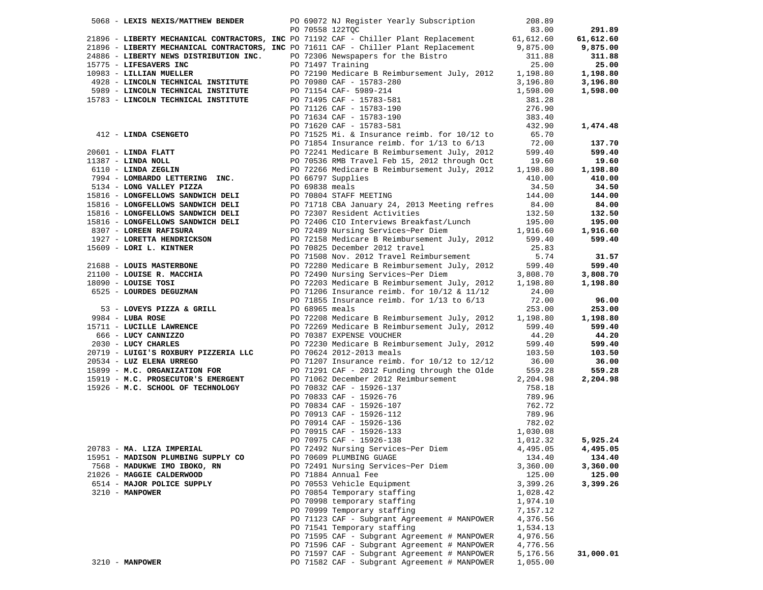| Vendor | PO / Description | Amount | Total |
|---|---|---|---|
| 5068 - **LEXIS NEXIS/MATTHEW BENDER** | PO 69072 NJ Register Yearly Subscription | 208.89 | |
| | PO 70558 122TQC | 83.00 | **291.89** |
| 21896 - **LIBERTY MECHANICAL CONTRACTORS, INC** | PO 71192 CAF - Chiller Plant Replacement | 61,612.60 | **61,612.60** |
| 21896 - **LIBERTY MECHANICAL CONTRACTORS, INC** | PO 71611 CAF - Chiller Plant Replacement | 9,875.00 | **9,875.00** |
| 24886 - **LIBERTY NEWS DISTRIBUTION INC.** | PO 72306 Newspapers for the Bistro | 311.88 | **311.88** |
| 15775 - **LIFESAVERS INC** | PO 71497 Training | 25.00 | **25.00** |
| 10983 - **LILLIAN MUELLER** | PO 72190 Medicare B Reimbursement July, 2012 | 1,198.80 | **1,198.80** |
| 4928 - **LINCOLN TECHNICAL INSTITUTE** | PO 70980 CAF - 15783-280 | 3,196.80 | **3,196.80** |
| 5989 - **LINCOLN TECHNICAL INSTITUTE** | PO 71154 CAF- 5989-214 | 1,598.00 | **1,598.00** |
| 15783 - **LINCOLN TECHNICAL INSTITUTE** | PO 71495 CAF - 15783-581 | 381.28 | |
| | PO 71126 CAF - 15783-190 | 276.90 | |
| | PO 71634 CAF - 15783-190 | 383.40 | |
| | PO 71620 CAF - 15783-581 | 432.90 | **1,474.48** |
| 412 - **LINDA CSENGETO** | PO 71525 Mi. & Insurance reimb. for 10/12 to | 65.70 | |
| | PO 71854 Insurance reimb. for 1/13 to 6/13 | 72.00 | **137.70** |
| 20601 - **LINDA FLATT** | PO 72241 Medicare B Reimbursement July, 2012 | 599.40 | **599.40** |
| 11387 - **LINDA NOLL** | PO 70536 RMB Travel Feb 15, 2012 through Oct | 19.60 | **19.60** |
| 6110 - **LINDA ZEGLIN** | PO 72266 Medicare B Reimbursement July, 2012 | 1,198.80 | **1,198.80** |
| 7994 - **LOMBARDO LETTERING INC.** | PO 66797 Supplies | 410.00 | **410.00** |
| 5134 - **LONG VALLEY PIZZA** | PO 69838 meals | 34.50 | **34.50** |
| 15816 - **LONGFELLOWS SANDWICH DELI** | PO 70804 STAFF MEETING | 144.00 | **144.00** |
| 15816 - **LONGFELLOWS SANDWICH DELI** | PO 71718 CBA January 24, 2013 Meeting refres | 84.00 | **84.00** |
| 15816 - **LONGFELLOWS SANDWICH DELI** | PO 72307 Resident Activities | 132.50 | **132.50** |
| 15816 - **LONGFELLOWS SANDWICH DELI** | PO 72406 CIO Interviews Breakfast/Lunch | 195.00 | **195.00** |
| 8307 - **LOREEN RAFISURA** | PO 72489 Nursing Services~Per Diem | 1,916.60 | **1,916.60** |
| 1927 - **LORETTA HENDRICKSON** | PO 72158 Medicare B Reimbursement July, 2012 | 599.40 | **599.40** |
| 15609 - **LORI L. KINTNER** | PO 70825 December 2012 travel | 25.83 | |
| | PO 71508 Nov. 2012 Travel Reimbursement | 5.74 | **31.57** |
| 21688 - **LOUIS MASTERBONE** | PO 72280 Medicare B Reimbursement July, 2012 | 599.40 | **599.40** |
| 21100 - **LOUISE R. MACCHIA** | PO 72490 Nursing Services~Per Diem | 3,808.70 | **3,808.70** |
| 18090 - **LOUISE TOSI** | PO 72203 Medicare B Reimbursement July, 2012 | 1,198.80 | **1,198.80** |
| 6525 - **LOURDES DEGUZMAN** | PO 71206 Insurance reimb. for 10/12 & 11/12 | 24.00 | |
| | PO 71855 Insurance reimb. for 1/13 to 6/13 | 72.00 | **96.00** |
| 53 - **LOVEYS PIZZA & GRILL** | PO 68965 meals | 253.00 | **253.00** |
| 9984 - **LUBA ROSE** | PO 72208 Medicare B Reimbursement July, 2012 | 1,198.80 | **1,198.80** |
| 15711 - **LUCILLE LAWRENCE** | PO 72269 Medicare B Reimbursement July, 2012 | 599.40 | **599.40** |
| 666 - **LUCY CANNIZZO** | PO 70387 EXPENSE VOUCHER | 44.20 | **44.20** |
| 2030 - **LUCY CHARLES** | PO 72230 Medicare B Reimbursement July, 2012 | 599.40 | **599.40** |
| 20719 - **LUIGI'S ROXBURY PIZZERIA LLC** | PO 70624 2012-2013 meals | 103.50 | **103.50** |
| 20534 - **LUZ ELENA URREGO** | PO 71207 Insurance reimb. for 10/12 to 12/12 | 36.00 | **36.00** |
| 15899 - **M.C. ORGANIZATION FOR** | PO 71291 CAF - 2012 Funding through the Olde | 559.28 | **559.28** |
| 15919 - **M.C. PROSECUTOR'S EMERGENT** | PO 71062 December 2012 Reimbursement | 2,204.98 | **2,204.98** |
| 15926 - **M.C. SCHOOL OF TECHNOLOGY** | PO 70832 CAF - 15926-137 | 758.18 | |
| | PO 70833 CAF - 15926-76 | 789.96 | |
| | PO 70834 CAF - 15926-107 | 762.72 | |
| | PO 70913 CAF - 15926-112 | 789.96 | |
| | PO 70914 CAF - 15926-136 | 782.02 | |
| | PO 70915 CAF - 15926-133 | 1,030.08 | |
| | PO 70975 CAF - 15926-138 | 1,012.32 | **5,925.24** |
| 20783 - **MA. LIZA IMPERIAL** | PO 72492 Nursing Services~Per Diem | 4,495.05 | **4,495.05** |
| 15951 - **MADISON PLUMBING SUPPLY CO** | PO 70609 PLUMBING GUAGE | 134.40 | **134.40** |
| 7568 - **MADUKWE IMO IBOKO, RN** | PO 72491 Nursing Services~Per Diem | 3,360.00 | **3,360.00** |
| 21026 - **MAGGIE CALDERWOOD** | PO 71884 Annual Fee | 125.00 | **125.00** |
| 6514 - **MAJOR POLICE SUPPLY** | PO 70553 Vehicle Equipment | 3,399.26 | **3,399.26** |
| 3210 - **MANPOWER** | PO 70854 Temporary staffing | 1,028.42 | |
| | PO 70998 temporary staffing | 1,974.10 | |
| | PO 70999 Temporary staffing | 7,157.12 | |
| | PO 71123 CAF - Subgrant Agreement # MANPOWER | 4,376.56 | |
| | PO 71541 Temporary staffing | 1,534.13 | |
| | PO 71595 CAF - Subgrant Agreement # MANPOWER | 4,976.56 | |
| | PO 71596 CAF - Subgrant Agreement # MANPOWER | 4,776.56 | |
| | PO 71597 CAF - Subgrant Agreement # MANPOWER | 5,176.56 | **31,000.01** |
| 3210 - **MANPOWER** | PO 71582 CAF - Subgrant Agreement # MANPOWER | 1,055.00 | |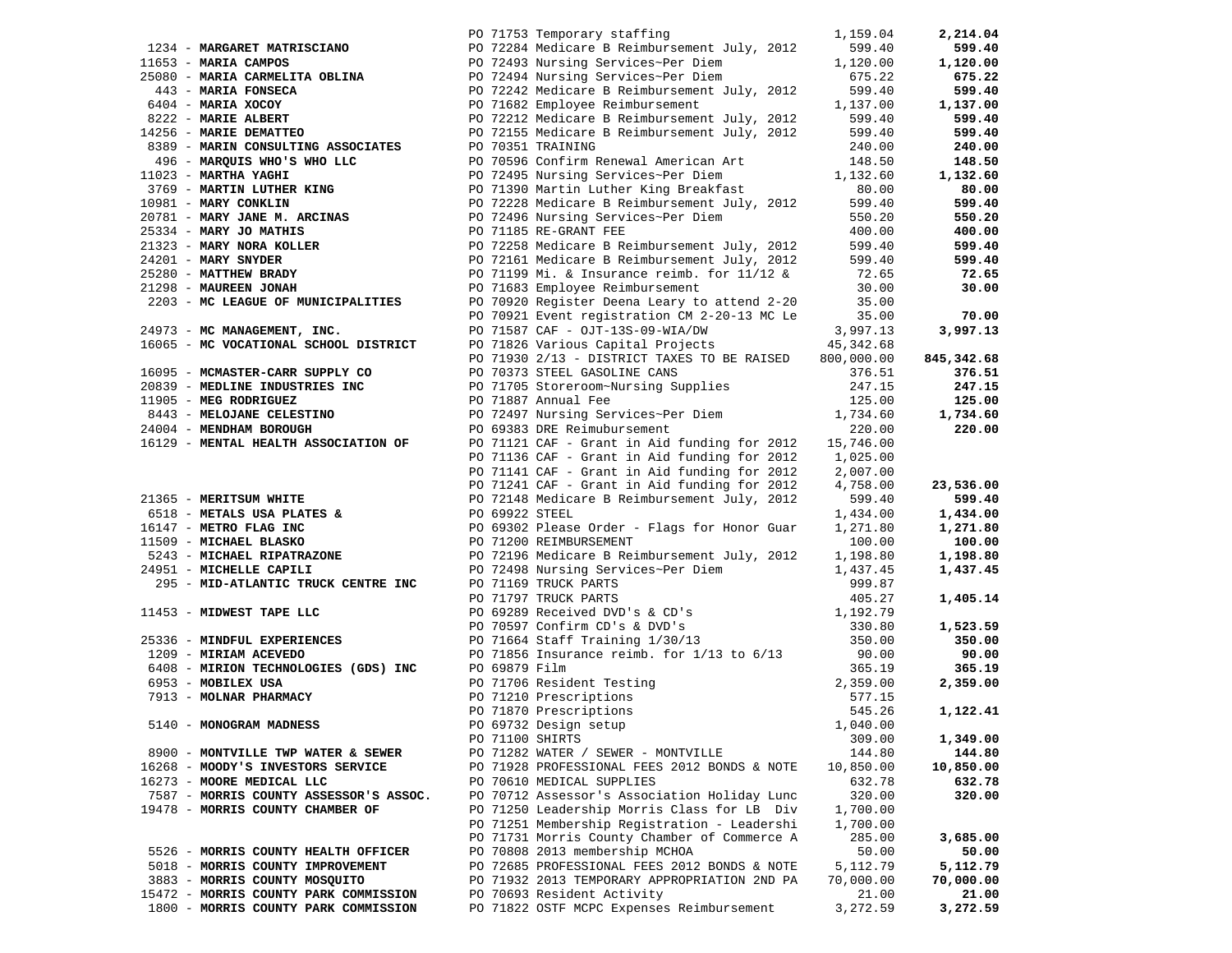| Vendor | PO / Description | Amount | Total |
|---|---|---|---|
| | PO 71753 Temporary staffing | 1,159.04 | **2,214.04** |
| 1234 - **MARGARET MATRISCIANO** | PO 72284 Medicare B Reimbursement July, 2012 | 599.40 | **599.40** |
| 11653 - **MARIA CAMPOS** | PO 72493 Nursing Services~Per Diem | 1,120.00 | **1,120.00** |
| 25080 - **MARIA CARMELITA OBLINA** | PO 72494 Nursing Services~Per Diem | 675.22 | **675.22** |
| 443 - **MARIA FONSECA** | PO 72242 Medicare B Reimbursement July, 2012 | 599.40 | **599.40** |
| 6404 - **MARIA XOCOY** | PO 71682 Employee Reimbursement | 1,137.00 | **1,137.00** |
| 8222 - **MARIE ALBERT** | PO 72212 Medicare B Reimbursement July, 2012 | 599.40 | **599.40** |
| 14256 - **MARIE DEMATTEO** | PO 72155 Medicare B Reimbursement July, 2012 | 599.40 | **599.40** |
| 8389 - **MARIN CONSULTING ASSOCIATES** | PO 70351 TRAINING | 240.00 | **240.00** |
| 496 - **MARQUIS WHO'S WHO LLC** | PO 70596 Confirm Renewal American Art | 148.50 | **148.50** |
| 11023 - **MARTHA YAGHI** | PO 72495 Nursing Services~Per Diem | 1,132.60 | **1,132.60** |
| 3769 - **MARTIN LUTHER KING** | PO 71390 Martin Luther King Breakfast | 80.00 | **80.00** |
| 10981 - **MARY CONKLIN** | PO 72228 Medicare B Reimbursement July, 2012 | 599.40 | **599.40** |
| 20781 - **MARY JANE M. ARCINAS** | PO 72496 Nursing Services~Per Diem | 550.20 | **550.20** |
| 25334 - **MARY JO MATHIS** | PO 71185 RE-GRANT FEE | 400.00 | **400.00** |
| 21323 - **MARY NORA KOLLER** | PO 72258 Medicare B Reimbursement July, 2012 | 599.40 | **599.40** |
| 24201 - **MARY SNYDER** | PO 72161 Medicare B Reimbursement July, 2012 | 599.40 | **599.40** |
| 25280 - **MATTHEW BRADY** | PO 71199 Mi. & Insurance reimb. for 11/12 & | 72.65 | **72.65** |
| 21298 - **MAUREEN JONAH** | PO 71683 Employee Reimbursement | 30.00 | **30.00** |
| 2203 - **MC LEAGUE OF MUNICIPALITIES** | PO 70920 Register Deena Leary to attend 2-20 | 35.00 | |
| | PO 70921 Event registration CM 2-20-13 MC Le | 35.00 | **70.00** |
| 24973 - **MC MANAGEMENT, INC.** | PO 71587 CAF - OJT-13S-09-WIA/DW | 3,997.13 | **3,997.13** |
| 16065 - **MC VOCATIONAL SCHOOL DISTRICT** | PO 71826 Various Capital Projects | 45,342.68 | |
| | PO 71930 2/13 - DISTRICT TAXES TO BE RAISED | 800,000.00 | **845,342.68** |
| 16095 - **MCMASTER-CARR SUPPLY CO** | PO 70373 STEEL GASOLINE CANS | 376.51 | **376.51** |
| 20839 - **MEDLINE INDUSTRIES INC** | PO 71705 Storeroom~Nursing Supplies | 247.15 | **247.15** |
| 11905 - **MEG RODRIGUEZ** | PO 71887 Annual Fee | 125.00 | **125.00** |
| 8443 - **MELOJANE CELESTINO** | PO 72497 Nursing Services~Per Diem | 1,734.60 | **1,734.60** |
| 24004 - **MENDHAM BOROUGH** | PO 69383 DRE Reimubursement | 220.00 | **220.00** |
| 16129 - **MENTAL HEALTH ASSOCIATION OF** | PO 71121 CAF - Grant in Aid funding for 2012 | 15,746.00 | |
| | PO 71136 CAF - Grant in Aid funding for 2012 | 1,025.00 | |
| | PO 71141 CAF - Grant in Aid funding for 2012 | 2,007.00 | |
| | PO 71241 CAF - Grant in Aid funding for 2012 | 4,758.00 | **23,536.00** |
| 21365 - **MERITSUM WHITE** | PO 72148 Medicare B Reimbursement July, 2012 | 599.40 | **599.40** |
| 6518 - **METALS USA PLATES &** | PO 69922 STEEL | 1,434.00 | **1,434.00** |
| 16147 - **METRO FLAG INC** | PO 69302 Please Order - Flags for Honor Guar | 1,271.80 | **1,271.80** |
| 11509 - **MICHAEL BLASKO** | PO 71200 REIMBURSEMENT | 100.00 | **100.00** |
| 5243 - **MICHAEL RIPATRAZONE** | PO 72196 Medicare B Reimbursement July, 2012 | 1,198.80 | **1,198.80** |
| 24951 - **MICHELLE CAPILI** | PO 72498 Nursing Services~Per Diem | 1,437.45 | **1,437.45** |
| 295 - **MID-ATLANTIC TRUCK CENTRE INC** | PO 71169 TRUCK PARTS | 999.87 | |
| | PO 71797 TRUCK PARTS | 405.27 | **1,405.14** |
| 11453 - **MIDWEST TAPE LLC** | PO 69289 Received DVD's & CD's | 1,192.79 | |
| | PO 70597 Confirm CD's & DVD's | 330.80 | **1,523.59** |
| 25336 - **MINDFUL EXPERIENCES** | PO 71664 Staff Training 1/30/13 | 350.00 | **350.00** |
| 1209 - **MIRIAM ACEVEDO** | PO 71856 Insurance reimb. for 1/13 to 6/13 | 90.00 | **90.00** |
| 6408 - **MIRION TECHNOLOGIES (GDS) INC** | PO 69879 Film | 365.19 | **365.19** |
| 6953 - **MOBILEX USA** | PO 71706 Resident Testing | 2,359.00 | **2,359.00** |
| 7913 - **MOLNAR PHARMACY** | PO 71210 Prescriptions | 577.15 | |
| | PO 71870 Prescriptions | 545.26 | **1,122.41** |
| 5140 - **MONOGRAM MADNESS** | PO 69732 Design setup | 1,040.00 | |
| | PO 71100 SHIRTS | 309.00 | **1,349.00** |
| 8900 - **MONTVILLE TWP WATER & SEWER** | PO 71282 WATER / SEWER - MONTVILLE | 144.80 | **144.80** |
| 16268 - **MOODY'S INVESTORS SERVICE** | PO 71928 PROFESSIONAL FEES 2012 BONDS & NOTE | 10,850.00 | **10,850.00** |
| 16273 - **MOORE MEDICAL LLC** | PO 70610 MEDICAL SUPPLIES | 632.78 | **632.78** |
| 7587 - **MORRIS COUNTY ASSESSOR'S ASSOC.** | PO 70712 Assessor's Association Holiday Lunc | 320.00 | **320.00** |
| 19478 - **MORRIS COUNTY CHAMBER OF** | PO 71250 Leadership Morris Class for LB Div | 1,700.00 | |
| | PO 71251 Membership Registration - Leadershi | 1,700.00 | |
| | PO 71731 Morris County Chamber of Commerce A | 285.00 | **3,685.00** |
| 5526 - **MORRIS COUNTY HEALTH OFFICER** | PO 70808 2013 membership MCHOA | 50.00 | **50.00** |
| 5018 - **MORRIS COUNTY IMPROVEMENT** | PO 72685 PROFESSIONAL FEES 2012 BONDS & NOTE | 5,112.79 | **5,112.79** |
| 3883 - **MORRIS COUNTY MOSQUITO** | PO 71932 2013 TEMPORARY APPROPRIATION 2ND PA | 70,000.00 | **70,000.00** |
| 15472 - **MORRIS COUNTY PARK COMMISSION** | PO 70693 Resident Activity | 21.00 | **21.00** |
| 1800 - **MORRIS COUNTY PARK COMMISSION** | PO 71822 OSTF MCPC Expenses Reimbursement | 3,272.59 | **3,272.59** |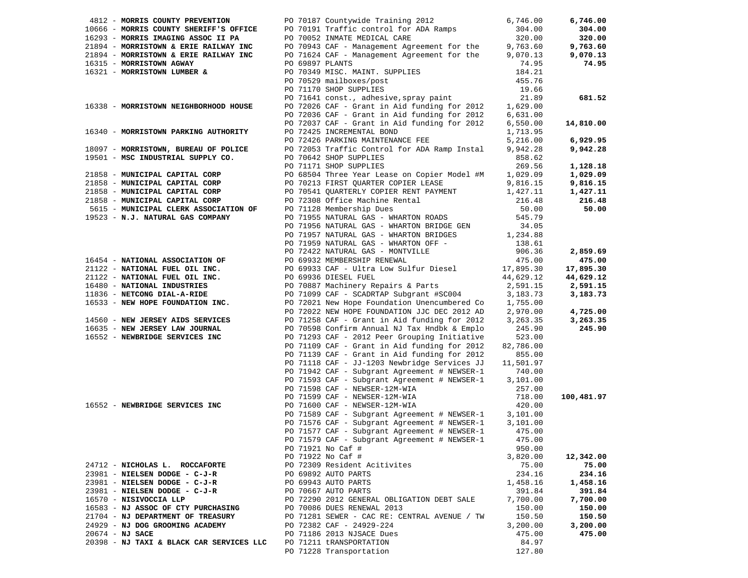| Vendor | PO / Description | Amount | Total |
|---|---|---|---|
| 4812 - **MORRIS COUNTY PREVENTION** | PO 70187 Countywide Training 2012 | 6,746.00 | **6,746.00** |
| 10666 - **MORRIS COUNTY SHERIFF'S OFFICE** | PO 70191 Traffic control for ADA Ramps | 304.00 | **304.00** |
| 16293 - **MORRIS IMAGING ASSOC II PA** | PO 70052 INMATE MEDICAL CARE | 320.00 | **320.00** |
| 21894 - **MORRISTOWN & ERIE RAILWAY INC** | PO 70943 CAF - Management Agreement for the | 9,763.60 | **9,763.60** |
| 21894 - **MORRISTOWN & ERIE RAILWAY INC** | PO 71624 CAF - Management Agreement for the | 9,070.13 | **9,070.13** |
| 16315 - **MORRISTOWN AGWAY** | PO 69897 PLANTS | 74.95 | **74.95** |
| 16321 - **MORRISTOWN LUMBER &** | PO 70349 MISC. MAINT. SUPPLIES | 184.21 | |
| | PO 70529 mailboxes/post | 455.76 | |
| | PO 71170 SHOP SUPPLIES | 19.66 | |
| | PO 71641 const., adhesive,spray paint | 21.89 | **681.52** |
| 16338 - **MORRISTOWN NEIGHBORHOOD HOUSE** | PO 72026 CAF - Grant in Aid funding for 2012 | 1,629.00 | |
| | PO 72036 CAF - Grant in Aid funding for 2012 | 6,631.00 | |
| | PO 72037 CAF - Grant in Aid funding for 2012 | 6,550.00 | **14,810.00** |
| 16340 - **MORRISTOWN PARKING AUTHORITY** | PO 72425 INCREMENTAL BOND | 1,713.95 | |
| | PO 72426 PARKING MAINTENANCE FEE | 5,216.00 | **6,929.95** |
| 18097 - **MORRISTOWN, BUREAU OF POLICE** | PO 72053 Traffic Control for ADA Ramp Instal | 9,942.28 | **9,942.28** |
| 19501 - **MSC INDUSTRIAL SUPPLY CO.** | PO 70642 SHOP SUPPLIES | 858.62 | |
| | PO 71171 SHOP SUPPLIES | 269.56 | **1,128.18** |
| 21858 - **MUNICIPAL CAPITAL CORP** | PO 68504 Three Year Lease on Copier Model #M | 1,029.09 | **1,029.09** |
| 21858 - **MUNICIPAL CAPITAL CORP** | PO 70213 FIRST QUARTER COPIER LEASE | 9,816.15 | **9,816.15** |
| 21858 - **MUNICIPAL CAPITAL CORP** | PO 70541 QUARTERLY COPIER RENT PAYMENT | 1,427.11 | **1,427.11** |
| 21858 - **MUNICIPAL CAPITAL CORP** | PO 72308 Office Machine Rental | 216.48 | **216.48** |
| 5615 - **MUNICIPAL CLERK ASSOCIATION OF** | PO 71128 Membership Dues | 50.00 | **50.00** |
| 19523 - **N.J. NATURAL GAS COMPANY** | PO 71955 NATURAL GAS - WHARTON ROADS | 545.79 | |
| | PO 71956 NATURAL GAS - WHARTON BRIDGE GEN | 34.05 | |
| | PO 71957 NATURAL GAS - WHARTON BRIDGES | 1,234.88 | |
| | PO 71959 NATURAL GAS - WHARTON OFF - | 138.61 | |
| | PO 72422 NATURAL GAS - MONTVILLE | 906.36 | **2,859.69** |
| 16454 - **NATIONAL ASSOCIATION OF** | PO 69932 MEMBERSHIP RENEWAL | 475.00 | **475.00** |
| 21122 - **NATIONAL FUEL OIL INC.** | PO 69933 CAF - Ultra Low Sulfur Diesel | 17,895.30 | **17,895.30** |
| 21122 - **NATIONAL FUEL OIL INC.** | PO 69936 DIESEL FUEL | 44,629.12 | **44,629.12** |
| 16480 - **NATIONAL INDUSTRIES** | PO 70887 Machinery Repairs & Parts | 2,591.15 | **2,591.15** |
| 11836 - **NETCONG DIAL-A-RIDE** | PO 71099 CAF - SCADRTAP Subgrant #SC004 | 3,183.73 | **3,183.73** |
| 16533 - **NEW HOPE FOUNDATION INC.** | PO 72021 New Hope Foundation Unencumbered Co | 1,755.00 | |
| | PO 72022 NEW HOPE FOUNDATION JJC DEC 2012 AD | 2,970.00 | **4,725.00** |
| 14560 - **NEW JERSEY AIDS SERVICES** | PO 71258 CAF - Grant in Aid funding for 2012 | 3,263.35 | **3,263.35** |
| 16635 - **NEW JERSEY LAW JOURNAL** | PO 70598 Confirm Annual NJ Tax Hndbk & Emplo | 245.90 | **245.90** |
| 16552 - **NEWBRIDGE SERVICES INC** | PO 71293 CAF - 2012 Peer Grouping Initiative | 523.00 | |
| | PO 71109 CAF - Grant in Aid funding for 2012 | 82,786.00 | |
| | PO 71139 CAF - Grant in Aid funding for 2012 | 855.00 | |
| | PO 71118 CAF - JJ-1203 Newbridge Services JJ | 11,501.97 | |
| | PO 71942 CAF - Subgrant Agreement # NEWSER-1 | 740.00 | |
| | PO 71593 CAF - Subgrant Agreement # NEWSER-1 | 3,101.00 | |
| | PO 71598 CAF - NEWSER-12M-WIA | 257.00 | |
| | PO 71599 CAF - NEWSER-12M-WIA | 718.00 | **100,481.97** |
| 16552 - **NEWBRIDGE SERVICES INC** | PO 71600 CAF - NEWSER-12M-WIA | 420.00 | |
| | PO 71589 CAF - Subgrant Agreement # NEWSER-1 | 3,101.00 | |
| | PO 71576 CAF - Subgrant Agreement # NEWSER-1 | 3,101.00 | |
| | PO 71577 CAF - Subgrant Agreement # NEWSER-1 | 475.00 | |
| | PO 71579 CAF - Subgrant Agreement # NEWSER-1 | 475.00 | |
| | PO 71921 No Caf # | 950.00 | |
| | PO 71922 No Caf # | 3,820.00 | **12,342.00** |
| 24712 - **NICHOLAS L. ROCCAFORTE** | PO 72309 Resident Acitivites | 75.00 | **75.00** |
| 23981 - **NIELSEN DODGE - C-J-R** | PO 69892 AUTO PARTS | 234.16 | **234.16** |
| 23981 - **NIELSEN DODGE - C-J-R** | PO 69943 AUTO PARTS | 1,458.16 | **1,458.16** |
| 23981 - **NIELSEN DODGE - C-J-R** | PO 70667 AUTO PARTS | 391.84 | **391.84** |
| 16570 - **NISIVOCCIA LLP** | PO 72290 2012 GENERAL OBLIGATION DEBT SALE | 7,700.00 | **7,700.00** |
| 16583 - **NJ ASSOC OF CTY PURCHASING** | PO 70086 DUES RENEWAL 2013 | 150.00 | **150.00** |
| 21704 - **NJ DEPARTMENT OF TREASURY** | PO 71281 SEWER - CAC RE: CENTRAL AVENUE / TW | 150.50 | **150.50** |
| 24929 - **NJ DOG GROOMING ACADEMY** | PO 72382 CAF - 24929-224 | 3,200.00 | **3,200.00** |
| 20674 - **NJ SACE** | PO 71186 2013 NJSACE Dues | 475.00 | **475.00** |
| 20398 - **NJ TAXI & BLACK CAR SERVICES LLC** | PO 71211 tRANSPORTATION | 84.97 | |
| | PO 71228 Transportation | 127.80 | |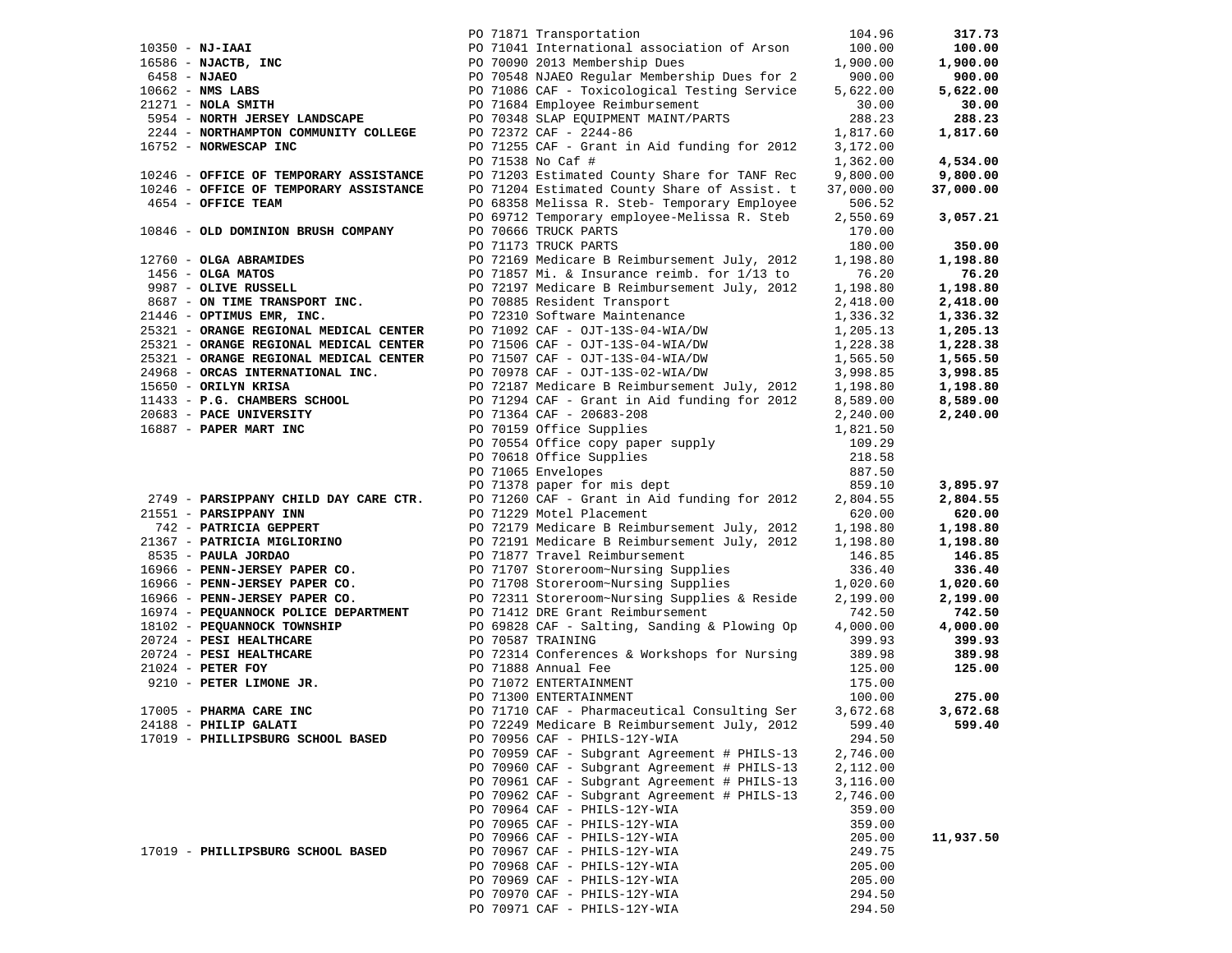| Vendor | PO / Description | Amount | Total |
|---|---|---|---|
| | PO 71871 Transportation | 104.96 | **317.73** |
| 10350 - **NJ-IAAI** | PO 71041 International association of Arson | 100.00 | **100.00** |
| 16586 - **NJACTB, INC** | PO 70090 2013 Membership Dues | 1,900.00 | **1,900.00** |
| 6458 - **NJAEO** | PO 70548 NJAEO Regular Membership Dues for 2 | 900.00 | **900.00** |
| 10662 - **NMS LABS** | PO 71086 CAF - Toxicological Testing Service | 5,622.00 | **5,622.00** |
| 21271 - **NOLA SMITH** | PO 71684 Employee Reimbursement | 30.00 | **30.00** |
| 5954 - **NORTH JERSEY LANDSCAPE** | PO 70348 SLAP EQUIPMENT MAINT/PARTS | 288.23 | **288.23** |
| 2244 - **NORTHAMPTON COMMUNITY COLLEGE** | PO 72372 CAF - 2244-86 | 1,817.60 | **1,817.60** |
| 16752 - **NORWESCAP INC** | PO 71255 CAF - Grant in Aid funding for 2012 | 3,172.00 | |
| | PO 71538 No Caf # | 1,362.00 | **4,534.00** |
| 10246 - **OFFICE OF TEMPORARY ASSISTANCE** | PO 71203 Estimated County Share for TANF Rec | 9,800.00 | **9,800.00** |
| 10246 - **OFFICE OF TEMPORARY ASSISTANCE** | PO 71204 Estimated County Share of Assist. t | 37,000.00 | **37,000.00** |
| 4654 - **OFFICE TEAM** | PO 68358 Melissa R. Steb- Temporary Employee | 506.52 | |
| | PO 69712 Temporary employee-Melissa R. Steb | 2,550.69 | **3,057.21** |
| 10846 - **OLD DOMINION BRUSH COMPANY** | PO 70666 TRUCK PARTS | 170.00 | |
| | PO 71173 TRUCK PARTS | 180.00 | **350.00** |
| 12760 - **OLGA ABRAMIDES** | PO 72169 Medicare B Reimbursement July, 2012 | 1,198.80 | **1,198.80** |
| 1456 - **OLGA MATOS** | PO 71857 Mi. & Insurance reimb. for 1/13 to | 76.20 | **76.20** |
| 9987 - **OLIVE RUSSELL** | PO 72197 Medicare B Reimbursement July, 2012 | 1,198.80 | **1,198.80** |
| 8687 - **ON TIME TRANSPORT INC.** | PO 70885 Resident Transport | 2,418.00 | **2,418.00** |
| 21446 - **OPTIMUS EMR, INC.** | PO 72310 Software Maintenance | 1,336.32 | **1,336.32** |
| 25321 - **ORANGE REGIONAL MEDICAL CENTER** | PO 71092 CAF - OJT-13S-04-WIA/DW | 1,205.13 | **1,205.13** |
| 25321 - **ORANGE REGIONAL MEDICAL CENTER** | PO 71506 CAF - OJT-13S-04-WIA/DW | 1,228.38 | **1,228.38** |
| 25321 - **ORANGE REGIONAL MEDICAL CENTER** | PO 71507 CAF - OJT-13S-04-WIA/DW | 1,565.50 | **1,565.50** |
| 24968 - **ORCAS INTERNATIONAL INC.** | PO 70978 CAF - OJT-13S-02-WIA/DW | 3,998.85 | **3,998.85** |
| 15650 - **ORILYN KRISA** | PO 72187 Medicare B Reimbursement July, 2012 | 1,198.80 | **1,198.80** |
| 11433 - **P.G. CHAMBERS SCHOOL** | PO 71294 CAF - Grant in Aid funding for 2012 | 8,589.00 | **8,589.00** |
| 20683 - **PACE UNIVERSITY** | PO 71364 CAF - 20683-208 | 2,240.00 | **2,240.00** |
| 16887 - **PAPER MART INC** | PO 70159 Office Supplies | 1,821.50 | |
| | PO 70554 Office copy paper supply | 109.29 | |
| | PO 70618 Office Supplies | 218.58 | |
| | PO 71065 Envelopes | 887.50 | |
| | PO 71378 paper for mis dept | 859.10 | **3,895.97** |
| 2749 - **PARSIPPANY CHILD DAY CARE CTR.** | PO 71260 CAF - Grant in Aid funding for 2012 | 2,804.55 | **2,804.55** |
| 21551 - **PARSIPPANY INN** | PO 71229 Motel Placement | 620.00 | **620.00** |
| 742 - **PATRICIA GEPPERT** | PO 72179 Medicare B Reimbursement July, 2012 | 1,198.80 | **1,198.80** |
| 21367 - **PATRICIA MIGLIORINO** | PO 72191 Medicare B Reimbursement July, 2012 | 1,198.80 | **1,198.80** |
| 8535 - **PAULA JORDAO** | PO 71877 Travel Reimbursement | 146.85 | **146.85** |
| 16966 - **PENN-JERSEY PAPER CO.** | PO 71707 Storeroom~Nursing Supplies | 336.40 | **336.40** |
| 16966 - **PENN-JERSEY PAPER CO.** | PO 71708 Storeroom~Nursing Supplies | 1,020.60 | **1,020.60** |
| 16966 - **PENN-JERSEY PAPER CO.** | PO 72311 Storeroom~Nursing Supplies & Reside | 2,199.00 | **2,199.00** |
| 16974 - **PEQUANNOCK POLICE DEPARTMENT** | PO 71412 DRE Grant Reimbursement | 742.50 | **742.50** |
| 18102 - **PEQUANNOCK TOWNSHIP** | PO 69828 CAF - Salting, Sanding & Plowing Op | 4,000.00 | **4,000.00** |
| 20724 - **PESI HEALTHCARE** | PO 70587 TRAINING | 399.93 | **399.93** |
| 20724 - **PESI HEALTHCARE** | PO 72314 Conferences & Workshops for Nursing | 389.98 | **389.98** |
| 21024 - **PETER FOY** | PO 71888 Annual Fee | 125.00 | **125.00** |
| 9210 - **PETER LIMONE JR.** | PO 71072 ENTERTAINMENT | 175.00 | |
| | PO 71300 ENTERTAINMENT | 100.00 | **275.00** |
| 17005 - **PHARMA CARE INC** | PO 71710 CAF - Pharmaceutical Consulting Ser | 3,672.68 | **3,672.68** |
| 24188 - **PHILIP GALATI** | PO 72249 Medicare B Reimbursement July, 2012 | 599.40 | **599.40** |
| 17019 - **PHILLIPSBURG SCHOOL BASED** | PO 70956 CAF - PHILS-12Y-WIA | 294.50 | |
| | PO 70959 CAF - Subgrant Agreement # PHILS-13 | 2,746.00 | |
| | PO 70960 CAF - Subgrant Agreement # PHILS-13 | 2,112.00 | |
| | PO 70961 CAF - Subgrant Agreement # PHILS-13 | 3,116.00 | |
| | PO 70962 CAF - Subgrant Agreement # PHILS-13 | 2,746.00 | |
| | PO 70964 CAF - PHILS-12Y-WIA | 359.00 | |
| | PO 70965 CAF - PHILS-12Y-WIA | 359.00 | |
| | PO 70966 CAF - PHILS-12Y-WIA | 205.00 | **11,937.50** |
| 17019 - **PHILLIPSBURG SCHOOL BASED** | PO 70967 CAF - PHILS-12Y-WIA | 249.75 | |
| | PO 70968 CAF - PHILS-12Y-WIA | 205.00 | |
| | PO 70969 CAF - PHILS-12Y-WIA | 205.00 | |
| | PO 70970 CAF - PHILS-12Y-WIA | 294.50 | |
| | PO 70971 CAF - PHILS-12Y-WIA | 294.50 | |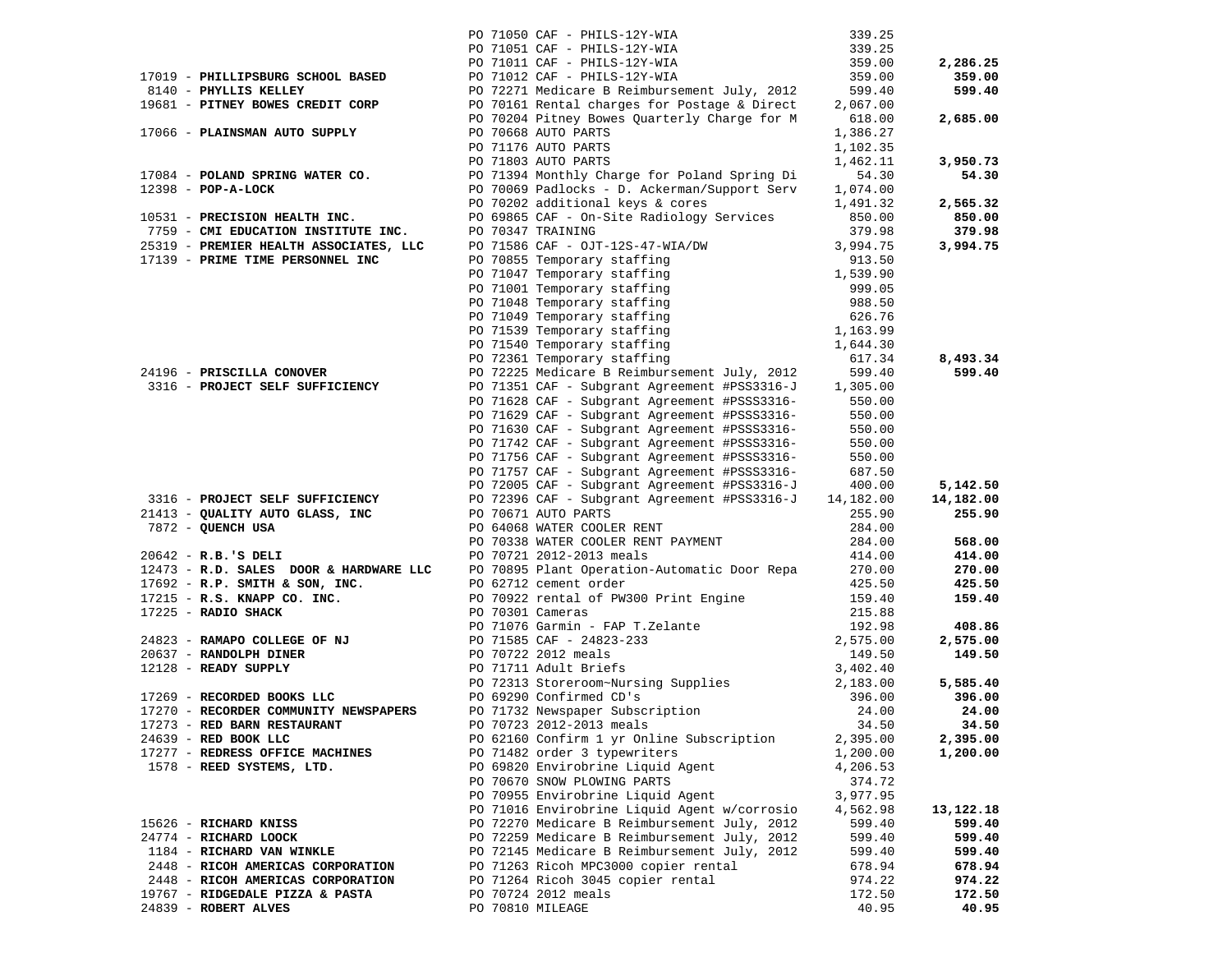| Vendor | PO / Description | Amount | Total |
|---|---|---|---|
| | PO 71050 CAF - PHILS-12Y-WIA | 339.25 | |
| | PO 71051 CAF - PHILS-12Y-WIA | 339.25 | |
| | PO 71011 CAF - PHILS-12Y-WIA | 359.00 | **2,286.25** |
| 17019 - **PHILLIPSBURG SCHOOL BASED** | PO 71012 CAF - PHILS-12Y-WIA | 359.00 | **359.00** |
| 8140 - **PHYLLIS KELLEY** | PO 72271 Medicare B Reimbursement July, 2012 | 599.40 | **599.40** |
| 19681 - **PITNEY BOWES CREDIT CORP** | PO 70161 Rental charges for Postage & Direct | 2,067.00 | |
| | PO 70204 Pitney Bowes Quarterly Charge for M | 618.00 | **2,685.00** |
| 17066 - **PLAINSMAN AUTO SUPPLY** | PO 70668 AUTO PARTS | 1,386.27 | |
| | PO 71176 AUTO PARTS | 1,102.35 | |
| | PO 71803 AUTO PARTS | 1,462.11 | **3,950.73** |
| 17084 - **POLAND SPRING WATER CO.** | PO 71394 Monthly Charge for Poland Spring Di | 54.30 | **54.30** |
| 12398 - **POP-A-LOCK** | PO 70069 Padlocks - D. Ackerman/Support Serv | 1,074.00 | |
| | PO 70202 additional keys & cores | 1,491.32 | **2,565.32** |
| 10531 - **PRECISION HEALTH INC.** | PO 69865 CAF - On-Site Radiology Services | 850.00 | **850.00** |
| 7759 - **CMI EDUCATION INSTITUTE INC.** | PO 70347 TRAINING | 379.98 | **379.98** |
| 25319 - **PREMIER HEALTH ASSOCIATES, LLC** | PO 71586 CAF - OJT-12S-47-WIA/DW | 3,994.75 | **3,994.75** |
| 17139 - **PRIME TIME PERSONNEL INC** | PO 70855 Temporary staffing | 913.50 | |
| | PO 71047 Temporary staffing | 1,539.90 | |
| | PO 71001 Temporary staffing | 999.05 | |
| | PO 71048 Temporary staffing | 988.50 | |
| | PO 71049 Temporary staffing | 626.76 | |
| | PO 71539 Temporary staffing | 1,163.99 | |
| | PO 71540 Temporary staffing | 1,644.30 | |
| | PO 72361 Temporary staffing | 617.34 | **8,493.34** |
| 24196 - **PRISCILLA CONOVER** | PO 72225 Medicare B Reimbursement July, 2012 | 599.40 | **599.40** |
| 3316 - **PROJECT SELF SUFFICIENCY** | PO 71351 CAF - Subgrant Agreement #PSS3316-J | 1,305.00 | |
| | PO 71628 CAF - Subgrant Agreement #PSSS3316- | 550.00 | |
| | PO 71629 CAF - Subgrant Agreement #PSSS3316- | 550.00 | |
| | PO 71630 CAF - Subgrant Agreement #PSSS3316- | 550.00 | |
| | PO 71742 CAF - Subgrant Agreement #PSSS3316- | 550.00 | |
| | PO 71756 CAF - Subgrant Agreement #PSSS3316- | 550.00 | |
| | PO 71757 CAF - Subgrant Agreement #PSSS3316- | 687.50 | |
| | PO 72005 CAF - Subgrant Agreement #PSS3316-J | 400.00 | **5,142.50** |
| 3316 - **PROJECT SELF SUFFICIENCY** | PO 72396 CAF - Subgrant Agreement #PSS3316-J | 14,182.00 | **14,182.00** |
| 21413 - **QUALITY AUTO GLASS, INC** | PO 70671 AUTO PARTS | 255.90 | **255.90** |
| 7872 - **QUENCH USA** | PO 64068 WATER COOLER RENT | 284.00 | |
| | PO 70338 WATER COOLER RENT PAYMENT | 284.00 | **568.00** |
| 20642 - **R.B.'S DELI** | PO 70721 2012-2013 meals | 414.00 | **414.00** |
| 12473 - **R.D. SALES DOOR & HARDWARE LLC** | PO 70895 Plant Operation-Automatic Door Repa | 270.00 | **270.00** |
| 17692 - **R.P. SMITH & SON, INC.** | PO 62712 cement order | 425.50 | **425.50** |
| 17215 - **R.S. KNAPP CO. INC.** | PO 70922 rental of PW300 Print Engine | 159.40 | **159.40** |
| 17225 - **RADIO SHACK** | PO 70301 Cameras | 215.88 | |
| | PO 71076 Garmin - FAP T.Zelante | 192.98 | **408.86** |
| 24823 - **RAMAPO COLLEGE OF NJ** | PO 71585 CAF - 24823-233 | 2,575.00 | **2,575.00** |
| 20637 - **RANDOLPH DINER** | PO 70722 2012 meals | 149.50 | **149.50** |
| 12128 - **READY SUPPLY** | PO 71711 Adult Briefs | 3,402.40 | |
| | PO 72313 Storeroom~Nursing Supplies | 2,183.00 | **5,585.40** |
| 17269 - **RECORDED BOOKS LLC** | PO 69290 Confirmed CD's | 396.00 | **396.00** |
| 17270 - **RECORDER COMMUNITY NEWSPAPERS** | PO 71732 Newspaper Subscription | 24.00 | **24.00** |
| 17273 - **RED BARN RESTAURANT** | PO 70723 2012-2013 meals | 34.50 | **34.50** |
| 24639 - **RED BOOK LLC** | PO 62160 Confirm 1 yr Online Subscription | 2,395.00 | **2,395.00** |
| 17277 - **REDRESS OFFICE MACHINES** | PO 71482 order 3 typewriters | 1,200.00 | **1,200.00** |
| 1578 - **REED SYSTEMS, LTD.** | PO 69820 Envirobrine Liquid Agent | 4,206.53 | |
| | PO 70670 SNOW PLOWING PARTS | 374.72 | |
| | PO 70955 Envirobrine Liquid Agent | 3,977.95 | |
| | PO 71016 Envirobrine Liquid Agent w/corrosio | 4,562.98 | **13,122.18** |
| 15626 - **RICHARD KNISS** | PO 72270 Medicare B Reimbursement July, 2012 | 599.40 | **599.40** |
| 24774 - **RICHARD LOOCK** | PO 72259 Medicare B Reimbursement July, 2012 | 599.40 | **599.40** |
| 1184 - **RICHARD VAN WINKLE** | PO 72145 Medicare B Reimbursement July, 2012 | 599.40 | **599.40** |
| 2448 - **RICOH AMERICAS CORPORATION** | PO 71263 Ricoh MPC3000 copier rental | 678.94 | **678.94** |
| 2448 - **RICOH AMERICAS CORPORATION** | PO 71264 Ricoh 3045 copier rental | 974.22 | **974.22** |
| 19767 - **RIDGEDALE PIZZA & PASTA** | PO 70724 2012 meals | 172.50 | **172.50** |
| 24839 - **ROBERT ALVES** | PO 70810 MILEAGE | 40.95 | **40.95** |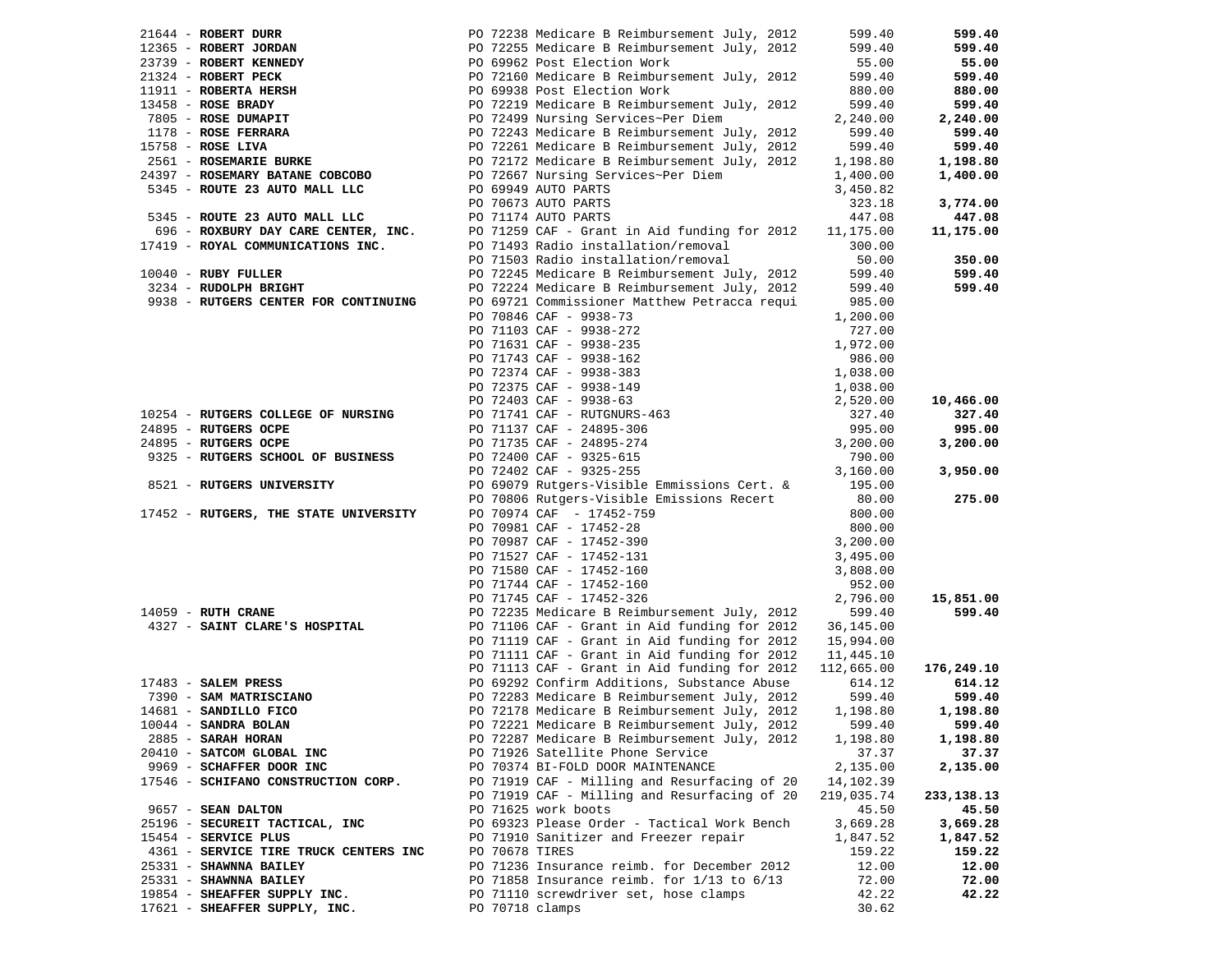| Vendor | Description | Amount | Total |
|---|---|---|---|
| 21644 - **ROBERT DURR** | PO 72238 Medicare B Reimbursement July, 2012 | 599.40 | **599.40** |
| 12365 - **ROBERT JORDAN** | PO 72255 Medicare B Reimbursement July, 2012 | 599.40 | **599.40** |
| 23739 - **ROBERT KENNEDY** | PO 69962 Post Election Work | 55.00 | **55.00** |
| 21324 - **ROBERT PECK** | PO 72160 Medicare B Reimbursement July, 2012 | 599.40 | **599.40** |
| 11911 - **ROBERTA HERSH** | PO 69938 Post Election Work | 880.00 | **880.00** |
| 13458 - **ROSE BRADY** | PO 72219 Medicare B Reimbursement July, 2012 | 599.40 | **599.40** |
| 7805 - **ROSE DUMAPIT** | PO 72499 Nursing Services~Per Diem | 2,240.00 | **2,240.00** |
| 1178 - **ROSE FERRARA** | PO 72243 Medicare B Reimbursement July, 2012 | 599.40 | **599.40** |
| 15758 - **ROSE LIVA** | PO 72261 Medicare B Reimbursement July, 2012 | 599.40 | **599.40** |
| 2561 - **ROSEMARIE BURKE** | PO 72172 Medicare B Reimbursement July, 2012 | 1,198.80 | **1,198.80** |
| 24397 - **ROSEMARY BATANE COBCOBO** | PO 72667 Nursing Services~Per Diem | 1,400.00 | **1,400.00** |
| 5345 - **ROUTE 23 AUTO MALL LLC** | PO 69949 AUTO PARTS | 3,450.82 | |
| | PO 70673 AUTO PARTS | 323.18 | **3,774.00** |
| 5345 - **ROUTE 23 AUTO MALL LLC** | PO 71174 AUTO PARTS | 447.08 | **447.08** |
| 696 - **ROXBURY DAY CARE CENTER, INC.** | PO 71259 CAF - Grant in Aid funding for 2012 | 11,175.00 | **11,175.00** |
| 17419 - **ROYAL COMMUNICATIONS INC.** | PO 71493 Radio installation/removal | 300.00 | |
| | PO 71503 Radio installation/removal | 50.00 | **350.00** |
| 10040 - **RUBY FULLER** | PO 72245 Medicare B Reimbursement July, 2012 | 599.40 | **599.40** |
| 3234 - **RUDOLPH BRIGHT** | PO 72224 Medicare B Reimbursement July, 2012 | 599.40 | **599.40** |
| 9938 - **RUTGERS CENTER FOR CONTINUING** | PO 69721 Commissioner Matthew Petracca requi | 985.00 | |
| | PO 70846 CAF - 9938-73 | 1,200.00 | |
| | PO 71103 CAF - 9938-272 | 727.00 | |
| | PO 71631 CAF - 9938-235 | 1,972.00 | |
| | PO 71743 CAF - 9938-162 | 986.00 | |
| | PO 72374 CAF - 9938-383 | 1,038.00 | |
| | PO 72375 CAF - 9938-149 | 1,038.00 | |
| | PO 72403 CAF - 9938-63 | 2,520.00 | **10,466.00** |
| 10254 - **RUTGERS COLLEGE OF NURSING** | PO 71741 CAF - RUTGNURS-463 | 327.40 | **327.40** |
| 24895 - **RUTGERS OCPE** | PO 71137 CAF - 24895-306 | 995.00 | **995.00** |
| 24895 - **RUTGERS OCPE** | PO 71735 CAF - 24895-274 | 3,200.00 | **3,200.00** |
| 9325 - **RUTGERS SCHOOL OF BUSINESS** | PO 72400 CAF - 9325-615 | 790.00 | |
| | PO 72402 CAF - 9325-255 | 3,160.00 | **3,950.00** |
| 8521 - **RUTGERS UNIVERSITY** | PO 69079 Rutgers-Visible Emmissions Cert. & | 195.00 | |
| | PO 70806 Rutgers-Visible Emissions Recert | 80.00 | **275.00** |
| 17452 - **RUTGERS, THE STATE UNIVERSITY** | PO 70974 CAF - 17452-759 | 800.00 | |
| | PO 70981 CAF - 17452-28 | 800.00 | |
| | PO 70987 CAF - 17452-390 | 3,200.00 | |
| | PO 71527 CAF - 17452-131 | 3,495.00 | |
| | PO 71580 CAF - 17452-160 | 3,808.00 | |
| | PO 71744 CAF - 17452-160 | 952.00 | |
| | PO 71745 CAF - 17452-326 | 2,796.00 | **15,851.00** |
| 14059 - **RUTH CRANE** | PO 72235 Medicare B Reimbursement July, 2012 | 599.40 | **599.40** |
| 4327 - **SAINT CLARE'S HOSPITAL** | PO 71106 CAF - Grant in Aid funding for 2012 | 36,145.00 | |
| | PO 71119 CAF - Grant in Aid funding for 2012 | 15,994.00 | |
| | PO 71111 CAF - Grant in Aid funding for 2012 | 11,445.10 | |
| | PO 71113 CAF - Grant in Aid funding for 2012 | 112,665.00 | **176,249.10** |
| 17483 - **SALEM PRESS** | PO 69292 Confirm Additions, Substance Abuse | 614.12 | **614.12** |
| 7390 - **SAM MATRISCIANO** | PO 72283 Medicare B Reimbursement July, 2012 | 599.40 | **599.40** |
| 14681 - **SANDILLO FICO** | PO 72178 Medicare B Reimbursement July, 2012 | 1,198.80 | **1,198.80** |
| 10044 - **SANDRA BOLAN** | PO 72221 Medicare B Reimbursement July, 2012 | 599.40 | **599.40** |
| 2885 - **SARAH HORAN** | PO 72287 Medicare B Reimbursement July, 2012 | 1,198.80 | **1,198.80** |
| 20410 - **SATCOM GLOBAL INC** | PO 71926 Satellite Phone Service | 37.37 | **37.37** |
| 9969 - **SCHAFFER DOOR INC** | PO 70374 BI-FOLD DOOR MAINTENANCE | 2,135.00 | **2,135.00** |
| 17546 - **SCHIFANO CONSTRUCTION CORP.** | PO 71919 CAF - Milling and Resurfacing of 20 | 14,102.39 | |
| | PO 71919 CAF - Milling and Resurfacing of 20 | 219,035.74 | **233,138.13** |
| 9657 - **SEAN DALTON** | PO 71625 work boots | 45.50 | **45.50** |
| 25196 - **SECUREIT TACTICAL, INC** | PO 69323 Please Order - Tactical Work Bench | 3,669.28 | **3,669.28** |
| 15454 - **SERVICE PLUS** | PO 71910 Sanitizer and Freezer repair | 1,847.52 | **1,847.52** |
| 4361 - **SERVICE TIRE TRUCK CENTERS INC** | PO 70678 TIRES | 159.22 | **159.22** |
| 25331 - **SHAWNNA BAILEY** | PO 71236 Insurance reimb. for December 2012 | 12.00 | **12.00** |
| 25331 - **SHAWNNA BAILEY** | PO 71858 Insurance reimb. for 1/13 to 6/13 | 72.00 | **72.00** |
| 19854 - **SHEAFFER SUPPLY INC.** | PO 71110 screwdriver set, hose clamps | 42.22 | **42.22** |
| 17621 - **SHEAFFER SUPPLY, INC.** | PO 70718 clamps | 30.62 | |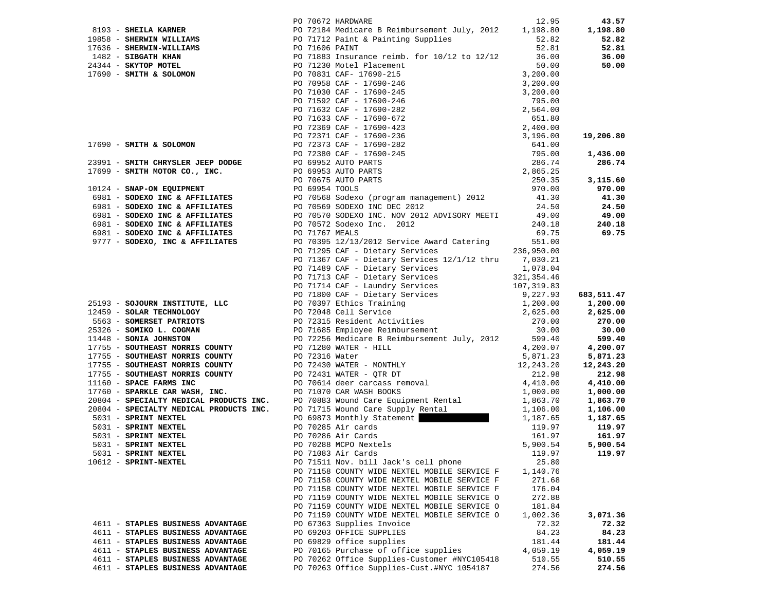| Vendor | PO / Description | Amount | Total |
|---|---|---|---|
| | PO 70672 HARDWARE | 12.95 | **43.57** |
| 8193 - **SHEILA KARNER** | PO 72184 Medicare B Reimbursement July, 2012 | 1,198.80 | **1,198.80** |
| 19858 - **SHERWIN WILLIAMS** | PO 71712 Paint & Painting Supplies | 52.82 | **52.82** |
| 17636 - **SHERWIN-WILLIAMS** | PO 71606 PAINT | 52.81 | **52.81** |
| 1482 - **SIBGATH KHAN** | PO 71883 Insurance reimb. for 10/12 to 12/12 | 36.00 | **36.00** |
| 24344 - **SKYTOP MOTEL** | PO 71230 Motel Placement | 50.00 | **50.00** |
| 17690 - **SMITH & SOLOMON** | PO 70831 CAF- 17690-215 | 3,200.00 | |
| | PO 70958 CAF - 17690-246 | 3,200.00 | |
| | PO 71030 CAF - 17690-245 | 3,200.00 | |
| | PO 71592 CAF - 17690-246 | 795.00 | |
| | PO 71632 CAF - 17690-282 | 2,564.00 | |
| | PO 71633 CAF - 17690-672 | 651.80 | |
| | PO 72369 CAF - 17690-423 | 2,400.00 | |
| | PO 72371 CAF - 17690-236 | 3,196.00 | **19,206.80** |
| 17690 - **SMITH & SOLOMON** | PO 72373 CAF - 17690-282 | 641.00 | |
| | PO 72380 CAF - 17690-245 | 795.00 | **1,436.00** |
| 23991 - **SMITH CHRYSLER JEEP DODGE** | PO 69952 AUTO PARTS | 286.74 | **286.74** |
| 17699 - **SMITH MOTOR CO., INC.** | PO 69953 AUTO PARTS | 2,865.25 | |
| | PO 70675 AUTO PARTS | 250.35 | **3,115.60** |
| 10124 - **SNAP-ON EQUIPMENT** | PO 69954 TOOLS | 970.00 | **970.00** |
| 6981 - **SODEXO INC & AFFILIATES** | PO 70568 Sodexo (program management) 2012 | 41.30 | **41.30** |
| 6981 - **SODEXO INC & AFFILIATES** | PO 70569 SODEXO INC DEC 2012 | 24.50 | **24.50** |
| 6981 - **SODEXO INC & AFFILIATES** | PO 70570 SODEXO INC. NOV 2012 ADVISORY MEETI | 49.00 | **49.00** |
| 6981 - **SODEXO INC & AFFILIATES** | PO 70572 Sodexo Inc. 2012 | 240.18 | **240.18** |
| 6981 - **SODEXO INC & AFFILIATES** | PO 71767 MEALS | 69.75 | **69.75** |
| 9777 - **SODEXO, INC & AFFILIATES** | PO 70395 12/13/2012 Service Award Catering | 551.00 | |
| | PO 71295 CAF - Dietary Services | 236,950.00 | |
| | PO 71367 CAF - Dietary Services 12/1/12 thru | 7,030.21 | |
| | PO 71489 CAF - Dietary Services | 1,078.04 | |
| | PO 71713 CAF - Dietary Services | 321,354.46 | |
| | PO 71714 CAF - Laundry Services | 107,319.83 | |
| | PO 71800 CAF - Dietary Services | 9,227.93 | **683,511.47** |
| 25193 - **SOJOURN INSTITUTE, LLC** | PO 70397 Ethics Training | 1,200.00 | **1,200.00** |
| 12459 - **SOLAR TECHNOLOGY** | PO 72048 Cell Service | 2,625.00 | **2,625.00** |
| 5563 - **SOMERSET PATRIOTS** | PO 72315 Resident Activities | 270.00 | **270.00** |
| 25326 - **SOMIKO L. COGMAN** | PO 71685 Employee Reimbursement | 30.00 | **30.00** |
| 11448 - **SONIA JOHNSTON** | PO 72256 Medicare B Reimbursement July, 2012 | 599.40 | **599.40** |
| 17755 - **SOUTHEAST MORRIS COUNTY** | PO 71280 WATER - HILL | 4,200.07 | **4,200.07** |
| 17755 - **SOUTHEAST MORRIS COUNTY** | PO 72316 Water | 5,871.23 | **5,871.23** |
| 17755 - **SOUTHEAST MORRIS COUNTY** | PO 72430 WATER - MONTHLY | 12,243.20 | **12,243.20** |
| 17755 - **SOUTHEAST MORRIS COUNTY** | PO 72431 WATER - QTR DT | 212.98 | **212.98** |
| 11160 - **SPACE FARMS INC** | PO 70614 deer carcass removal | 4,410.00 | **4,410.00** |
| 17760 - **SPARKLE CAR WASH, INC.** | PO 71070 CAR WASH BOOKS | 1,000.00 | **1,000.00** |
| 20804 - **SPECIALTY MEDICAL PRODUCTS INC.** | PO 70883 Wound Care Equipment Rental | 1,863.70 | **1,863.70** |
| 20804 - **SPECIALTY MEDICAL PRODUCTS INC.** | PO 71715 Wound Care Supply Rental | 1,106.00 | **1,106.00** |
| 5031 - **SPRINT NEXTEL** | PO 69873 Monthly Statement [REDACTED] | 1,187.65 | **1,187.65** |
| 5031 - **SPRINT NEXTEL** | PO 70285 Air cards | 119.97 | **119.97** |
| 5031 - **SPRINT NEXTEL** | PO 70286 Air Cards | 161.97 | **161.97** |
| 5031 - **SPRINT NEXTEL** | PO 70288 MCPO Nextels | 5,900.54 | **5,900.54** |
| 5031 - **SPRINT NEXTEL** | PO 71083 Air Cards | 119.97 | **119.97** |
| 10612 - **SPRINT-NEXTEL** | PO 71511 Nov. bill Jack's cell phone | 25.80 | |
| | PO 71158 COUNTY WIDE NEXTEL MOBILE SERVICE F | 1,140.76 | |
| | PO 71158 COUNTY WIDE NEXTEL MOBILE SERVICE F | 271.68 | |
| | PO 71158 COUNTY WIDE NEXTEL MOBILE SERVICE F | 176.04 | |
| | PO 71159 COUNTY WIDE NEXTEL MOBILE SERVICE O | 272.88 | |
| | PO 71159 COUNTY WIDE NEXTEL MOBILE SERVICE O | 181.84 | |
| | PO 71159 COUNTY WIDE NEXTEL MOBILE SERVICE O | 1,002.36 | **3,071.36** |
| 4611 - **STAPLES BUSINESS ADVANTAGE** | PO 67363 Supplies Invoice | 72.32 | **72.32** |
| 4611 - **STAPLES BUSINESS ADVANTAGE** | PO 69203 OFFICE SUPPLIES | 84.23 | **84.23** |
| 4611 - **STAPLES BUSINESS ADVANTAGE** | PO 69829 office supplies | 181.44 | **181.44** |
| 4611 - **STAPLES BUSINESS ADVANTAGE** | PO 70165 Purchase of office supplies | 4,059.19 | **4,059.19** |
| 4611 - **STAPLES BUSINESS ADVANTAGE** | PO 70262 Office Supplies-Customer #NYC105418 | 510.55 | **510.55** |
| 4611 - **STAPLES BUSINESS ADVANTAGE** | PO 70263 Office Supplies-Cust.#NYC 1054187 | 274.56 | **274.56** |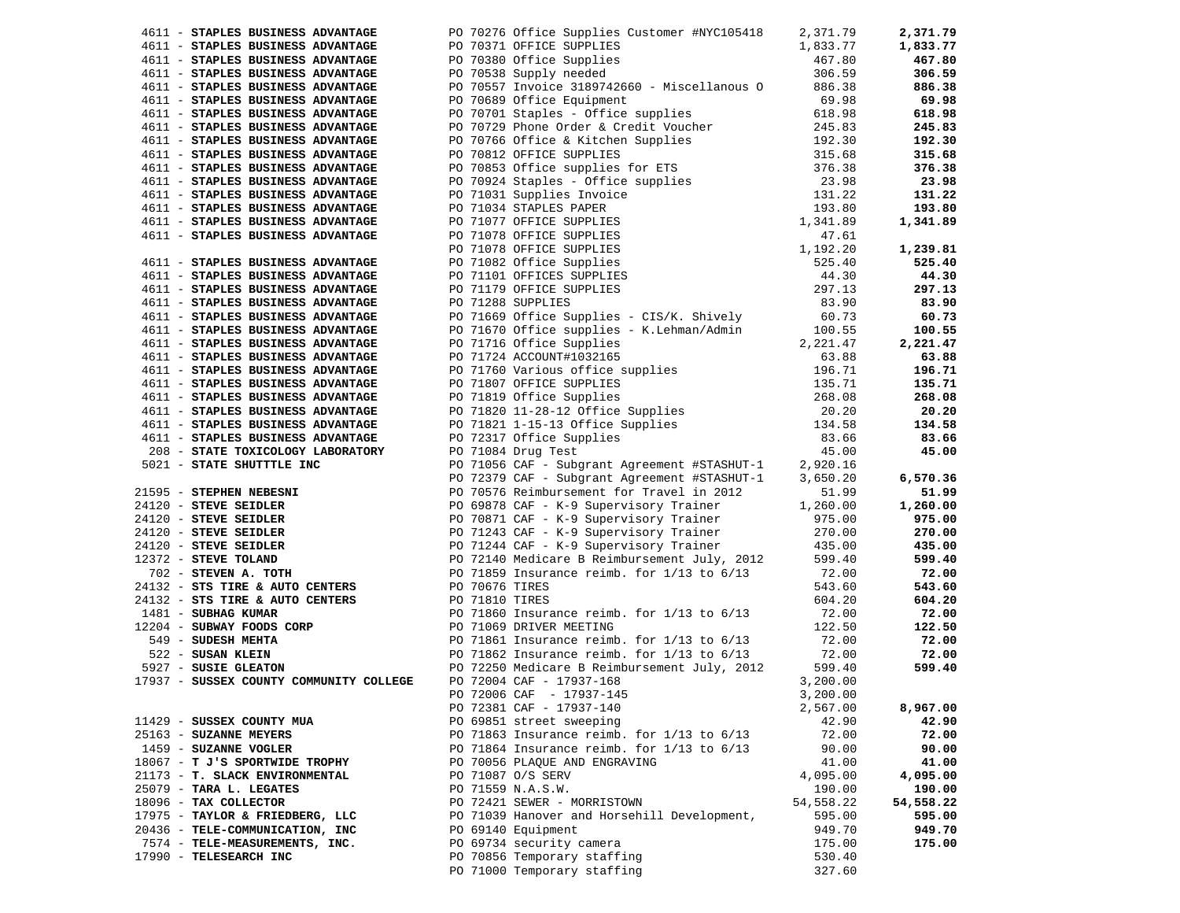| Vendor | PO / Description | Amount | Total |
|---|---|---|---|
| 4611 - **STAPLES BUSINESS ADVANTAGE** | PO 70276 Office Supplies Customer #NYC105418 | 2,371.79 | **2,371.79** |
| 4611 - **STAPLES BUSINESS ADVANTAGE** | PO 70371 OFFICE SUPPLIES | 1,833.77 | **1,833.77** |
| 4611 - **STAPLES BUSINESS ADVANTAGE** | PO 70380 Office Supplies | 467.80 | **467.80** |
| 4611 - **STAPLES BUSINESS ADVANTAGE** | PO 70538 Supply needed | 306.59 | **306.59** |
| 4611 - **STAPLES BUSINESS ADVANTAGE** | PO 70557 Invoice 3189742660 - Miscellanous O | 886.38 | **886.38** |
| 4611 - **STAPLES BUSINESS ADVANTAGE** | PO 70689 Office Equipment | 69.98 | **69.98** |
| 4611 - **STAPLES BUSINESS ADVANTAGE** | PO 70701 Staples - Office supplies | 618.98 | **618.98** |
| 4611 - **STAPLES BUSINESS ADVANTAGE** | PO 70729 Phone Order & Credit Voucher | 245.83 | **245.83** |
| 4611 - **STAPLES BUSINESS ADVANTAGE** | PO 70766 Office & Kitchen Supplies | 192.30 | **192.30** |
| 4611 - **STAPLES BUSINESS ADVANTAGE** | PO 70812 OFFICE SUPPLIES | 315.68 | **315.68** |
| 4611 - **STAPLES BUSINESS ADVANTAGE** | PO 70853 Office supplies for ETS | 376.38 | **376.38** |
| 4611 - **STAPLES BUSINESS ADVANTAGE** | PO 70924 Staples - Office supplies | 23.98 | **23.98** |
| 4611 - **STAPLES BUSINESS ADVANTAGE** | PO 71031 Supplies Invoice | 131.22 | **131.22** |
| 4611 - **STAPLES BUSINESS ADVANTAGE** | PO 71034 STAPLES PAPER | 193.80 | **193.80** |
| 4611 - **STAPLES BUSINESS ADVANTAGE** | PO 71077 OFFICE SUPPLIES | 1,341.89 | **1,341.89** |
| 4611 - **STAPLES BUSINESS ADVANTAGE** | PO 71078 OFFICE SUPPLIES | 47.61 | |
| | PO 71078 OFFICE SUPPLIES | 1,192.20 | **1,239.81** |
| 4611 - **STAPLES BUSINESS ADVANTAGE** | PO 71082 Office Supplies | 525.40 | **525.40** |
| 4611 - **STAPLES BUSINESS ADVANTAGE** | PO 71101 OFFICES SUPPLIES | 44.30 | **44.30** |
| 4611 - **STAPLES BUSINESS ADVANTAGE** | PO 71179 OFFICE SUPPLIES | 297.13 | **297.13** |
| 4611 - **STAPLES BUSINESS ADVANTAGE** | PO 71288 SUPPLIES | 83.90 | **83.90** |
| 4611 - **STAPLES BUSINESS ADVANTAGE** | PO 71669 Office Supplies - CIS/K. Shively | 60.73 | **60.73** |
| 4611 - **STAPLES BUSINESS ADVANTAGE** | PO 71670 Office supplies - K.Lehman/Admin | 100.55 | **100.55** |
| 4611 - **STAPLES BUSINESS ADVANTAGE** | PO 71716 Office Supplies | 2,221.47 | **2,221.47** |
| 4611 - **STAPLES BUSINESS ADVANTAGE** | PO 71724 ACCOUNT#1032165 | 63.88 | **63.88** |
| 4611 - **STAPLES BUSINESS ADVANTAGE** | PO 71760 Various office supplies | 196.71 | **196.71** |
| 4611 - **STAPLES BUSINESS ADVANTAGE** | PO 71807 OFFICE SUPPLIES | 135.71 | **135.71** |
| 4611 - **STAPLES BUSINESS ADVANTAGE** | PO 71819 Office Supplies | 268.08 | **268.08** |
| 4611 - **STAPLES BUSINESS ADVANTAGE** | PO 71820 11-28-12 Office Supplies | 20.20 | **20.20** |
| 4611 - **STAPLES BUSINESS ADVANTAGE** | PO 71821 1-15-13 Office Supplies | 134.58 | **134.58** |
| 4611 - **STAPLES BUSINESS ADVANTAGE** | PO 72317 Office Supplies | 83.66 | **83.66** |
| 208 - **STATE TOXICOLOGY LABORATORY** | PO 71084 Drug Test | 45.00 | **45.00** |
| 5021 - **STATE SHUTTTLE INC** | PO 71056 CAF - Subgrant Agreement #STASHUT-1 | 2,920.16 | |
| | PO 72379 CAF - Subgrant Agreement #STASHUT-1 | 3,650.20 | **6,570.36** |
| 21595 - **STEPHEN NEBESNI** | PO 70576 Reimbursement for Travel in 2012 | 51.99 | **51.99** |
| 24120 - **STEVE SEIDLER** | PO 69878 CAF - K-9 Supervisory Trainer | 1,260.00 | **1,260.00** |
| 24120 - **STEVE SEIDLER** | PO 70871 CAF - K-9 Supervisory Trainer | 975.00 | **975.00** |
| 24120 - **STEVE SEIDLER** | PO 71243 CAF - K-9 Supervisory Trainer | 270.00 | **270.00** |
| 24120 - **STEVE SEIDLER** | PO 71244 CAF - K-9 Supervisory Trainer | 435.00 | **435.00** |
| 12372 - **STEVE TOLAND** | PO 72140 Medicare B Reimbursement July, 2012 | 599.40 | **599.40** |
| 702 - **STEVEN A. TOTH** | PO 71859 Insurance reimb. for 1/13 to 6/13 | 72.00 | **72.00** |
| 24132 - **STS TIRE & AUTO CENTERS** | PO 70676 TIRES | 543.60 | **543.60** |
| 24132 - **STS TIRE & AUTO CENTERS** | PO 71810 TIRES | 604.20 | **604.20** |
| 1481 - **SUBHAG KUMAR** | PO 71860 Insurance reimb. for 1/13 to 6/13 | 72.00 | **72.00** |
| 12204 - **SUBWAY FOODS CORP** | PO 71069 DRIVER MEETING | 122.50 | **122.50** |
| 549 - **SUDESH MEHTA** | PO 71861 Insurance reimb. for 1/13 to 6/13 | 72.00 | **72.00** |
| 522 - **SUSAN KLEIN** | PO 71862 Insurance reimb. for 1/13 to 6/13 | 72.00 | **72.00** |
| 5927 - **SUSIE GLEATON** | PO 72250 Medicare B Reimbursement July, 2012 | 599.40 | **599.40** |
| 17937 - **SUSSEX COUNTY COMMUNITY COLLEGE** | PO 72004 CAF - 17937-168 | 3,200.00 | |
| | PO 72006 CAF - 17937-145 | 3,200.00 | |
| | PO 72381 CAF - 17937-140 | 2,567.00 | **8,967.00** |
| 11429 - **SUSSEX COUNTY MUA** | PO 69851 street sweeping | 42.90 | **42.90** |
| 25163 - **SUZANNE MEYERS** | PO 71863 Insurance reimb. for 1/13 to 6/13 | 72.00 | **72.00** |
| 1459 - **SUZANNE VOGLER** | PO 71864 Insurance reimb. for 1/13 to 6/13 | 90.00 | **90.00** |
| 18067 - **T J'S SPORTWIDE TROPHY** | PO 70056 PLAQUE AND ENGRAVING | 41.00 | **41.00** |
| 21173 - **T. SLACK ENVIRONMENTAL** | PO 71087 O/S SERV | 4,095.00 | **4,095.00** |
| 25079 - **TARA L. LEGATES** | PO 71559 N.A.S.W. | 190.00 | **190.00** |
| 18096 - **TAX COLLECTOR** | PO 72421 SEWER - MORRISTOWN | 54,558.22 | **54,558.22** |
| 17975 - **TAYLOR & FRIEDBERG, LLC** | PO 71039 Hanover and Horsehill Development, | 595.00 | **595.00** |
| 20436 - **TELE-COMMUNICATION, INC** | PO 69140 Equipment | 949.70 | **949.70** |
| 7574 - **TELE-MEASUREMENTS, INC.** | PO 69734 security camera | 175.00 | **175.00** |
| 17990 - **TELESEARCH INC** | PO 70856 Temporary staffing | 530.40 | |
| | PO 71000 Temporary staffing | 327.60 | |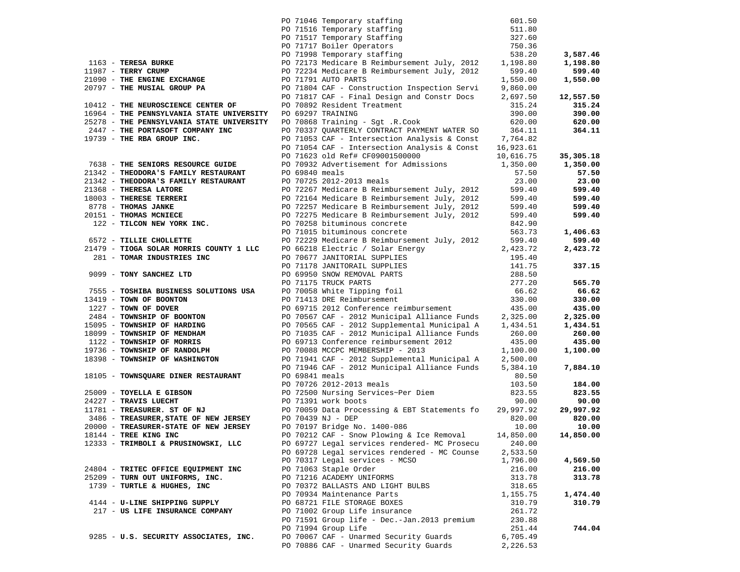| Vendor | PO / Description | Amount | Total |
|---|---|---|---|
| | PO 71046 Temporary staffing | 601.50 | |
| | PO 71516 Temporary staffing | 511.80 | |
| | PO 71517 Temporary Staffing | 327.60 | |
| | PO 71717 Boiler Operators | 750.36 | |
| | PO 71998 Temporary staffing | 538.20 | **3,587.46** |
| 1163 - **TERESA BURKE** | PO 72173 Medicare B Reimbursement July, 2012 | 1,198.80 | **1,198.80** |
| 11987 - **TERRY CRUMP** | PO 72234 Medicare B Reimbursement July, 2012 | 599.40 | **599.40** |
| 21090 - **THE ENGINE EXCHANGE** | PO 71791 AUTO PARTS | 1,550.00 | **1,550.00** |
| 20797 - **THE MUSIAL GROUP PA** | PO 71804 CAF - Construction Inspection Servi | 9,860.00 | |
| | PO 71817 CAF - Final Design and Constr Docs | 2,697.50 | **12,557.50** |
| 10412 - **THE NEUROSCIENCE CENTER OF** | PO 70892 Resident Treatment | 315.24 | **315.24** |
| 16964 - **THE PENNSYLVANIA STATE UNIVERSITY** | PO 69297 TRAINING | 390.00 | **390.00** |
| 25278 - **THE PENNSYLVANIA STATE UNIVERSITY** | PO 70868 Training - Sgt .R.Cook | 620.00 | **620.00** |
| 2447 - **THE PORTASOFT COMPANY INC** | PO 70337 QUARTERLY CONTRACT PAYMENT WATER SO | 364.11 | **364.11** |
| 19739 - **THE RBA GROUP INC.** | PO 71053 CAF - Intersection Analysis & Const | 7,764.82 | |
| | PO 71054 CAF - Intersection Analysis & Const | 16,923.61 | |
| | PO 71623 old Ref# CF09001500000 | 10,616.75 | **35,305.18** |
| 7638 - **THE SENIORS RESOURCE GUIDE** | PO 70932 Advertisement for Admissions | 1,350.00 | **1,350.00** |
| 21342 - **THEODORA'S FAMILY RESTAURANT** | PO 69840 meals | 57.50 | **57.50** |
| 21342 - **THEODORA'S FAMILY RESTAURANT** | PO 70725 2012-2013 meals | 23.00 | **23.00** |
| 21368 - **THERESA LATORE** | PO 72267 Medicare B Reimbursement July, 2012 | 599.40 | **599.40** |
| 18003 - **THERESE TERRERI** | PO 72164 Medicare B Reimbursement July, 2012 | 599.40 | **599.40** |
| 8778 - **THOMAS JANKE** | PO 72257 Medicare B Reimbursement July, 2012 | 599.40 | **599.40** |
| 20151 - **THOMAS MCNIECE** | PO 72275 Medicare B Reimbursement July, 2012 | 599.40 | **599.40** |
| 122 - **TILCON NEW YORK INC.** | PO 70258 bituminous concrete | 842.90 | |
| | PO 71015 bituminous concrete | 563.73 | **1,406.63** |
| 6572 - **TILLIE CHOLLETTE** | PO 72229 Medicare B Reimbursement July, 2012 | 599.40 | **599.40** |
| 21479 - **TIOGA SOLAR MORRIS COUNTY 1 LLC** | PO 66218 Electric / Solar Energy | 2,423.72 | **2,423.72** |
| 281 - **TOMAR INDUSTRIES INC** | PO 70677 JANITORIAL SUPPLIES | 195.40 | |
| | PO 71178 JANITORAIL SUPPLIES | 141.75 | **337.15** |
| 9099 - **TONY SANCHEZ LTD** | PO 69950 SNOW REMOVAL PARTS | 288.50 | |
| | PO 71175 TRUCK PARTS | 277.20 | **565.70** |
| 7555 - **TOSHIBA BUSINESS SOLUTIONS USA** | PO 70058 White Tipping foil | 66.62 | **66.62** |
| 13419 - **TOWN OF BOONTON** | PO 71413 DRE Reimbursement | 330.00 | **330.00** |
| 1227 - **TOWN OF DOVER** | PO 69715 2012 Conference reimbursement | 435.00 | **435.00** |
| 2484 - **TOWNSHIP OF BOONTON** | PO 70567 CAF - 2012 Municipal Alliance Funds | 2,325.00 | **2,325.00** |
| 15095 - **TOWNSHIP OF HARDING** | PO 70565 CAF - 2012 Supplemental Municipal A | 1,434.51 | **1,434.51** |
| 18099 - **TOWNSHIP OF MENDHAM** | PO 71035 CAF - 2012 Municipal Alliance Funds | 260.00 | **260.00** |
| 1122 - **TOWNSHIP OF MORRIS** | PO 69713 Conference reimbursement 2012 | 435.00 | **435.00** |
| 19736 - **TOWNSHIP OF RANDOLPH** | PO 70088 MCCPC MEMBERSHIP - 2013 | 1,100.00 | **1,100.00** |
| 18398 - **TOWNSHIP OF WASHINGTON** | PO 71941 CAF - 2012 Supplemental Municipal A | 2,500.00 | |
| | PO 71946 CAF - 2012 Municipal Alliance Funds | 5,384.10 | **7,884.10** |
| 18105 - **TOWNSQUARE DINER RESTAURANT** | PO 69841 meals | 80.50 | |
| | PO 70726 2012-2013 meals | 103.50 | **184.00** |
| 25009 - **TOYELLA E GIBSON** | PO 72500 Nursing Services~Per Diem | 823.55 | **823.55** |
| 24227 - **TRAVIS LUECHT** | PO 71391 work boots | 90.00 | **90.00** |
| 11781 - **TREASURER. ST OF NJ** | PO 70059 Data Processing & EBT Statements fo | 29,997.92 | **29,997.92** |
| 3486 - **TREASURER,STATE OF NEW JERSEY** | PO 70439 NJ - DEP | 820.00 | **820.00** |
| 20000 - **TREASURER-STATE OF NEW JERSEY** | PO 70197 Bridge No. 1400-086 | 10.00 | **10.00** |
| 18144 - **TREE KING INC** | PO 70212 CAF - Snow Plowing & Ice Removal | 14,850.00 | **14,850.00** |
| 12333 - **TRIMBOLI & PRUSINOWSKI, LLC** | PO 69727 Legal services rendered- MC Prosecu | 240.00 | |
| | PO 69728 Legal services rendered - MC Counse | 2,533.50 | |
| | PO 70317 Legal services - MCSO | 1,796.00 | **4,569.50** |
| 24804 - **TRITEC OFFICE EQUIPMENT INC** | PO 71063 Staple Order | 216.00 | **216.00** |
| 25209 - **TURN OUT UNIFORMS, INC.** | PO 71216 ACADEMY UNIFORMS | 313.78 | **313.78** |
| 1739 - **TURTLE & HUGHES, INC** | PO 70372 BALLASTS AND LIGHT BULBS | 318.65 | |
| | PO 70934 Maintenance Parts | 1,155.75 | **1,474.40** |
| 4144 - **U-LINE SHIPPING SUPPLY** | PO 68721 FILE STORAGE BOXES | 310.79 | **310.79** |
| 217 - **US LIFE INSURANCE COMPANY** | PO 71002 Group Life insurance | 261.72 | |
| | PO 71591 Group life - Dec.-Jan.2013 premium | 230.88 | |
| | PO 71994 Group Life | 251.44 | **744.04** |
| 9285 - **U.S. SECURITY ASSOCIATES, INC.** | PO 70067 CAF - Unarmed Security Guards | 6,705.49 | |
| | PO 70886 CAF - Unarmed Security Guards | 2,226.53 | |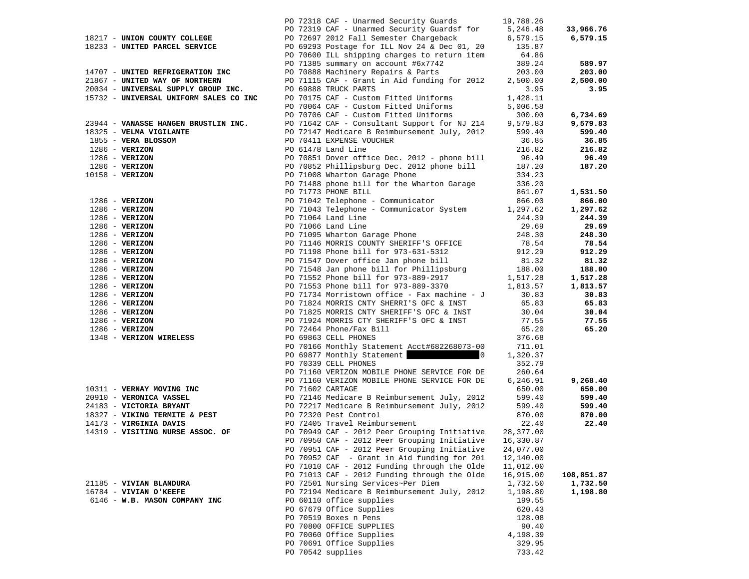| Vendor | Purchase Order | Amount | Total |
|---|---|---|---|
| | PO 72318 CAF - Unarmed Security Guards | 19,788.26 | |
| | PO 72319 CAF - Unarmed Security Guardsf for | 5,246.48 | **33,966.76** |
| 18217 - **UNION COUNTY COLLEGE** | PO 72697 2012 Fall Semester Chargeback | 6,579.15 | **6,579.15** |
| 18233 - **UNITED PARCEL SERVICE** | PO 69293 Postage for ILL Nov 24 & Dec 01, 20 | 135.87 | |
| | PO 70600 ILL shipping charges to return item | 64.86 | |
| | PO 71385 summary on account #6x7742 | 389.24 | **589.97** |
| 14707 - **UNITED REFRIGERATION INC** | PO 70888 Machinery Repairs & Parts | 203.00 | **203.00** |
| 21867 - **UNITED WAY OF NORTHERN** | PO 71115 CAF - Grant in Aid funding for 2012 | 2,500.00 | **2,500.00** |
| 20034 - **UNIVERSAL SUPPLY GROUP INC.** | PO 69888 TRUCK PARTS | 3.95 | **3.95** |
| 15732 - **UNIVERSAL UNIFORM SALES CO INC** | PO 70175 CAF - Custom Fitted Uniforms | 1,428.11 | |
| | PO 70064 CAF - Custom Fitted Uniforms | 5,006.58 | |
| | PO 70706 CAF - Custom Fitted Uniforms | 300.00 | **6,734.69** |
| 23944 - **VANASSE HANGEN BRUSTLIN INC.** | PO 71642 CAF - Consultant Support for NJ 214 | 9,579.83 | **9,579.83** |
| 18325 - **VELMA VIGILANTE** | PO 72147 Medicare B Reimbursement July, 2012 | 599.40 | **599.40** |
| 1855 - **VERA BLOSSOM** | PO 70411 EXPENSE VOUCHER | 36.85 | **36.85** |
| 1286 - **VERIZON** | PO 61478 Land Line | 216.82 | **216.82** |
| 1286 - **VERIZON** | PO 70851 Dover office Dec. 2012 - phone bill | 96.49 | **96.49** |
| 1286 - **VERIZON** | PO 70852 Phillipsburg Dec. 2012 phone bill | 187.20 | **187.20** |
| 10158 - **VERIZON** | PO 71008 Wharton Garage Phone | 334.23 | |
| | PO 71488 phone bill for the Wharton Garage | 336.20 | |
| | PO 71773 PHONE BILL | 861.07 | **1,531.50** |
| 1286 - **VERIZON** | PO 71042 Telephone - Communicator | 866.00 | **866.00** |
| 1286 - **VERIZON** | PO 71043 Telephone - Communicator System | 1,297.62 | **1,297.62** |
| 1286 - **VERIZON** | PO 71064 Land Line | 244.39 | **244.39** |
| 1286 - **VERIZON** | PO 71066 Land Line | 29.69 | **29.69** |
| 1286 - **VERIZON** | PO 71095 Wharton Garage Phone | 248.30 | **248.30** |
| 1286 - **VERIZON** | PO 71146 MORRIS COUNTY SHERIFF'S OFFICE | 78.54 | **78.54** |
| 1286 - **VERIZON** | PO 71198 Phone bill for 973-631-5312 | 912.29 | **912.29** |
| 1286 - **VERIZON** | PO 71547 Dover office Jan phone bill | 81.32 | **81.32** |
| 1286 - **VERIZON** | PO 71548 Jan phone bill for Phillipsburg | 188.00 | **188.00** |
| 1286 - **VERIZON** | PO 71552 Phone bill for 973-889-2917 | 1,517.28 | **1,517.28** |
| 1286 - **VERIZON** | PO 71553 Phone bill for 973-889-3370 | 1,813.57 | **1,813.57** |
| 1286 - **VERIZON** | PO 71734 Morristown office - Fax machine - J | 30.83 | **30.83** |
| 1286 - **VERIZON** | PO 71824 MORRIS CNTY SHERRI'S OFC & INST | 65.83 | **65.83** |
| 1286 - **VERIZON** | PO 71825 MORRIS CNTY SHERIFF'S OFC & INST | 30.04 | **30.04** |
| 1286 - **VERIZON** | PO 71924 MORRIS CTY SHERIFF'S OFC & INST | 77.55 | **77.55** |
| 1286 - **VERIZON** | PO 72464 Phone/Fax Bill | 65.20 | **65.20** |
| 1348 - **VERIZON WIRELESS** | PO 69863 CELL PHONES | 376.68 | |
| | PO 70166 Monthly Statement Acct#682268073-00 | 711.01 | |
| | PO 69877 Monthly Statement [REDACTED] 0 | 1,320.37 | |
| | PO 70339 CELL PHONES | 352.79 | |
| | PO 71160 VERIZON MOBILE PHONE SERVICE FOR DE | 260.64 | |
| | PO 71160 VERIZON MOBILE PHONE SERVICE FOR DE | 6,246.91 | **9,268.40** |
| 10311 - **VERNAY MOVING INC** | PO 71602 CARTAGE | 650.00 | **650.00** |
| 20910 - **VERONICA VASSEL** | PO 72146 Medicare B Reimbursement July, 2012 | 599.40 | **599.40** |
| 24183 - **VICTORIA BRYANT** | PO 72217 Medicare B Reimbursement July, 2012 | 599.40 | **599.40** |
| 18327 - **VIKING TERMITE & PEST** | PO 72320 Pest Control | 870.00 | **870.00** |
| 14173 - **VIRGINIA DAVIS** | PO 72405 Travel Reimbursement | 22.40 | **22.40** |
| 14319 - **VISITING NURSE ASSOC. OF** | PO 70949 CAF - 2012 Peer Grouping Initiative | 28,377.00 | |
| | PO 70950 CAF - 2012 Peer Grouping Initiative | 16,330.87 | |
| | PO 70951 CAF - 2012 Peer Grouping Initiative | 24,077.00 | |
| | PO 70952 CAF - Grant in Aid funding for 201 | 12,140.00 | |
| | PO 71010 CAF - 2012 Funding through the Olde | 11,012.00 | |
| | PO 71013 CAF - 2012 Funding through the Olde | 16,915.00 | **108,851.87** |
| 21185 - **VIVIAN BLANDURA** | PO 72501 Nursing Services~Per Diem | 1,732.50 | **1,732.50** |
| 16784 - **VIVIAN O'KEEFE** | PO 72194 Medicare B Reimbursement July, 2012 | 1,198.80 | **1,198.80** |
| 6146 - **W.B. MASON COMPANY INC** | PO 60110 office supplies | 199.55 | |
| | PO 67679 Office Supplies | 620.43 | |
| | PO 70519 Boxes n Pens | 128.08 | |
| | PO 70800 OFFICE SUPPLIES | 90.40 | |
| | PO 70060 Office Supplies | 4,198.39 | |
| | PO 70691 Office Supplies | 329.95 | |
| | PO 70542 supplies | 733.42 | |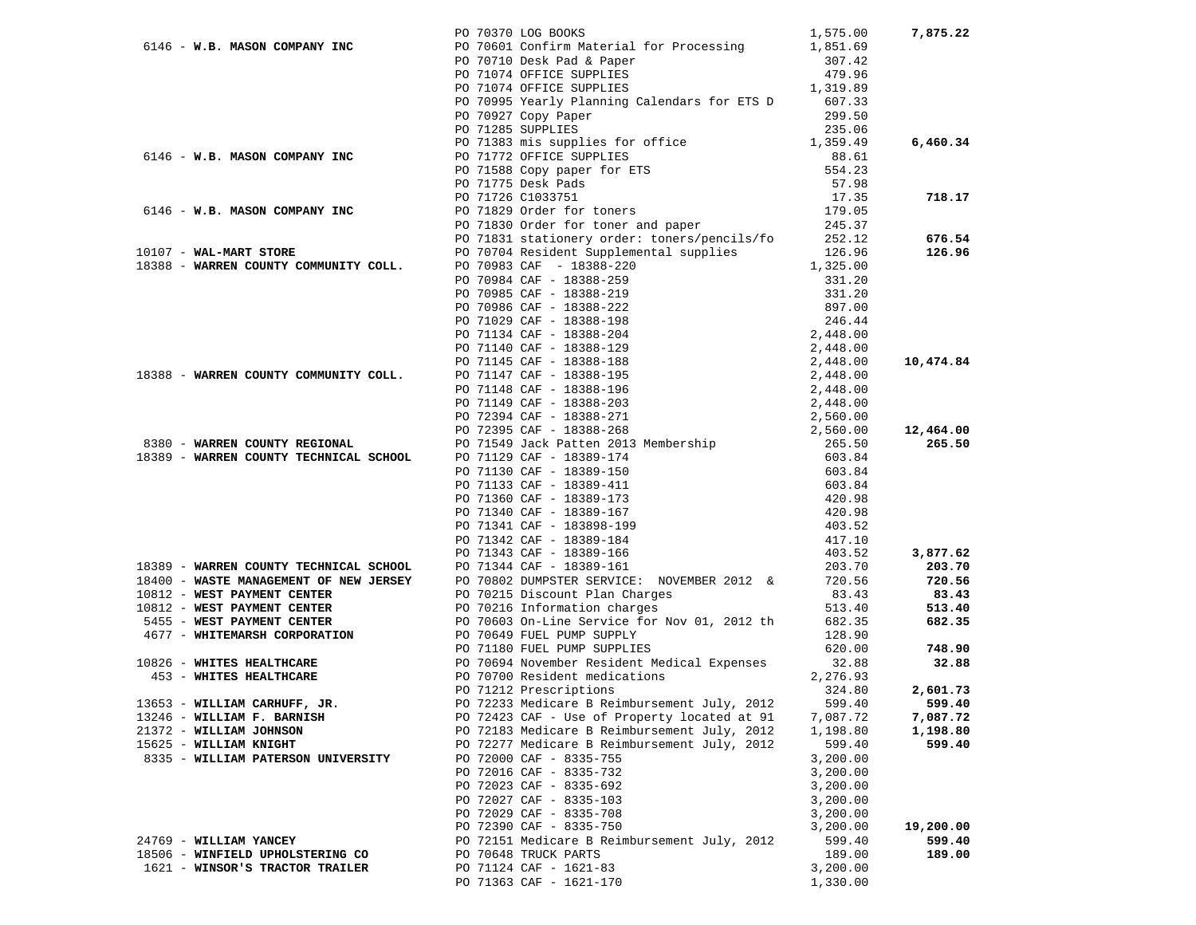| Vendor | PO / Description | Amount | Total |
|---|---|---|---|
| | PO 70370 LOG BOOKS | 1,575.00 | **7,875.22** |
| 6146 - **W.B. MASON COMPANY INC** | PO 70601 Confirm Material for Processing | 1,851.69 | |
| | PO 70710 Desk Pad & Paper | 307.42 | |
| | PO 71074 OFFICE SUPPLIES | 479.96 | |
| | PO 71074 OFFICE SUPPLIES | 1,319.89 | |
| | PO 70995 Yearly Planning Calendars for ETS D | 607.33 | |
| | PO 70927 Copy Paper | 299.50 | |
| | PO 71285 SUPPLIES | 235.06 | |
| | PO 71383 mis supplies for office | 1,359.49 | **6,460.34** |
| 6146 - **W.B. MASON COMPANY INC** | PO 71772 OFFICE SUPPLIES | 88.61 | |
| | PO 71588 Copy paper for ETS | 554.23 | |
| | PO 71775 Desk Pads | 57.98 | |
| | PO 71726 C1033751 | 17.35 | **718.17** |
| 6146 - **W.B. MASON COMPANY INC** | PO 71829 Order for toners | 179.05 | |
| | PO 71830 Order for toner and paper | 245.37 | |
| | PO 71831 stationery order: toners/pencils/fo | 252.12 | **676.54** |
| 10107 - **WAL-MART STORE** | PO 70704 Resident Supplemental supplies | 126.96 | **126.96** |
| 18388 - **WARREN COUNTY COMMUNITY COLL.** | PO 70983 CAF - 18388-220 | 1,325.00 | |
| | PO 70984 CAF - 18388-259 | 331.20 | |
| | PO 70985 CAF - 18388-219 | 331.20 | |
| | PO 70986 CAF - 18388-222 | 897.00 | |
| | PO 71029 CAF - 18388-198 | 246.44 | |
| | PO 71134 CAF - 18388-204 | 2,448.00 | |
| | PO 71140 CAF - 18388-129 | 2,448.00 | |
| | PO 71145 CAF - 18388-188 | 2,448.00 | **10,474.84** |
| 18388 - **WARREN COUNTY COMMUNITY COLL.** | PO 71147 CAF - 18388-195 | 2,448.00 | |
| | PO 71148 CAF - 18388-196 | 2,448.00 | |
| | PO 71149 CAF - 18388-203 | 2,448.00 | |
| | PO 72394 CAF - 18388-271 | 2,560.00 | |
| | PO 72395 CAF - 18388-268 | 2,560.00 | **12,464.00** |
| 8380 - **WARREN COUNTY REGIONAL** | PO 71549 Jack Patten 2013 Membership | 265.50 | **265.50** |
| 18389 - **WARREN COUNTY TECHNICAL SCHOOL** | PO 71129 CAF - 18389-174 | 603.84 | |
| | PO 71130 CAF - 18389-150 | 603.84 | |
| | PO 71133 CAF - 18389-411 | 603.84 | |
| | PO 71360 CAF - 18389-173 | 420.98 | |
| | PO 71340 CAF - 18389-167 | 420.98 | |
| | PO 71341 CAF - 183898-199 | 403.52 | |
| | PO 71342 CAF - 18389-184 | 417.10 | |
| | PO 71343 CAF - 18389-166 | 403.52 | **3,877.62** |
| 18389 - **WARREN COUNTY TECHNICAL SCHOOL** | PO 71344 CAF - 18389-161 | 203.70 | **203.70** |
| 18400 - **WASTE MANAGEMENT OF NEW JERSEY** | PO 70802 DUMPSTER SERVICE: NOVEMBER 2012 & | 720.56 | **720.56** |
| 10812 - **WEST PAYMENT CENTER** | PO 70215 Discount Plan Charges | 83.43 | **83.43** |
| 10812 - **WEST PAYMENT CENTER** | PO 70216 Information charges | 513.40 | **513.40** |
| 5455 - **WEST PAYMENT CENTER** | PO 70603 On-Line Service for Nov 01, 2012 th | 682.35 | **682.35** |
| 4677 - **WHITEMARSH CORPORATION** | PO 70649 FUEL PUMP SUPPLY | 128.90 | |
| | PO 71180 FUEL PUMP SUPPLIES | 620.00 | **748.90** |
| 10826 - **WHITES HEALTHCARE** | PO 70694 November Resident Medical Expenses | 32.88 | **32.88** |
| 453 - **WHITES HEALTHCARE** | PO 70700 Resident medications | 2,276.93 | |
| | PO 71212 Prescriptions | 324.80 | **2,601.73** |
| 13653 - **WILLIAM CARHUFF, JR.** | PO 72233 Medicare B Reimbursement July, 2012 | 599.40 | **599.40** |
| 13246 - **WILLIAM F. BARNISH** | PO 72423 CAF - Use of Property located at 91 | 7,087.72 | **7,087.72** |
| 21372 - **WILLIAM JOHNSON** | PO 72183 Medicare B Reimbursement July, 2012 | 1,198.80 | **1,198.80** |
| 15625 - **WILLIAM KNIGHT** | PO 72277 Medicare B Reimbursement July, 2012 | 599.40 | **599.40** |
| 8335 - **WILLIAM PATERSON UNIVERSITY** | PO 72000 CAF - 8335-755 | 3,200.00 | |
| | PO 72016 CAF - 8335-732 | 3,200.00 | |
| | PO 72023 CAF - 8335-692 | 3,200.00 | |
| | PO 72027 CAF - 8335-103 | 3,200.00 | |
| | PO 72029 CAF - 8335-708 | 3,200.00 | |
| | PO 72390 CAF - 8335-750 | 3,200.00 | **19,200.00** |
| 24769 - **WILLIAM YANCEY** | PO 72151 Medicare B Reimbursement July, 2012 | 599.40 | **599.40** |
| 18506 - **WINFIELD UPHOLSTERING CO** | PO 70648 TRUCK PARTS | 189.00 | **189.00** |
| 1621 - **WINSOR'S TRACTOR TRAILER** | PO 71124 CAF - 1621-83 | 3,200.00 | |
| | PO 71363 CAF - 1621-170 | 1,330.00 | |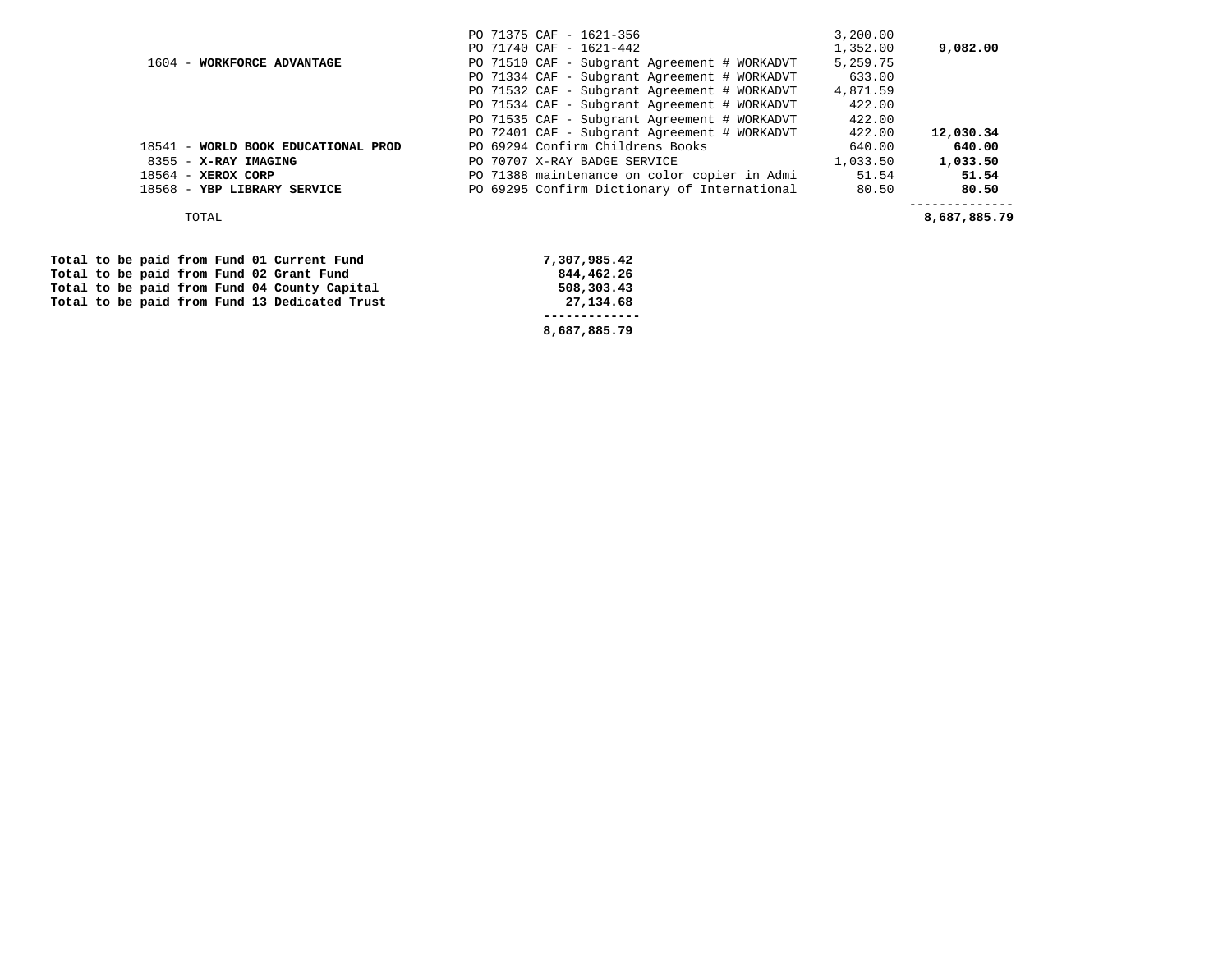| Vendor | Description | Amount | Total |
|---|---|---|---|
| | PO 71375 CAF - 1621-356 | 3,200.00 | |
| | PO 71740 CAF - 1621-442 | 1,352.00 | **9,082.00** |
| 1604 - **WORKFORCE ADVANTAGE** | PO 71510 CAF - Subgrant Agreement # WORKADVT | 5,259.75 | |
| | PO 71334 CAF - Subgrant Agreement # WORKADVT | 633.00 | |
| | PO 71532 CAF - Subgrant Agreement # WORKADVT | 4,871.59 | |
| | PO 71534 CAF - Subgrant Agreement # WORKADVT | 422.00 | |
| | PO 71535 CAF - Subgrant Agreement # WORKADVT | 422.00 | |
| | PO 72401 CAF - Subgrant Agreement # WORKADVT | 422.00 | **12,030.34** |
| 18541 - **WORLD BOOK EDUCATIONAL PROD** | PO 69294 Confirm Childrens Books | 640.00 | **640.00** |
| 8355 - **X-RAY IMAGING** | PO 70707 X-RAY BADGE SERVICE | 1,033.50 | **1,033.50** |
| 18564 - **XEROX CORP** | PO 71388 maintenance on color copier in Admi | 51.54 | **51.54** |
| 18568 - **YBP LIBRARY SERVICE** | PO 69295 Confirm Dictionary of International | 80.50 | **80.50** |
| TOTAL | | | **8,687,885.79** |

| | |
|---|---|
| **Total to be paid from Fund 01 Current Fund** | **7,307,985.42** |
| **Total to be paid from Fund 02 Grant Fund** | **844,462.26** |
| **Total to be paid from Fund 04 County Capital** | **508,303.43** |
| **Total to be paid from Fund 13 Dedicated Trust** | **27,134.68** |
| | **8,687,885.79** |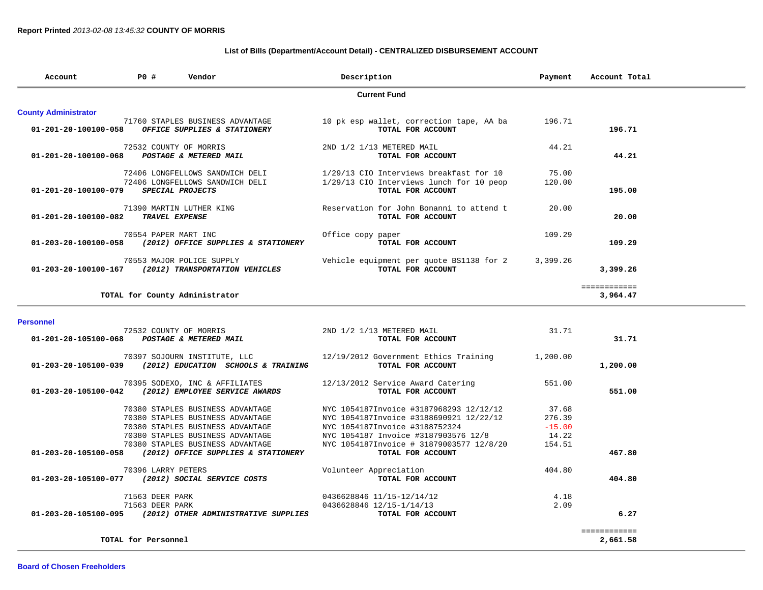**Report Printed** *2013-02-08 13:45:32* **COUNTY OF MORRIS**

### List of Bills (Department/Account Detail) - CENTRALIZED DISBURSEMENT ACCOUNT

| Account | PO # | Vendor | Description | Payment | Account Total |
|---|---|---|---|---|---|
| | | **Current Fund** | | | |

## County Administrator

| Account | PO # | Vendor | Description | Payment | Account Total |
|---|---|---|---|---|---|
| | 71760 | STAPLES BUSINESS ADVANTAGE | 10 pk esp wallet, correction tape, AA ba | 196.71 | |
| **01-201-20-100100-058** | | ***OFFICE SUPPLIES & STATIONERY*** | **TOTAL FOR ACCOUNT** | | **196.71** |
| | 72532 | COUNTY OF MORRIS | 2ND 1/2 1/13 METERED MAIL | 44.21 | |
| **01-201-20-100100-068** | | ***POSTAGE & METERED MAIL*** | **TOTAL FOR ACCOUNT** | | **44.21** |
| | 72406 | LONGFELLOWS SANDWICH DELI | 1/29/13 CIO Interviews breakfast for 10 | 75.00 | |
| | 72406 | LONGFELLOWS SANDWICH DELI | 1/29/13 CIO Interviews lunch for 10 peop | 120.00 | |
| **01-201-20-100100-079** | | ***SPECIAL PROJECTS*** | **TOTAL FOR ACCOUNT** | | **195.00** |
| | 71390 | MARTIN LUTHER KING | Reservation for John Bonanni to attend t | 20.00 | |
| **01-201-20-100100-082** | | ***TRAVEL EXPENSE*** | **TOTAL FOR ACCOUNT** | | **20.00** |
| | 70554 | PAPER MART INC | Office copy paper | 109.29 | |
| **01-203-20-100100-058** | | ***(2012) OFFICE SUPPLIES & STATIONERY*** | **TOTAL FOR ACCOUNT** | | **109.29** |
| | 70553 | MAJOR POLICE SUPPLY | Vehicle equipment per quote BS1138 for 2 | 3,399.26 | |
| **01-203-20-100100-167** | | ***(2012) TRANSPORTATION VEHICLES*** | **TOTAL FOR ACCOUNT** | | **3,399.26** |
| | | | | | ============ |
| | | **TOTAL for County Administrator** | | | **3,964.47** |

## Personnel

| Account | PO # | Vendor | Description | Payment | Account Total |
|---|---|---|---|---|---|
| | 72532 | COUNTY OF MORRIS | 2ND 1/2 1/13 METERED MAIL | 31.71 | |
| **01-201-20-105100-068** | | ***POSTAGE & METERED MAIL*** | **TOTAL FOR ACCOUNT** | | **31.71** |
| | 70397 | SOJOURN INSTITUTE, LLC | 12/19/2012 Government Ethics Training | 1,200.00 | |
| **01-203-20-105100-039** | | ***(2012) EDUCATION SCHOOLS & TRAINING*** | **TOTAL FOR ACCOUNT** | | **1,200.00** |
| | 70395 | SODEXO, INC & AFFILIATES | 12/13/2012 Service Award Catering | 551.00 | |
| **01-203-20-105100-042** | | ***(2012) EMPLOYEE SERVICE AWARDS*** | **TOTAL FOR ACCOUNT** | | **551.00** |
| | 70380 | STAPLES BUSINESS ADVANTAGE | NYC 1054187Invoice #3187968293 12/12/12 | 37.68 | |
| | 70380 | STAPLES BUSINESS ADVANTAGE | NYC 1054187Invoice #3188690921 12/22/12 | 276.39 | |
| | 70380 | STAPLES BUSINESS ADVANTAGE | NYC 1054187Invoice #3188752324 | -15.00 | |
| | 70380 | STAPLES BUSINESS ADVANTAGE | NYC 1054187 Invoice #3187903576 12/8 | 14.22 | |
| | 70380 | STAPLES BUSINESS ADVANTAGE | NYC 1054187Invoice # 31879003577 12/8/20 | 154.51 | |
| **01-203-20-105100-058** | | ***(2012) OFFICE SUPPLIES & STATIONERY*** | **TOTAL FOR ACCOUNT** | | **467.80** |
| | 70396 | LARRY PETERS | Volunteer Appreciation | 404.80 | |
| **01-203-20-105100-077** | | ***(2012) SOCIAL SERVICE COSTS*** | **TOTAL FOR ACCOUNT** | | **404.80** |
| | 71563 | DEER PARK | 0436628846 11/15-12/14/12 | 4.18 | |
| | 71563 | DEER PARK | 0436628846 12/15-1/14/13 | 2.09 | |
| **01-203-20-105100-095** | | ***(2012) OTHER ADMINISTRATIVE SUPPLIES*** | **TOTAL FOR ACCOUNT** | | **6.27** |
| | | | | | ============ |
| | | **TOTAL for Personnel** | | | **2,661.58** |

## Board of Chosen Freeholders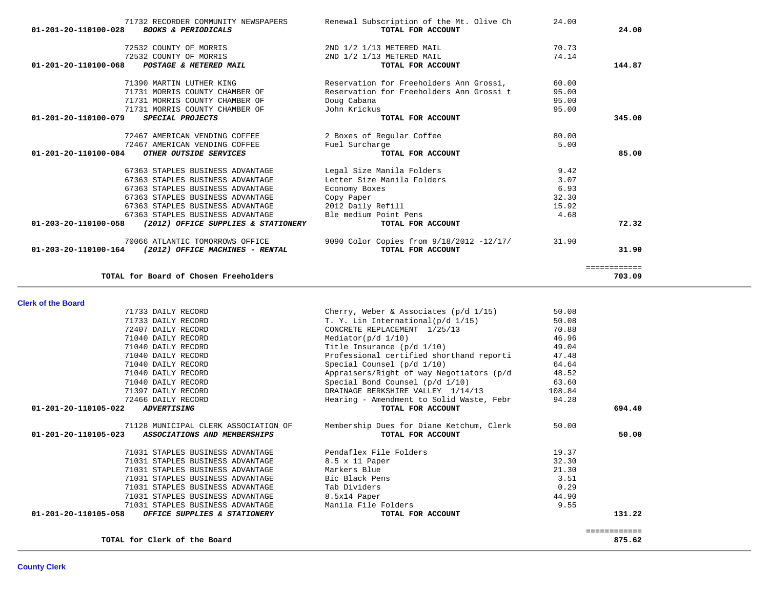| Vendor | Description | Amount | Total |
|---|---|---|---|
| 71732 RECORDER COMMUNITY NEWSPAPERS | Renewal Subscription of the Mt. Olive Ch | 24.00 | |
| **01-201-20-110100-028** ***BOOKS & PERIODICALS*** | **TOTAL FOR ACCOUNT** | | **24.00** |
| 72532 COUNTY OF MORRIS | 2ND 1/2 1/13 METERED MAIL | 70.73 | |
| 72532 COUNTY OF MORRIS | 2ND 1/2 1/13 METERED MAIL | 74.14 | |
| **01-201-20-110100-068** ***POSTAGE & METERED MAIL*** | **TOTAL FOR ACCOUNT** | | **144.87** |
| 71390 MARTIN LUTHER KING | Reservation for Freeholders Ann Grossi, | 60.00 | |
| 71731 MORRIS COUNTY CHAMBER OF | Reservation for Freeholders Ann Grossi t | 95.00 | |
| 71731 MORRIS COUNTY CHAMBER OF | Doug Cabana | 95.00 | |
| 71731 MORRIS COUNTY CHAMBER OF | John Krickus | 95.00 | |
| **01-201-20-110100-079** ***SPECIAL PROJECTS*** | **TOTAL FOR ACCOUNT** | | **345.00** |
| 72467 AMERICAN VENDING COFFEE | 2 Boxes of Regular Coffee | 80.00 | |
| 72467 AMERICAN VENDING COFFEE | Fuel Surcharge | 5.00 | |
| **01-201-20-110100-084** ***OTHER OUTSIDE SERVICES*** | **TOTAL FOR ACCOUNT** | | **85.00** |
| 67363 STAPLES BUSINESS ADVANTAGE | Legal Size Manila Folders | 9.42 | |
| 67363 STAPLES BUSINESS ADVANTAGE | Letter Size Manila Folders | 3.07 | |
| 67363 STAPLES BUSINESS ADVANTAGE | Economy Boxes | 6.93 | |
| 67363 STAPLES BUSINESS ADVANTAGE | Copy Paper | 32.30 | |
| 67363 STAPLES BUSINESS ADVANTAGE | 2012 Daily Refill | 15.92 | |
| 67363 STAPLES BUSINESS ADVANTAGE | Ble medium Point Pens | 4.68 | |
| **01-203-20-110100-058** ***(2012) OFFICE SUPPLIES & STATIONERY*** | **TOTAL FOR ACCOUNT** | | **72.32** |
| 70066 ATLANTIC TOMORROWS OFFICE | 9090 Color Copies from 9/18/2012 -12/17/ | 31.90 | |
| **01-203-20-110100-164** ***(2012) OFFICE MACHINES - RENTAL*** | **TOTAL FOR ACCOUNT** | | **31.90** |
| | | | ============ |
| **TOTAL for Board of Chosen Freeholders** | | | **703.09** |

## Clerk of the Board

| Vendor | Description | Amount | Total |
|---|---|---|---|
| 71733 DAILY RECORD | Cherry, Weber & Associates (p/d 1/15) | 50.08 | |
| 71733 DAILY RECORD | T. Y. Lin International(p/d 1/15) | 50.08 | |
| 72407 DAILY RECORD | CONCRETE REPLACEMENT 1/25/13 | 70.88 | |
| 71040 DAILY RECORD | Mediator(p/d 1/10) | 46.96 | |
| 71040 DAILY RECORD | Title Insurance (p/d 1/10) | 49.04 | |
| 71040 DAILY RECORD | Professional certified shorthand reporti | 47.48 | |
| 71040 DAILY RECORD | Special Counsel (p/d 1/10) | 64.64 | |
| 71040 DAILY RECORD | Appraisers/Right of way Negotiators (p/d | 48.52 | |
| 71040 DAILY RECORD | Special Bond Counsel (p/d 1/10) | 63.60 | |
| 71397 DAILY RECORD | DRAINAGE BERKSHIRE VALLEY 1/14/13 | 108.84 | |
| 72466 DAILY RECORD | Hearing - Amendment to Solid Waste, Febr | 94.28 | |
| **01-201-20-110105-022** ***ADVERTISING*** | **TOTAL FOR ACCOUNT** | | **694.40** |
| 71128 MUNICIPAL CLERK ASSOCIATION OF | Membership Dues for Diane Ketchum, Clerk | 50.00 | |
| **01-201-20-110105-023** ***ASSOCIATIONS AND MEMBERSHIPS*** | **TOTAL FOR ACCOUNT** | | **50.00** |
| 71031 STAPLES BUSINESS ADVANTAGE | Pendaflex File Folders | 19.37 | |
| 71031 STAPLES BUSINESS ADVANTAGE | 8.5 x 11 Paper | 32.30 | |
| 71031 STAPLES BUSINESS ADVANTAGE | Markers Blue | 21.30 | |
| 71031 STAPLES BUSINESS ADVANTAGE | Bic Black Pens | 3.51 | |
| 71031 STAPLES BUSINESS ADVANTAGE | Tab Dividers | 0.29 | |
| 71031 STAPLES BUSINESS ADVANTAGE | 8.5x14 Paper | 44.90 | |
| 71031 STAPLES BUSINESS ADVANTAGE | Manila File Folders | 9.55 | |
| **01-201-20-110105-058** ***OFFICE SUPPLIES & STATIONERY*** | **TOTAL FOR ACCOUNT** | | **131.22** |
| | | | ============ |
| **TOTAL for Clerk of the Board** | | | **875.62** |

## County Clerk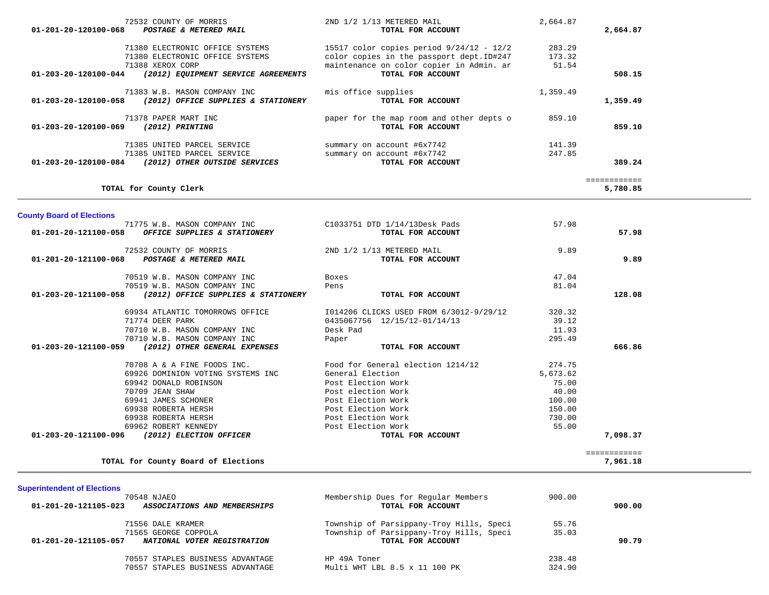| Account | Vendor | Description | Amount | Total |
|---|---|---|---|---|
| | 72532 COUNTY OF MORRIS | 2ND 1/2 1/13 METERED MAIL | 2,664.87 | |
| 01-201-20-120100-068 | *POSTAGE & METERED MAIL* | TOTAL FOR ACCOUNT | | 2,664.87 |
| | 71380 ELECTRONIC OFFICE SYSTEMS | 15517 color copies period 9/24/12 - 12/2 | 283.29 | |
| | 71380 ELECTRONIC OFFICE SYSTEMS | color copies in the passport dept.ID#247 | 173.32 | |
| | 71388 XEROX CORP | maintenance on color copier in Admin. ar | 51.54 | |
| 01-203-20-120100-044 | *(2012) EQUIPMENT SERVICE AGREEMENTS* | TOTAL FOR ACCOUNT | | 508.15 |
| | 71383 W.B. MASON COMPANY INC | mis office supplies | 1,359.49 | |
| 01-203-20-120100-058 | *(2012) OFFICE SUPPLIES & STATIONERY* | TOTAL FOR ACCOUNT | | 1,359.49 |
| | 71378 PAPER MART INC | paper for the map room and other depts o | 859.10 | |
| 01-203-20-120100-069 | *(2012) PRINTING* | TOTAL FOR ACCOUNT | | 859.10 |
| | 71385 UNITED PARCEL SERVICE | summary on account #6x7742 | 141.39 | |
| | 71385 UNITED PARCEL SERVICE | summary on account #6x7742 | 247.85 | |
| 01-203-20-120100-084 | *(2012) OTHER OUTSIDE SERVICES* | TOTAL FOR ACCOUNT | | 389.24 |
| | | | | ============ |
| | TOTAL for County Clerk | | | 5,780.85 |

## County Board of Elections

| Account | Vendor | Description | Amount | Total |
|---|---|---|---|---|
| | 71775 W.B. MASON COMPANY INC | C1033751 DTD 1/14/13Desk Pads | 57.98 | |
| 01-201-20-121100-058 | *OFFICE SUPPLIES & STATIONERY* | TOTAL FOR ACCOUNT | | 57.98 |
| | 72532 COUNTY OF MORRIS | 2ND 1/2 1/13 METERED MAIL | 9.89 | |
| 01-201-20-121100-068 | *POSTAGE & METERED MAIL* | TOTAL FOR ACCOUNT | | 9.89 |
| | 70519 W.B. MASON COMPANY INC | Boxes | 47.04 | |
| | 70519 W.B. MASON COMPANY INC | Pens | 81.04 | |
| 01-203-20-121100-058 | *(2012) OFFICE SUPPLIES & STATIONERY* | TOTAL FOR ACCOUNT | | 128.08 |
| | 69934 ATLANTIC TOMORROWS OFFICE | I014206 CLICKS USED FROM 6/3012-9/29/12 | 320.32 | |
| | 71774 DEER PARK | 0435067756 12/15/12-01/14/13 | 39.12 | |
| | 70710 W.B. MASON COMPANY INC | Desk Pad | 11.93 | |
| | 70710 W.B. MASON COMPANY INC | Paper | 295.49 | |
| 01-203-20-121100-059 | *(2012) OTHER GENERAL EXPENSES* | TOTAL FOR ACCOUNT | | 666.86 |
| | 70708 A & A FINE FOODS INC. | Food for General election 1214/12 | 274.75 | |
| | 69926 DOMINION VOTING SYSTEMS INC | General Election | 5,673.62 | |
| | 69942 DONALD ROBINSON | Post Election Work | 75.00 | |
| | 70709 JEAN SHAW | Post election Work | 40.00 | |
| | 69941 JAMES SCHONER | Post Election Work | 100.00 | |
| | 69938 ROBERTA HERSH | Post Election Work | 150.00 | |
| | 69938 ROBERTA HERSH | Post Election Work | 730.00 | |
| | 69962 ROBERT KENNEDY | Post Election Work | 55.00 | |
| 01-203-20-121100-096 | *(2012) ELECTION OFFICER* | TOTAL FOR ACCOUNT | | 7,098.37 |
| | | | | ============ |
| | TOTAL for County Board of Elections | | | 7,961.18 |

## Superintendent of Elections

| Account | Vendor | Description | Amount | Total |
|---|---|---|---|---|
| | 70548 NJAEO | Membership Dues for Regular Members | 900.00 | |
| 01-201-20-121105-023 | *ASSOCIATIONS AND MEMBERSHIPS* | TOTAL FOR ACCOUNT | | 900.00 |
| | 71556 DALE KRAMER | Township of Parsippany-Troy Hills, Speci | 55.76 | |
| | 71565 GEORGE COPPOLA | Township of Parsippany-Troy Hills, Speci | 35.03 | |
| 01-201-20-121105-057 | *NATIONAL VOTER REGISTRATION* | TOTAL FOR ACCOUNT | | 90.79 |
| | 70557 STAPLES BUSINESS ADVANTAGE | HP 49A Toner | 238.48 | |
| | 70557 STAPLES BUSINESS ADVANTAGE | Multi WHT LBL 8.5 x 11 100 PK | 324.90 | |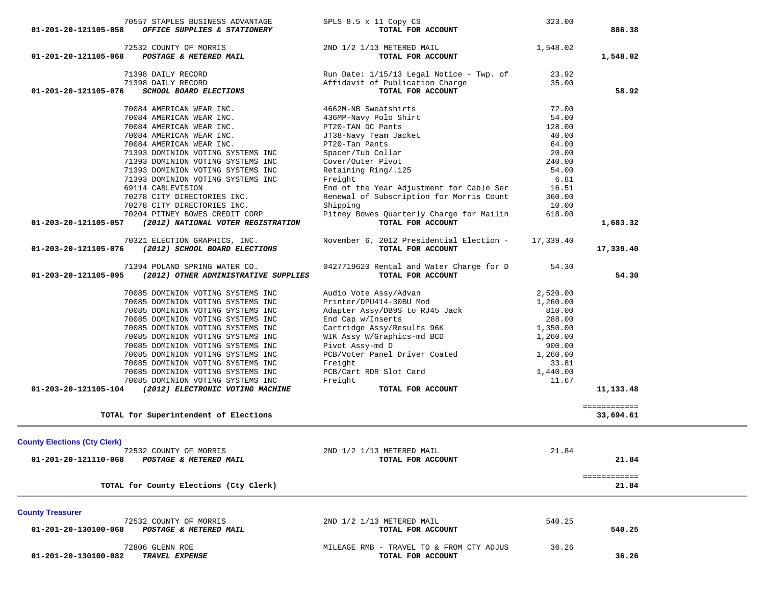| Account | Vendor | Description | Amount | Total |
|---|---|---|---|---|
| | 70557 STAPLES BUSINESS ADVANTAGE | SPLS 8.5 x 11 Copy CS | 323.00 | |
| 01-201-20-121105-058 | ***OFFICE SUPPLIES & STATIONERY*** | **TOTAL FOR ACCOUNT** | | **886.38** |
| | 72532 COUNTY OF MORRIS | 2ND 1/2 1/13 METERED MAIL | 1,548.02 | |
| 01-201-20-121105-068 | ***POSTAGE & METERED MAIL*** | **TOTAL FOR ACCOUNT** | | **1,548.02** |
| | 71398 DAILY RECORD | Run Date: 1/15/13 Legal Notice - Twp. of | 23.92 | |
| | 71398 DAILY RECORD | Affidavit of Publication Charge | 35.00 | |
| 01-201-20-121105-076 | ***SCHOOL BOARD ELECTIONS*** | **TOTAL FOR ACCOUNT** | | **58.92** |
| | 70084 AMERICAN WEAR INC. | 4662M-NB Sweatshirts | 72.00 | |
| | 70084 AMERICAN WEAR INC. | 436MP-Navy Polo Shirt | 54.00 | |
| | 70084 AMERICAN WEAR INC. | PT20-TAN DC Pants | 128.00 | |
| | 70084 AMERICAN WEAR INC. | JT38-Navy Team Jacket | 40.00 | |
| | 70084 AMERICAN WEAR INC. | PT20-Tan Pants | 64.00 | |
| | 71393 DOMINION VOTING SYSTEMS INC | Spacer/Tub Collar | 20.00 | |
| | 71393 DOMINION VOTING SYSTEMS INC | Cover/Outer Pivot | 240.00 | |
| | 71393 DOMINION VOTING SYSTEMS INC | Retaining Ring/.125 | 54.00 | |
| | 71393 DOMINION VOTING SYSTEMS INC | Freight | 6.81 | |
| | 69114 CABLEVISION | End of the Year Adjustment for Cable Ser | 16.51 | |
| | 70278 CITY DIRECTORIES INC. | Renewal of Subscription for Morris Count | 360.00 | |
| | 70278 CITY DIRECTORIES INC. | Shipping | 10.00 | |
| | 70204 PITNEY BOWES CREDIT CORP | Pitney Bowes Quarterly Charge for Mailin | 618.00 | |
| 01-203-20-121105-057 | ***(2012) NATIONAL VOTER REGISTRATION*** | **TOTAL FOR ACCOUNT** | | **1,683.32** |
| | 70321 ELECTION GRAPHICS, INC. | November 6, 2012 Presidential Election - | 17,339.40 | |
| 01-203-20-121105-076 | ***(2012) SCHOOL BOARD ELECTIONS*** | **TOTAL FOR ACCOUNT** | | **17,339.40** |
| | 71394 POLAND SPRING WATER CO. | 0427719620 Rental and Water Charge for D | 54.30 | |
| 01-203-20-121105-095 | ***(2012) OTHER ADMINISTRATIVE SUPPLIES*** | **TOTAL FOR ACCOUNT** | | **54.30** |
| | 70085 DOMINION VOTING SYSTEMS INC | Audio Vote Assy/Advan | 2,520.00 | |
| | 70085 DOMINION VOTING SYSTEMS INC | Printer/DPU414-30BU Mod | 1,260.00 | |
| | 70085 DOMINION VOTING SYSTEMS INC | Adapter Assy/DB9S to RJ45 Jack | 810.00 | |
| | 70085 DOMINION VOTING SYSTEMS INC | End Cap w/Inserts | 288.00 | |
| | 70085 DOMINION VOTING SYSTEMS INC | Cartridge Assy/Results 96K | 1,350.00 | |
| | 70085 DOMINION VOTING SYSTEMS INC | WIK Assy W/Graphics-md BCD | 1,260.00 | |
| | 70085 DOMINION VOTING SYSTEMS INC | Pivot Assy-md D | 900.00 | |
| | 70085 DOMINION VOTING SYSTEMS INC | PCB/Voter Panel Driver Coated | 1,260.00 | |
| | 70085 DOMINION VOTING SYSTEMS INC | Freight | 33.81 | |
| | 70085 DOMINION VOTING SYSTEMS INC | PCB/Cart RDR Slot Card | 1,440.00 | |
| | 70085 DOMINION VOTING SYSTEMS INC | Freight | 11.67 | |
| 01-203-20-121105-104 | ***(2012) ELECTRONIC VOTING MACHINE*** | **TOTAL FOR ACCOUNT** | | **11,133.48** |
| | **TOTAL for Superintendent of Elections** | | | **33,694.61** |

**County Elections (Cty Clerk)**

| Account | Vendor | Description | Amount | Total |
|---|---|---|---|---|
| | 72532 COUNTY OF MORRIS | 2ND 1/2 1/13 METERED MAIL | 21.84 | |
| 01-201-20-121110-068 | ***POSTAGE & METERED MAIL*** | **TOTAL FOR ACCOUNT** | | **21.84** |
| | **TOTAL for County Elections (Cty Clerk)** | | | **21.84** |

**County Treasurer**

| Account | Vendor | Description | Amount | Total |
|---|---|---|---|---|
| | 72532 COUNTY OF MORRIS | 2ND 1/2 1/13 METERED MAIL | 540.25 | |
| 01-201-20-130100-068 | ***POSTAGE & METERED MAIL*** | **TOTAL FOR ACCOUNT** | | **540.25** |
| | 72806 GLENN ROE | MILEAGE RMB - TRAVEL TO & FROM CTY ADJUS | 36.26 | |
| 01-201-20-130100-082 | ***TRAVEL EXPENSE*** | **TOTAL FOR ACCOUNT** | | **36.26** |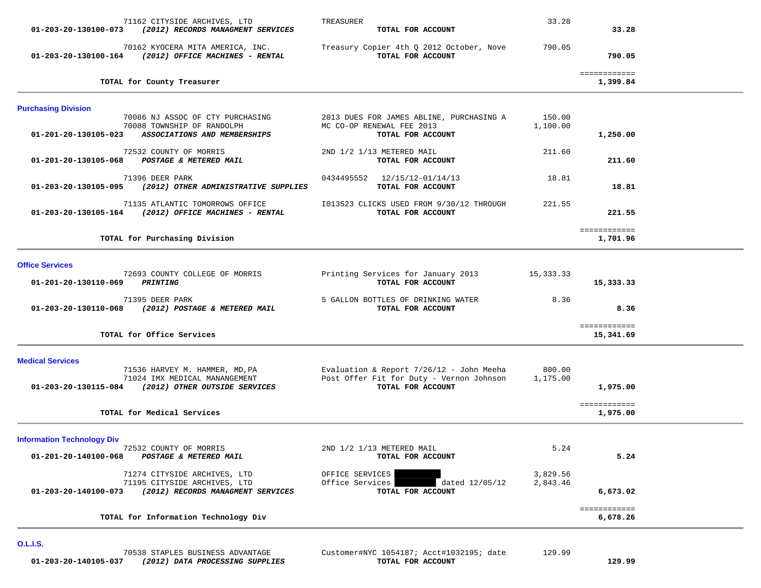| Account | Vendor / Account Description | Description | Amount | Total |
|---|---|---|---|---|
| | 71162 CITYSIDE ARCHIVES, LTD | TREASURER | 33.28 | |
| 01-203-20-130100-073 | ***(2012) RECORDS MANAGMENT SERVICES*** | **TOTAL FOR ACCOUNT** | | **33.28** |
| | 70162 KYOCERA MITA AMERICA, INC. | Treasury Copier 4th Q 2012 October, Nove | 790.05 | |
| 01-203-20-130100-164 | ***(2012) OFFICE MACHINES - RENTAL*** | **TOTAL FOR ACCOUNT** | | **790.05** |
| | **TOTAL for County Treasurer** | | | ============ **1,399.84** |

## Purchasing Division

| Account | Vendor / Account Description | Description | Amount | Total |
|---|---|---|---|---|
| | 70086 NJ ASSOC OF CTY PURCHASING | 2013 DUES FOR JAMES ABLINE, PURCHASING A | 150.00 | |
| | 70088 TOWNSHIP OF RANDOLPH | MC CO-OP RENEWAL FEE 2013 | 1,100.00 | |
| 01-201-20-130105-023 | ***ASSOCIATIONS AND MEMBERSHIPS*** | **TOTAL FOR ACCOUNT** | | **1,250.00** |
| | 72532 COUNTY OF MORRIS | 2ND 1/2 1/13 METERED MAIL | 211.60 | |
| 01-201-20-130105-068 | ***POSTAGE & METERED MAIL*** | **TOTAL FOR ACCOUNT** | | **211.60** |
| | 71396 DEER PARK | 0434495552 12/15/12-01/14/13 | 18.81 | |
| 01-203-20-130105-095 | ***(2012) OTHER ADMINISTRATIVE SUPPLIES*** | **TOTAL FOR ACCOUNT** | | **18.81** |
| | 71135 ATLANTIC TOMORROWS OFFICE | I013523 CLICKS USED FROM 9/30/12 THROUGH | 221.55 | |
| 01-203-20-130105-164 | ***(2012) OFFICE MACHINES - RENTAL*** | **TOTAL FOR ACCOUNT** | | **221.55** |
| | **TOTAL for Purchasing Division** | | | ============ **1,701.96** |

## Office Services

| Account | Vendor / Account Description | Description | Amount | Total |
|---|---|---|---|---|
| | 72693 COUNTY COLLEGE OF MORRIS | Printing Services for January 2013 | 15,333.33 | |
| 01-201-20-130110-069 | ***PRINTING*** | **TOTAL FOR ACCOUNT** | | **15,333.33** |
| | 71395 DEER PARK | 5 GALLON BOTTLES OF DRINKING WATER | 8.36 | |
| 01-203-20-130110-068 | ***(2012) POSTAGE & METERED MAIL*** | **TOTAL FOR ACCOUNT** | | **8.36** |
| | **TOTAL for Office Services** | | | ============ **15,341.69** |

## Medical Services

| Account | Vendor / Account Description | Description | Amount | Total |
|---|---|---|---|---|
| | 71536 HARVEY M. HAMMER, MD,PA | Evaluation & Report 7/26/12 - John Meeha | 800.00 | |
| | 71024 IMX MEDICAL MANANGEMENT | Post Offer Fit for Duty - Vernon Johnson | 1,175.00 | |
| 01-203-20-130115-084 | ***(2012) OTHER OUTSIDE SERVICES*** | **TOTAL FOR ACCOUNT** | | **1,975.00** |
| | **TOTAL for Medical Services** | | | ============ **1,975.00** |

## Information Technology Div

| Account | Vendor / Account Description | Description | Amount | Total |
|---|---|---|---|---|
| | 72532 COUNTY OF MORRIS | 2ND 1/2 1/13 METERED MAIL | 5.24 | |
| 01-201-20-140100-068 | ***POSTAGE & METERED MAIL*** | **TOTAL FOR ACCOUNT** | | **5.24** |
| | 71274 CITYSIDE ARCHIVES, LTD | OFFICE SERVICES [REDACTED] | 3,829.56 | |
| | 71195 CITYSIDE ARCHIVES, LTD | Office Services [REDACTED] dated 12/05/12 | 2,843.46 | |
| 01-203-20-140100-073 | ***(2012) RECORDS MANAGMENT SERVICES*** | **TOTAL FOR ACCOUNT** | | **6,673.02** |
| | **TOTAL for Information Technology Div** | | | ============ **6,678.26** |

## O.L.I.S.

| Account | Vendor / Account Description | Description | Amount | Total |
|---|---|---|---|---|
| | 70538 STAPLES BUSINESS ADVANTAGE | Customer#NYC 1054187; Acct#1032195; date | 129.99 | |
| 01-203-20-140105-037 | ***(2012) DATA PROCESSING SUPPLIES*** | **TOTAL FOR ACCOUNT** | | **129.99** |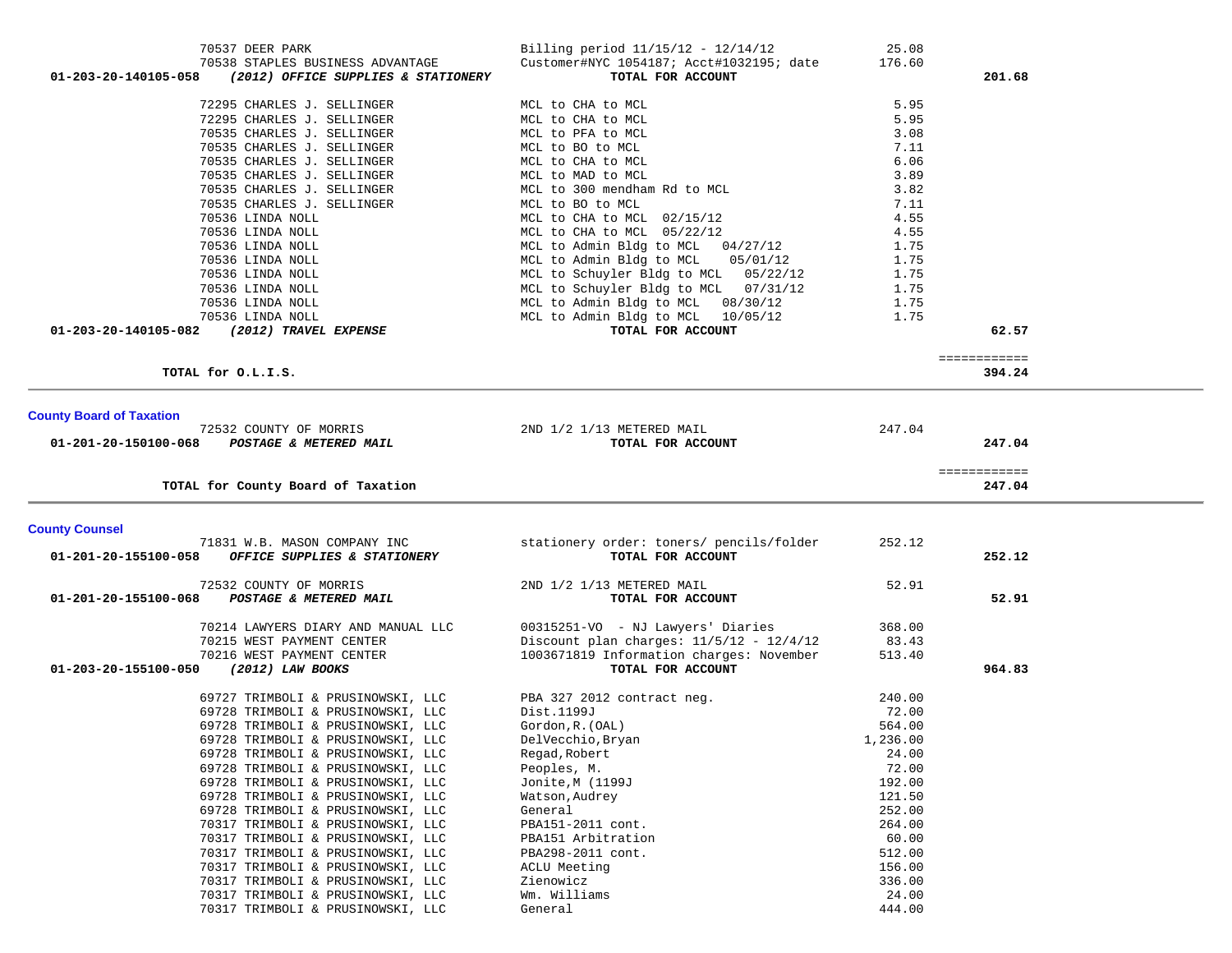| Account | Vendor | Description | Amount | Total |
|---|---|---|---|---|
| | 70537 DEER PARK | Billing period 11/15/12 - 12/14/12 | 25.08 | |
| | 70538 STAPLES BUSINESS ADVANTAGE | Customer#NYC 1054187; Acct#1032195; date | 176.60 | |
| **01-203-20-140105-058** | ***(2012) OFFICE SUPPLIES & STATIONERY*** | **TOTAL FOR ACCOUNT** | | **201.68** |
| | 72295 CHARLES J. SELLINGER | MCL to CHA to MCL | 5.95 | |
| | 72295 CHARLES J. SELLINGER | MCL to CHA to MCL | 5.95 | |
| | 70535 CHARLES J. SELLINGER | MCL to PFA to MCL | 3.08 | |
| | 70535 CHARLES J. SELLINGER | MCL to BO to MCL | 7.11 | |
| | 70535 CHARLES J. SELLINGER | MCL to CHA to MCL | 6.06 | |
| | 70535 CHARLES J. SELLINGER | MCL to MAD to MCL | 3.89 | |
| | 70535 CHARLES J. SELLINGER | MCL to 300 mendham Rd to MCL | 3.82 | |
| | 70535 CHARLES J. SELLINGER | MCL to BO to MCL | 7.11 | |
| | 70536 LINDA NOLL | MCL to CHA to MCL 02/15/12 | 4.55 | |
| | 70536 LINDA NOLL | MCL to CHA to MCL 05/22/12 | 4.55 | |
| | 70536 LINDA NOLL | MCL to Admin Bldg to MCL 04/27/12 | 1.75 | |
| | 70536 LINDA NOLL | MCL to Admin Bldg to MCL 05/01/12 | 1.75 | |
| | 70536 LINDA NOLL | MCL to Schuyler Bldg to MCL 05/22/12 | 1.75 | |
| | 70536 LINDA NOLL | MCL to Schuyler Bldg to MCL 07/31/12 | 1.75 | |
| | 70536 LINDA NOLL | MCL to Admin Bldg to MCL 08/30/12 | 1.75 | |
| | 70536 LINDA NOLL | MCL to Admin Bldg to MCL 10/05/12 | 1.75 | |
| **01-203-20-140105-082** | ***(2012) TRAVEL EXPENSE*** | **TOTAL FOR ACCOUNT** | | **62.57** |
| | | | | ============ |
| | **TOTAL for O.L.I.S.** | | | **394.24** |

## County Board of Taxation

| Account | Vendor | Description | Amount | Total |
|---|---|---|---|---|
| | 72532 COUNTY OF MORRIS | 2ND 1/2 1/13 METERED MAIL | 247.04 | |
| **01-201-20-150100-068** | ***POSTAGE & METERED MAIL*** | **TOTAL FOR ACCOUNT** | | **247.04** |
| | | | | ============ |
| | **TOTAL for County Board of Taxation** | | | **247.04** |

## County Counsel

| Account | Vendor | Description | Amount | Total |
|---|---|---|---|---|
| | 71831 W.B. MASON COMPANY INC | stationery order: toners/ pencils/folder | 252.12 | |
| **01-201-20-155100-058** | ***OFFICE SUPPLIES & STATIONERY*** | **TOTAL FOR ACCOUNT** | | **252.12** |
| | 72532 COUNTY OF MORRIS | 2ND 1/2 1/13 METERED MAIL | 52.91 | |
| **01-201-20-155100-068** | ***POSTAGE & METERED MAIL*** | **TOTAL FOR ACCOUNT** | | **52.91** |
| | 70214 LAWYERS DIARY AND MANUAL LLC | 00315251-VO - NJ Lawyers' Diaries | 368.00 | |
| | 70215 WEST PAYMENT CENTER | Discount plan charges: 11/5/12 - 12/4/12 | 83.43 | |
| | 70216 WEST PAYMENT CENTER | 1003671819 Information charges: November | 513.40 | |
| **01-203-20-155100-050** | ***(2012) LAW BOOKS*** | **TOTAL FOR ACCOUNT** | | **964.83** |
| | 69727 TRIMBOLI & PRUSINOWSKI, LLC | PBA 327 2012 contract neg. | 240.00 | |
| | 69728 TRIMBOLI & PRUSINOWSKI, LLC | Dist.1199J | 72.00 | |
| | 69728 TRIMBOLI & PRUSINOWSKI, LLC | Gordon,R.(OAL) | 564.00 | |
| | 69728 TRIMBOLI & PRUSINOWSKI, LLC | DelVecchio,Bryan | 1,236.00 | |
| | 69728 TRIMBOLI & PRUSINOWSKI, LLC | Regad,Robert | 24.00 | |
| | 69728 TRIMBOLI & PRUSINOWSKI, LLC | Peoples, M. | 72.00 | |
| | 69728 TRIMBOLI & PRUSINOWSKI, LLC | Jonite,M (1199J | 192.00 | |
| | 69728 TRIMBOLI & PRUSINOWSKI, LLC | Watson,Audrey | 121.50 | |
| | 69728 TRIMBOLI & PRUSINOWSKI, LLC | General | 252.00 | |
| | 70317 TRIMBOLI & PRUSINOWSKI, LLC | PBA151-2011 cont. | 264.00 | |
| | 70317 TRIMBOLI & PRUSINOWSKI, LLC | PBA151 Arbitration | 60.00 | |
| | 70317 TRIMBOLI & PRUSINOWSKI, LLC | PBA298-2011 cont. | 512.00 | |
| | 70317 TRIMBOLI & PRUSINOWSKI, LLC | ACLU Meeting | 156.00 | |
| | 70317 TRIMBOLI & PRUSINOWSKI, LLC | Zienowicz | 336.00 | |
| | 70317 TRIMBOLI & PRUSINOWSKI, LLC | Wm. Williams | 24.00 | |
| | 70317 TRIMBOLI & PRUSINOWSKI, LLC | General | 444.00 | |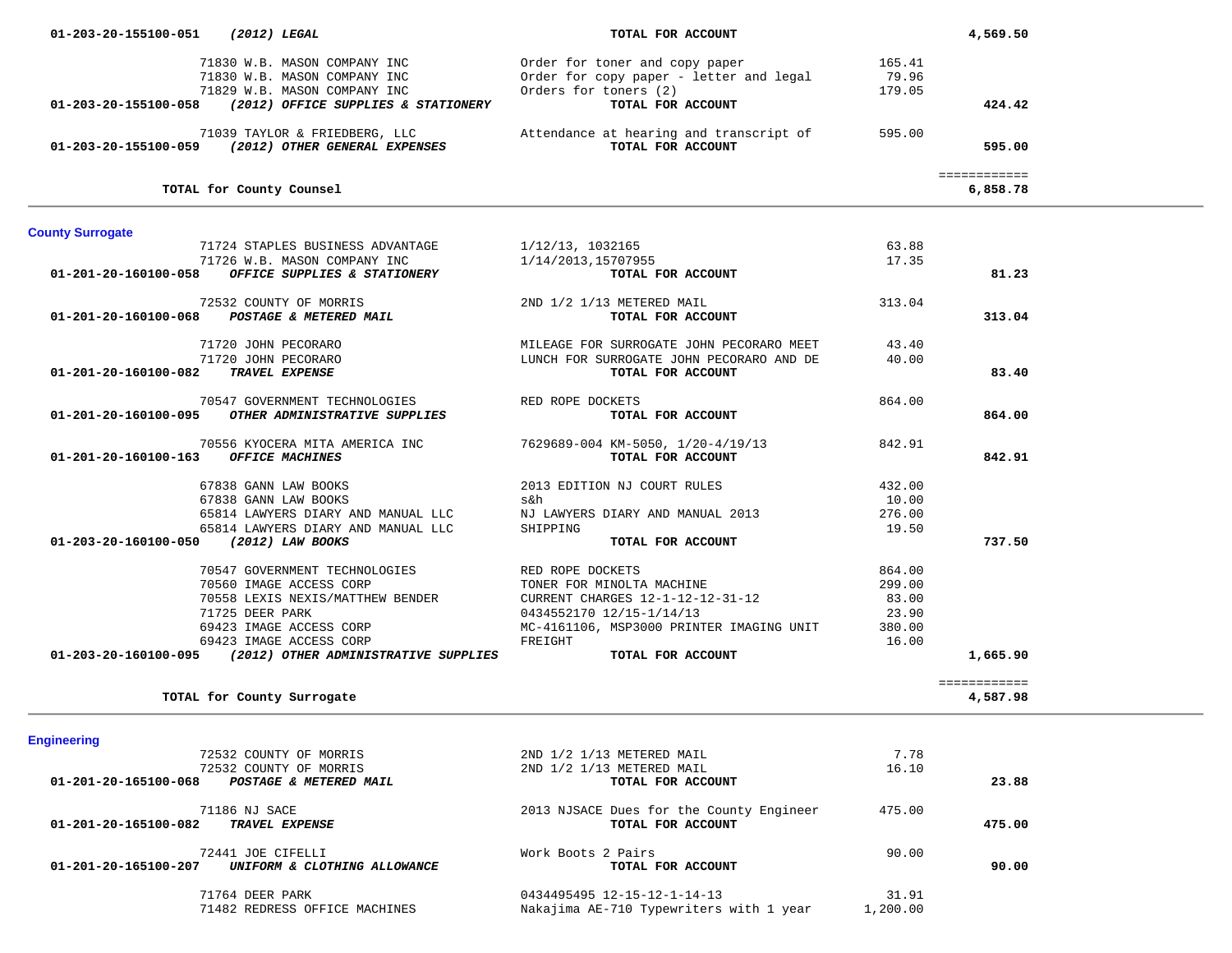| Account / Vendor | Description | Amount | Total |
|---|---|---|---|
| **01-203-20-155100-051** ***(2012) LEGAL*** | **TOTAL FOR ACCOUNT** | | **4,569.50** |
| 71830 W.B. MASON COMPANY INC | Order for toner and copy paper | 165.41 | |
| 71830 W.B. MASON COMPANY INC | Order for copy paper - letter and legal | 79.96 | |
| 71829 W.B. MASON COMPANY INC | Orders for toners (2) | 179.05 | |
| **01-203-20-155100-058** ***(2012) OFFICE SUPPLIES & STATIONERY*** | **TOTAL FOR ACCOUNT** | | **424.42** |
| 71039 TAYLOR & FRIEDBERG, LLC | Attendance at hearing and transcript of | 595.00 | |
| **01-203-20-155100-059** ***(2012) OTHER GENERAL EXPENSES*** | **TOTAL FOR ACCOUNT** | | **595.00** |
| | | | ============ |
| **TOTAL for County Counsel** | | | **6,858.78** |

## County Surrogate

| Account / Vendor | Description | Amount | Total |
|---|---|---|---|
| 71724 STAPLES BUSINESS ADVANTAGE | 1/12/13, 1032165 | 63.88 | |
| 71726 W.B. MASON COMPANY INC | 1/14/2013,15707955 | 17.35 | |
| **01-201-20-160100-058** ***OFFICE SUPPLIES & STATIONERY*** | **TOTAL FOR ACCOUNT** | | **81.23** |
| 72532 COUNTY OF MORRIS | 2ND 1/2 1/13 METERED MAIL | 313.04 | |
| **01-201-20-160100-068** ***POSTAGE & METERED MAIL*** | **TOTAL FOR ACCOUNT** | | **313.04** |
| 71720 JOHN PECORARO | MILEAGE FOR SURROGATE JOHN PECORARO MEET | 43.40 | |
| 71720 JOHN PECORARO | LUNCH FOR SURROGATE JOHN PECORARO AND DE | 40.00 | |
| **01-201-20-160100-082** ***TRAVEL EXPENSE*** | **TOTAL FOR ACCOUNT** | | **83.40** |
| 70547 GOVERNMENT TECHNOLOGIES | RED ROPE DOCKETS | 864.00 | |
| **01-201-20-160100-095** ***OTHER ADMINISTRATIVE SUPPLIES*** | **TOTAL FOR ACCOUNT** | | **864.00** |
| 70556 KYOCERA MITA AMERICA INC | 7629689-004 KM-5050, 1/20-4/19/13 | 842.91 | |
| **01-201-20-160100-163** ***OFFICE MACHINES*** | **TOTAL FOR ACCOUNT** | | **842.91** |
| 67838 GANN LAW BOOKS | 2013 EDITION NJ COURT RULES | 432.00 | |
| 67838 GANN LAW BOOKS | s&h | 10.00 | |
| 65814 LAWYERS DIARY AND MANUAL LLC | NJ LAWYERS DIARY AND MANUAL 2013 | 276.00 | |
| 65814 LAWYERS DIARY AND MANUAL LLC | SHIPPING | 19.50 | |
| **01-203-20-160100-050** ***(2012) LAW BOOKS*** | **TOTAL FOR ACCOUNT** | | **737.50** |
| 70547 GOVERNMENT TECHNOLOGIES | RED ROPE DOCKETS | 864.00 | |
| 70560 IMAGE ACCESS CORP | TONER FOR MINOLTA MACHINE | 299.00 | |
| 70558 LEXIS NEXIS/MATTHEW BENDER | CURRENT CHARGES 12-1-12-12-31-12 | 83.00 | |
| 71725 DEER PARK | 0434552170 12/15-1/14/13 | 23.90 | |
| 69423 IMAGE ACCESS CORP | MC-4161106, MSP3000 PRINTER IMAGING UNIT | 380.00 | |
| 69423 IMAGE ACCESS CORP | FREIGHT | 16.00 | |
| **01-203-20-160100-095** ***(2012) OTHER ADMINISTRATIVE SUPPLIES*** | **TOTAL FOR ACCOUNT** | | **1,665.90** |
| | | | ============ |
| **TOTAL for County Surrogate** | | | **4,587.98** |

## Engineering

| Account / Vendor | Description | Amount | Total |
|---|---|---|---|
| 72532 COUNTY OF MORRIS | 2ND 1/2 1/13 METERED MAIL | 7.78 | |
| 72532 COUNTY OF MORRIS | 2ND 1/2 1/13 METERED MAIL | 16.10 | |
| **01-201-20-165100-068** ***POSTAGE & METERED MAIL*** | **TOTAL FOR ACCOUNT** | | **23.88** |
| 71186 NJ SACE | 2013 NJSACE Dues for the County Engineer | 475.00 | |
| **01-201-20-165100-082** ***TRAVEL EXPENSE*** | **TOTAL FOR ACCOUNT** | | **475.00** |
| 72441 JOE CIFELLI | Work Boots 2 Pairs | 90.00 | |
| **01-201-20-165100-207** ***UNIFORM & CLOTHING ALLOWANCE*** | **TOTAL FOR ACCOUNT** | | **90.00** |
| 71764 DEER PARK | 0434495495 12-15-12-1-14-13 | 31.91 | |
| 71482 REDRESS OFFICE MACHINES | Nakajima AE-710 Typewriters with 1 year | 1,200.00 | |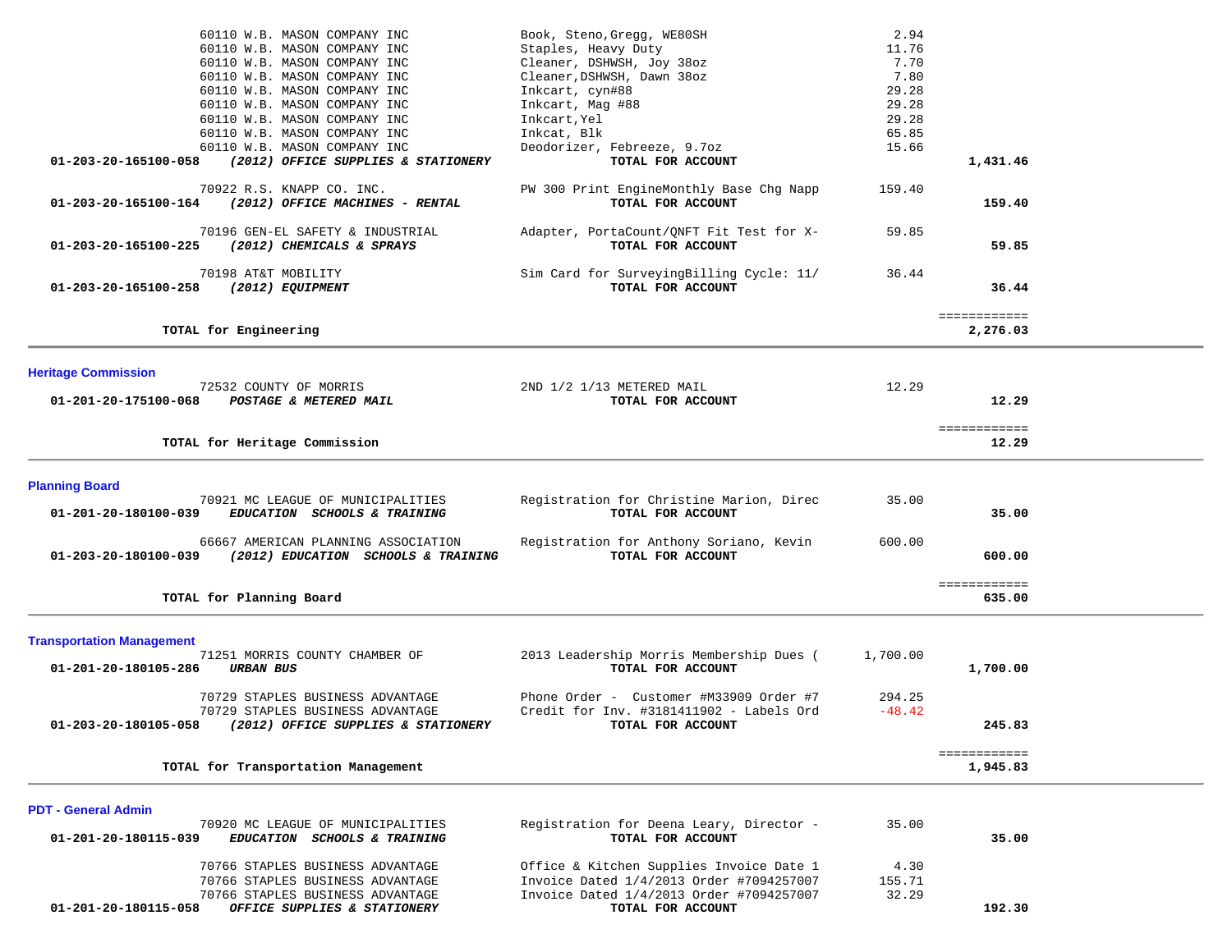| Account / Vendor | Description | Amount | Total |
|---|---|---|---|
| 60110 W.B. MASON COMPANY INC | Book, Steno,Gregg, WE80SH | 2.94 | |
| 60110 W.B. MASON COMPANY INC | Staples, Heavy Duty | 11.76 | |
| 60110 W.B. MASON COMPANY INC | Cleaner, DSHWSH, Joy 38oz | 7.70 | |
| 60110 W.B. MASON COMPANY INC | Cleaner,DSHWSH, Dawn 38oz | 7.80 | |
| 60110 W.B. MASON COMPANY INC | Inkcart, cyn#88 | 29.28 | |
| 60110 W.B. MASON COMPANY INC | Inkcart, Mag #88 | 29.28 | |
| 60110 W.B. MASON COMPANY INC | Inkcart,Yel | 29.28 | |
| 60110 W.B. MASON COMPANY INC | Inkcat, Blk | 65.85 | |
| 60110 W.B. MASON COMPANY INC | Deodorizer, Febreeze, 9.7oz | 15.66 | |
| **01-203-20-165100-058** ***(2012) OFFICE SUPPLIES & STATIONERY*** | **TOTAL FOR ACCOUNT** | | **1,431.46** |
| 70922 R.S. KNAPP CO. INC. | PW 300 Print EngineMonthly Base Chg Napp | 159.40 | |
| **01-203-20-165100-164** ***(2012) OFFICE MACHINES - RENTAL*** | **TOTAL FOR ACCOUNT** | | **159.40** |
| 70196 GEN-EL SAFETY & INDUSTRIAL | Adapter, PortaCount/QNFT Fit Test for X- | 59.85 | |
| **01-203-20-165100-225** ***(2012) CHEMICALS & SPRAYS*** | **TOTAL FOR ACCOUNT** | | **59.85** |
| 70198 AT&T MOBILITY | Sim Card for SurveyingBilling Cycle: 11/ | 36.44 | |
| **01-203-20-165100-258** ***(2012) EQUIPMENT*** | **TOTAL FOR ACCOUNT** | | **36.44** |
| | | | ============ |
| **TOTAL for Engineering** | | | **2,276.03** |

## Heritage Commission

| Account / Vendor | Description | Amount | Total |
|---|---|---|---|
| 72532 COUNTY OF MORRIS | 2ND 1/2 1/13 METERED MAIL | 12.29 | |
| **01-201-20-175100-068** ***POSTAGE & METERED MAIL*** | **TOTAL FOR ACCOUNT** | | **12.29** |
| | | | ============ |
| **TOTAL for Heritage Commission** | | | **12.29** |

## Planning Board

| Account / Vendor | Description | Amount | Total |
|---|---|---|---|
| 70921 MC LEAGUE OF MUNICIPALITIES | Registration for Christine Marion, Direc | 35.00 | |
| **01-201-20-180100-039** ***EDUCATION SCHOOLS & TRAINING*** | **TOTAL FOR ACCOUNT** | | **35.00** |
| 66667 AMERICAN PLANNING ASSOCIATION | Registration for Anthony Soriano, Kevin | 600.00 | |
| **01-203-20-180100-039** ***(2012) EDUCATION SCHOOLS & TRAINING*** | **TOTAL FOR ACCOUNT** | | **600.00** |
| | | | ============ |
| **TOTAL for Planning Board** | | | **635.00** |

## Transportation Management

| Account / Vendor | Description | Amount | Total |
|---|---|---|---|
| 71251 MORRIS COUNTY CHAMBER OF | 2013 Leadership Morris Membership Dues ( | 1,700.00 | |
| **01-201-20-180105-286** ***URBAN BUS*** | **TOTAL FOR ACCOUNT** | | **1,700.00** |
| 70729 STAPLES BUSINESS ADVANTAGE | Phone Order - Customer #M33909 Order #7 | 294.25 | |
| 70729 STAPLES BUSINESS ADVANTAGE | Credit for Inv. #3181411902 - Labels Ord | -48.42 | |
| **01-203-20-180105-058** ***(2012) OFFICE SUPPLIES & STATIONERY*** | **TOTAL FOR ACCOUNT** | | **245.83** |
| | | | ============ |
| **TOTAL for Transportation Management** | | | **1,945.83** |

## PDT - General Admin

| Account / Vendor | Description | Amount | Total |
|---|---|---|---|
| 70920 MC LEAGUE OF MUNICIPALITIES | Registration for Deena Leary, Director - | 35.00 | |
| **01-201-20-180115-039** ***EDUCATION SCHOOLS & TRAINING*** | **TOTAL FOR ACCOUNT** | | **35.00** |
| 70766 STAPLES BUSINESS ADVANTAGE | Office & Kitchen Supplies Invoice Date 1 | 4.30 | |
| 70766 STAPLES BUSINESS ADVANTAGE | Invoice Dated 1/4/2013 Order #7094257007 | 155.71 | |
| 70766 STAPLES BUSINESS ADVANTAGE | Invoice Dated 1/4/2013 Order #7094257007 | 32.29 | |
| **01-201-20-180115-058** ***OFFICE SUPPLIES & STATIONERY*** | **TOTAL FOR ACCOUNT** | | **192.30** |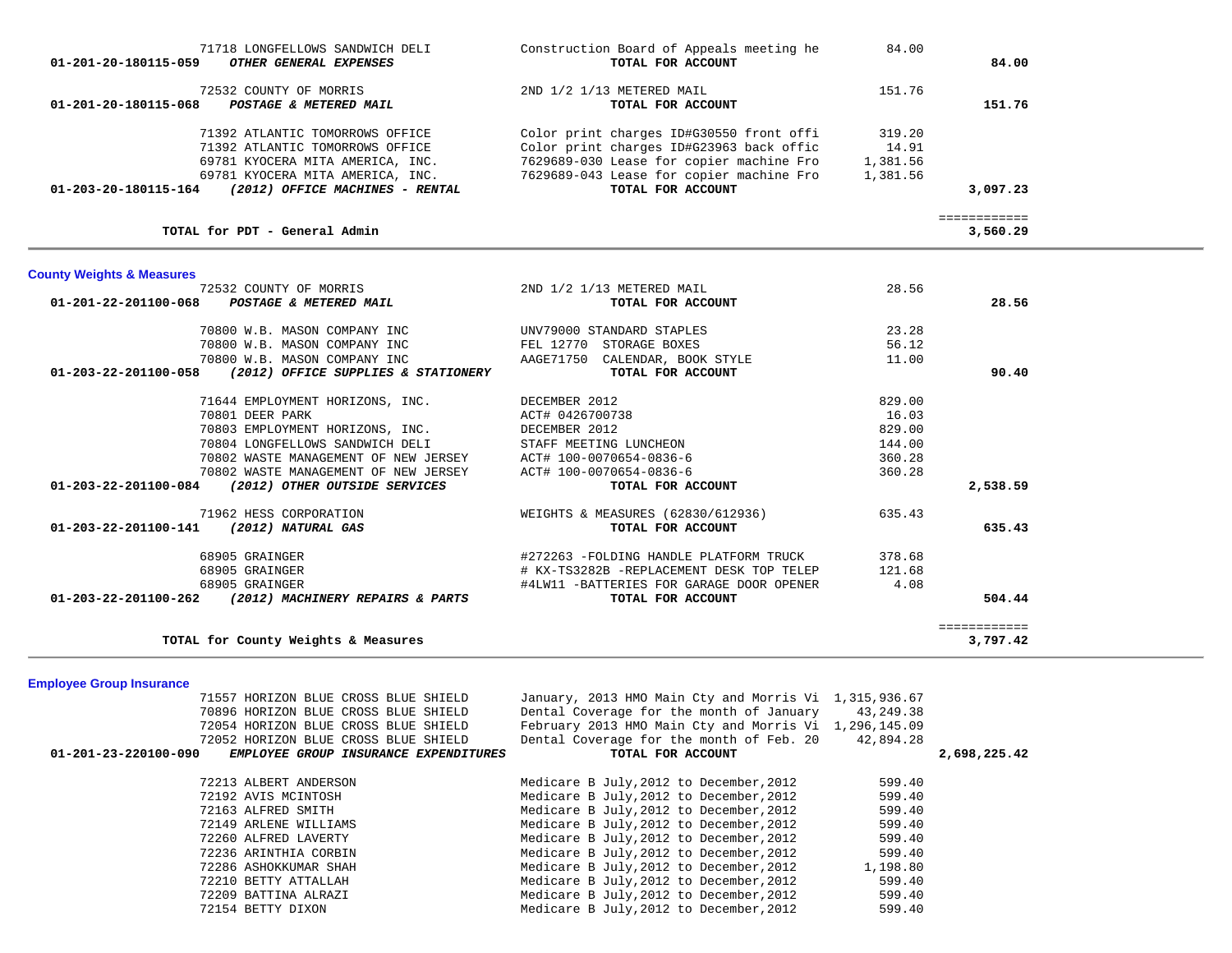| Account | Vendor | Description | Amount | Total |
|---|---|---|---|---|
| | 71718 LONGFELLOWS SANDWICH DELI | Construction Board of Appeals meeting he | 84.00 | |
| 01-201-20-180115-059 | ***OTHER GENERAL EXPENSES*** | **TOTAL FOR ACCOUNT** | | **84.00** |
| | 72532 COUNTY OF MORRIS | 2ND 1/2 1/13 METERED MAIL | 151.76 | |
| 01-201-20-180115-068 | ***POSTAGE & METERED MAIL*** | **TOTAL FOR ACCOUNT** | | **151.76** |
| | 71392 ATLANTIC TOMORROWS OFFICE | Color print charges ID#G30550 front offi | 319.20 | |
| | 71392 ATLANTIC TOMORROWS OFFICE | Color print charges ID#G23963 back offic | 14.91 | |
| | 69781 KYOCERA MITA AMERICA, INC. | 7629689-030 Lease for copier machine Fro | 1,381.56 | |
| | 69781 KYOCERA MITA AMERICA, INC. | 7629689-043 Lease for copier machine Fro | 1,381.56 | |
| 01-203-20-180115-164 | ***(2012) OFFICE MACHINES - RENTAL*** | **TOTAL FOR ACCOUNT** | | **3,097.23** |
| | **TOTAL for PDT - General Admin** | | | ============ **3,560.29** |

## County Weights & Measures

| Account | Vendor | Description | Amount | Total |
|---|---|---|---|---|
| | 72532 COUNTY OF MORRIS | 2ND 1/2 1/13 METERED MAIL | 28.56 | |
| 01-201-22-201100-068 | ***POSTAGE & METERED MAIL*** | **TOTAL FOR ACCOUNT** | | **28.56** |
| | 70800 W.B. MASON COMPANY INC | UNV79000 STANDARD STAPLES | 23.28 | |
| | 70800 W.B. MASON COMPANY INC | FEL 12770 STORAGE BOXES | 56.12 | |
| | 70800 W.B. MASON COMPANY INC | AAGE71750 CALENDAR, BOOK STYLE | 11.00 | |
| 01-203-22-201100-058 | ***(2012) OFFICE SUPPLIES & STATIONERY*** | **TOTAL FOR ACCOUNT** | | **90.40** |
| | 71644 EMPLOYMENT HORIZONS, INC. | DECEMBER 2012 | 829.00 | |
| | 70801 DEER PARK | ACT# 0426700738 | 16.03 | |
| | 70803 EMPLOYMENT HORIZONS, INC. | DECEMBER 2012 | 829.00 | |
| | 70804 LONGFELLOWS SANDWICH DELI | STAFF MEETING LUNCHEON | 144.00 | |
| | 70802 WASTE MANAGEMENT OF NEW JERSEY | ACT# 100-0070654-0836-6 | 360.28 | |
| | 70802 WASTE MANAGEMENT OF NEW JERSEY | ACT# 100-0070654-0836-6 | 360.28 | |
| 01-203-22-201100-084 | ***(2012) OTHER OUTSIDE SERVICES*** | **TOTAL FOR ACCOUNT** | | **2,538.59** |
| | 71962 HESS CORPORATION | WEIGHTS & MEASURES (62830/612936) | 635.43 | |
| 01-203-22-201100-141 | ***(2012) NATURAL GAS*** | **TOTAL FOR ACCOUNT** | | **635.43** |
| | 68905 GRAINGER | #272263 -FOLDING HANDLE PLATFORM TRUCK | 378.68 | |
| | 68905 GRAINGER | # KX-TS3282B -REPLACEMENT DESK TOP TELEP | 121.68 | |
| | 68905 GRAINGER | #4LW11 -BATTERIES FOR GARAGE DOOR OPENER | 4.08 | |
| 01-203-22-201100-262 | ***(2012) MACHINERY REPAIRS & PARTS*** | **TOTAL FOR ACCOUNT** | | **504.44** |
| | **TOTAL for County Weights & Measures** | | | ============ **3,797.42** |

## Employee Group Insurance

| Account | Vendor | Description | Amount | Total |
|---|---|---|---|---|
| | 71557 HORIZON BLUE CROSS BLUE SHIELD | January, 2013 HMO Main Cty and Morris Vi | 1,315,936.67 | |
| | 70896 HORIZON BLUE CROSS BLUE SHIELD | Dental Coverage for the month of January | 43,249.38 | |
| | 72054 HORIZON BLUE CROSS BLUE SHIELD | February 2013 HMO Main Cty and Morris Vi | 1,296,145.09 | |
| | 72052 HORIZON BLUE CROSS BLUE SHIELD | Dental Coverage for the month of Feb. 20 | 42,894.28 | |
| 01-201-23-220100-090 | ***EMPLOYEE GROUP INSURANCE EXPENDITURES*** | **TOTAL FOR ACCOUNT** | | **2,698,225.42** |
| | 72213 ALBERT ANDERSON | Medicare B July,2012 to December,2012 | 599.40 | |
| | 72192 AVIS MCINTOSH | Medicare B July,2012 to December,2012 | 599.40 | |
| | 72163 ALFRED SMITH | Medicare B July,2012 to December,2012 | 599.40 | |
| | 72149 ARLENE WILLIAMS | Medicare B July,2012 to December,2012 | 599.40 | |
| | 72260 ALFRED LAVERTY | Medicare B July,2012 to December,2012 | 599.40 | |
| | 72236 ARINTHIA CORBIN | Medicare B July,2012 to December,2012 | 599.40 | |
| | 72286 ASHOKKUMAR SHAH | Medicare B July,2012 to December,2012 | 1,198.80 | |
| | 72210 BETTY ATTALLAH | Medicare B July,2012 to December,2012 | 599.40 | |
| | 72209 BATTINA ALRAZI | Medicare B July,2012 to December,2012 | 599.40 | |
| | 72154 BETTY DIXON | Medicare B July,2012 to December,2012 | 599.40 | |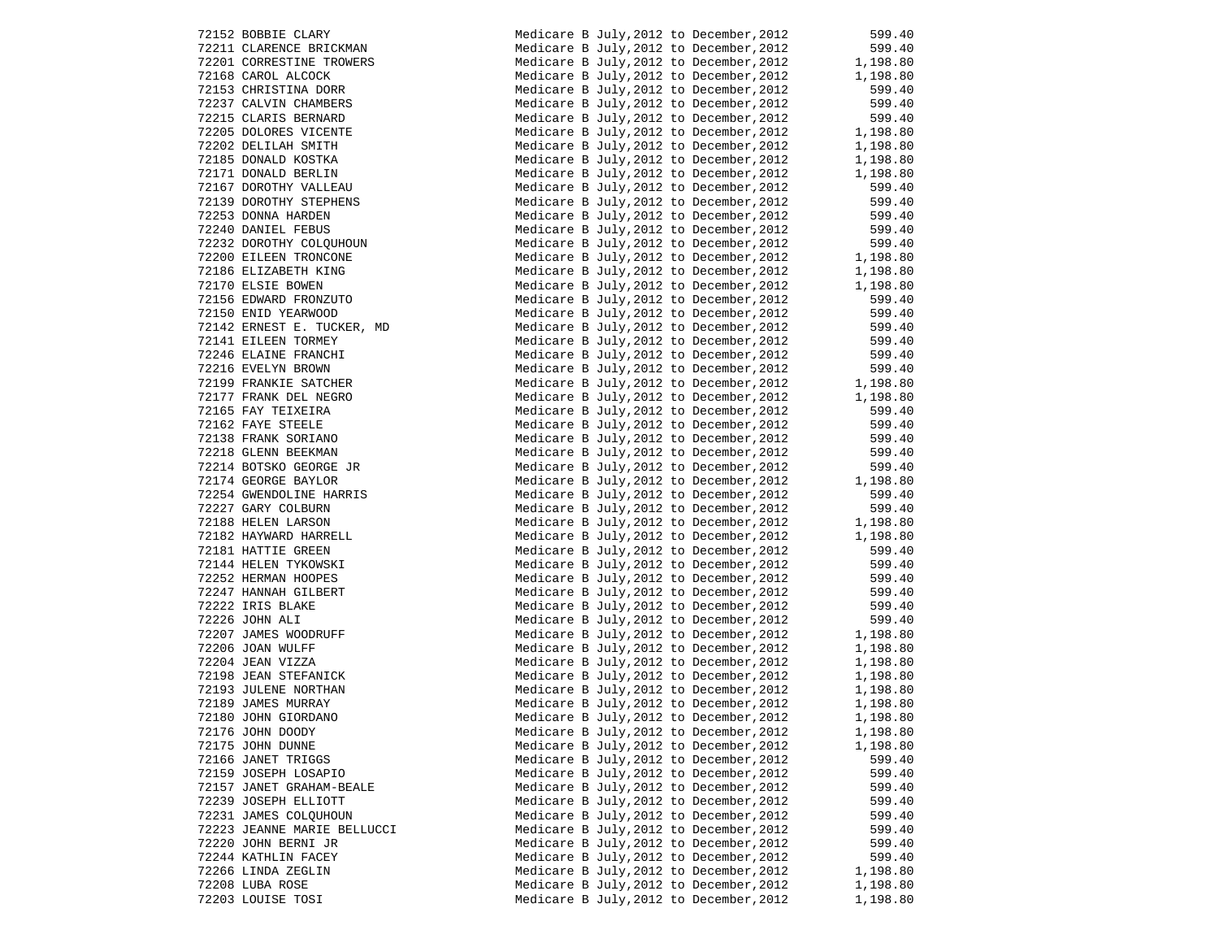| | | | |
|---|---|---|---|
| 72152 | BOBBIE CLARY | Medicare B July,2012 to December,2012 | 599.40 |
| 72211 | CLARENCE BRICKMAN | Medicare B July,2012 to December,2012 | 599.40 |
| 72201 | CORRESTINE TROWERS | Medicare B July,2012 to December,2012 | 1,198.80 |
| 72168 | CAROL ALCOCK | Medicare B July,2012 to December,2012 | 1,198.80 |
| 72153 | CHRISTINA DORR | Medicare B July,2012 to December,2012 | 599.40 |
| 72237 | CALVIN CHAMBERS | Medicare B July,2012 to December,2012 | 599.40 |
| 72215 | CLARIS BERNARD | Medicare B July,2012 to December,2012 | 599.40 |
| 72205 | DOLORES VICENTE | Medicare B July,2012 to December,2012 | 1,198.80 |
| 72202 | DELILAH SMITH | Medicare B July,2012 to December,2012 | 1,198.80 |
| 72185 | DONALD KOSTKA | Medicare B July,2012 to December,2012 | 1,198.80 |
| 72171 | DONALD BERLIN | Medicare B July,2012 to December,2012 | 1,198.80 |
| 72167 | DOROTHY VALLEAU | Medicare B July,2012 to December,2012 | 599.40 |
| 72139 | DOROTHY STEPHENS | Medicare B July,2012 to December,2012 | 599.40 |
| 72253 | DONNA HARDEN | Medicare B July,2012 to December,2012 | 599.40 |
| 72240 | DANIEL FEBUS | Medicare B July,2012 to December,2012 | 599.40 |
| 72232 | DOROTHY COLQUHOUN | Medicare B July,2012 to December,2012 | 599.40 |
| 72200 | EILEEN TRONCONE | Medicare B July,2012 to December,2012 | 1,198.80 |
| 72186 | ELIZABETH KING | Medicare B July,2012 to December,2012 | 1,198.80 |
| 72170 | ELSIE BOWEN | Medicare B July,2012 to December,2012 | 1,198.80 |
| 72156 | EDWARD FRONZUTO | Medicare B July,2012 to December,2012 | 599.40 |
| 72150 | ENID YEARWOOD | Medicare B July,2012 to December,2012 | 599.40 |
| 72142 | ERNEST E. TUCKER, MD | Medicare B July,2012 to December,2012 | 599.40 |
| 72141 | EILEEN TORMEY | Medicare B July,2012 to December,2012 | 599.40 |
| 72246 | ELAINE FRANCHI | Medicare B July,2012 to December,2012 | 599.40 |
| 72216 | EVELYN BROWN | Medicare B July,2012 to December,2012 | 599.40 |
| 72199 | FRANKIE SATCHER | Medicare B July,2012 to December,2012 | 1,198.80 |
| 72177 | FRANK DEL NEGRO | Medicare B July,2012 to December,2012 | 1,198.80 |
| 72165 | FAY TEIXEIRA | Medicare B July,2012 to December,2012 | 599.40 |
| 72162 | FAYE STEELE | Medicare B July,2012 to December,2012 | 599.40 |
| 72138 | FRANK SORIANO | Medicare B July,2012 to December,2012 | 599.40 |
| 72218 | GLENN BEEKMAN | Medicare B July,2012 to December,2012 | 599.40 |
| 72214 | BOTSKO GEORGE JR | Medicare B July,2012 to December,2012 | 599.40 |
| 72174 | GEORGE BAYLOR | Medicare B July,2012 to December,2012 | 1,198.80 |
| 72254 | GWENDOLINE HARRIS | Medicare B July,2012 to December,2012 | 599.40 |
| 72227 | GARY COLBURN | Medicare B July,2012 to December,2012 | 599.40 |
| 72188 | HELEN LARSON | Medicare B July,2012 to December,2012 | 1,198.80 |
| 72182 | HAYWARD HARRELL | Medicare B July,2012 to December,2012 | 1,198.80 |
| 72181 | HATTIE GREEN | Medicare B July,2012 to December,2012 | 599.40 |
| 72144 | HELEN TYKOWSKI | Medicare B July,2012 to December,2012 | 599.40 |
| 72252 | HERMAN HOOPES | Medicare B July,2012 to December,2012 | 599.40 |
| 72247 | HANNAH GILBERT | Medicare B July,2012 to December,2012 | 599.40 |
| 72222 | IRIS BLAKE | Medicare B July,2012 to December,2012 | 599.40 |
| 72226 | JOHN ALI | Medicare B July,2012 to December,2012 | 599.40 |
| 72207 | JAMES WOODRUFF | Medicare B July,2012 to December,2012 | 1,198.80 |
| 72206 | JOAN WULFF | Medicare B July,2012 to December,2012 | 1,198.80 |
| 72204 | JEAN VIZZA | Medicare B July,2012 to December,2012 | 1,198.80 |
| 72198 | JEAN STEFANICK | Medicare B July,2012 to December,2012 | 1,198.80 |
| 72193 | JULENE NORTHAN | Medicare B July,2012 to December,2012 | 1,198.80 |
| 72189 | JAMES MURRAY | Medicare B July,2012 to December,2012 | 1,198.80 |
| 72180 | JOHN GIORDANO | Medicare B July,2012 to December,2012 | 1,198.80 |
| 72176 | JOHN DOODY | Medicare B July,2012 to December,2012 | 1,198.80 |
| 72175 | JOHN DUNNE | Medicare B July,2012 to December,2012 | 1,198.80 |
| 72166 | JANET TRIGGS | Medicare B July,2012 to December,2012 | 599.40 |
| 72159 | JOSEPH LOSAPIO | Medicare B July,2012 to December,2012 | 599.40 |
| 72157 | JANET GRAHAM-BEALE | Medicare B July,2012 to December,2012 | 599.40 |
| 72239 | JOSEPH ELLIOTT | Medicare B July,2012 to December,2012 | 599.40 |
| 72231 | JAMES COLQUHOUN | Medicare B July,2012 to December,2012 | 599.40 |
| 72223 | JEANNE MARIE BELLUCCI | Medicare B July,2012 to December,2012 | 599.40 |
| 72220 | JOHN BERNI JR | Medicare B July,2012 to December,2012 | 599.40 |
| 72244 | KATHLIN FACEY | Medicare B July,2012 to December,2012 | 599.40 |
| 72266 | LINDA ZEGLIN | Medicare B July,2012 to December,2012 | 1,198.80 |
| 72208 | LUBA ROSE | Medicare B July,2012 to December,2012 | 1,198.80 |
| 72203 | LOUISE TOSI | Medicare B July,2012 to December,2012 | 1,198.80 |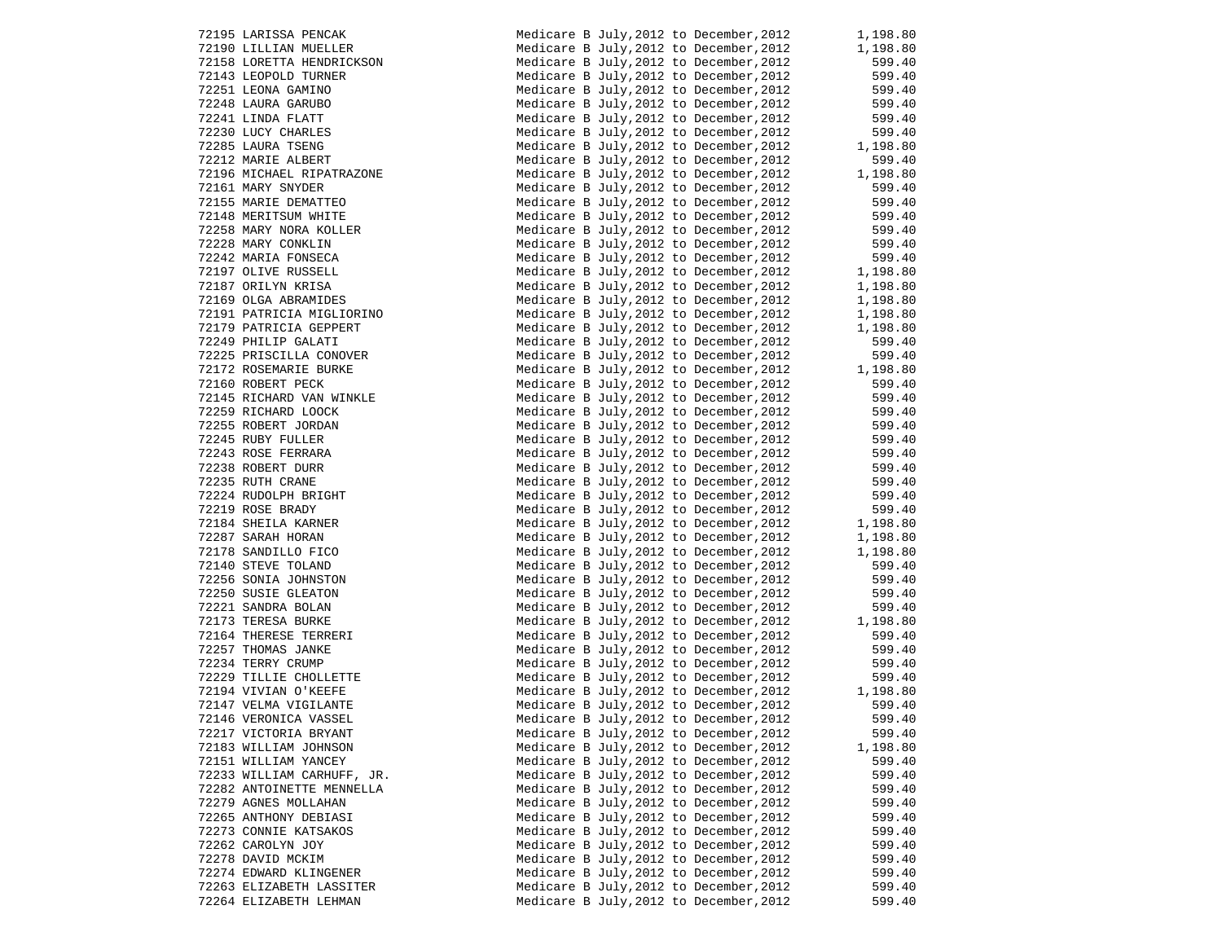| | | |
|---|---|---|
| 72195 LARISSA PENCAK | Medicare B July,2012 to December,2012 | 1,198.80 |
| 72190 LILLIAN MUELLER | Medicare B July,2012 to December,2012 | 1,198.80 |
| 72158 LORETTA HENDRICKSON | Medicare B July,2012 to December,2012 | 599.40 |
| 72143 LEOPOLD TURNER | Medicare B July,2012 to December,2012 | 599.40 |
| 72251 LEONA GAMINO | Medicare B July,2012 to December,2012 | 599.40 |
| 72248 LAURA GARUBO | Medicare B July,2012 to December,2012 | 599.40 |
| 72241 LINDA FLATT | Medicare B July,2012 to December,2012 | 599.40 |
| 72230 LUCY CHARLES | Medicare B July,2012 to December,2012 | 599.40 |
| 72285 LAURA TSENG | Medicare B July,2012 to December,2012 | 1,198.80 |
| 72212 MARIE ALBERT | Medicare B July,2012 to December,2012 | 599.40 |
| 72196 MICHAEL RIPATRAZONE | Medicare B July,2012 to December,2012 | 1,198.80 |
| 72161 MARY SNYDER | Medicare B July,2012 to December,2012 | 599.40 |
| 72155 MARIE DEMATTEO | Medicare B July,2012 to December,2012 | 599.40 |
| 72148 MERITSUM WHITE | Medicare B July,2012 to December,2012 | 599.40 |
| 72258 MARY NORA KOLLER | Medicare B July,2012 to December,2012 | 599.40 |
| 72228 MARY CONKLIN | Medicare B July,2012 to December,2012 | 599.40 |
| 72242 MARIA FONSECA | Medicare B July,2012 to December,2012 | 599.40 |
| 72197 OLIVE RUSSELL | Medicare B July,2012 to December,2012 | 1,198.80 |
| 72187 ORILYN KRISA | Medicare B July,2012 to December,2012 | 1,198.80 |
| 72169 OLGA ABRAMIDES | Medicare B July,2012 to December,2012 | 1,198.80 |
| 72191 PATRICIA MIGLIORINO | Medicare B July,2012 to December,2012 | 1,198.80 |
| 72179 PATRICIA GEPPERT | Medicare B July,2012 to December,2012 | 1,198.80 |
| 72249 PHILIP GALATI | Medicare B July,2012 to December,2012 | 599.40 |
| 72225 PRISCILLA CONOVER | Medicare B July,2012 to December,2012 | 599.40 |
| 72172 ROSEMARIE BURKE | Medicare B July,2012 to December,2012 | 1,198.80 |
| 72160 ROBERT PECK | Medicare B July,2012 to December,2012 | 599.40 |
| 72145 RICHARD VAN WINKLE | Medicare B July,2012 to December,2012 | 599.40 |
| 72259 RICHARD LOOCK | Medicare B July,2012 to December,2012 | 599.40 |
| 72255 ROBERT JORDAN | Medicare B July,2012 to December,2012 | 599.40 |
| 72245 RUBY FULLER | Medicare B July,2012 to December,2012 | 599.40 |
| 72243 ROSE FERRARA | Medicare B July,2012 to December,2012 | 599.40 |
| 72238 ROBERT DURR | Medicare B July,2012 to December,2012 | 599.40 |
| 72235 RUTH CRANE | Medicare B July,2012 to December,2012 | 599.40 |
| 72224 RUDOLPH BRIGHT | Medicare B July,2012 to December,2012 | 599.40 |
| 72219 ROSE BRADY | Medicare B July,2012 to December,2012 | 599.40 |
| 72184 SHEILA KARNER | Medicare B July,2012 to December,2012 | 1,198.80 |
| 72287 SARAH HORAN | Medicare B July,2012 to December,2012 | 1,198.80 |
| 72178 SANDILLO FICO | Medicare B July,2012 to December,2012 | 1,198.80 |
| 72140 STEVE TOLAND | Medicare B July,2012 to December,2012 | 599.40 |
| 72256 SONIA JOHNSTON | Medicare B July,2012 to December,2012 | 599.40 |
| 72250 SUSIE GLEATON | Medicare B July,2012 to December,2012 | 599.40 |
| 72221 SANDRA BOLAN | Medicare B July,2012 to December,2012 | 599.40 |
| 72173 TERESA BURKE | Medicare B July,2012 to December,2012 | 1,198.80 |
| 72164 THERESE TERRERI | Medicare B July,2012 to December,2012 | 599.40 |
| 72257 THOMAS JANKE | Medicare B July,2012 to December,2012 | 599.40 |
| 72234 TERRY CRUMP | Medicare B July,2012 to December,2012 | 599.40 |
| 72229 TILLIE CHOLLETTE | Medicare B July,2012 to December,2012 | 599.40 |
| 72194 VIVIAN O'KEEFE | Medicare B July,2012 to December,2012 | 1,198.80 |
| 72147 VELMA VIGILANTE | Medicare B July,2012 to December,2012 | 599.40 |
| 72146 VERONICA VASSEL | Medicare B July,2012 to December,2012 | 599.40 |
| 72217 VICTORIA BRYANT | Medicare B July,2012 to December,2012 | 599.40 |
| 72183 WILLIAM JOHNSON | Medicare B July,2012 to December,2012 | 1,198.80 |
| 72151 WILLIAM YANCEY | Medicare B July,2012 to December,2012 | 599.40 |
| 72233 WILLIAM CARHUFF, JR. | Medicare B July,2012 to December,2012 | 599.40 |
| 72282 ANTOINETTE MENNELLA | Medicare B July,2012 to December,2012 | 599.40 |
| 72279 AGNES MOLLAHAN | Medicare B July,2012 to December,2012 | 599.40 |
| 72265 ANTHONY DEBIASI | Medicare B July,2012 to December,2012 | 599.40 |
| 72273 CONNIE KATSAKOS | Medicare B July,2012 to December,2012 | 599.40 |
| 72262 CAROLYN JOY | Medicare B July,2012 to December,2012 | 599.40 |
| 72278 DAVID MCKIM | Medicare B July,2012 to December,2012 | 599.40 |
| 72274 EDWARD KLINGENER | Medicare B July,2012 to December,2012 | 599.40 |
| 72263 ELIZABETH LASSITER | Medicare B July,2012 to December,2012 | 599.40 |
| 72264 ELIZABETH LEHMAN | Medicare B July,2012 to December,2012 | 599.40 |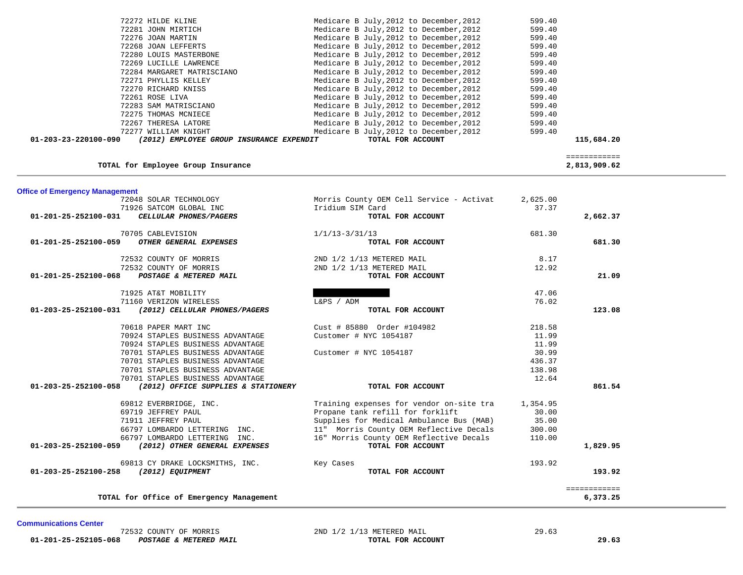| | | | |
|---|---|---|---|
| 72272 HILDE KLINE | Medicare B July,2012 to December,2012 | 599.40 | |
| 72281 JOHN MIRTICH | Medicare B July,2012 to December,2012 | 599.40 | |
| 72276 JOAN MARTIN | Medicare B July,2012 to December,2012 | 599.40 | |
| 72268 JOAN LEFFERTS | Medicare B July,2012 to December,2012 | 599.40 | |
| 72280 LOUIS MASTERBONE | Medicare B July,2012 to December,2012 | 599.40 | |
| 72269 LUCILLE LAWRENCE | Medicare B July,2012 to December,2012 | 599.40 | |
| 72284 MARGARET MATRISCIANO | Medicare B July,2012 to December,2012 | 599.40 | |
| 72271 PHYLLIS KELLEY | Medicare B July,2012 to December,2012 | 599.40 | |
| 72270 RICHARD KNISS | Medicare B July,2012 to December,2012 | 599.40 | |
| 72261 ROSE LIVA | Medicare B July,2012 to December,2012 | 599.40 | |
| 72283 SAM MATRISCIANO | Medicare B July,2012 to December,2012 | 599.40 | |
| 72275 THOMAS MCNIECE | Medicare B July,2012 to December,2012 | 599.40 | |
| 72267 THERESA LATORE | Medicare B July,2012 to December,2012 | 599.40 | |
| 72277 WILLIAM KNIGHT | Medicare B July,2012 to December,2012 | 599.40 | |
| **01-203-23-220100-090** ***(2012) EMPLOYEE GROUP INSURANCE EXPENDIT*** | **TOTAL FOR ACCOUNT** | | **115,684.20** |

**TOTAL for Employee Group Insurance** ============ **2,813,909.62**

---

## Office of Emergency Management

| | | | |
|---|---|---|---|
| 72048 SOLAR TECHNOLOGY | Morris County OEM Cell Service - Activat | 2,625.00 | |
| 71926 SATCOM GLOBAL INC | Iridium SIM Card | 37.37 | |
| **01-201-25-252100-031** ***CELLULAR PHONES/PAGERS*** | **TOTAL FOR ACCOUNT** | | **2,662.37** |
| 70705 CABLEVISION | 1/1/13-3/31/13 | 681.30 | |
| **01-201-25-252100-059** ***OTHER GENERAL EXPENSES*** | **TOTAL FOR ACCOUNT** | | **681.30** |
| 72532 COUNTY OF MORRIS | 2ND 1/2 1/13 METERED MAIL | 8.17 | |
| 72532 COUNTY OF MORRIS | 2ND 1/2 1/13 METERED MAIL | 12.92 | |
| **01-201-25-252100-068** ***POSTAGE & METERED MAIL*** | **TOTAL FOR ACCOUNT** | | **21.09** |
| 71925 AT&T MOBILITY | [REDACTED] | 47.06 | |
| 71160 VERIZON WIRELESS | L&PS / ADM | 76.02 | |
| **01-203-25-252100-031** ***(2012) CELLULAR PHONES/PAGERS*** | **TOTAL FOR ACCOUNT** | | **123.08** |
| 70618 PAPER MART INC | Cust # 85880 Order #104982 | 218.58 | |
| 70924 STAPLES BUSINESS ADVANTAGE | Customer # NYC 1054187 | 11.99 | |
| 70924 STAPLES BUSINESS ADVANTAGE | | 11.99 | |
| 70701 STAPLES BUSINESS ADVANTAGE | Customer # NYC 1054187 | 30.99 | |
| 70701 STAPLES BUSINESS ADVANTAGE | | 436.37 | |
| 70701 STAPLES BUSINESS ADVANTAGE | | 138.98 | |
| 70701 STAPLES BUSINESS ADVANTAGE | | 12.64 | |
| **01-203-25-252100-058** ***(2012) OFFICE SUPPLIES & STATIONERY*** | **TOTAL FOR ACCOUNT** | | **861.54** |
| 69812 EVERBRIDGE, INC. | Training expenses for vendor on-site tra | 1,354.95 | |
| 69719 JEFFREY PAUL | Propane tank refill for forklift | 30.00 | |
| 71911 JEFFREY PAUL | Supplies for Medical Ambulance Bus (MAB) | 35.00 | |
| 66797 LOMBARDO LETTERING INC. | 11" Morris County OEM Reflective Decals | 300.00 | |
| 66797 LOMBARDO LETTERING INC. | 16" Morris County OEM Reflective Decals | 110.00 | |
| **01-203-25-252100-059** ***(2012) OTHER GENERAL EXPENSES*** | **TOTAL FOR ACCOUNT** | | **1,829.95** |
| 69813 CY DRAKE LOCKSMITHS, INC. | Key Cases | 193.92 | |
| **01-203-25-252100-258** ***(2012) EQUIPMENT*** | **TOTAL FOR ACCOUNT** | | **193.92** |

**TOTAL for Office of Emergency Management** ============ **6,373.25**

---

## Communications Center

| | | | |
|---|---|---|---|
| 72532 COUNTY OF MORRIS | 2ND 1/2 1/13 METERED MAIL | 29.63 | |
| **01-201-25-252105-068** ***POSTAGE & METERED MAIL*** | **TOTAL FOR ACCOUNT** | | **29.63** |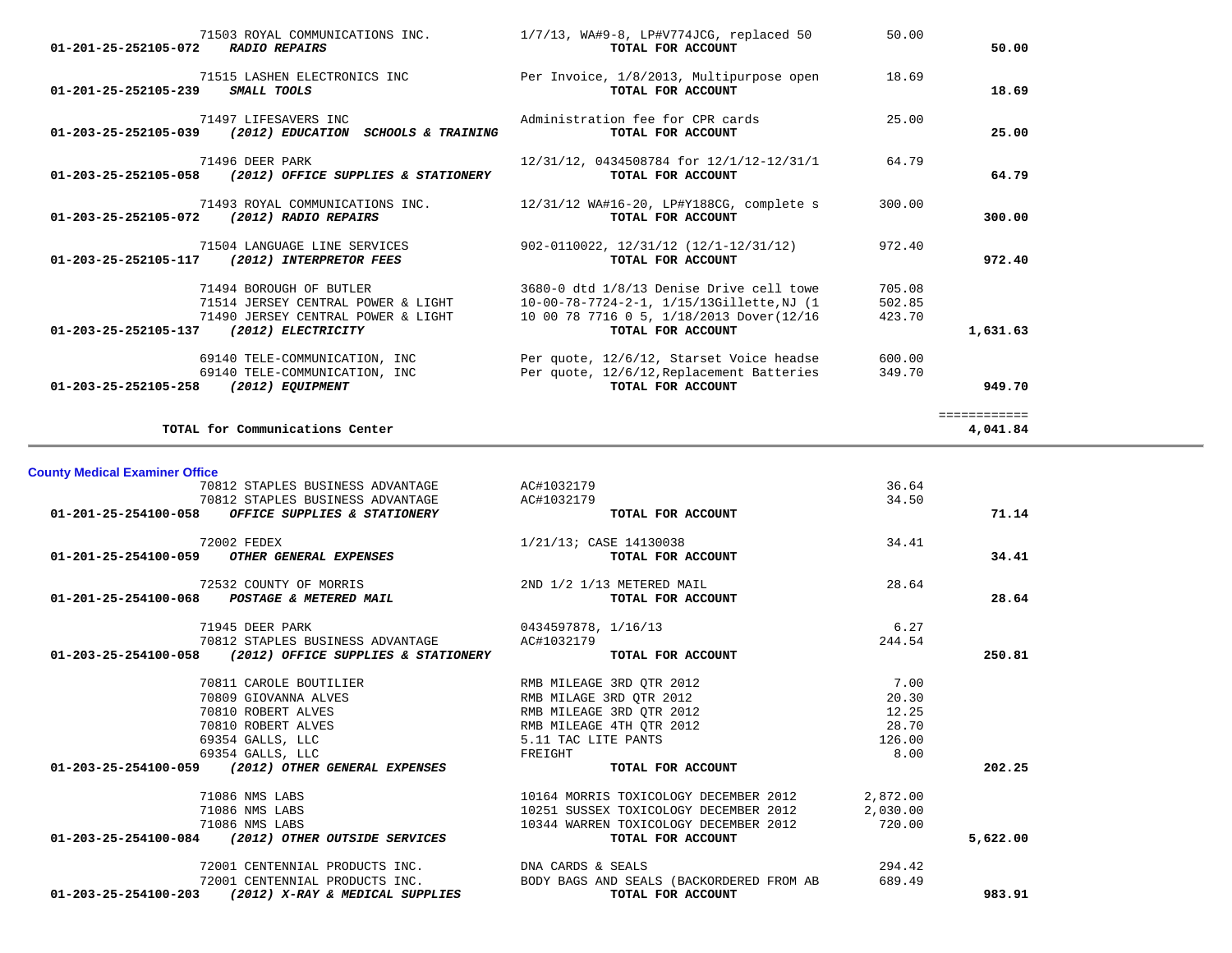| Account | Vendor | Description | Amount | Total |
|---|---|---|---|---|
| | 71503 ROYAL COMMUNICATIONS INC. | 1/7/13, WA#9-8, LP#V774JCG, replaced 50 | 50.00 | |
| **01-201-25-252105-072** | ***RADIO REPAIRS*** | **TOTAL FOR ACCOUNT** | | **50.00** |
| | 71515 LASHEN ELECTRONICS INC | Per Invoice, 1/8/2013, Multipurpose open | 18.69 | |
| **01-201-25-252105-239** | ***SMALL TOOLS*** | **TOTAL FOR ACCOUNT** | | **18.69** |
| | 71497 LIFESAVERS INC | Administration fee for CPR cards | 25.00 | |
| **01-203-25-252105-039** | ***(2012) EDUCATION SCHOOLS & TRAINING*** | **TOTAL FOR ACCOUNT** | | **25.00** |
| | 71496 DEER PARK | 12/31/12, 0434508784 for 12/1/12-12/31/1 | 64.79 | |
| **01-203-25-252105-058** | ***(2012) OFFICE SUPPLIES & STATIONERY*** | **TOTAL FOR ACCOUNT** | | **64.79** |
| | 71493 ROYAL COMMUNICATIONS INC. | 12/31/12 WA#16-20, LP#Y188CG, complete s | 300.00 | |
| **01-203-25-252105-072** | ***(2012) RADIO REPAIRS*** | **TOTAL FOR ACCOUNT** | | **300.00** |
| | 71504 LANGUAGE LINE SERVICES | 902-0110022, 12/31/12 (12/1-12/31/12) | 972.40 | |
| **01-203-25-252105-117** | ***(2012) INTERPRETOR FEES*** | **TOTAL FOR ACCOUNT** | | **972.40** |
| | 71494 BOROUGH OF BUTLER | 3680-0 dtd 1/8/13 Denise Drive cell towe | 705.08 | |
| | 71514 JERSEY CENTRAL POWER & LIGHT | 10-00-78-7724-2-1, 1/15/13Gillette,NJ (1 | 502.85 | |
| | 71490 JERSEY CENTRAL POWER & LIGHT | 10 00 78 7716 0 5, 1/18/2013 Dover(12/16 | 423.70 | |
| **01-203-25-252105-137** | ***(2012) ELECTRICITY*** | **TOTAL FOR ACCOUNT** | | **1,631.63** |
| | 69140 TELE-COMMUNICATION, INC | Per quote, 12/6/12, Starset Voice headse | 600.00 | |
| | 69140 TELE-COMMUNICATION, INC | Per quote, 12/6/12,Replacement Batteries | 349.70 | |
| **01-203-25-252105-258** | ***(2012) EQUIPMENT*** | **TOTAL FOR ACCOUNT** | | **949.70** |
| | | | | ============ |
| | **TOTAL for Communications Center** | | | **4,041.84** |

### County Medical Examiner Office

| Account | Vendor | Description | Amount | Total |
|---|---|---|---|---|
| | 70812 STAPLES BUSINESS ADVANTAGE | AC#1032179 | 36.64 | |
| | 70812 STAPLES BUSINESS ADVANTAGE | AC#1032179 | 34.50 | |
| **01-201-25-254100-058** | ***OFFICE SUPPLIES & STATIONERY*** | **TOTAL FOR ACCOUNT** | | **71.14** |
| | 72002 FEDEX | 1/21/13; CASE 14130038 | 34.41 | |
| **01-201-25-254100-059** | ***OTHER GENERAL EXPENSES*** | **TOTAL FOR ACCOUNT** | | **34.41** |
| | 72532 COUNTY OF MORRIS | 2ND 1/2 1/13 METERED MAIL | 28.64 | |
| **01-201-25-254100-068** | ***POSTAGE & METERED MAIL*** | **TOTAL FOR ACCOUNT** | | **28.64** |
| | 71945 DEER PARK | 0434597878, 1/16/13 | 6.27 | |
| | 70812 STAPLES BUSINESS ADVANTAGE | AC#1032179 | 244.54 | |
| **01-203-25-254100-058** | ***(2012) OFFICE SUPPLIES & STATIONERY*** | **TOTAL FOR ACCOUNT** | | **250.81** |
| | 70811 CAROLE BOUTILIER | RMB MILEAGE 3RD QTR 2012 | 7.00 | |
| | 70809 GIOVANNA ALVES | RMB MILAGE 3RD QTR 2012 | 20.30 | |
| | 70810 ROBERT ALVES | RMB MILEAGE 3RD QTR 2012 | 12.25 | |
| | 70810 ROBERT ALVES | RMB MILEAGE 4TH QTR 2012 | 28.70 | |
| | 69354 GALLS, LLC | 5.11 TAC LITE PANTS | 126.00 | |
| | 69354 GALLS, LLC | FREIGHT | 8.00 | |
| **01-203-25-254100-059** | ***(2012) OTHER GENERAL EXPENSES*** | **TOTAL FOR ACCOUNT** | | **202.25** |
| | 71086 NMS LABS | 10164 MORRIS TOXICOLOGY DECEMBER 2012 | 2,872.00 | |
| | 71086 NMS LABS | 10251 SUSSEX TOXICOLOGY DECEMBER 2012 | 2,030.00 | |
| | 71086 NMS LABS | 10344 WARREN TOXICOLOGY DECEMBER 2012 | 720.00 | |
| **01-203-25-254100-084** | ***(2012) OTHER OUTSIDE SERVICES*** | **TOTAL FOR ACCOUNT** | | **5,622.00** |
| | 72001 CENTENNIAL PRODUCTS INC. | DNA CARDS & SEALS | 294.42 | |
| | 72001 CENTENNIAL PRODUCTS INC. | BODY BAGS AND SEALS (BACKORDERED FROM AB | 689.49 | |
| **01-203-25-254100-203** | ***(2012) X-RAY & MEDICAL SUPPLIES*** | **TOTAL FOR ACCOUNT** | | **983.91** |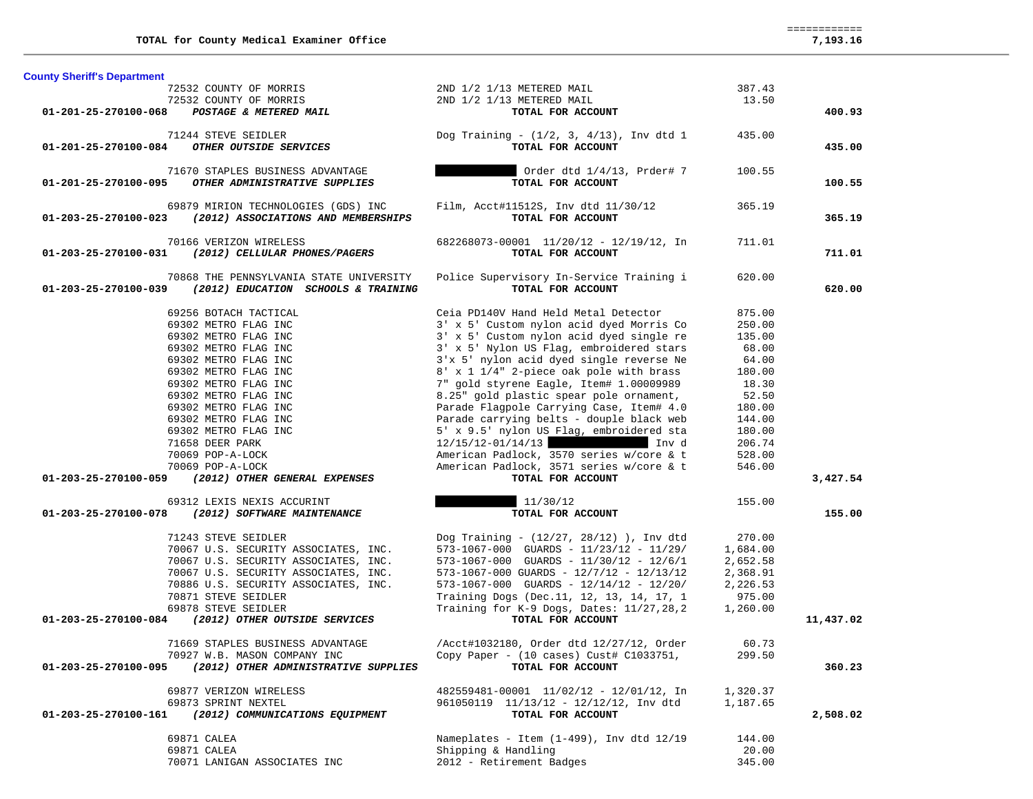| | | | |
|---|---|---|---|
| **TOTAL for County Medical Examiner Office** | | | ============ **7,193.16** |

**County Sheriff's Department**

| Account / Vendor | Description | Amount | Total |
|---|---|---|---|
| 72532 COUNTY OF MORRIS | 2ND 1/2 1/13 METERED MAIL | 387.43 | |
| 72532 COUNTY OF MORRIS | 2ND 1/2 1/13 METERED MAIL | 13.50 | |
| **01-201-25-270100-068** ***POSTAGE & METERED MAIL*** | **TOTAL FOR ACCOUNT** | | **400.93** |
| 71244 STEVE SEIDLER | Dog Training - (1/2, 3, 4/13), Inv dtd 1 | 435.00 | |
| **01-201-25-270100-084** ***OTHER OUTSIDE SERVICES*** | **TOTAL FOR ACCOUNT** | | **435.00** |
| 71670 STAPLES BUSINESS ADVANTAGE | [REDACTED] Order dtd 1/4/13, Prder# 7 | 100.55 | |
| **01-201-25-270100-095** ***OTHER ADMINISTRATIVE SUPPLIES*** | **TOTAL FOR ACCOUNT** | | **100.55** |
| 69879 MIRION TECHNOLOGIES (GDS) INC | Film, Acct#11512S, Inv dtd 11/30/12 | 365.19 | |
| **01-203-25-270100-023** ***(2012) ASSOCIATIONS AND MEMBERSHIPS*** | **TOTAL FOR ACCOUNT** | | **365.19** |
| 70166 VERIZON WIRELESS | 682268073-00001 11/20/12 - 12/19/12, In | 711.01 | |
| **01-203-25-270100-031** ***(2012) CELLULAR PHONES/PAGERS*** | **TOTAL FOR ACCOUNT** | | **711.01** |
| 70868 THE PENNSYLVANIA STATE UNIVERSITY | Police Supervisory In-Service Training i | 620.00 | |
| **01-203-25-270100-039** ***(2012) EDUCATION SCHOOLS & TRAINING*** | **TOTAL FOR ACCOUNT** | | **620.00** |
| 69256 BOTACH TACTICAL | Ceia PD140V Hand Held Metal Detector | 875.00 | |
| 69302 METRO FLAG INC | 3' x 5' Custom nylon acid dyed Morris Co | 250.00 | |
| 69302 METRO FLAG INC | 3' x 5' Custom nylon acid dyed single re | 135.00 | |
| 69302 METRO FLAG INC | 3' x 5' Nylon US Flag, embroidered stars | 68.00 | |
| 69302 METRO FLAG INC | 3'x 5' nylon acid dyed single reverse Ne | 64.00 | |
| 69302 METRO FLAG INC | 8' x 1 1/4" 2-piece oak pole with brass | 180.00 | |
| 69302 METRO FLAG INC | 7" gold styrene Eagle, Item# 1.00009989 | 18.30 | |
| 69302 METRO FLAG INC | 8.25" gold plastic spear pole ornament, | 52.50 | |
| 69302 METRO FLAG INC | Parade Flagpole Carrying Case, Item# 4.0 | 180.00 | |
| 69302 METRO FLAG INC | Parade carrying belts - douple black web | 144.00 | |
| 69302 METRO FLAG INC | 5' x 9.5' nylon US Flag, embroidered sta | 180.00 | |
| 71658 DEER PARK | 12/15/12-01/14/13 [REDACTED] Inv d | 206.74 | |
| 70069 POP-A-LOCK | American Padlock, 3570 series w/core & t | 528.00 | |
| 70069 POP-A-LOCK | American Padlock, 3571 series w/core & t | 546.00 | |
| **01-203-25-270100-059** ***(2012) OTHER GENERAL EXPENSES*** | **TOTAL FOR ACCOUNT** | | **3,427.54** |
| 69312 LEXIS NEXIS ACCURINT | [REDACTED] 11/30/12 | 155.00 | |
| **01-203-25-270100-078** ***(2012) SOFTWARE MAINTENANCE*** | **TOTAL FOR ACCOUNT** | | **155.00** |
| 71243 STEVE SEIDLER | Dog Training - (12/27, 28/12) ), Inv dtd | 270.00 | |
| 70067 U.S. SECURITY ASSOCIATES, INC. | 573-1067-000 GUARDS - 11/23/12 - 11/29/ | 1,684.00 | |
| 70067 U.S. SECURITY ASSOCIATES, INC. | 573-1067-000 GUARDS - 11/30/12 - 12/6/1 | 2,652.58 | |
| 70067 U.S. SECURITY ASSOCIATES, INC. | 573-1067-000 GUARDS - 12/7/12 - 12/13/12 | 2,368.91 | |
| 70886 U.S. SECURITY ASSOCIATES, INC. | 573-1067-000 GUARDS - 12/14/12 - 12/20/ | 2,226.53 | |
| 70871 STEVE SEIDLER | Training Dogs (Dec.11, 12, 13, 14, 17, 1 | 975.00 | |
| 69878 STEVE SEIDLER | Training for K-9 Dogs, Dates: 11/27,28,2 | 1,260.00 | |
| **01-203-25-270100-084** ***(2012) OTHER OUTSIDE SERVICES*** | **TOTAL FOR ACCOUNT** | | **11,437.02** |
| 71669 STAPLES BUSINESS ADVANTAGE | /Acct#1032180, Order dtd 12/27/12, Order | 60.73 | |
| 70927 W.B. MASON COMPANY INC | Copy Paper - (10 cases) Cust# C1033751, | 299.50 | |
| **01-203-25-270100-095** ***(2012) OTHER ADMINISTRATIVE SUPPLIES*** | **TOTAL FOR ACCOUNT** | | **360.23** |
| 69877 VERIZON WIRELESS | 482559481-00001 11/02/12 - 12/01/12, In | 1,320.37 | |
| 69873 SPRINT NEXTEL | 961050119 11/13/12 - 12/12/12, Inv dtd | 1,187.65 | |
| **01-203-25-270100-161** ***(2012) COMMUNICATIONS EQUIPMENT*** | **TOTAL FOR ACCOUNT** | | **2,508.02** |
| 69871 CALEA | Nameplates - Item (1-499), Inv dtd 12/19 | 144.00 | |
| 69871 CALEA | Shipping & Handling | 20.00 | |
| 70071 LANIGAN ASSOCIATES INC | 2012 - Retirement Badges | 345.00 | |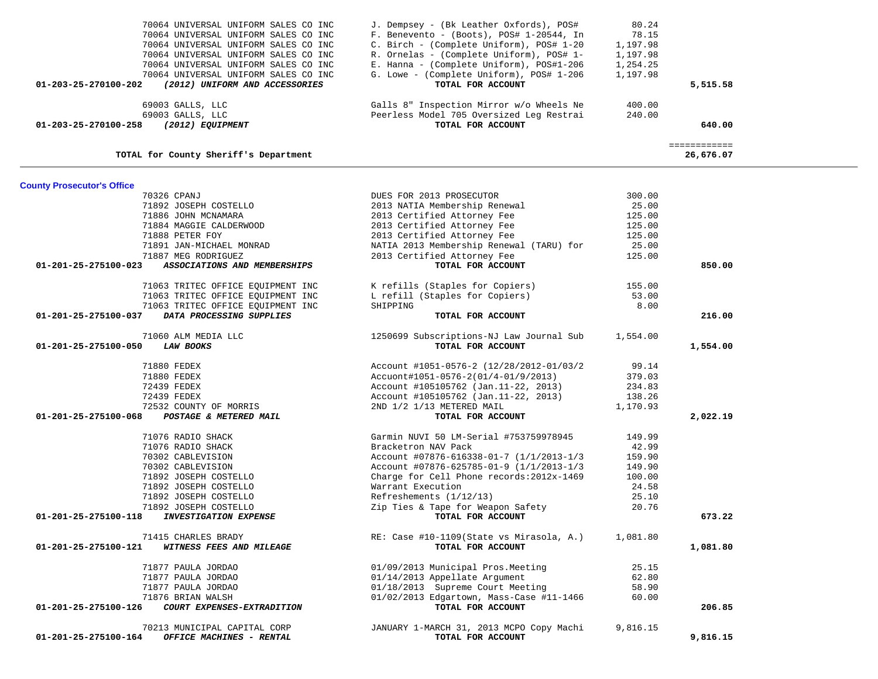| Account | Vendor | Description | Amount | Total |
|---|---|---|---|---|
| | 70064 UNIVERSAL UNIFORM SALES CO INC | J. Dempsey - (Bk Leather Oxfords), POS# | 80.24 | |
| | 70064 UNIVERSAL UNIFORM SALES CO INC | F. Benevento - (Boots), POS# 1-20544, In | 78.15 | |
| | 70064 UNIVERSAL UNIFORM SALES CO INC | C. Birch - (Complete Uniform), POS# 1-20 | 1,197.98 | |
| | 70064 UNIVERSAL UNIFORM SALES CO INC | R. Ornelas - (Complete Uniform), POS# 1- | 1,197.98 | |
| | 70064 UNIVERSAL UNIFORM SALES CO INC | E. Hanna - (Complete Uniform), POS#1-206 | 1,254.25 | |
| | 70064 UNIVERSAL UNIFORM SALES CO INC | G. Lowe - (Complete Uniform), POS# 1-206 | 1,197.98 | |
| **01-203-25-270100-202** | ***(2012) UNIFORM AND ACCESSORIES*** | **TOTAL FOR ACCOUNT** | | **5,515.58** |
| | 69003 GALLS, LLC | Galls 8" Inspection Mirror w/o Wheels Ne | 400.00 | |
| | 69003 GALLS, LLC | Peerless Model 705 Oversized Leg Restrai | 240.00 | |
| **01-203-25-270100-258** | ***(2012) EQUIPMENT*** | **TOTAL FOR ACCOUNT** | | **640.00** |
| | | | | ============ |
| | **TOTAL for County Sheriff's Department** | | | **26,676.07** |

**County Prosecutor's Office**

| Account | Vendor | Description | Amount | Total |
|---|---|---|---|---|
| | 70326 CPANJ | DUES FOR 2013 PROSECUTOR | 300.00 | |
| | 71892 JOSEPH COSTELLO | 2013 NATIA Membership Renewal | 25.00 | |
| | 71886 JOHN MCNAMARA | 2013 Certified Attorney Fee | 125.00 | |
| | 71884 MAGGIE CALDERWOOD | 2013 Certified Attorney Fee | 125.00 | |
| | 71888 PETER FOY | 2013 Certified Attorney Fee | 125.00 | |
| | 71891 JAN-MICHAEL MONRAD | NATIA 2013 Membership Renewal (TARU) for | 25.00 | |
| | 71887 MEG RODRIGUEZ | 2013 Certified Attorney Fee | 125.00 | |
| **01-201-25-275100-023** | ***ASSOCIATIONS AND MEMBERSHIPS*** | **TOTAL FOR ACCOUNT** | | **850.00** |
| | 71063 TRITEC OFFICE EQUIPMENT INC | K refills (Staples for Copiers) | 155.00 | |
| | 71063 TRITEC OFFICE EQUIPMENT INC | L refill (Staples for Copiers) | 53.00 | |
| | 71063 TRITEC OFFICE EQUIPMENT INC | SHIPPING | 8.00 | |
| **01-201-25-275100-037** | ***DATA PROCESSING SUPPLIES*** | **TOTAL FOR ACCOUNT** | | **216.00** |
| | 71060 ALM MEDIA LLC | 1250699 Subscriptions-NJ Law Journal Sub | 1,554.00 | |
| **01-201-25-275100-050** | ***LAW BOOKS*** | **TOTAL FOR ACCOUNT** | | **1,554.00** |
| | 71880 FEDEX | Account #1051-0576-2 (12/28/2012-01/03/2 | 99.14 | |
| | 71880 FEDEX | Accuont#1051-0576-2(01/4-01/9/2013) | 379.03 | |
| | 72439 FEDEX | Account #105105762 (Jan.11-22, 2013) | 234.83 | |
| | 72439 FEDEX | Account #105105762 (Jan.11-22, 2013) | 138.26 | |
| | 72532 COUNTY OF MORRIS | 2ND 1/2 1/13 METERED MAIL | 1,170.93 | |
| **01-201-25-275100-068** | ***POSTAGE & METERED MAIL*** | **TOTAL FOR ACCOUNT** | | **2,022.19** |
| | 71076 RADIO SHACK | Garmin NUVI 50 LM-Serial #753759978945 | 149.99 | |
| | 71076 RADIO SHACK | Bracketron NAV Pack | 42.99 | |
| | 70302 CABLEVISION | Account #07876-616338-01-7 (1/1/2013-1/3 | 159.90 | |
| | 70302 CABLEVISION | Account #07876-625785-01-9 (1/1/2013-1/3 | 149.90 | |
| | 71892 JOSEPH COSTELLO | Charge for Cell Phone records:2012x-1469 | 100.00 | |
| | 71892 JOSEPH COSTELLO | Warrant Execution | 24.58 | |
| | 71892 JOSEPH COSTELLO | Refreshements (1/12/13) | 25.10 | |
| | 71892 JOSEPH COSTELLO | Zip Ties & Tape for Weapon Safety | 20.76 | |
| **01-201-25-275100-118** | ***INVESTIGATION EXPENSE*** | **TOTAL FOR ACCOUNT** | | **673.22** |
| | 71415 CHARLES BRADY | RE: Case #10-1109(State vs Mirasola, A.) | 1,081.80 | |
| **01-201-25-275100-121** | ***WITNESS FEES AND MILEAGE*** | **TOTAL FOR ACCOUNT** | | **1,081.80** |
| | 71877 PAULA JORDAO | 01/09/2013 Municipal Pros.Meeting | 25.15 | |
| | 71877 PAULA JORDAO | 01/14/2013 Appellate Argument | 62.80 | |
| | 71877 PAULA JORDAO | 01/18/2013 Supreme Court Meeting | 58.90 | |
| | 71876 BRIAN WALSH | 01/02/2013 Edgartown, Mass-Case #11-1466 | 60.00 | |
| **01-201-25-275100-126** | ***COURT EXPENSES-EXTRADITION*** | **TOTAL FOR ACCOUNT** | | **206.85** |
| | 70213 MUNICIPAL CAPITAL CORP | JANUARY 1-MARCH 31, 2013 MCPO Copy Machi | 9,816.15 | |
| **01-201-25-275100-164** | ***OFFICE MACHINES - RENTAL*** | **TOTAL FOR ACCOUNT** | | **9,816.15** |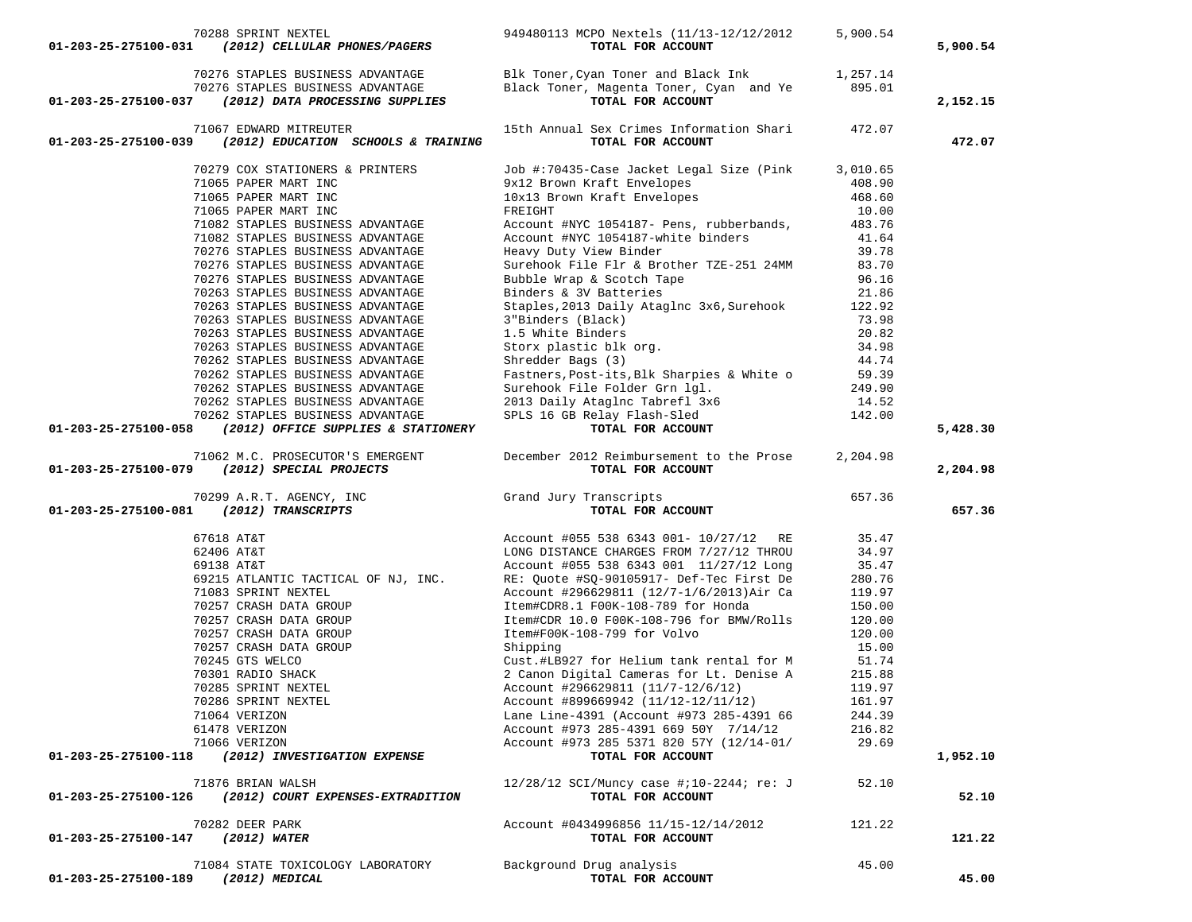| Account | Vendor | Description | Amount | Total |
|---|---|---|---|---|
| | 70288 SPRINT NEXTEL | 949480113 MCPO Nextels (11/13-12/12/2012 | 5,900.54 | |
| **01-203-25-275100-031** | ***(2012) CELLULAR PHONES/PAGERS*** | **TOTAL FOR ACCOUNT** | | **5,900.54** |
| | 70276 STAPLES BUSINESS ADVANTAGE | Blk Toner,Cyan Toner and Black Ink | 1,257.14 | |
| | 70276 STAPLES BUSINESS ADVANTAGE | Black Toner, Magenta Toner, Cyan and Ye | 895.01 | |
| **01-203-25-275100-037** | ***(2012) DATA PROCESSING SUPPLIES*** | **TOTAL FOR ACCOUNT** | | **2,152.15** |
| | 71067 EDWARD MITREUTER | 15th Annual Sex Crimes Information Shari | 472.07 | |
| **01-203-25-275100-039** | ***(2012) EDUCATION SCHOOLS & TRAINING*** | **TOTAL FOR ACCOUNT** | | **472.07** |
| | 70279 COX STATIONERS & PRINTERS | Job #:70435-Case Jacket Legal Size (Pink | 3,010.65 | |
| | 71065 PAPER MART INC | 9x12 Brown Kraft Envelopes | 408.90 | |
| | 71065 PAPER MART INC | 10x13 Brown Kraft Envelopes | 468.60 | |
| | 71065 PAPER MART INC | FREIGHT | 10.00 | |
| | 71082 STAPLES BUSINESS ADVANTAGE | Account #NYC 1054187- Pens, rubberbands, | 483.76 | |
| | 71082 STAPLES BUSINESS ADVANTAGE | Account #NYC 1054187-white binders | 41.64 | |
| | 70276 STAPLES BUSINESS ADVANTAGE | Heavy Duty View Binder | 39.78 | |
| | 70276 STAPLES BUSINESS ADVANTAGE | Surehook File Flr & Brother TZE-251 24MM | 83.70 | |
| | 70276 STAPLES BUSINESS ADVANTAGE | Bubble Wrap & Scotch Tape | 96.16 | |
| | 70263 STAPLES BUSINESS ADVANTAGE | Binders & 3V Batteries | 21.86 | |
| | 70263 STAPLES BUSINESS ADVANTAGE | Staples,2013 Daily Ataglnc 3x6,Surehook | 122.92 | |
| | 70263 STAPLES BUSINESS ADVANTAGE | 3"Binders (Black) | 73.98 | |
| | 70263 STAPLES BUSINESS ADVANTAGE | 1.5 White Binders | 20.82 | |
| | 70263 STAPLES BUSINESS ADVANTAGE | Storx plastic blk org. | 34.98 | |
| | 70262 STAPLES BUSINESS ADVANTAGE | Shredder Bags (3) | 44.74 | |
| | 70262 STAPLES BUSINESS ADVANTAGE | Fastners,Post-its,Blk Sharpies & White o | 59.39 | |
| | 70262 STAPLES BUSINESS ADVANTAGE | Surehook File Folder Grn lgl. | 249.90 | |
| | 70262 STAPLES BUSINESS ADVANTAGE | 2013 Daily Ataglnc Tabrefl 3x6 | 14.52 | |
| | 70262 STAPLES BUSINESS ADVANTAGE | SPLS 16 GB Relay Flash-Sled | 142.00 | |
| **01-203-25-275100-058** | ***(2012) OFFICE SUPPLIES & STATIONERY*** | **TOTAL FOR ACCOUNT** | | **5,428.30** |
| | 71062 M.C. PROSECUTOR'S EMERGENT | December 2012 Reimbursement to the Prose | 2,204.98 | |
| **01-203-25-275100-079** | ***(2012) SPECIAL PROJECTS*** | **TOTAL FOR ACCOUNT** | | **2,204.98** |
| | 70299 A.R.T. AGENCY, INC | Grand Jury Transcripts | 657.36 | |
| **01-203-25-275100-081** | ***(2012) TRANSCRIPTS*** | **TOTAL FOR ACCOUNT** | | **657.36** |
| | 67618 AT&T | Account #055 538 6343 001- 10/27/12 RE | 35.47 | |
| | 62406 AT&T | LONG DISTANCE CHARGES FROM 7/27/12 THROU | 34.97 | |
| | 69138 AT&T | Account #055 538 6343 001 11/27/12 Long | 35.47 | |
| | 69215 ATLANTIC TACTICAL OF NJ, INC. | RE: Quote #SQ-90105917- Def-Tec First De | 280.76 | |
| | 71083 SPRINT NEXTEL | Account #296629811 (12/7-1/6/2013)Air Ca | 119.97 | |
| | 70257 CRASH DATA GROUP | Item#CDR8.1 F00K-108-789 for Honda | 150.00 | |
| | 70257 CRASH DATA GROUP | Item#CDR 10.0 F00K-108-796 for BMW/Rolls | 120.00 | |
| | 70257 CRASH DATA GROUP | Item#F00K-108-799 for Volvo | 120.00 | |
| | 70257 CRASH DATA GROUP | Shipping | 15.00 | |
| | 70245 GTS WELCO | Cust.#LB927 for Helium tank rental for M | 51.74 | |
| | 70301 RADIO SHACK | 2 Canon Digital Cameras for Lt. Denise A | 215.88 | |
| | 70285 SPRINT NEXTEL | Account #296629811 (11/7-12/6/12) | 119.97 | |
| | 70286 SPRINT NEXTEL | Account #899669942 (11/12-12/11/12) | 161.97 | |
| | 71064 VERIZON | Lane Line-4391 (Account #973 285-4391 66 | 244.39 | |
| | 61478 VERIZON | Account #973 285-4391 669 50Y 7/14/12 | 216.82 | |
| | 71066 VERIZON | Account #973 285 5371 820 57Y (12/14-01/ | 29.69 | |
| **01-203-25-275100-118** | ***(2012) INVESTIGATION EXPENSE*** | **TOTAL FOR ACCOUNT** | | **1,952.10** |
| | 71876 BRIAN WALSH | 12/28/12 SCI/Muncy case #;10-2244; re: J | 52.10 | |
| **01-203-25-275100-126** | ***(2012) COURT EXPENSES-EXTRADITION*** | **TOTAL FOR ACCOUNT** | | **52.10** |
| | 70282 DEER PARK | Account #0434996856 11/15-12/14/2012 | 121.22 | |
| **01-203-25-275100-147** | ***(2012) WATER*** | **TOTAL FOR ACCOUNT** | | **121.22** |
| | 71084 STATE TOXICOLOGY LABORATORY | Background Drug analysis | 45.00 | |
| **01-203-25-275100-189** | ***(2012) MEDICAL*** | **TOTAL FOR ACCOUNT** | | **45.00** |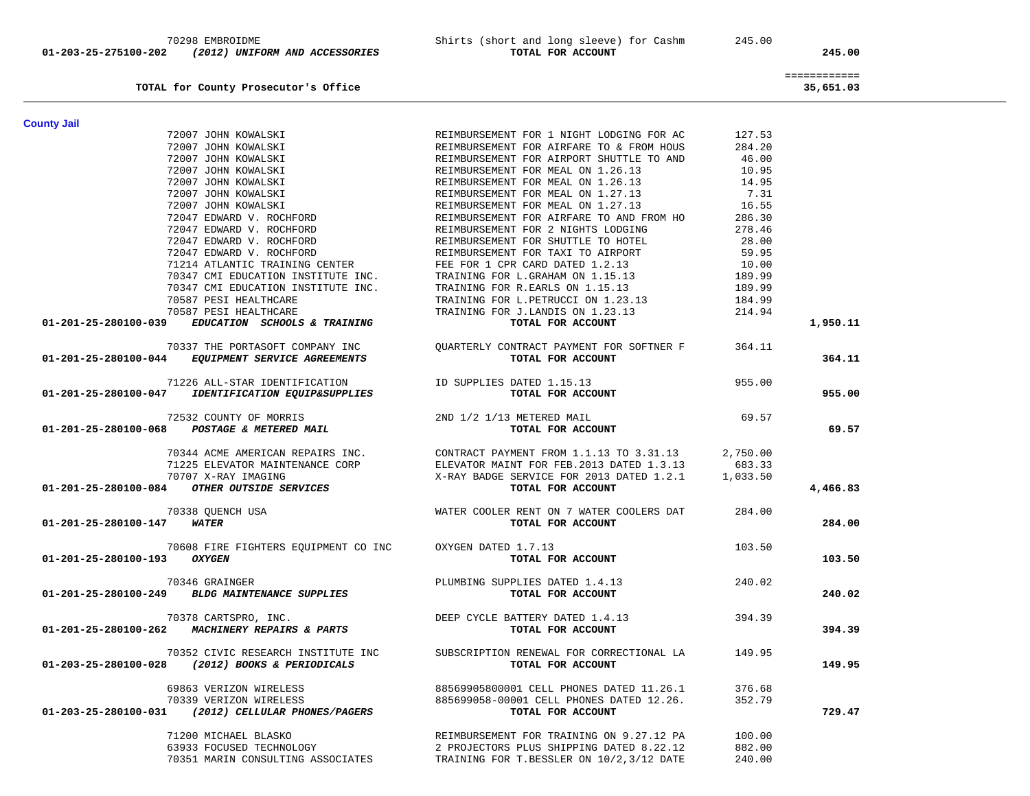| Account | Vendor | Description | Amount | Total |
|---|---|---|---|---|
| | 70298 EMBROIDME | Shirts (short and long sleeve) for Cashm | 245.00 | |
| **01-203-25-275100-202** | ***(2012) UNIFORM AND ACCESSORIES*** | **TOTAL FOR ACCOUNT** | | **245.00** |
| | | | | ============ |
| | **TOTAL for County Prosecutor's Office** | | | **35,651.03** |

## County Jail

| Account | Vendor | Description | Amount | Total |
|---|---|---|---|---|
| | 72007 JOHN KOWALSKI | REIMBURSEMENT FOR 1 NIGHT LODGING FOR AC | 127.53 | |
| | 72007 JOHN KOWALSKI | REIMBURSEMENT FOR AIRFARE TO & FROM HOUS | 284.20 | |
| | 72007 JOHN KOWALSKI | REIMBURSEMENT FOR AIRPORT SHUTTLE TO AND | 46.00 | |
| | 72007 JOHN KOWALSKI | REIMBURSEMENT FOR MEAL ON 1.26.13 | 10.95 | |
| | 72007 JOHN KOWALSKI | REIMBURSEMENT FOR MEAL ON 1.26.13 | 14.95 | |
| | 72007 JOHN KOWALSKI | REIMBURSEMENT FOR MEAL ON 1.27.13 | 7.31 | |
| | 72007 JOHN KOWALSKI | REIMBURSEMENT FOR MEAL ON 1.27.13 | 16.55 | |
| | 72047 EDWARD V. ROCHFORD | REIMBURSEMENT FOR AIRFARE TO AND FROM HO | 286.30 | |
| | 72047 EDWARD V. ROCHFORD | REIMBURSEMENT FOR 2 NIGHTS LODGING | 278.46 | |
| | 72047 EDWARD V. ROCHFORD | REIMBURSEMENT FOR SHUTTLE TO HOTEL | 28.00 | |
| | 72047 EDWARD V. ROCHFORD | REIMBURSEMENT FOR TAXI TO AIRPORT | 59.95 | |
| | 71214 ATLANTIC TRAINING CENTER | FEE FOR 1 CPR CARD DATED 1.2.13 | 10.00 | |
| | 70347 CMI EDUCATION INSTITUTE INC. | TRAINING FOR L.GRAHAM ON 1.15.13 | 189.99 | |
| | 70347 CMI EDUCATION INSTITUTE INC. | TRAINING FOR R.EARLS ON 1.15.13 | 189.99 | |
| | 70587 PESI HEALTHCARE | TRAINING FOR L.PETRUCCI ON 1.23.13 | 184.99 | |
| | 70587 PESI HEALTHCARE | TRAINING FOR J.LANDIS ON 1.23.13 | 214.94 | |
| **01-201-25-280100-039** | ***EDUCATION SCHOOLS & TRAINING*** | **TOTAL FOR ACCOUNT** | | **1,950.11** |
| | 70337 THE PORTASOFT COMPANY INC | QUARTERLY CONTRACT PAYMENT FOR SOFTNER F | 364.11 | |
| **01-201-25-280100-044** | ***EQUIPMENT SERVICE AGREEMENTS*** | **TOTAL FOR ACCOUNT** | | **364.11** |
| | 71226 ALL-STAR IDENTIFICATION | ID SUPPLIES DATED 1.15.13 | 955.00 | |
| **01-201-25-280100-047** | ***IDENTIFICATION EQUIP&SUPPLIES*** | **TOTAL FOR ACCOUNT** | | **955.00** |
| | 72532 COUNTY OF MORRIS | 2ND 1/2 1/13 METERED MAIL | 69.57 | |
| **01-201-25-280100-068** | ***POSTAGE & METERED MAIL*** | **TOTAL FOR ACCOUNT** | | **69.57** |
| | 70344 ACME AMERICAN REPAIRS INC. | CONTRACT PAYMENT FROM 1.1.13 TO 3.31.13 | 2,750.00 | |
| | 71225 ELEVATOR MAINTENANCE CORP | ELEVATOR MAINT FOR FEB.2013 DATED 1.3.13 | 683.33 | |
| | 70707 X-RAY IMAGING | X-RAY BADGE SERVICE FOR 2013 DATED 1.2.1 | 1,033.50 | |
| **01-201-25-280100-084** | ***OTHER OUTSIDE SERVICES*** | **TOTAL FOR ACCOUNT** | | **4,466.83** |
| | 70338 QUENCH USA | WATER COOLER RENT ON 7 WATER COOLERS DAT | 284.00 | |
| **01-201-25-280100-147** | ***WATER*** | **TOTAL FOR ACCOUNT** | | **284.00** |
| | 70608 FIRE FIGHTERS EQUIPMENT CO INC | OXYGEN DATED 1.7.13 | 103.50 | |
| **01-201-25-280100-193** | ***OXYGEN*** | **TOTAL FOR ACCOUNT** | | **103.50** |
| | 70346 GRAINGER | PLUMBING SUPPLIES DATED 1.4.13 | 240.02 | |
| **01-201-25-280100-249** | ***BLDG MAINTENANCE SUPPLIES*** | **TOTAL FOR ACCOUNT** | | **240.02** |
| | 70378 CARTSPRO, INC. | DEEP CYCLE BATTERY DATED 1.4.13 | 394.39 | |
| **01-201-25-280100-262** | ***MACHINERY REPAIRS & PARTS*** | **TOTAL FOR ACCOUNT** | | **394.39** |
| | 70352 CIVIC RESEARCH INSTITUTE INC | SUBSCRIPTION RENEWAL FOR CORRECTIONAL LA | 149.95 | |
| **01-203-25-280100-028** | ***(2012) BOOKS & PERIODICALS*** | **TOTAL FOR ACCOUNT** | | **149.95** |
| | 69863 VERIZON WIRELESS | 88569905800001 CELL PHONES DATED 11.26.1 | 376.68 | |
| | 70339 VERIZON WIRELESS | 885699058-00001 CELL PHONES DATED 12.26. | 352.79 | |
| **01-203-25-280100-031** | ***(2012) CELLULAR PHONES/PAGERS*** | **TOTAL FOR ACCOUNT** | | **729.47** |
| | 71200 MICHAEL BLASKO | REIMBURSEMENT FOR TRAINING ON 9.27.12 PA | 100.00 | |
| | 63933 FOCUSED TECHNOLOGY | 2 PROJECTORS PLUS SHIPPING DATED 8.22.12 | 882.00 | |
| | 70351 MARIN CONSULTING ASSOCIATES | TRAINING FOR T.BESSLER ON 10/2,3/12 DATE | 240.00 | |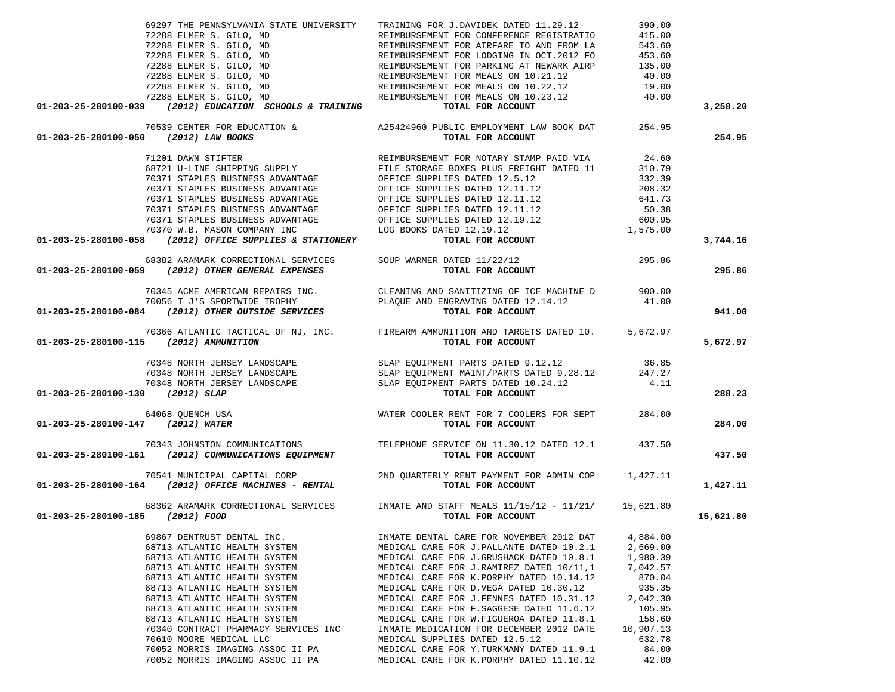| Account | Vendor | Description | Amount | Total |
|---|---|---|---|---|
| | 69297 THE PENNSYLVANIA STATE UNIVERSITY | TRAINING FOR J.DAVIDEK DATED 11.29.12 | 390.00 | |
| | 72288 ELMER S. GILO, MD | REIMBURSEMENT FOR CONFERENCE REGISTRATIO | 415.00 | |
| | 72288 ELMER S. GILO, MD | REIMBURSEMENT FOR AIRFARE TO AND FROM LA | 543.60 | |
| | 72288 ELMER S. GILO, MD | REIMBURSEMENT FOR LODGING IN OCT.2012 FO | 453.60 | |
| | 72288 ELMER S. GILO, MD | REIMBURSEMENT FOR PARKING AT NEWARK AIRP | 135.00 | |
| | 72288 ELMER S. GILO, MD | REIMBURSEMENT FOR MEALS ON 10.21.12 | 40.00 | |
| | 72288 ELMER S. GILO, MD | REIMBURSEMENT FOR MEALS ON 10.22.12 | 19.00 | |
| | 72288 ELMER S. GILO, MD | REIMBURSEMENT FOR MEALS ON 10.23.12 | 40.00 | |
| **01-203-25-280100-039** | ***(2012) EDUCATION SCHOOLS & TRAINING*** | **TOTAL FOR ACCOUNT** | | **3,258.20** |
| | 70539 CENTER FOR EDUCATION & | A25424960 PUBLIC EMPLOYMENT LAW BOOK DAT | 254.95 | |
| **01-203-25-280100-050** | ***(2012) LAW BOOKS*** | **TOTAL FOR ACCOUNT** | | **254.95** |
| | 71201 DAWN STIFTER | REIMBURSEMENT FOR NOTARY STAMP PAID VIA | 24.60 | |
| | 68721 U-LINE SHIPPING SUPPLY | FILE STORAGE BOXES PLUS FREIGHT DATED 11 | 310.79 | |
| | 70371 STAPLES BUSINESS ADVANTAGE | OFFICE SUPPLIES DATED 12.5.12 | 332.39 | |
| | 70371 STAPLES BUSINESS ADVANTAGE | OFFICE SUPPLIES DATED 12.11.12 | 208.32 | |
| | 70371 STAPLES BUSINESS ADVANTAGE | OFFICE SUPPLIES DATED 12.11.12 | 641.73 | |
| | 70371 STAPLES BUSINESS ADVANTAGE | OFFICE SUPPLIES DATED 12.11.12 | 50.38 | |
| | 70371 STAPLES BUSINESS ADVANTAGE | OFFICE SUPPLIES DATED 12.19.12 | 600.95 | |
| | 70370 W.B. MASON COMPANY INC | LOG BOOKS DATED 12.19.12 | 1,575.00 | |
| **01-203-25-280100-058** | ***(2012) OFFICE SUPPLIES & STATIONERY*** | **TOTAL FOR ACCOUNT** | | **3,744.16** |
| | 68382 ARAMARK CORRECTIONAL SERVICES | SOUP WARMER DATED 11/22/12 | 295.86 | |
| **01-203-25-280100-059** | ***(2012) OTHER GENERAL EXPENSES*** | **TOTAL FOR ACCOUNT** | | **295.86** |
| | 70345 ACME AMERICAN REPAIRS INC. | CLEANING AND SANITIZING OF ICE MACHINE D | 900.00 | |
| | 70056 T J'S SPORTWIDE TROPHY | PLAQUE AND ENGRAVING DATED 12.14.12 | 41.00 | |
| **01-203-25-280100-084** | ***(2012) OTHER OUTSIDE SERVICES*** | **TOTAL FOR ACCOUNT** | | **941.00** |
| | 70366 ATLANTIC TACTICAL OF NJ, INC. | FIREARM AMMUNITION AND TARGETS DATED 10. | 5,672.97 | |
| **01-203-25-280100-115** | ***(2012) AMMUNITION*** | **TOTAL FOR ACCOUNT** | | **5,672.97** |
| | 70348 NORTH JERSEY LANDSCAPE | SLAP EQUIPMENT PARTS DATED 9.12.12 | 36.85 | |
| | 70348 NORTH JERSEY LANDSCAPE | SLAP EQUIPMENT MAINT/PARTS DATED 9.28.12 | 247.27 | |
| | 70348 NORTH JERSEY LANDSCAPE | SLAP EQUIPMENT PARTS DATED 10.24.12 | 4.11 | |
| **01-203-25-280100-130** | ***(2012) SLAP*** | **TOTAL FOR ACCOUNT** | | **288.23** |
| | 64068 QUENCH USA | WATER COOLER RENT FOR 7 COOLERS FOR SEPT | 284.00 | |
| **01-203-25-280100-147** | ***(2012) WATER*** | **TOTAL FOR ACCOUNT** | | **284.00** |
| | 70343 JOHNSTON COMMUNICATIONS | TELEPHONE SERVICE ON 11.30.12 DATED 12.1 | 437.50 | |
| **01-203-25-280100-161** | ***(2012) COMMUNICATIONS EQUIPMENT*** | **TOTAL FOR ACCOUNT** | | **437.50** |
| | 70541 MUNICIPAL CAPITAL CORP | 2ND QUARTERLY RENT PAYMENT FOR ADMIN COP | 1,427.11 | |
| **01-203-25-280100-164** | ***(2012) OFFICE MACHINES - RENTAL*** | **TOTAL FOR ACCOUNT** | | **1,427.11** |
| | 68362 ARAMARK CORRECTIONAL SERVICES | INMATE AND STAFF MEALS 11/15/12 - 11/21/ | 15,621.80 | |
| **01-203-25-280100-185** | ***(2012) FOOD*** | **TOTAL FOR ACCOUNT** | | **15,621.80** |
| | 69867 DENTRUST DENTAL INC. | INMATE DENTAL CARE FOR NOVEMBER 2012 DAT | 4,884.00 | |
| | 68713 ATLANTIC HEALTH SYSTEM | MEDICAL CARE FOR J.PALLANTE DATED 10.2.1 | 2,669.00 | |
| | 68713 ATLANTIC HEALTH SYSTEM | MEDICAL CARE FOR J.GRUSHACK DATED 10.8.1 | 1,980.39 | |
| | 68713 ATLANTIC HEALTH SYSTEM | MEDICAL CARE FOR J.RAMIREZ DATED 10/11,1 | 7,042.57 | |
| | 68713 ATLANTIC HEALTH SYSTEM | MEDICAL CARE FOR K.PORPHY DATED 10.14.12 | 870.04 | |
| | 68713 ATLANTIC HEALTH SYSTEM | MEDICAL CARE FOR D.VEGA DATED 10.30.12 | 935.35 | |
| | 68713 ATLANTIC HEALTH SYSTEM | MEDICAL CARE FOR J.FENNES DATED 10.31.12 | 2,042.30 | |
| | 68713 ATLANTIC HEALTH SYSTEM | MEDICAL CARE FOR F.SAGGESE DATED 11.6.12 | 105.95 | |
| | 68713 ATLANTIC HEALTH SYSTEM | MEDICAL CARE FOR W.FIGUEROA DATED 11.8.1 | 158.60 | |
| | 70340 CONTRACT PHARMACY SERVICES INC | INMATE MEDICATION FOR DECEMBER 2012 DATE | 10,907.13 | |
| | 70610 MOORE MEDICAL LLC | MEDICAL SUPPLIES DATED 12.5.12 | 632.78 | |
| | 70052 MORRIS IMAGING ASSOC II PA | MEDICAL CARE FOR Y.TURKMANY DATED 11.9.1 | 84.00 | |
| | 70052 MORRIS IMAGING ASSOC II PA | MEDICAL CARE FOR K.PORPHY DATED 11.10.12 | 42.00 | |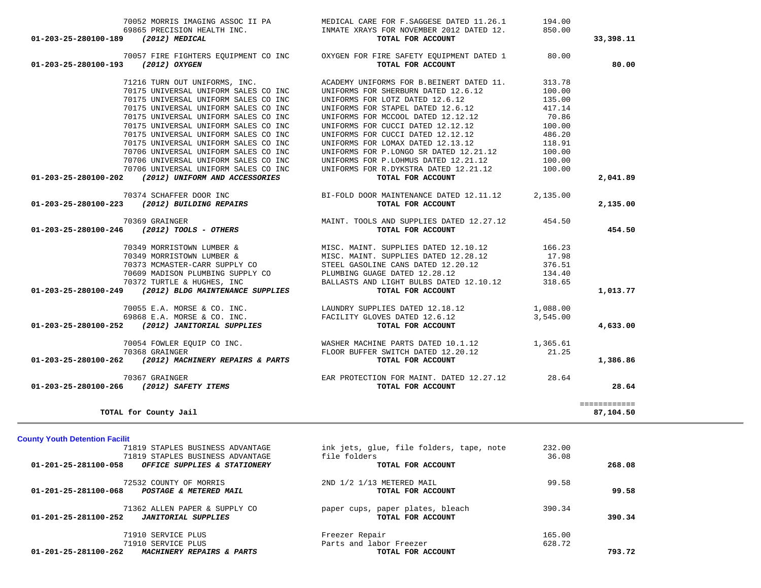| Account | Vendor | Description | Amount | Total |
|---|---|---|---|---|
| | 70052 MORRIS IMAGING ASSOC II PA | MEDICAL CARE FOR F.SAGGESE DATED 11.26.1 | 194.00 | |
| | 69865 PRECISION HEALTH INC. | INMATE XRAYS FOR NOVEMBER 2012 DATED 12. | 850.00 | |
| 01-203-25-280100-189 | *(2012) MEDICAL* | TOTAL FOR ACCOUNT | | 33,398.11 |
| | 70057 FIRE FIGHTERS EQUIPMENT CO INC | OXYGEN FOR FIRE SAFETY EQUIPMENT DATED 1 | 80.00 | |
| 01-203-25-280100-193 | *(2012) OXYGEN* | TOTAL FOR ACCOUNT | | 80.00 |
| | 71216 TURN OUT UNIFORMS, INC. | ACADEMY UNIFORMS FOR B.BEINERT DATED 11. | 313.78 | |
| | 70175 UNIVERSAL UNIFORM SALES CO INC | UNIFORMS FOR SHERBURN DATED 12.6.12 | 100.00 | |
| | 70175 UNIVERSAL UNIFORM SALES CO INC | UNIFORMS FOR LOTZ DATED 12.6.12 | 135.00 | |
| | 70175 UNIVERSAL UNIFORM SALES CO INC | UNIFORMS FOR STAPEL DATED 12.6.12 | 417.14 | |
| | 70175 UNIVERSAL UNIFORM SALES CO INC | UNIFORMS FOR MCCOOL DATED 12.12.12 | 70.86 | |
| | 70175 UNIVERSAL UNIFORM SALES CO INC | UNIFORMS FOR CUCCI DATED 12.12.12 | 100.00 | |
| | 70175 UNIVERSAL UNIFORM SALES CO INC | UNIFORMS FOR CUCCI DATED 12.12.12 | 486.20 | |
| | 70175 UNIVERSAL UNIFORM SALES CO INC | UNIFORMS FOR LOMAX DATED 12.13.12 | 118.91 | |
| | 70706 UNIVERSAL UNIFORM SALES CO INC | UNIFORMS FOR P.LONGO SR DATED 12.21.12 | 100.00 | |
| | 70706 UNIVERSAL UNIFORM SALES CO INC | UNIFORMS FOR P.LOHMUS DATED 12.21.12 | 100.00 | |
| | 70706 UNIVERSAL UNIFORM SALES CO INC | UNIFORMS FOR R.DYKSTRA DATED 12.21.12 | 100.00 | |
| 01-203-25-280100-202 | *(2012) UNIFORM AND ACCESSORIES* | TOTAL FOR ACCOUNT | | 2,041.89 |
| | 70374 SCHAFFER DOOR INC | BI-FOLD DOOR MAINTENANCE DATED 12.11.12 | 2,135.00 | |
| 01-203-25-280100-223 | *(2012) BUILDING REPAIRS* | TOTAL FOR ACCOUNT | | 2,135.00 |
| | 70369 GRAINGER | MAINT. TOOLS AND SUPPLIES DATED 12.27.12 | 454.50 | |
| 01-203-25-280100-246 | *(2012) TOOLS - OTHERS* | TOTAL FOR ACCOUNT | | 454.50 |
| | 70349 MORRISTOWN LUMBER & | MISC. MAINT. SUPPLIES DATED 12.10.12 | 166.23 | |
| | 70349 MORRISTOWN LUMBER & | MISC. MAINT. SUPPLIES DATED 12.28.12 | 17.98 | |
| | 70373 MCMASTER-CARR SUPPLY CO | STEEL GASOLINE CANS DATED 12.20.12 | 376.51 | |
| | 70609 MADISON PLUMBING SUPPLY CO | PLUMBING GUAGE DATED 12.28.12 | 134.40 | |
| | 70372 TURTLE & HUGHES, INC | BALLASTS AND LIGHT BULBS DATED 12.10.12 | 318.65 | |
| 01-203-25-280100-249 | *(2012) BLDG MAINTENANCE SUPPLIES* | TOTAL FOR ACCOUNT | | 1,013.77 |
| | 70055 E.A. MORSE & CO. INC. | LAUNDRY SUPPLIES DATED 12.18.12 | 1,088.00 | |
| | 69868 E.A. MORSE & CO. INC. | FACILITY GLOVES DATED 12.6.12 | 3,545.00 | |
| 01-203-25-280100-252 | *(2012) JANITORIAL SUPPLIES* | TOTAL FOR ACCOUNT | | 4,633.00 |
| | 70054 FOWLER EQUIP CO INC. | WASHER MACHINE PARTS DATED 10.1.12 | 1,365.61 | |
| | 70368 GRAINGER | FLOOR BUFFER SWITCH DATED 12.20.12 | 21.25 | |
| 01-203-25-280100-262 | *(2012) MACHINERY REPAIRS & PARTS* | TOTAL FOR ACCOUNT | | 1,386.86 |
| | 70367 GRAINGER | EAR PROTECTION FOR MAINT. DATED 12.27.12 | 28.64 | |
| 01-203-25-280100-266 | *(2012) SAFETY ITEMS* | TOTAL FOR ACCOUNT | | 28.64 |
| | | | | ============ |
| | TOTAL for County Jail | | | 87,104.50 |

**County Youth Detention Facilit**

| Account | Vendor | Description | Amount | Total |
|---|---|---|---|---|
| | 71819 STAPLES BUSINESS ADVANTAGE | ink jets, glue, file folders, tape, note | 232.00 | |
| | 71819 STAPLES BUSINESS ADVANTAGE | file folders | 36.08 | |
| 01-201-25-281100-058 | *OFFICE SUPPLIES & STATIONERY* | TOTAL FOR ACCOUNT | | 268.08 |
| | 72532 COUNTY OF MORRIS | 2ND 1/2 1/13 METERED MAIL | 99.58 | |
| 01-201-25-281100-068 | *POSTAGE & METERED MAIL* | TOTAL FOR ACCOUNT | | 99.58 |
| | 71362 ALLEN PAPER & SUPPLY CO | paper cups, paper plates, bleach | 390.34 | |
| 01-201-25-281100-252 | *JANITORIAL SUPPLIES* | TOTAL FOR ACCOUNT | | 390.34 |
| | 71910 SERVICE PLUS | Freezer Repair | 165.00 | |
| | 71910 SERVICE PLUS | Parts and labor Freezer | 628.72 | |
| 01-201-25-281100-262 | *MACHINERY REPAIRS & PARTS* | TOTAL FOR ACCOUNT | | 793.72 |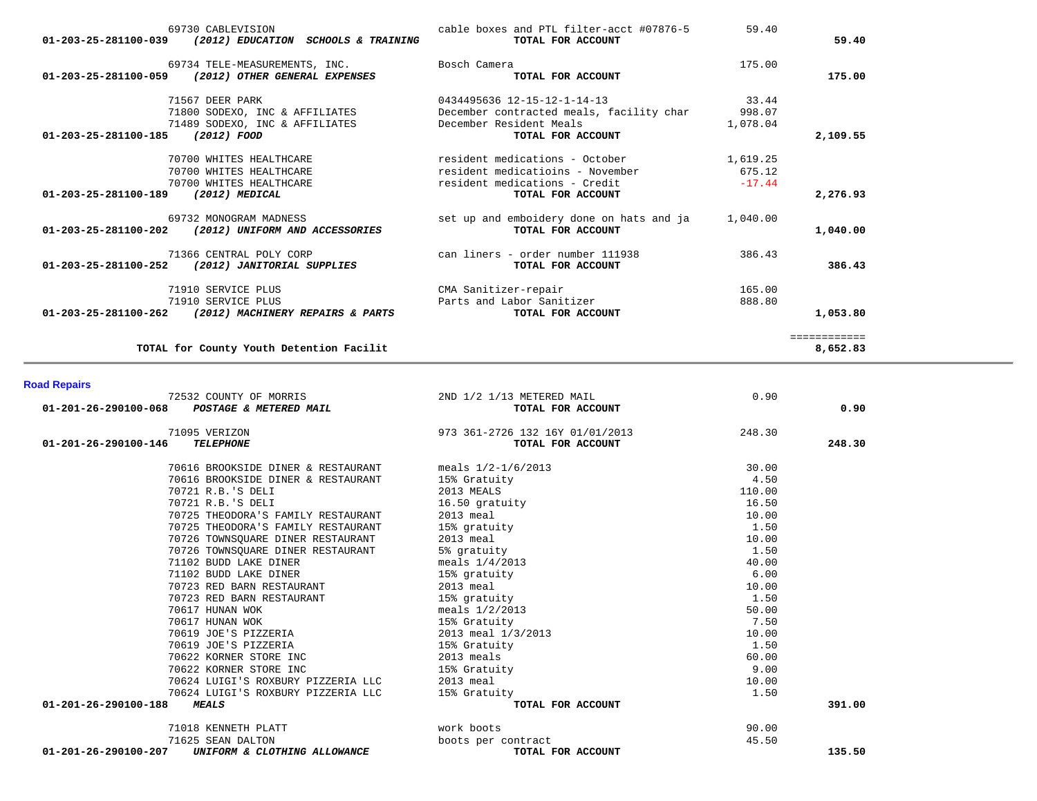| Account | Vendor | Description | Amount | Total |
|---|---|---|---|---|
| | 69730 CABLEVISION | cable boxes and PTL filter-acct #07876-5 | 59.40 | |
| 01-203-25-281100-039 | ***(2012) EDUCATION SCHOOLS & TRAINING*** | **TOTAL FOR ACCOUNT** | | **59.40** |
| | 69734 TELE-MEASUREMENTS, INC. | Bosch Camera | 175.00 | |
| 01-203-25-281100-059 | ***(2012) OTHER GENERAL EXPENSES*** | **TOTAL FOR ACCOUNT** | | **175.00** |
| | 71567 DEER PARK | 0434495636 12-15-12-1-14-13 | 33.44 | |
| | 71800 SODEXO, INC & AFFILIATES | December contracted meals, facility char | 998.07 | |
| | 71489 SODEXO, INC & AFFILIATES | December Resident Meals | 1,078.04 | |
| 01-203-25-281100-185 | ***(2012) FOOD*** | **TOTAL FOR ACCOUNT** | | **2,109.55** |
| | 70700 WHITES HEALTHCARE | resident medications - October | 1,619.25 | |
| | 70700 WHITES HEALTHCARE | resident medicatioins - November | 675.12 | |
| | 70700 WHITES HEALTHCARE | resident medications - Credit | -17.44 | |
| 01-203-25-281100-189 | ***(2012) MEDICAL*** | **TOTAL FOR ACCOUNT** | | **2,276.93** |
| | 69732 MONOGRAM MADNESS | set up and emboidery done on hats and ja | 1,040.00 | |
| 01-203-25-281100-202 | ***(2012) UNIFORM AND ACCESSORIES*** | **TOTAL FOR ACCOUNT** | | **1,040.00** |
| | 71366 CENTRAL POLY CORP | can liners - order number 111938 | 386.43 | |
| 01-203-25-281100-252 | ***(2012) JANITORIAL SUPPLIES*** | **TOTAL FOR ACCOUNT** | | **386.43** |
| | 71910 SERVICE PLUS | CMA Sanitizer-repair | 165.00 | |
| | 71910 SERVICE PLUS | Parts and Labor Sanitizer | 888.80 | |
| 01-203-25-281100-262 | ***(2012) MACHINERY REPAIRS & PARTS*** | **TOTAL FOR ACCOUNT** | | **1,053.80** |
| | | | | ============ |
| | **TOTAL for County Youth Detention Facilit** | | | **8,652.83** |

**Road Repairs**

| Account | Vendor | Description | Amount | Total |
|---|---|---|---|---|
| | 72532 COUNTY OF MORRIS | 2ND 1/2 1/13 METERED MAIL | 0.90 | |
| 01-201-26-290100-068 | ***POSTAGE & METERED MAIL*** | **TOTAL FOR ACCOUNT** | | **0.90** |
| | 71095 VERIZON | 973 361-2726 132 16Y 01/01/2013 | 248.30 | |
| 01-201-26-290100-146 | ***TELEPHONE*** | **TOTAL FOR ACCOUNT** | | **248.30** |
| | 70616 BROOKSIDE DINER & RESTAURANT | meals 1/2-1/6/2013 | 30.00 | |
| | 70616 BROOKSIDE DINER & RESTAURANT | 15% Gratuity | 4.50 | |
| | 70721 R.B.'S DELI | 2013 MEALS | 110.00 | |
| | 70721 R.B.'S DELI | 16.50 gratuity | 16.50 | |
| | 70725 THEODORA'S FAMILY RESTAURANT | 2013 meal | 10.00 | |
| | 70725 THEODORA'S FAMILY RESTAURANT | 15% gratuity | 1.50 | |
| | 70726 TOWNSQUARE DINER RESTAURANT | 2013 meal | 10.00 | |
| | 70726 TOWNSQUARE DINER RESTAURANT | 5% gratuity | 1.50 | |
| | 71102 BUDD LAKE DINER | meals 1/4/2013 | 40.00 | |
| | 71102 BUDD LAKE DINER | 15% gratuity | 6.00 | |
| | 70723 RED BARN RESTAURANT | 2013 meal | 10.00 | |
| | 70723 RED BARN RESTAURANT | 15% gratuity | 1.50 | |
| | 70617 HUNAN WOK | meals 1/2/2013 | 50.00 | |
| | 70617 HUNAN WOK | 15% Gratuity | 7.50 | |
| | 70619 JOE'S PIZZERIA | 2013 meal 1/3/2013 | 10.00 | |
| | 70619 JOE'S PIZZERIA | 15% Gratuity | 1.50 | |
| | 70622 KORNER STORE INC | 2013 meals | 60.00 | |
| | 70622 KORNER STORE INC | 15% Gratuity | 9.00 | |
| | 70624 LUIGI'S ROXBURY PIZZERIA LLC | 2013 meal | 10.00 | |
| | 70624 LUIGI'S ROXBURY PIZZERIA LLC | 15% Gratuity | 1.50 | |
| 01-201-26-290100-188 | ***MEALS*** | **TOTAL FOR ACCOUNT** | | **391.00** |
| | 71018 KENNETH PLATT | work boots | 90.00 | |
| | 71625 SEAN DALTON | boots per contract | 45.50 | |
| 01-201-26-290100-207 | ***UNIFORM & CLOTHING ALLOWANCE*** | **TOTAL FOR ACCOUNT** | | **135.50** |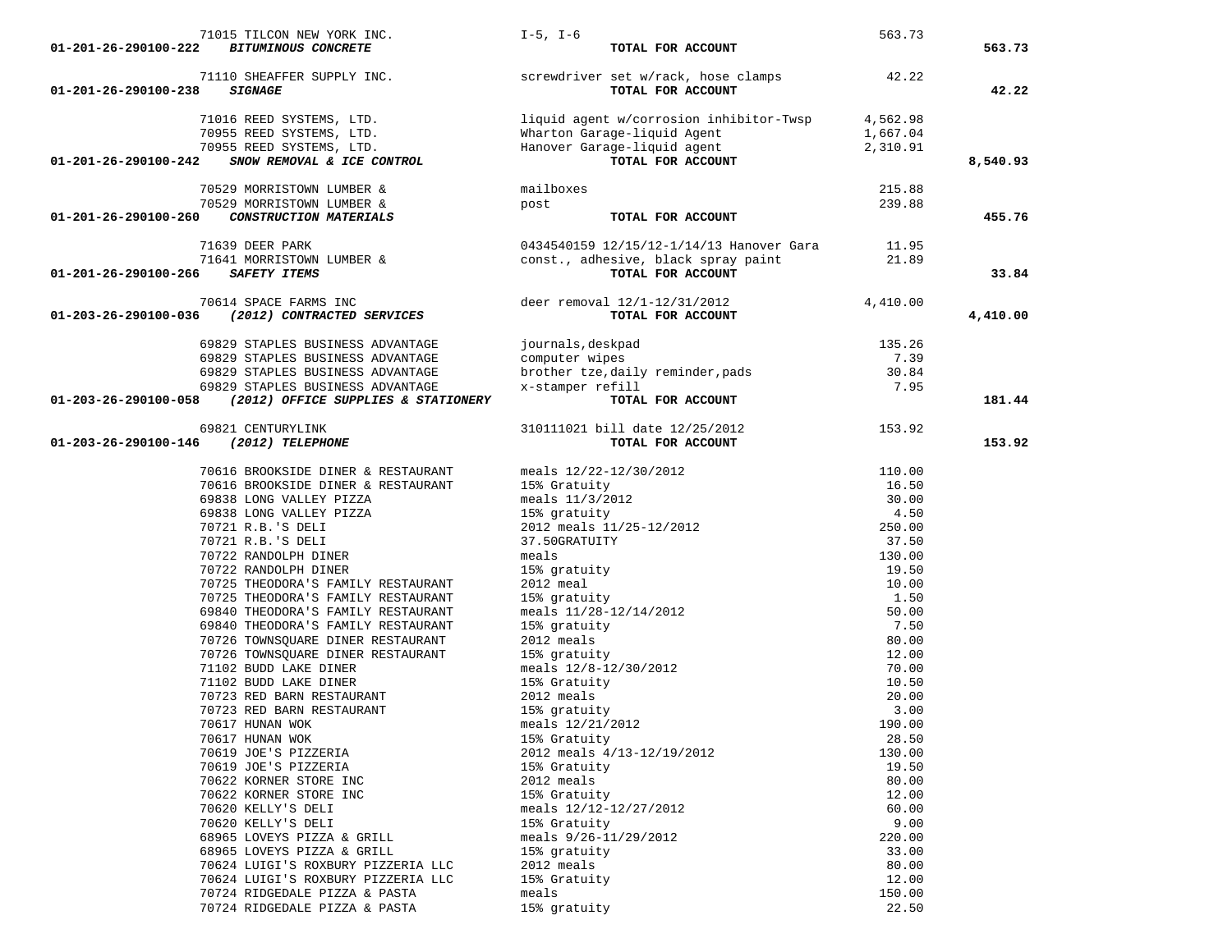| Account | Vendor | Description | Amount | Total |
|---|---|---|---|---|
| | 71015 TILCON NEW YORK INC. | I-5, I-6 | 563.73 | |
| 01-201-26-290100-222 | ***BITUMINOUS CONCRETE*** | **TOTAL FOR ACCOUNT** | | **563.73** |
| | 71110 SHEAFFER SUPPLY INC. | screwdriver set w/rack, hose clamps | 42.22 | |
| 01-201-26-290100-238 | ***SIGNAGE*** | **TOTAL FOR ACCOUNT** | | **42.22** |
| | 71016 REED SYSTEMS, LTD. | liquid agent w/corrosion inhibitor-Twsp | 4,562.98 | |
| | 70955 REED SYSTEMS, LTD. | Wharton Garage-liquid Agent | 1,667.04 | |
| | 70955 REED SYSTEMS, LTD. | Hanover Garage-liquid agent | 2,310.91 | |
| 01-201-26-290100-242 | ***SNOW REMOVAL & ICE CONTROL*** | **TOTAL FOR ACCOUNT** | | **8,540.93** |
| | 70529 MORRISTOWN LUMBER & | mailboxes | 215.88 | |
| | 70529 MORRISTOWN LUMBER & | post | 239.88 | |
| 01-201-26-290100-260 | ***CONSTRUCTION MATERIALS*** | **TOTAL FOR ACCOUNT** | | **455.76** |
| | 71639 DEER PARK | 0434540159 12/15/12-1/14/13 Hanover Gara | 11.95 | |
| | 71641 MORRISTOWN LUMBER & | const., adhesive, black spray paint | 21.89 | |
| 01-201-26-290100-266 | ***SAFETY ITEMS*** | **TOTAL FOR ACCOUNT** | | **33.84** |
| | 70614 SPACE FARMS INC | deer removal 12/1-12/31/2012 | 4,410.00 | |
| 01-203-26-290100-036 | ***(2012) CONTRACTED SERVICES*** | **TOTAL FOR ACCOUNT** | | **4,410.00** |
| | 69829 STAPLES BUSINESS ADVANTAGE | journals,deskpad | 135.26 | |
| | 69829 STAPLES BUSINESS ADVANTAGE | computer wipes | 7.39 | |
| | 69829 STAPLES BUSINESS ADVANTAGE | brother tze,daily reminder,pads | 30.84 | |
| | 69829 STAPLES BUSINESS ADVANTAGE | x-stamper refill | 7.95 | |
| 01-203-26-290100-058 | ***(2012) OFFICE SUPPLIES & STATIONERY*** | **TOTAL FOR ACCOUNT** | | **181.44** |
| | 69821 CENTURYLINK | 310111021 bill date 12/25/2012 | 153.92 | |
| 01-203-26-290100-146 | ***(2012) TELEPHONE*** | **TOTAL FOR ACCOUNT** | | **153.92** |
| | 70616 BROOKSIDE DINER & RESTAURANT | meals 12/22-12/30/2012 | 110.00 | |
| | 70616 BROOKSIDE DINER & RESTAURANT | 15% Gratuity | 16.50 | |
| | 69838 LONG VALLEY PIZZA | meals 11/3/2012 | 30.00 | |
| | 69838 LONG VALLEY PIZZA | 15% gratuity | 4.50 | |
| | 70721 R.B.'S DELI | 2012 meals 11/25-12/2012 | 250.00 | |
| | 70721 R.B.'S DELI | 37.50GRATUITY | 37.50 | |
| | 70722 RANDOLPH DINER | meals | 130.00 | |
| | 70722 RANDOLPH DINER | 15% gratuity | 19.50 | |
| | 70725 THEODORA'S FAMILY RESTAURANT | 2012 meal | 10.00 | |
| | 70725 THEODORA'S FAMILY RESTAURANT | 15% gratuity | 1.50 | |
| | 69840 THEODORA'S FAMILY RESTAURANT | meals 11/28-12/14/2012 | 50.00 | |
| | 69840 THEODORA'S FAMILY RESTAURANT | 15% gratuity | 7.50 | |
| | 70726 TOWNSQUARE DINER RESTAURANT | 2012 meals | 80.00 | |
| | 70726 TOWNSQUARE DINER RESTAURANT | 15% gratuity | 12.00 | |
| | 71102 BUDD LAKE DINER | meals 12/8-12/30/2012 | 70.00 | |
| | 71102 BUDD LAKE DINER | 15% Gratuity | 10.50 | |
| | 70723 RED BARN RESTAURANT | 2012 meals | 20.00 | |
| | 70723 RED BARN RESTAURANT | 15% gratuity | 3.00 | |
| | 70617 HUNAN WOK | meals 12/21/2012 | 190.00 | |
| | 70617 HUNAN WOK | 15% Gratuity | 28.50 | |
| | 70619 JOE'S PIZZERIA | 2012 meals 4/13-12/19/2012 | 130.00 | |
| | 70619 JOE'S PIZZERIA | 15% Gratuity | 19.50 | |
| | 70622 KORNER STORE INC | 2012 meals | 80.00 | |
| | 70622 KORNER STORE INC | 15% Gratuity | 12.00 | |
| | 70620 KELLY'S DELI | meals 12/12-12/27/2012 | 60.00 | |
| | 70620 KELLY'S DELI | 15% Gratuity | 9.00 | |
| | 68965 LOVEYS PIZZA & GRILL | meals 9/26-11/29/2012 | 220.00 | |
| | 68965 LOVEYS PIZZA & GRILL | 15% gratuity | 33.00 | |
| | 70624 LUIGI'S ROXBURY PIZZERIA LLC | 2012 meals | 80.00 | |
| | 70624 LUIGI'S ROXBURY PIZZERIA LLC | 15% Gratuity | 12.00 | |
| | 70724 RIDGEDALE PIZZA & PASTA | meals | 150.00 | |
| | 70724 RIDGEDALE PIZZA & PASTA | 15% gratuity | 22.50 | |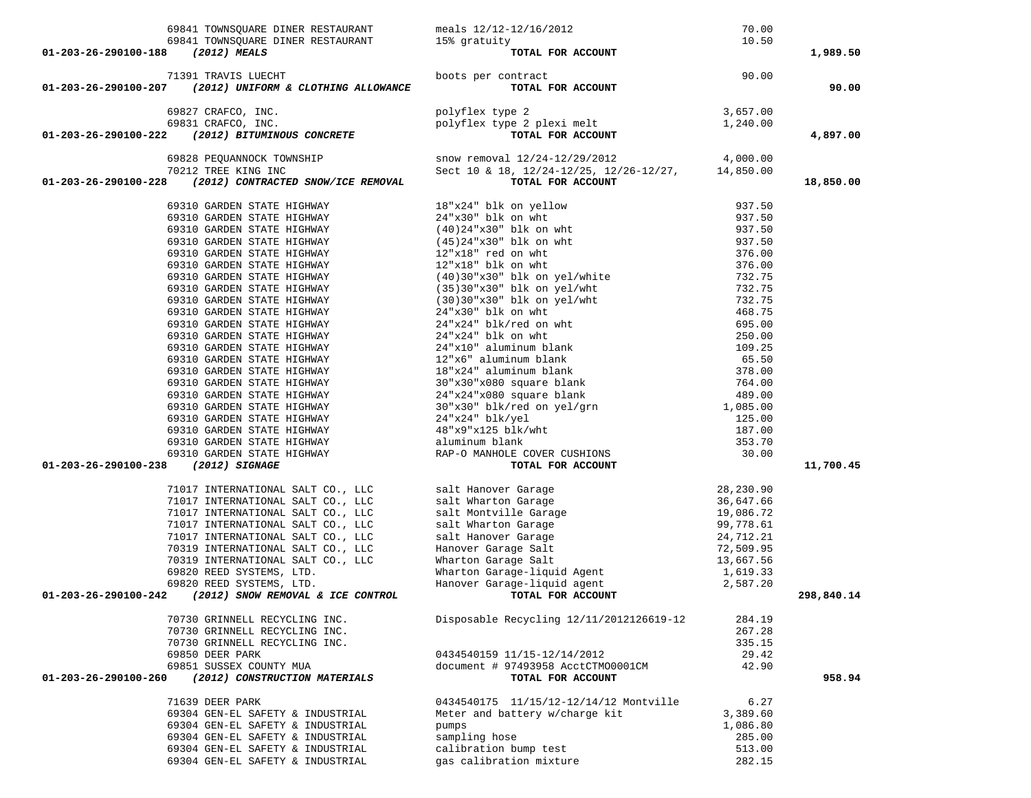| Account | Vendor | Description | Amount | Total |
|---|---|---|---|---|
| | 69841 TOWNSQUARE DINER RESTAURANT | meals 12/12-12/16/2012 | 70.00 | |
| | 69841 TOWNSQUARE DINER RESTAURANT | 15% gratuity | 10.50 | |
| **01-203-26-290100-188** | ***(2012) MEALS*** | **TOTAL FOR ACCOUNT** | | **1,989.50** |
| | 71391 TRAVIS LUECHT | boots per contract | 90.00 | |
| **01-203-26-290100-207** | ***(2012) UNIFORM & CLOTHING ALLOWANCE*** | **TOTAL FOR ACCOUNT** | | **90.00** |
| | 69827 CRAFCO, INC. | polyflex type 2 | 3,657.00 | |
| | 69831 CRAFCO, INC. | polyflex type 2 plexi melt | 1,240.00 | |
| **01-203-26-290100-222** | ***(2012) BITUMINOUS CONCRETE*** | **TOTAL FOR ACCOUNT** | | **4,897.00** |
| | 69828 PEQUANNOCK TOWNSHIP | snow removal 12/24-12/29/2012 | 4,000.00 | |
| | 70212 TREE KING INC | Sect 10 & 18, 12/24-12/25, 12/26-12/27, | 14,850.00 | |
| **01-203-26-290100-228** | ***(2012) CONTRACTED SNOW/ICE REMOVAL*** | **TOTAL FOR ACCOUNT** | | **18,850.00** |
| | 69310 GARDEN STATE HIGHWAY | 18"x24" blk on yellow | 937.50 | |
| | 69310 GARDEN STATE HIGHWAY | 24"x30" blk on wht | 937.50 | |
| | 69310 GARDEN STATE HIGHWAY | (40)24"x30" blk on wht | 937.50 | |
| | 69310 GARDEN STATE HIGHWAY | (45)24"x30" blk on wht | 937.50 | |
| | 69310 GARDEN STATE HIGHWAY | 12"x18" red on wht | 376.00 | |
| | 69310 GARDEN STATE HIGHWAY | 12"x18" blk on wht | 376.00 | |
| | 69310 GARDEN STATE HIGHWAY | (40)30"x30" blk on yel/white | 732.75 | |
| | 69310 GARDEN STATE HIGHWAY | (35)30"x30" blk on yel/wht | 732.75 | |
| | 69310 GARDEN STATE HIGHWAY | (30)30"x30" blk on yel/wht | 732.75 | |
| | 69310 GARDEN STATE HIGHWAY | 24"x30" blk on wht | 468.75 | |
| | 69310 GARDEN STATE HIGHWAY | 24"x24" blk/red on wht | 695.00 | |
| | 69310 GARDEN STATE HIGHWAY | 24"x24" blk on wht | 250.00 | |
| | 69310 GARDEN STATE HIGHWAY | 24"x10" aluminum blank | 109.25 | |
| | 69310 GARDEN STATE HIGHWAY | 12"x6" aluminum blank | 65.50 | |
| | 69310 GARDEN STATE HIGHWAY | 18"x24" aluminum blank | 378.00 | |
| | 69310 GARDEN STATE HIGHWAY | 30"x30"x080 square blank | 764.00 | |
| | 69310 GARDEN STATE HIGHWAY | 24"x24"x080 square blank | 489.00 | |
| | 69310 GARDEN STATE HIGHWAY | 30"x30" blk/red on yel/grn | 1,085.00 | |
| | 69310 GARDEN STATE HIGHWAY | 24"x24" blk/yel | 125.00 | |
| | 69310 GARDEN STATE HIGHWAY | 48"x9"x125 blk/wht | 187.00 | |
| | 69310 GARDEN STATE HIGHWAY | aluminum blank | 353.70 | |
| | 69310 GARDEN STATE HIGHWAY | RAP-O MANHOLE COVER CUSHIONS | 30.00 | |
| **01-203-26-290100-238** | ***(2012) SIGNAGE*** | **TOTAL FOR ACCOUNT** | | **11,700.45** |
| | 71017 INTERNATIONAL SALT CO., LLC | salt Hanover Garage | 28,230.90 | |
| | 71017 INTERNATIONAL SALT CO., LLC | salt Wharton Garage | 36,647.66 | |
| | 71017 INTERNATIONAL SALT CO., LLC | salt Montville Garage | 19,086.72 | |
| | 71017 INTERNATIONAL SALT CO., LLC | salt Wharton Garage | 99,778.61 | |
| | 71017 INTERNATIONAL SALT CO., LLC | salt Hanover Garage | 24,712.21 | |
| | 70319 INTERNATIONAL SALT CO., LLC | Hanover Garage Salt | 72,509.95 | |
| | 70319 INTERNATIONAL SALT CO., LLC | Wharton Garage Salt | 13,667.56 | |
| | 69820 REED SYSTEMS, LTD. | Wharton Garage-liquid Agent | 1,619.33 | |
| | 69820 REED SYSTEMS, LTD. | Hanover Garage-liquid agent | 2,587.20 | |
| **01-203-26-290100-242** | ***(2012) SNOW REMOVAL & ICE CONTROL*** | **TOTAL FOR ACCOUNT** | | **298,840.14** |
| | 70730 GRINNELL RECYCLING INC. | Disposable Recycling 12/11/2012126619-12 | 284.19 | |
| | 70730 GRINNELL RECYCLING INC. | | 267.28 | |
| | 70730 GRINNELL RECYCLING INC. | | 335.15 | |
| | 69850 DEER PARK | 0434540159 11/15-12/14/2012 | 29.42 | |
| | 69851 SUSSEX COUNTY MUA | document # 97493958 AcctCTMO0001CM | 42.90 | |
| **01-203-26-290100-260** | ***(2012) CONSTRUCTION MATERIALS*** | **TOTAL FOR ACCOUNT** | | **958.94** |
| | 71639 DEER PARK | 0434540175 11/15/12-12/14/12 Montville | 6.27 | |
| | 69304 GEN-EL SAFETY & INDUSTRIAL | Meter and battery w/charge kit | 3,389.60 | |
| | 69304 GEN-EL SAFETY & INDUSTRIAL | pumps | 1,086.80 | |
| | 69304 GEN-EL SAFETY & INDUSTRIAL | sampling hose | 285.00 | |
| | 69304 GEN-EL SAFETY & INDUSTRIAL | calibration bump test | 513.00 | |
| | 69304 GEN-EL SAFETY & INDUSTRIAL | gas calibration mixture | 282.15 | |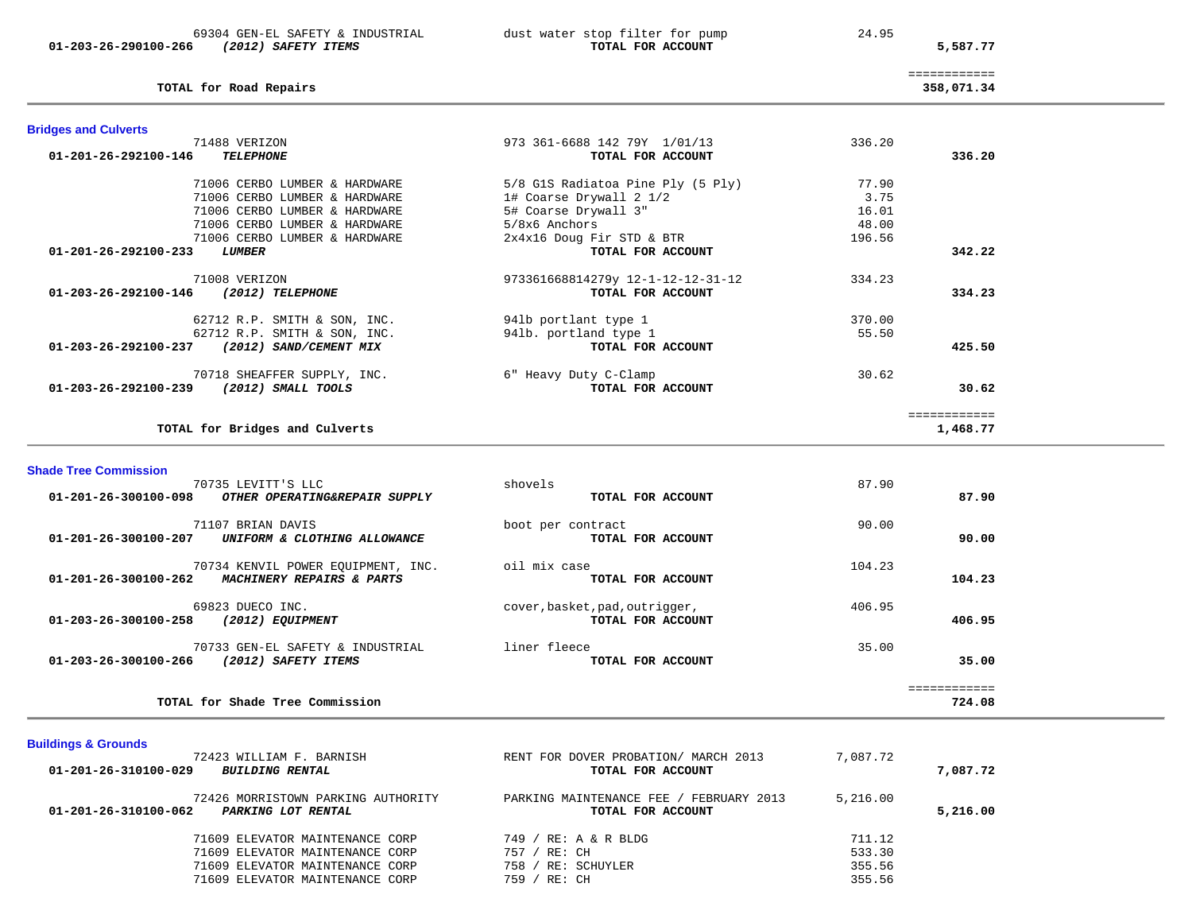| Account | Vendor / Description | Item Description | Amount | Total |
|---|---|---|---|---|
| | 69304 GEN-EL SAFETY & INDUSTRIAL | dust water stop filter for pump | 24.95 | |
| **01-203-26-290100-266** | ***(2012) SAFETY ITEMS*** | **TOTAL FOR ACCOUNT** | | **5,587.77** |
| | **TOTAL for Road Repairs** | | | ============ **358,071.34** |

## Bridges and Culverts

| Account | Vendor / Description | Item Description | Amount | Total |
|---|---|---|---|---|
| | 71488 VERIZON | 973 361-6688 142 79Y 1/01/13 | 336.20 | |
| **01-201-26-292100-146** | ***TELEPHONE*** | **TOTAL FOR ACCOUNT** | | **336.20** |
| | 71006 CERBO LUMBER & HARDWARE | 5/8 G1S Radiatoa Pine Ply (5 Ply) | 77.90 | |
| | 71006 CERBO LUMBER & HARDWARE | 1# Coarse Drywall 2 1/2 | 3.75 | |
| | 71006 CERBO LUMBER & HARDWARE | 5# Coarse Drywall 3" | 16.01 | |
| | 71006 CERBO LUMBER & HARDWARE | 5/8x6 Anchors | 48.00 | |
| | 71006 CERBO LUMBER & HARDWARE | 2x4x16 Doug Fir STD & BTR | 196.56 | |
| **01-201-26-292100-233** | ***LUMBER*** | **TOTAL FOR ACCOUNT** | | **342.22** |
| | 71008 VERIZON | 973361668814279y 12-1-12-12-31-12 | 334.23 | |
| **01-203-26-292100-146** | ***(2012) TELEPHONE*** | **TOTAL FOR ACCOUNT** | | **334.23** |
| | 62712 R.P. SMITH & SON, INC. | 94lb portlant type 1 | 370.00 | |
| | 62712 R.P. SMITH & SON, INC. | 94lb. portland type 1 | 55.50 | |
| **01-203-26-292100-237** | ***(2012) SAND/CEMENT MIX*** | **TOTAL FOR ACCOUNT** | | **425.50** |
| | 70718 SHEAFFER SUPPLY, INC. | 6" Heavy Duty C-Clamp | 30.62 | |
| **01-203-26-292100-239** | ***(2012) SMALL TOOLS*** | **TOTAL FOR ACCOUNT** | | **30.62** |
| | **TOTAL for Bridges and Culverts** | | | ============ **1,468.77** |

## Shade Tree Commission

| Account | Vendor / Description | Item Description | Amount | Total |
|---|---|---|---|---|
| | 70735 LEVITT'S LLC | shovels | 87.90 | |
| **01-201-26-300100-098** | ***OTHER OPERATING&REPAIR SUPPLY*** | **TOTAL FOR ACCOUNT** | | **87.90** |
| | 71107 BRIAN DAVIS | boot per contract | 90.00 | |
| **01-201-26-300100-207** | ***UNIFORM & CLOTHING ALLOWANCE*** | **TOTAL FOR ACCOUNT** | | **90.00** |
| | 70734 KENVIL POWER EQUIPMENT, INC. | oil mix case | 104.23 | |
| **01-201-26-300100-262** | ***MACHINERY REPAIRS & PARTS*** | **TOTAL FOR ACCOUNT** | | **104.23** |
| | 69823 DUECO INC. | cover,basket,pad,outrigger, | 406.95 | |
| **01-203-26-300100-258** | ***(2012) EQUIPMENT*** | **TOTAL FOR ACCOUNT** | | **406.95** |
| | 70733 GEN-EL SAFETY & INDUSTRIAL | liner fleece | 35.00 | |
| **01-203-26-300100-266** | ***(2012) SAFETY ITEMS*** | **TOTAL FOR ACCOUNT** | | **35.00** |
| | **TOTAL for Shade Tree Commission** | | | ============ **724.08** |

## Buildings & Grounds

| Account | Vendor / Description | Item Description | Amount | Total |
|---|---|---|---|---|
| | 72423 WILLIAM F. BARNISH | RENT FOR DOVER PROBATION/ MARCH 2013 | 7,087.72 | |
| **01-201-26-310100-029** | ***BUILDING RENTAL*** | **TOTAL FOR ACCOUNT** | | **7,087.72** |
| | 72426 MORRISTOWN PARKING AUTHORITY | PARKING MAINTENANCE FEE / FEBRUARY 2013 | 5,216.00 | |
| **01-201-26-310100-062** | ***PARKING LOT RENTAL*** | **TOTAL FOR ACCOUNT** | | **5,216.00** |
| | 71609 ELEVATOR MAINTENANCE CORP | 749 / RE: A & R BLDG | 711.12 | |
| | 71609 ELEVATOR MAINTENANCE CORP | 757 / RE: CH | 533.30 | |
| | 71609 ELEVATOR MAINTENANCE CORP | 758 / RE: SCHUYLER | 355.56 | |
| | 71609 ELEVATOR MAINTENANCE CORP | 759 / RE: CH | 355.56 | |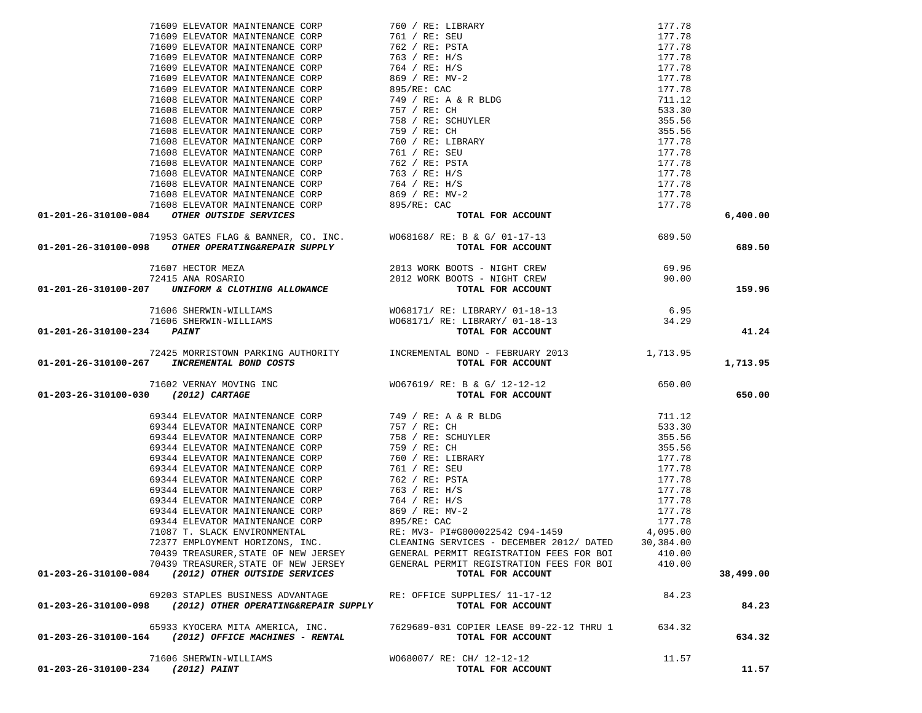| Account | Vendor | Description | Amount | Total |
|---|---|---|---|---|
| | 71609 ELEVATOR MAINTENANCE CORP | 760 / RE: LIBRARY | 177.78 | |
| | 71609 ELEVATOR MAINTENANCE CORP | 761 / RE: SEU | 177.78 | |
| | 71609 ELEVATOR MAINTENANCE CORP | 762 / RE: PSTA | 177.78 | |
| | 71609 ELEVATOR MAINTENANCE CORP | 763 / RE: H/S | 177.78 | |
| | 71609 ELEVATOR MAINTENANCE CORP | 764 / RE: H/S | 177.78 | |
| | 71609 ELEVATOR MAINTENANCE CORP | 869 / RE: MV-2 | 177.78 | |
| | 71609 ELEVATOR MAINTENANCE CORP | 895/RE: CAC | 177.78 | |
| | 71608 ELEVATOR MAINTENANCE CORP | 749 / RE: A & R BLDG | 711.12 | |
| | 71608 ELEVATOR MAINTENANCE CORP | 757 / RE: CH | 533.30 | |
| | 71608 ELEVATOR MAINTENANCE CORP | 758 / RE: SCHUYLER | 355.56 | |
| | 71608 ELEVATOR MAINTENANCE CORP | 759 / RE: CH | 355.56 | |
| | 71608 ELEVATOR MAINTENANCE CORP | 760 / RE: LIBRARY | 177.78 | |
| | 71608 ELEVATOR MAINTENANCE CORP | 761 / RE: SEU | 177.78 | |
| | 71608 ELEVATOR MAINTENANCE CORP | 762 / RE: PSTA | 177.78 | |
| | 71608 ELEVATOR MAINTENANCE CORP | 763 / RE: H/S | 177.78 | |
| | 71608 ELEVATOR MAINTENANCE CORP | 764 / RE: H/S | 177.78 | |
| | 71608 ELEVATOR MAINTENANCE CORP | 869 / RE: MV-2 | 177.78 | |
| | 71608 ELEVATOR MAINTENANCE CORP | 895/RE: CAC | 177.78 | |
| **01-201-26-310100-084** | ***OTHER OUTSIDE SERVICES*** | **TOTAL FOR ACCOUNT** | | **6,400.00** |
| | 71953 GATES FLAG & BANNER, CO. INC. | WO68168/ RE: B & G/ 01-17-13 | 689.50 | |
| **01-201-26-310100-098** | ***OTHER OPERATING&REPAIR SUPPLY*** | **TOTAL FOR ACCOUNT** | | **689.50** |
| | 71607 HECTOR MEZA | 2013 WORK BOOTS - NIGHT CREW | 69.96 | |
| | 72415 ANA ROSARIO | 2012 WORK BOOTS - NIGHT CREW | 90.00 | |
| **01-201-26-310100-207** | ***UNIFORM & CLOTHING ALLOWANCE*** | **TOTAL FOR ACCOUNT** | | **159.96** |
| | 71606 SHERWIN-WILLIAMS | WO68171/ RE: LIBRARY/ 01-18-13 | 6.95 | |
| | 71606 SHERWIN-WILLIAMS | WO68171/ RE: LIBRARY/ 01-18-13 | 34.29 | |
| **01-201-26-310100-234** | ***PAINT*** | **TOTAL FOR ACCOUNT** | | **41.24** |
| | 72425 MORRISTOWN PARKING AUTHORITY | INCREMENTAL BOND - FEBRUARY 2013 | 1,713.95 | |
| **01-201-26-310100-267** | ***INCREMENTAL BOND COSTS*** | **TOTAL FOR ACCOUNT** | | **1,713.95** |
| | 71602 VERNAY MOVING INC | WO67619/ RE: B & G/ 12-12-12 | 650.00 | |
| **01-203-26-310100-030** | ***(2012) CARTAGE*** | **TOTAL FOR ACCOUNT** | | **650.00** |
| | 69344 ELEVATOR MAINTENANCE CORP | 749 / RE: A & R BLDG | 711.12 | |
| | 69344 ELEVATOR MAINTENANCE CORP | 757 / RE: CH | 533.30 | |
| | 69344 ELEVATOR MAINTENANCE CORP | 758 / RE: SCHUYLER | 355.56 | |
| | 69344 ELEVATOR MAINTENANCE CORP | 759 / RE: CH | 355.56 | |
| | 69344 ELEVATOR MAINTENANCE CORP | 760 / RE: LIBRARY | 177.78 | |
| | 69344 ELEVATOR MAINTENANCE CORP | 761 / RE: SEU | 177.78 | |
| | 69344 ELEVATOR MAINTENANCE CORP | 762 / RE: PSTA | 177.78 | |
| | 69344 ELEVATOR MAINTENANCE CORP | 763 / RE: H/S | 177.78 | |
| | 69344 ELEVATOR MAINTENANCE CORP | 764 / RE: H/S | 177.78 | |
| | 69344 ELEVATOR MAINTENANCE CORP | 869 / RE: MV-2 | 177.78 | |
| | 69344 ELEVATOR MAINTENANCE CORP | 895/RE: CAC | 177.78 | |
| | 71087 T. SLACK ENVIRONMENTAL | RE: MV3- PI#G000022542 C94-1459 | 4,095.00 | |
| | 72377 EMPLOYMENT HORIZONS, INC. | CLEANING SERVICES - DECEMBER 2012/ DATED | 30,384.00 | |
| | 70439 TREASURER,STATE OF NEW JERSEY | GENERAL PERMIT REGISTRATION FEES FOR BOI | 410.00 | |
| | 70439 TREASURER,STATE OF NEW JERSEY | GENERAL PERMIT REGISTRATION FEES FOR BOI | 410.00 | |
| **01-203-26-310100-084** | ***(2012) OTHER OUTSIDE SERVICES*** | **TOTAL FOR ACCOUNT** | | **38,499.00** |
| | 69203 STAPLES BUSINESS ADVANTAGE | RE: OFFICE SUPPLIES/ 11-17-12 | 84.23 | |
| **01-203-26-310100-098** | ***(2012) OTHER OPERATING&REPAIR SUPPLY*** | **TOTAL FOR ACCOUNT** | | **84.23** |
| | 65933 KYOCERA MITA AMERICA, INC. | 7629689-031 COPIER LEASE 09-22-12 THRU 1 | 634.32 | |
| **01-203-26-310100-164** | ***(2012) OFFICE MACHINES - RENTAL*** | **TOTAL FOR ACCOUNT** | | **634.32** |
| | 71606 SHERWIN-WILLIAMS | WO68007/ RE: CH/ 12-12-12 | 11.57 | |
| **01-203-26-310100-234** | ***(2012) PAINT*** | **TOTAL FOR ACCOUNT** | | **11.57** |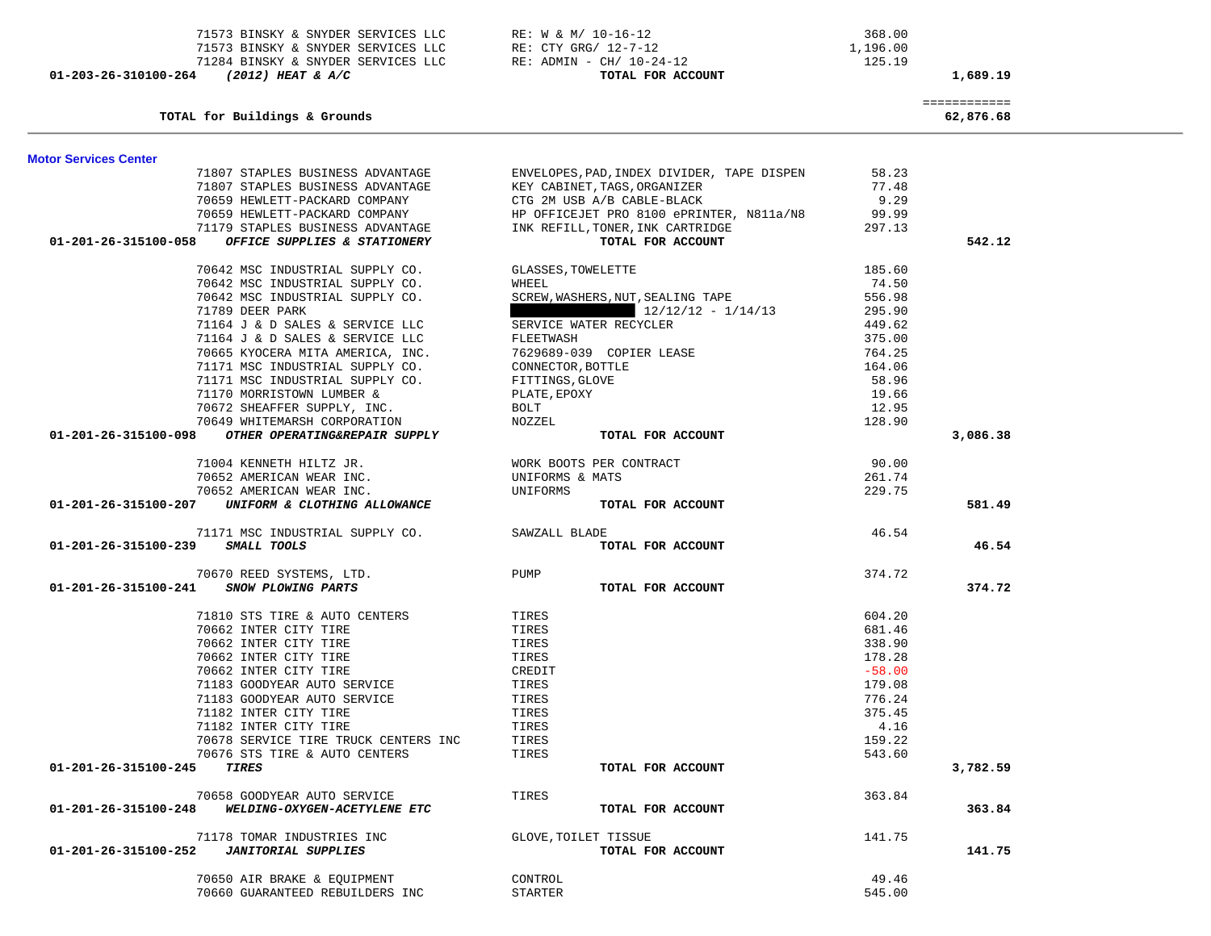| | | | |
|---|---|---|---|
| 71573 BINSKY & SNYDER SERVICES LLC | RE: W & M/ 10-16-12 | 368.00 | |
| 71573 BINSKY & SNYDER SERVICES LLC | RE: CTY GRG/ 12-7-12 | 1,196.00 | |
| 71284 BINSKY & SNYDER SERVICES LLC | RE: ADMIN - CH/ 10-24-12 | 125.19 | |
| **01-203-26-310100-264** ***(2012) HEAT & A/C*** | **TOTAL FOR ACCOUNT** | | **1,689.19** |
| | | | ============ |
| **TOTAL for Buildings & Grounds** | | | **62,876.68** |

## Motor Services Center

| | | | |
|---|---|---|---|
| 71807 STAPLES BUSINESS ADVANTAGE | ENVELOPES,PAD,INDEX DIVIDER, TAPE DISPEN | 58.23 | |
| 71807 STAPLES BUSINESS ADVANTAGE | KEY CABINET,TAGS,ORGANIZER | 77.48 | |
| 70659 HEWLETT-PACKARD COMPANY | CTG 2M USB A/B CABLE-BLACK | 9.29 | |
| 70659 HEWLETT-PACKARD COMPANY | HP OFFICEJET PRO 8100 ePRINTER, N811a/N8 | 99.99 | |
| 71179 STAPLES BUSINESS ADVANTAGE | INK REFILL,TONER,INK CARTRIDGE | 297.13 | |
| **01-201-26-315100-058** ***OFFICE SUPPLIES & STATIONERY*** | **TOTAL FOR ACCOUNT** | | **542.12** |
| 70642 MSC INDUSTRIAL SUPPLY CO. | GLASSES,TOWELETTE | 185.60 | |
| 70642 MSC INDUSTRIAL SUPPLY CO. | WHEEL | 74.50 | |
| 70642 MSC INDUSTRIAL SUPPLY CO. | SCREW,WASHERS,NUT,SEALING TAPE | 556.98 | |
| 71789 DEER PARK | [REDACTED] 12/12/12 - 1/14/13 | 295.90 | |
| 71164 J & D SALES & SERVICE LLC | SERVICE WATER RECYCLER | 449.62 | |
| 71164 J & D SALES & SERVICE LLC | FLEETWASH | 375.00 | |
| 70665 KYOCERA MITA AMERICA, INC. | 7629689-039 COPIER LEASE | 764.25 | |
| 71171 MSC INDUSTRIAL SUPPLY CO. | CONNECTOR,BOTTLE | 164.06 | |
| 71171 MSC INDUSTRIAL SUPPLY CO. | FITTINGS,GLOVE | 58.96 | |
| 71170 MORRISTOWN LUMBER & | PLATE,EPOXY | 19.66 | |
| 70672 SHEAFFER SUPPLY, INC. | BOLT | 12.95 | |
| 70649 WHITEMARSH CORPORATION | NOZZEL | 128.90 | |
| **01-201-26-315100-098** ***OTHER OPERATING&REPAIR SUPPLY*** | **TOTAL FOR ACCOUNT** | | **3,086.38** |
| 71004 KENNETH HILTZ JR. | WORK BOOTS PER CONTRACT | 90.00 | |
| 70652 AMERICAN WEAR INC. | UNIFORMS & MATS | 261.74 | |
| 70652 AMERICAN WEAR INC. | UNIFORMS | 229.75 | |
| **01-201-26-315100-207** ***UNIFORM & CLOTHING ALLOWANCE*** | **TOTAL FOR ACCOUNT** | | **581.49** |
| 71171 MSC INDUSTRIAL SUPPLY CO. | SAWZALL BLADE | 46.54 | |
| **01-201-26-315100-239** ***SMALL TOOLS*** | **TOTAL FOR ACCOUNT** | | **46.54** |
| 70670 REED SYSTEMS, LTD. | PUMP | 374.72 | |
| **01-201-26-315100-241** ***SNOW PLOWING PARTS*** | **TOTAL FOR ACCOUNT** | | **374.72** |
| 71810 STS TIRE & AUTO CENTERS | TIRES | 604.20 | |
| 70662 INTER CITY TIRE | TIRES | 681.46 | |
| 70662 INTER CITY TIRE | TIRES | 338.90 | |
| 70662 INTER CITY TIRE | TIRES | 178.28 | |
| 70662 INTER CITY TIRE | CREDIT | -58.00 | |
| 71183 GOODYEAR AUTO SERVICE | TIRES | 179.08 | |
| 71183 GOODYEAR AUTO SERVICE | TIRES | 776.24 | |
| 71182 INTER CITY TIRE | TIRES | 375.45 | |
| 71182 INTER CITY TIRE | TIRES | 4.16 | |
| 70678 SERVICE TIRE TRUCK CENTERS INC | TIRES | 159.22 | |
| 70676 STS TIRE & AUTO CENTERS | TIRES | 543.60 | |
| **01-201-26-315100-245** ***TIRES*** | **TOTAL FOR ACCOUNT** | | **3,782.59** |
| 70658 GOODYEAR AUTO SERVICE | TIRES | 363.84 | |
| **01-201-26-315100-248** ***WELDING-OXYGEN-ACETYLENE ETC*** | **TOTAL FOR ACCOUNT** | | **363.84** |
| 71178 TOMAR INDUSTRIES INC | GLOVE,TOILET TISSUE | 141.75 | |
| **01-201-26-315100-252** ***JANITORIAL SUPPLIES*** | **TOTAL FOR ACCOUNT** | | **141.75** |
| 70650 AIR BRAKE & EQUIPMENT | CONTROL | 49.46 | |
| 70660 GUARANTEED REBUILDERS INC | STARTER | 545.00 | |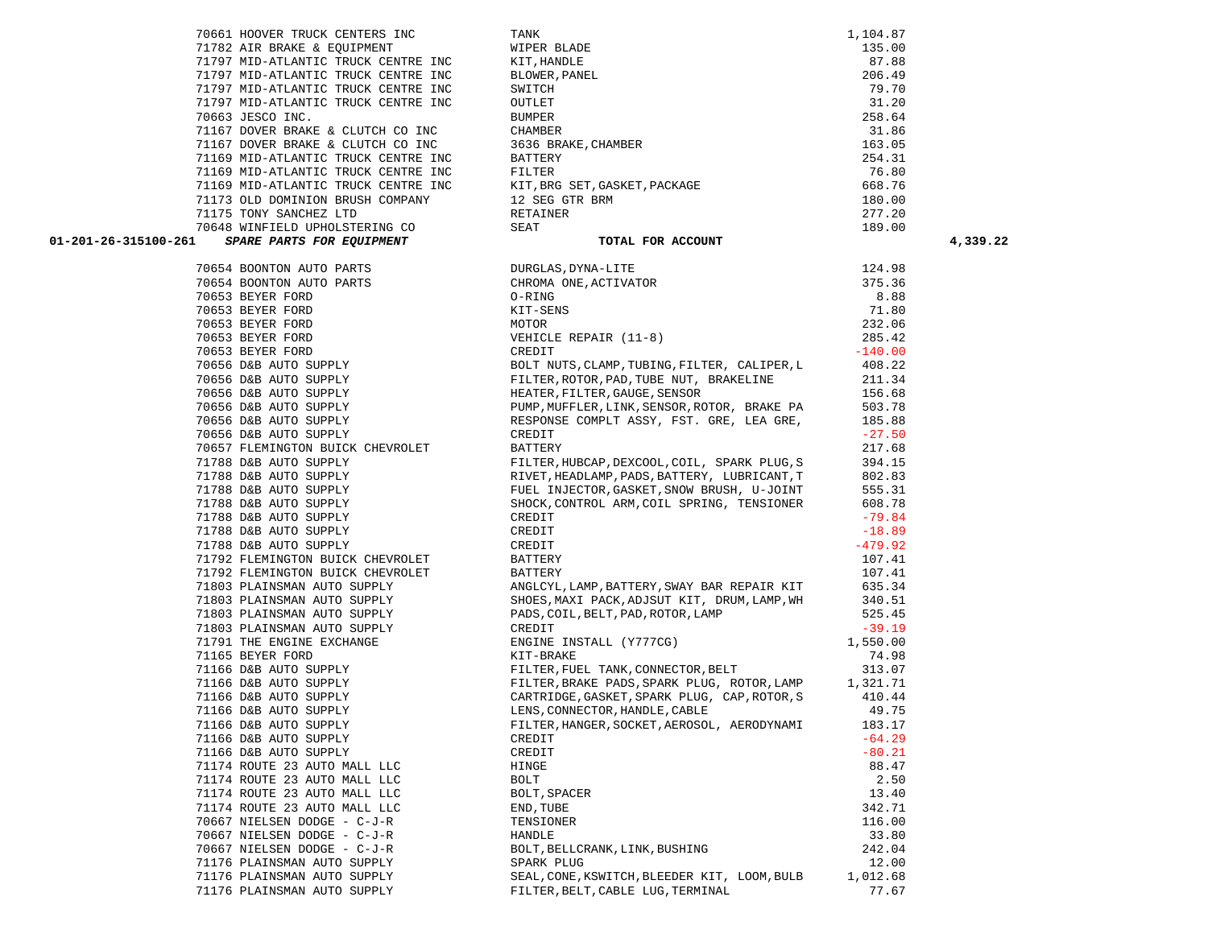| Account | PO / Vendor | Description | Amount | Total |
|---|---|---|---|---|
| | 70661 HOOVER TRUCK CENTERS INC | TANK | 1,104.87 | |
| | 71782 AIR BRAKE & EQUIPMENT | WIPER BLADE | 135.00 | |
| | 71797 MID-ATLANTIC TRUCK CENTRE INC | KIT,HANDLE | 87.88 | |
| | 71797 MID-ATLANTIC TRUCK CENTRE INC | BLOWER,PANEL | 206.49 | |
| | 71797 MID-ATLANTIC TRUCK CENTRE INC | SWITCH | 79.70 | |
| | 71797 MID-ATLANTIC TRUCK CENTRE INC | OUTLET | 31.20 | |
| | 70663 JESCO INC. | BUMPER | 258.64 | |
| | 71167 DOVER BRAKE & CLUTCH CO INC | CHAMBER | 31.86 | |
| | 71167 DOVER BRAKE & CLUTCH CO INC | 3636 BRAKE,CHAMBER | 163.05 | |
| | 71169 MID-ATLANTIC TRUCK CENTRE INC | BATTERY | 254.31 | |
| | 71169 MID-ATLANTIC TRUCK CENTRE INC | FILTER | 76.80 | |
| | 71169 MID-ATLANTIC TRUCK CENTRE INC | KIT,BRG SET,GASKET,PACKAGE | 668.76 | |
| | 71173 OLD DOMINION BRUSH COMPANY | 12 SEG GTR BRM | 180.00 | |
| | 71175 TONY SANCHEZ LTD | RETAINER | 277.20 | |
| | 70648 WINFIELD UPHOLSTERING CO | SEAT | 189.00 | |
| **01-201-26-315100-261** | ***SPARE PARTS FOR EQUIPMENT*** | **TOTAL FOR ACCOUNT** | | **4,339.22** |
| | 70654 BOONTON AUTO PARTS | DURGLAS,DYNA-LITE | 124.98 | |
| | 70654 BOONTON AUTO PARTS | CHROMA ONE,ACTIVATOR | 375.36 | |
| | 70653 BEYER FORD | O-RING | 8.88 | |
| | 70653 BEYER FORD | KIT-SENS | 71.80 | |
| | 70653 BEYER FORD | MOTOR | 232.06 | |
| | 70653 BEYER FORD | VEHICLE REPAIR (11-8) | 285.42 | |
| | 70653 BEYER FORD | CREDIT | -140.00 | |
| | 70656 D&B AUTO SUPPLY | BOLT NUTS,CLAMP,TUBING,FILTER, CALIPER,L | 408.22 | |
| | 70656 D&B AUTO SUPPLY | FILTER,ROTOR,PAD,TUBE NUT, BRAKELINE | 211.34 | |
| | 70656 D&B AUTO SUPPLY | HEATER,FILTER,GAUGE,SENSOR | 156.68 | |
| | 70656 D&B AUTO SUPPLY | PUMP,MUFFLER,LINK,SENSOR,ROTOR, BRAKE PA | 503.78 | |
| | 70656 D&B AUTO SUPPLY | RESPONSE COMPLT ASSY, FST. GRE, LEA GRE, | 185.88 | |
| | 70656 D&B AUTO SUPPLY | CREDIT | -27.50 | |
| | 70657 FLEMINGTON BUICK CHEVROLET | BATTERY | 217.68 | |
| | 71788 D&B AUTO SUPPLY | FILTER,HUBCAP,DEXCOOL,COIL, SPARK PLUG,S | 394.15 | |
| | 71788 D&B AUTO SUPPLY | RIVET,HEADLAMP,PADS,BATTERY, LUBRICANT,T | 802.83 | |
| | 71788 D&B AUTO SUPPLY | FUEL INJECTOR,GASKET,SNOW BRUSH, U-JOINT | 555.31 | |
| | 71788 D&B AUTO SUPPLY | SHOCK,CONTROL ARM,COIL SPRING, TENSIONER | 608.78 | |
| | 71788 D&B AUTO SUPPLY | CREDIT | -79.84 | |
| | 71788 D&B AUTO SUPPLY | CREDIT | -18.89 | |
| | 71788 D&B AUTO SUPPLY | CREDIT | -479.92 | |
| | 71792 FLEMINGTON BUICK CHEVROLET | BATTERY | 107.41 | |
| | 71792 FLEMINGTON BUICK CHEVROLET | BATTERY | 107.41 | |
| | 71803 PLAINSMAN AUTO SUPPLY | ANGLCYL,LAMP,BATTERY,SWAY BAR REPAIR KIT | 635.34 | |
| | 71803 PLAINSMAN AUTO SUPPLY | SHOES,MAXI PACK,ADJSUT KIT, DRUM,LAMP,WH | 340.51 | |
| | 71803 PLAINSMAN AUTO SUPPLY | PADS,COIL,BELT,PAD,ROTOR,LAMP | 525.45 | |
| | 71803 PLAINSMAN AUTO SUPPLY | CREDIT | -39.19 | |
| | 71791 THE ENGINE EXCHANGE | ENGINE INSTALL (Y777CG) | 1,550.00 | |
| | 71165 BEYER FORD | KIT-BRAKE | 74.98 | |
| | 71166 D&B AUTO SUPPLY | FILTER,FUEL TANK,CONNECTOR,BELT | 313.07 | |
| | 71166 D&B AUTO SUPPLY | FILTER,BRAKE PADS,SPARK PLUG, ROTOR,LAMP | 1,321.71 | |
| | 71166 D&B AUTO SUPPLY | CARTRIDGE,GASKET,SPARK PLUG, CAP,ROTOR,S | 410.44 | |
| | 71166 D&B AUTO SUPPLY | LENS,CONNECTOR,HANDLE,CABLE | 49.75 | |
| | 71166 D&B AUTO SUPPLY | FILTER,HANGER,SOCKET,AEROSOL, AERODYNAMI | 183.17 | |
| | 71166 D&B AUTO SUPPLY | CREDIT | -64.29 | |
| | 71166 D&B AUTO SUPPLY | CREDIT | -80.21 | |
| | 71174 ROUTE 23 AUTO MALL LLC | HINGE | 88.47 | |
| | 71174 ROUTE 23 AUTO MALL LLC | BOLT | 2.50 | |
| | 71174 ROUTE 23 AUTO MALL LLC | BOLT,SPACER | 13.40 | |
| | 71174 ROUTE 23 AUTO MALL LLC | END,TUBE | 342.71 | |
| | 70667 NIELSEN DODGE - C-J-R | TENSIONER | 116.00 | |
| | 70667 NIELSEN DODGE - C-J-R | HANDLE | 33.80 | |
| | 70667 NIELSEN DODGE - C-J-R | BOLT,BELLCRANK,LINK,BUSHING | 242.04 | |
| | 71176 PLAINSMAN AUTO SUPPLY | SPARK PLUG | 12.00 | |
| | 71176 PLAINSMAN AUTO SUPPLY | SEAL,CONE,KSWITCH,BLEEDER KIT, LOOM,BULB | 1,012.68 | |
| | 71176 PLAINSMAN AUTO SUPPLY | FILTER,BELT,CABLE LUG,TERMINAL | 77.67 | |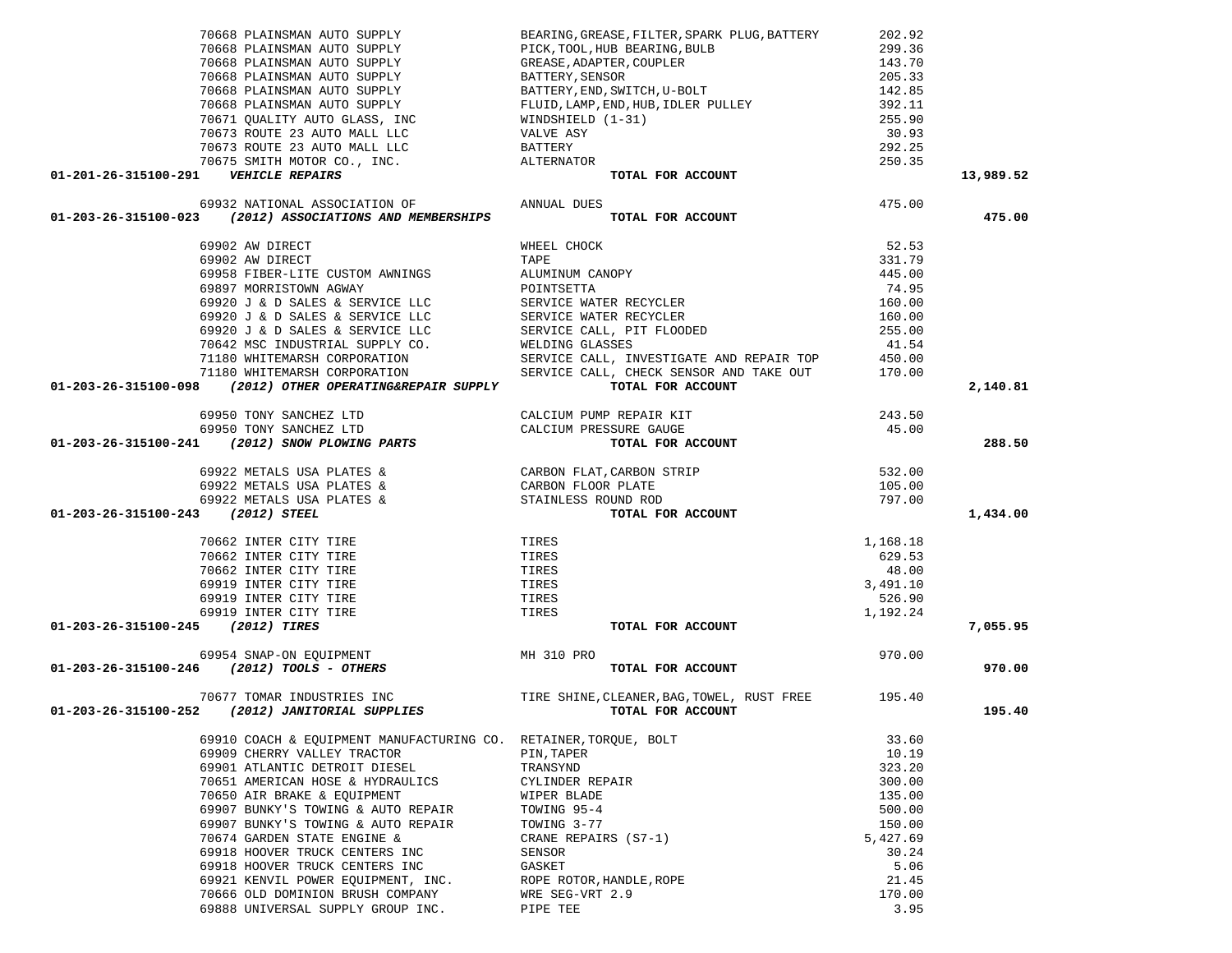| Account | Vendor | Description | Amount | Total |
|---|---|---|---|---|
| | 70668 PLAINSMAN AUTO SUPPLY | BEARING,GREASE,FILTER,SPARK PLUG,BATTERY | 202.92 | |
| | 70668 PLAINSMAN AUTO SUPPLY | PICK,TOOL,HUB BEARING,BULB | 299.36 | |
| | 70668 PLAINSMAN AUTO SUPPLY | GREASE,ADAPTER,COUPLER | 143.70 | |
| | 70668 PLAINSMAN AUTO SUPPLY | BATTERY,SENSOR | 205.33 | |
| | 70668 PLAINSMAN AUTO SUPPLY | BATTERY,END,SWITCH,U-BOLT | 142.85 | |
| | 70668 PLAINSMAN AUTO SUPPLY | FLUID,LAMP,END,HUB,IDLER PULLEY | 392.11 | |
| | 70671 QUALITY AUTO GLASS, INC | WINDSHIELD (1-31) | 255.90 | |
| | 70673 ROUTE 23 AUTO MALL LLC | VALVE ASY | 30.93 | |
| | 70673 ROUTE 23 AUTO MALL LLC | BATTERY | 292.25 | |
| | 70675 SMITH MOTOR CO., INC. | ALTERNATOR | 250.35 | |
| **01-201-26-315100-291** ***VEHICLE REPAIRS*** | | **TOTAL FOR ACCOUNT** | | **13,989.52** |
| | 69932 NATIONAL ASSOCIATION OF | ANNUAL DUES | 475.00 | |
| **01-203-26-315100-023** ***(2012) ASSOCIATIONS AND MEMBERSHIPS*** | | **TOTAL FOR ACCOUNT** | | **475.00** |
| | 69902 AW DIRECT | WHEEL CHOCK | 52.53 | |
| | 69902 AW DIRECT | TAPE | 331.79 | |
| | 69958 FIBER-LITE CUSTOM AWNINGS | ALUMINUM CANOPY | 445.00 | |
| | 69897 MORRISTOWN AGWAY | POINTSETTA | 74.95 | |
| | 69920 J & D SALES & SERVICE LLC | SERVICE WATER RECYCLER | 160.00 | |
| | 69920 J & D SALES & SERVICE LLC | SERVICE WATER RECYCLER | 160.00 | |
| | 69920 J & D SALES & SERVICE LLC | SERVICE CALL, PIT FLOODED | 255.00 | |
| | 70642 MSC INDUSTRIAL SUPPLY CO. | WELDING GLASSES | 41.54 | |
| | 71180 WHITEMARSH CORPORATION | SERVICE CALL, INVESTIGATE AND REPAIR TOP | 450.00 | |
| | 71180 WHITEMARSH CORPORATION | SERVICE CALL, CHECK SENSOR AND TAKE OUT | 170.00 | |
| **01-203-26-315100-098** ***(2012) OTHER OPERATING&REPAIR SUPPLY*** | | **TOTAL FOR ACCOUNT** | | **2,140.81** |
| | 69950 TONY SANCHEZ LTD | CALCIUM PUMP REPAIR KIT | 243.50 | |
| | 69950 TONY SANCHEZ LTD | CALCIUM PRESSURE GAUGE | 45.00 | |
| **01-203-26-315100-241** ***(2012) SNOW PLOWING PARTS*** | | **TOTAL FOR ACCOUNT** | | **288.50** |
| | 69922 METALS USA PLATES & | CARBON FLAT,CARBON STRIP | 532.00 | |
| | 69922 METALS USA PLATES & | CARBON FLOOR PLATE | 105.00 | |
| | 69922 METALS USA PLATES & | STAINLESS ROUND ROD | 797.00 | |
| **01-203-26-315100-243** ***(2012) STEEL*** | | **TOTAL FOR ACCOUNT** | | **1,434.00** |
| | 70662 INTER CITY TIRE | TIRES | 1,168.18 | |
| | 70662 INTER CITY TIRE | TIRES | 629.53 | |
| | 70662 INTER CITY TIRE | TIRES | 48.00 | |
| | 69919 INTER CITY TIRE | TIRES | 3,491.10 | |
| | 69919 INTER CITY TIRE | TIRES | 526.90 | |
| | 69919 INTER CITY TIRE | TIRES | 1,192.24 | |
| **01-203-26-315100-245** ***(2012) TIRES*** | | **TOTAL FOR ACCOUNT** | | **7,055.95** |
| | 69954 SNAP-ON EQUIPMENT | MH 310 PRO | 970.00 | |
| **01-203-26-315100-246** ***(2012) TOOLS - OTHERS*** | | **TOTAL FOR ACCOUNT** | | **970.00** |
| | 70677 TOMAR INDUSTRIES INC | TIRE SHINE,CLEANER,BAG,TOWEL, RUST FREE | 195.40 | |
| **01-203-26-315100-252** ***(2012) JANITORIAL SUPPLIES*** | | **TOTAL FOR ACCOUNT** | | **195.40** |
| | 69910 COACH & EQUIPMENT MANUFACTURING CO. | RETAINER,TORQUE, BOLT | 33.60 | |
| | 69909 CHERRY VALLEY TRACTOR | PIN,TAPER | 10.19 | |
| | 69901 ATLANTIC DETROIT DIESEL | TRANSYND | 323.20 | |
| | 70651 AMERICAN HOSE & HYDRAULICS | CYLINDER REPAIR | 300.00 | |
| | 70650 AIR BRAKE & EQUIPMENT | WIPER BLADE | 135.00 | |
| | 69907 BUNKY'S TOWING & AUTO REPAIR | TOWING 95-4 | 500.00 | |
| | 69907 BUNKY'S TOWING & AUTO REPAIR | TOWING 3-77 | 150.00 | |
| | 70674 GARDEN STATE ENGINE & | CRANE REPAIRS (S7-1) | 5,427.69 | |
| | 69918 HOOVER TRUCK CENTERS INC | SENSOR | 30.24 | |
| | 69918 HOOVER TRUCK CENTERS INC | GASKET | 5.06 | |
| | 69921 KENVIL POWER EQUIPMENT, INC. | ROPE ROTOR,HANDLE,ROPE | 21.45 | |
| | 70666 OLD DOMINION BRUSH COMPANY | WRE SEG-VRT 2.9 | 170.00 | |
| | 69888 UNIVERSAL SUPPLY GROUP INC. | PIPE TEE | 3.95 | |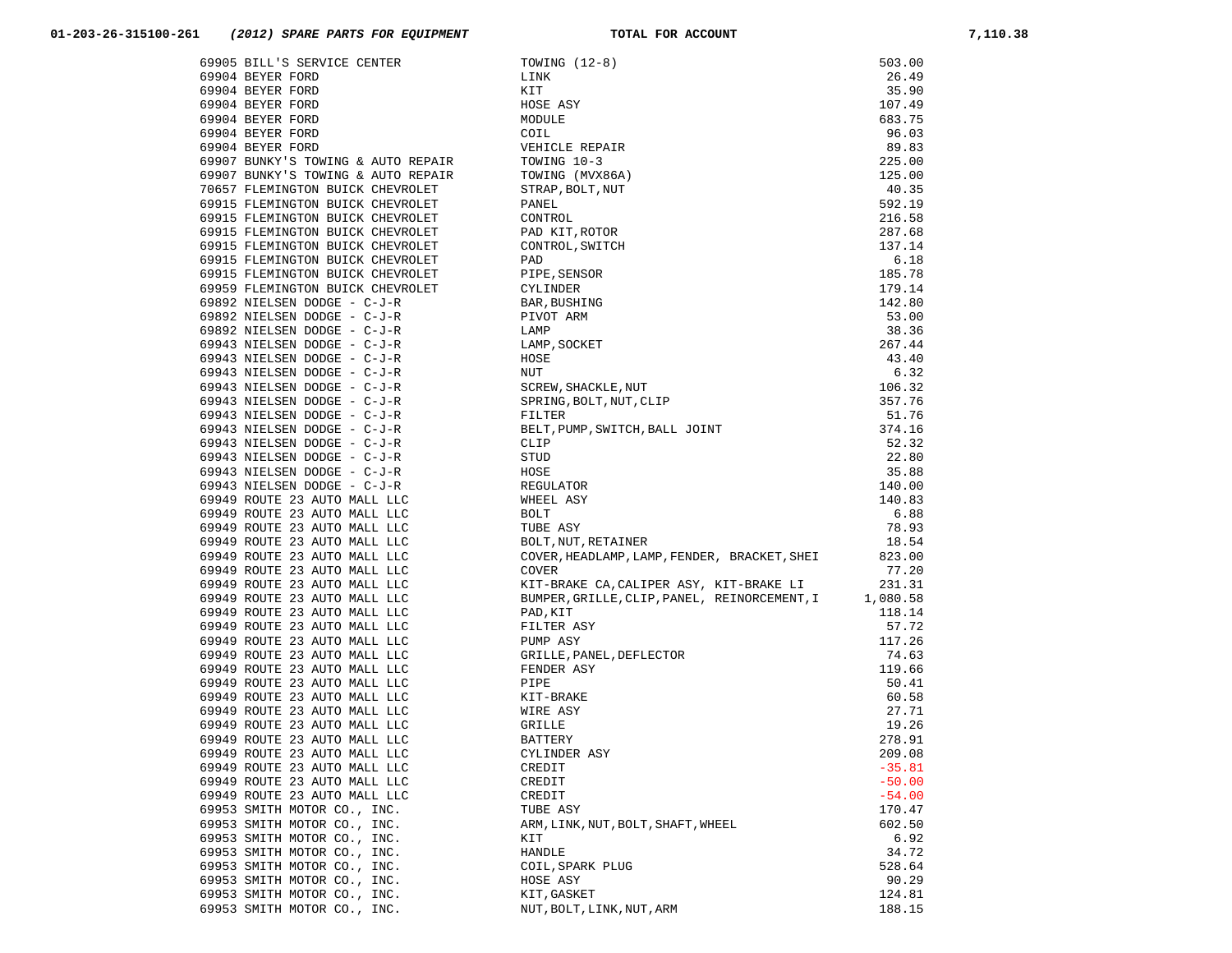**01-203-26-315100-261** ***(2012) SPARE PARTS FOR EQUIPMENT*** **TOTAL FOR ACCOUNT** **7,110.38**

| | | | |
|---|---|---|---|
| 69905 | BILL'S SERVICE CENTER | TOWING (12-8) | 503.00 |
| 69904 | BEYER FORD | LINK | 26.49 |
| 69904 | BEYER FORD | KIT | 35.90 |
| 69904 | BEYER FORD | HOSE ASY | 107.49 |
| 69904 | BEYER FORD | MODULE | 683.75 |
| 69904 | BEYER FORD | COIL | 96.03 |
| 69904 | BEYER FORD | VEHICLE REPAIR | 89.83 |
| 69907 | BUNKY'S TOWING & AUTO REPAIR | TOWING 10-3 | 225.00 |
| 69907 | BUNKY'S TOWING & AUTO REPAIR | TOWING (MVX86A) | 125.00 |
| 70657 | FLEMINGTON BUICK CHEVROLET | STRAP,BOLT,NUT | 40.35 |
| 69915 | FLEMINGTON BUICK CHEVROLET | PANEL | 592.19 |
| 69915 | FLEMINGTON BUICK CHEVROLET | CONTROL | 216.58 |
| 69915 | FLEMINGTON BUICK CHEVROLET | PAD KIT,ROTOR | 287.68 |
| 69915 | FLEMINGTON BUICK CHEVROLET | CONTROL,SWITCH | 137.14 |
| 69915 | FLEMINGTON BUICK CHEVROLET | PAD | 6.18 |
| 69915 | FLEMINGTON BUICK CHEVROLET | PIPE,SENSOR | 185.78 |
| 69959 | FLEMINGTON BUICK CHEVROLET | CYLINDER | 179.14 |
| 69892 | NIELSEN DODGE - C-J-R | BAR,BUSHING | 142.80 |
| 69892 | NIELSEN DODGE - C-J-R | PIVOT ARM | 53.00 |
| 69892 | NIELSEN DODGE - C-J-R | LAMP | 38.36 |
| 69943 | NIELSEN DODGE - C-J-R | LAMP,SOCKET | 267.44 |
| 69943 | NIELSEN DODGE - C-J-R | HOSE | 43.40 |
| 69943 | NIELSEN DODGE - C-J-R | NUT | 6.32 |
| 69943 | NIELSEN DODGE - C-J-R | SCREW,SHACKLE,NUT | 106.32 |
| 69943 | NIELSEN DODGE - C-J-R | SPRING,BOLT,NUT,CLIP | 357.76 |
| 69943 | NIELSEN DODGE - C-J-R | FILTER | 51.76 |
| 69943 | NIELSEN DODGE - C-J-R | BELT,PUMP,SWITCH,BALL JOINT | 374.16 |
| 69943 | NIELSEN DODGE - C-J-R | CLIP | 52.32 |
| 69943 | NIELSEN DODGE - C-J-R | STUD | 22.80 |
| 69943 | NIELSEN DODGE - C-J-R | HOSE | 35.88 |
| 69943 | NIELSEN DODGE - C-J-R | REGULATOR | 140.00 |
| 69949 | ROUTE 23 AUTO MALL LLC | WHEEL ASY | 140.83 |
| 69949 | ROUTE 23 AUTO MALL LLC | BOLT | 6.88 |
| 69949 | ROUTE 23 AUTO MALL LLC | TUBE ASY | 78.93 |
| 69949 | ROUTE 23 AUTO MALL LLC | BOLT,NUT,RETAINER | 18.54 |
| 69949 | ROUTE 23 AUTO MALL LLC | COVER,HEADLAMP,LAMP,FENDER, BRACKET,SHEI | 823.00 |
| 69949 | ROUTE 23 AUTO MALL LLC | COVER | 77.20 |
| 69949 | ROUTE 23 AUTO MALL LLC | KIT-BRAKE CA,CALIPER ASY, KIT-BRAKE LI | 231.31 |
| 69949 | ROUTE 23 AUTO MALL LLC | BUMPER,GRILLE,CLIP,PANEL, REINORCEMENT,I | 1,080.58 |
| 69949 | ROUTE 23 AUTO MALL LLC | PAD,KIT | 118.14 |
| 69949 | ROUTE 23 AUTO MALL LLC | FILTER ASY | 57.72 |
| 69949 | ROUTE 23 AUTO MALL LLC | PUMP ASY | 117.26 |
| 69949 | ROUTE 23 AUTO MALL LLC | GRILLE,PANEL,DEFLECTOR | 74.63 |
| 69949 | ROUTE 23 AUTO MALL LLC | FENDER ASY | 119.66 |
| 69949 | ROUTE 23 AUTO MALL LLC | PIPE | 50.41 |
| 69949 | ROUTE 23 AUTO MALL LLC | KIT-BRAKE | 60.58 |
| 69949 | ROUTE 23 AUTO MALL LLC | WIRE ASY | 27.71 |
| 69949 | ROUTE 23 AUTO MALL LLC | GRILLE | 19.26 |
| 69949 | ROUTE 23 AUTO MALL LLC | BATTERY | 278.91 |
| 69949 | ROUTE 23 AUTO MALL LLC | CYLINDER ASY | 209.08 |
| 69949 | ROUTE 23 AUTO MALL LLC | CREDIT | -35.81 |
| 69949 | ROUTE 23 AUTO MALL LLC | CREDIT | -50.00 |
| 69949 | ROUTE 23 AUTO MALL LLC | CREDIT | -54.00 |
| 69953 | SMITH MOTOR CO., INC. | TUBE ASY | 170.47 |
| 69953 | SMITH MOTOR CO., INC. | ARM,LINK,NUT,BOLT,SHAFT,WHEEL | 602.50 |
| 69953 | SMITH MOTOR CO., INC. | KIT | 6.92 |
| 69953 | SMITH MOTOR CO., INC. | HANDLE | 34.72 |
| 69953 | SMITH MOTOR CO., INC. | COIL,SPARK PLUG | 528.64 |
| 69953 | SMITH MOTOR CO., INC. | HOSE ASY | 90.29 |
| 69953 | SMITH MOTOR CO., INC. | KIT,GASKET | 124.81 |
| 69953 | SMITH MOTOR CO., INC. | NUT,BOLT,LINK,NUT,ARM | 188.15 |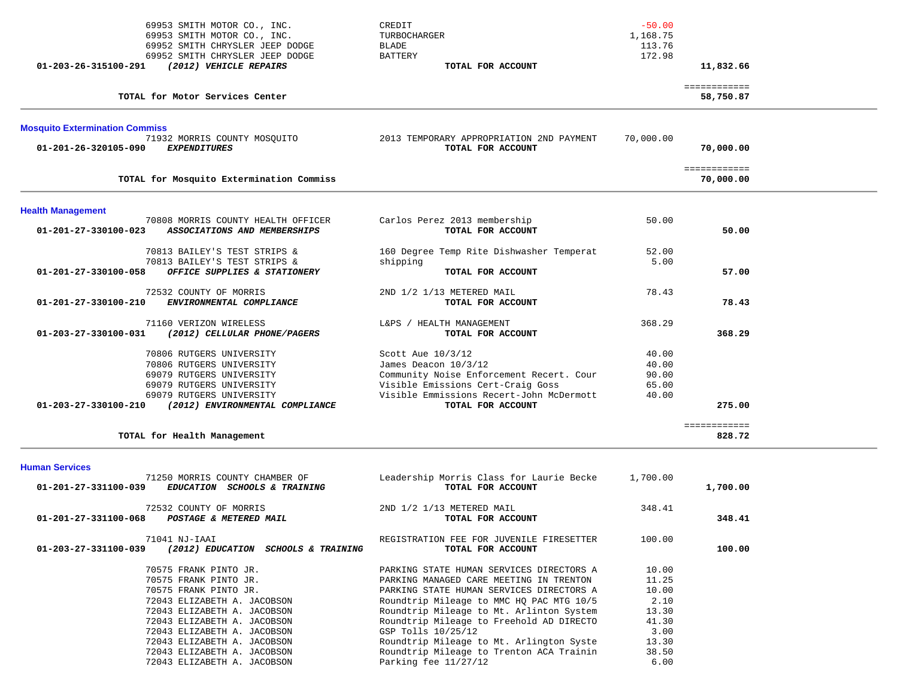| | | | | |
|---|---|---|---|---|
| | 69953 SMITH MOTOR CO., INC. | CREDIT | -50.00 | |
| | 69953 SMITH MOTOR CO., INC. | TURBOCHARGER | 1,168.75 | |
| | 69952 SMITH CHRYSLER JEEP DODGE | BLADE | 113.76 | |
| | 69952 SMITH CHRYSLER JEEP DODGE | BATTERY | 172.98 | |
| **01-203-26-315100-291** | ***(2012) VEHICLE REPAIRS*** | **TOTAL FOR ACCOUNT** | | **11,832.66** |

| | |
|---|---|
| **TOTAL for Motor Services Center** | ============ **58,750.87** |

## Mosquito Extermination Commiss

| | | | | |
|---|---|---|---|---|
| | 71932 MORRIS COUNTY MOSQUITO | 2013 TEMPORARY APPROPRIATION 2ND PAYMENT | 70,000.00 | |
| **01-201-26-320105-090** | ***EXPENDITURES*** | **TOTAL FOR ACCOUNT** | | **70,000.00** |

| | |
|---|---|
| **TOTAL for Mosquito Extermination Commiss** | ============ **70,000.00** |

## Health Management

| | | | | |
|---|---|---|---|---|
| | 70808 MORRIS COUNTY HEALTH OFFICER | Carlos Perez 2013 membership | 50.00 | |
| **01-201-27-330100-023** | ***ASSOCIATIONS AND MEMBERSHIPS*** | **TOTAL FOR ACCOUNT** | | **50.00** |
| | 70813 BAILEY'S TEST STRIPS & | 160 Degree Temp Rite Dishwasher Temperat | 52.00 | |
| | 70813 BAILEY'S TEST STRIPS & | shipping | 5.00 | |
| **01-201-27-330100-058** | ***OFFICE SUPPLIES & STATIONERY*** | **TOTAL FOR ACCOUNT** | | **57.00** |
| | 72532 COUNTY OF MORRIS | 2ND 1/2 1/13 METERED MAIL | 78.43 | |
| **01-201-27-330100-210** | ***ENVIRONMENTAL COMPLIANCE*** | **TOTAL FOR ACCOUNT** | | **78.43** |
| | 71160 VERIZON WIRELESS | L&PS / HEALTH MANAGEMENT | 368.29 | |
| **01-203-27-330100-031** | ***(2012) CELLULAR PHONE/PAGERS*** | **TOTAL FOR ACCOUNT** | | **368.29** |
| | 70806 RUTGERS UNIVERSITY | Scott Aue 10/3/12 | 40.00 | |
| | 70806 RUTGERS UNIVERSITY | James Deacon 10/3/12 | 40.00 | |
| | 69079 RUTGERS UNIVERSITY | Community Noise Enforcement Recert. Cour | 90.00 | |
| | 69079 RUTGERS UNIVERSITY | Visible Emissions Cert-Craig Goss | 65.00 | |
| | 69079 RUTGERS UNIVERSITY | Visible Emmissions Recert-John McDermott | 40.00 | |
| **01-203-27-330100-210** | ***(2012) ENVIRONMENTAL COMPLIANCE*** | **TOTAL FOR ACCOUNT** | | **275.00** |

| | |
|---|---|
| **TOTAL for Health Management** | ============ **828.72** |

## Human Services

| | | | | |
|---|---|---|---|---|
| | 71250 MORRIS COUNTY CHAMBER OF | Leadership Morris Class for Laurie Becke | 1,700.00 | |
| **01-201-27-331100-039** | ***EDUCATION SCHOOLS & TRAINING*** | **TOTAL FOR ACCOUNT** | | **1,700.00** |
| | 72532 COUNTY OF MORRIS | 2ND 1/2 1/13 METERED MAIL | 348.41 | |
| **01-201-27-331100-068** | ***POSTAGE & METERED MAIL*** | **TOTAL FOR ACCOUNT** | | **348.41** |
| | 71041 NJ-IAAI | REGISTRATION FEE FOR JUVENILE FIRESETTER | 100.00 | |
| **01-203-27-331100-039** | ***(2012) EDUCATION SCHOOLS & TRAINING*** | **TOTAL FOR ACCOUNT** | | **100.00** |
| | 70575 FRANK PINTO JR. | PARKING STATE HUMAN SERVICES DIRECTORS A | 10.00 | |
| | 70575 FRANK PINTO JR. | PARKING MANAGED CARE MEETING IN TRENTON | 11.25 | |
| | 70575 FRANK PINTO JR. | PARKING STATE HUMAN SERVICES DIRECTORS A | 10.00 | |
| | 72043 ELIZABETH A. JACOBSON | Roundtrip Mileage to MMC HQ PAC MTG 10/5 | 2.10 | |
| | 72043 ELIZABETH A. JACOBSON | Roundtrip Mileage to Mt. Arlinton System | 13.30 | |
| | 72043 ELIZABETH A. JACOBSON | Roundtrip Mileage to Freehold AD DIRECTO | 41.30 | |
| | 72043 ELIZABETH A. JACOBSON | GSP Tolls 10/25/12 | 3.00 | |
| | 72043 ELIZABETH A. JACOBSON | Roundtrip Mileage to Mt. Arlington Syste | 13.30 | |
| | 72043 ELIZABETH A. JACOBSON | Roundtrip Mileage to Trenton ACA Trainin | 38.50 | |
| | 72043 ELIZABETH A. JACOBSON | Parking fee 11/27/12 | 6.00 | |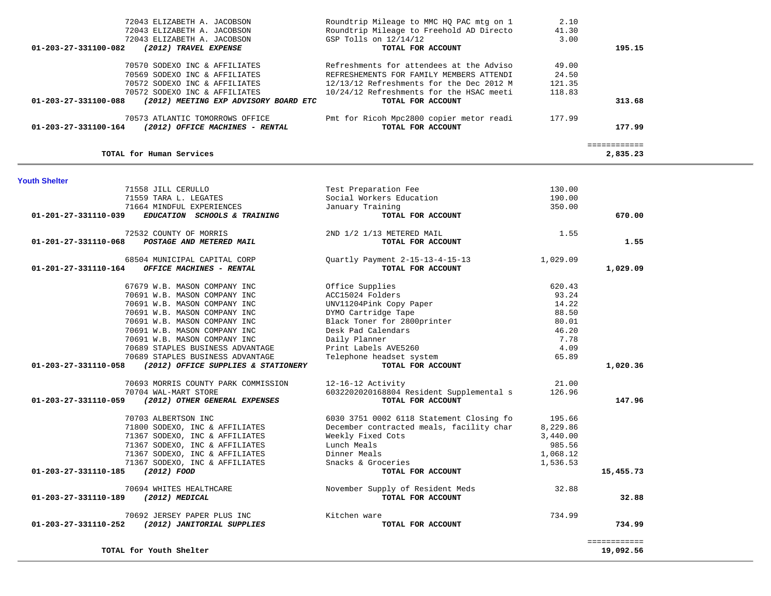| Account | Vendor / Account Name | Description | Amount | Total |
|---|---|---|---|---|
| | 72043 ELIZABETH A. JACOBSON | Roundtrip Mileage to MMC HQ PAC mtg on 1 | 2.10 | |
| | 72043 ELIZABETH A. JACOBSON | Roundtrip Mileage to Freehold AD Directo | 41.30 | |
| | 72043 ELIZABETH A. JACOBSON | GSP Tolls on 12/14/12 | 3.00 | |
| **01-203-27-331100-082** | ***(2012) TRAVEL EXPENSE*** | **TOTAL FOR ACCOUNT** | | **195.15** |
| | 70570 SODEXO INC & AFFILIATES | Refreshments for attendees at the Adviso | 49.00 | |
| | 70569 SODEXO INC & AFFILIATES | REFRESHEMENTS FOR FAMILY MEMBERS ATTENDI | 24.50 | |
| | 70572 SODEXO INC & AFFILIATES | 12/13/12 Refreshments for the Dec 2012 M | 121.35 | |
| | 70572 SODEXO INC & AFFILIATES | 10/24/12 Refreshments for the HSAC meeti | 118.83 | |
| **01-203-27-331100-088** | ***(2012) MEETING EXP ADVISORY BOARD ETC*** | **TOTAL FOR ACCOUNT** | | **313.68** |
| | 70573 ATLANTIC TOMORROWS OFFICE | Pmt for Ricoh Mpc2800 copier metor readi | 177.99 | |
| **01-203-27-331100-164** | ***(2012) OFFICE MACHINES - RENTAL*** | **TOTAL FOR ACCOUNT** | | **177.99** |
| | | | | ============ |
| | **TOTAL for Human Services** | | | **2,835.23** |

**Youth Shelter**

| Account | Vendor / Account Name | Description | Amount | Total |
|---|---|---|---|---|
| | 71558 JILL CERULLO | Test Preparation Fee | 130.00 | |
| | 71559 TARA L. LEGATES | Social Workers Education | 190.00 | |
| | 71664 MINDFUL EXPERIENCES | January Training | 350.00 | |
| **01-201-27-331110-039** | ***EDUCATION SCHOOLS & TRAINING*** | **TOTAL FOR ACCOUNT** | | **670.00** |
| | 72532 COUNTY OF MORRIS | 2ND 1/2 1/13 METERED MAIL | 1.55 | |
| **01-201-27-331110-068** | ***POSTAGE AND METERED MAIL*** | **TOTAL FOR ACCOUNT** | | **1.55** |
| | 68504 MUNICIPAL CAPITAL CORP | Quartly Payment 2-15-13-4-15-13 | 1,029.09 | |
| **01-201-27-331110-164** | ***OFFICE MACHINES - RENTAL*** | **TOTAL FOR ACCOUNT** | | **1,029.09** |
| | 67679 W.B. MASON COMPANY INC | Office Supplies | 620.43 | |
| | 70691 W.B. MASON COMPANY INC | ACC15024 Folders | 93.24 | |
| | 70691 W.B. MASON COMPANY INC | UNV11204Pink Copy Paper | 14.22 | |
| | 70691 W.B. MASON COMPANY INC | DYMO Cartridge Tape | 88.50 | |
| | 70691 W.B. MASON COMPANY INC | Black Toner for 2800printer | 80.01 | |
| | 70691 W.B. MASON COMPANY INC | Desk Pad Calendars | 46.20 | |
| | 70691 W.B. MASON COMPANY INC | Daily Planner | 7.78 | |
| | 70689 STAPLES BUSINESS ADVANTAGE | Print Labels AVE5260 | 4.09 | |
| | 70689 STAPLES BUSINESS ADVANTAGE | Telephone headset system | 65.89 | |
| **01-203-27-331110-058** | ***(2012) OFFICE SUPPLIES & STATIONERY*** | **TOTAL FOR ACCOUNT** | | **1,020.36** |
| | 70693 MORRIS COUNTY PARK COMMISSION | 12-16-12 Activity | 21.00 | |
| | 70704 WAL-MART STORE | 6032202020168804 Resident Supplemental s | 126.96 | |
| **01-203-27-331110-059** | ***(2012) OTHER GENERAL EXPENSES*** | **TOTAL FOR ACCOUNT** | | **147.96** |
| | 70703 ALBERTSON INC | 6030 3751 0002 6118 Statement Closing fo | 195.66 | |
| | 71800 SODEXO, INC & AFFILIATES | December contracted meals, facility char | 8,229.86 | |
| | 71367 SODEXO, INC & AFFILIATES | Weekly Fixed Cots | 3,440.00 | |
| | 71367 SODEXO, INC & AFFILIATES | Lunch Meals | 985.56 | |
| | 71367 SODEXO, INC & AFFILIATES | Dinner Meals | 1,068.12 | |
| | 71367 SODEXO, INC & AFFILIATES | Snacks & Groceries | 1,536.53 | |
| **01-203-27-331110-185** | ***(2012) FOOD*** | **TOTAL FOR ACCOUNT** | | **15,455.73** |
| | 70694 WHITES HEALTHCARE | November Supply of Resident Meds | 32.88 | |
| **01-203-27-331110-189** | ***(2012) MEDICAL*** | **TOTAL FOR ACCOUNT** | | **32.88** |
| | 70692 JERSEY PAPER PLUS INC | Kitchen ware | 734.99 | |
| **01-203-27-331110-252** | ***(2012) JANITORIAL SUPPLIES*** | **TOTAL FOR ACCOUNT** | | **734.99** |
| | | | | ============ |
| | **TOTAL for Youth Shelter** | | | **19,092.56** |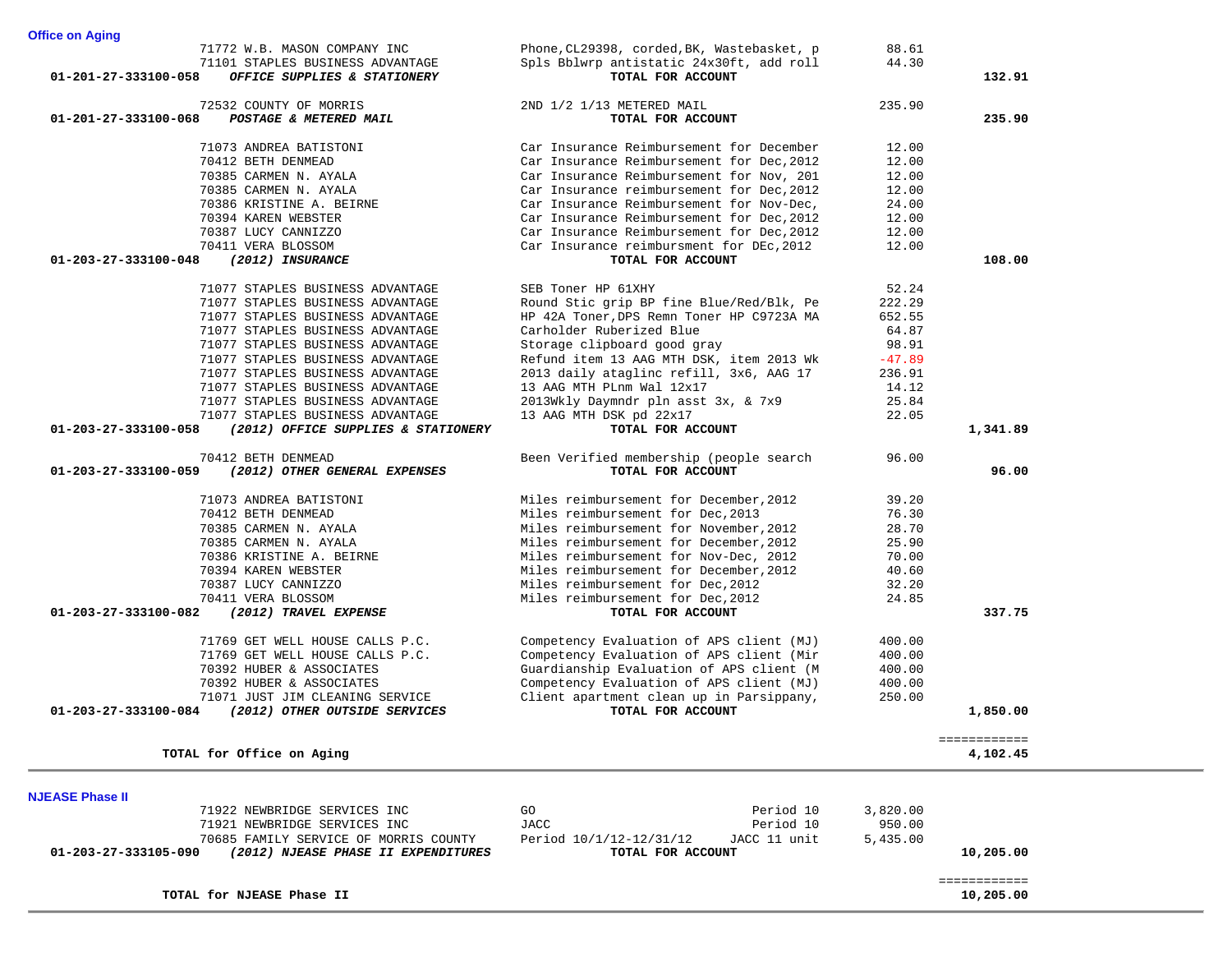## Office on Aging

| Account | Vendor / Description | Item Description | Amount | Total |
|---|---|---|---|---|
| | 71772 W.B. MASON COMPANY INC | Phone,CL29398, corded,BK, Wastebasket, p | 88.61 | |
| | 71101 STAPLES BUSINESS ADVANTAGE | Spls Bblwrp antistatic 24x30ft, add roll | 44.30 | |
| **01-201-27-333100-058** | ***OFFICE SUPPLIES & STATIONERY*** | **TOTAL FOR ACCOUNT** | | **132.91** |
| | 72532 COUNTY OF MORRIS | 2ND 1/2 1/13 METERED MAIL | 235.90 | |
| **01-201-27-333100-068** | ***POSTAGE & METERED MAIL*** | **TOTAL FOR ACCOUNT** | | **235.90** |
| | 71073 ANDREA BATISTONI | Car Insurance Reimbursement for December | 12.00 | |
| | 70412 BETH DENMEAD | Car Insurance Reimbursement for Dec,2012 | 12.00 | |
| | 70385 CARMEN N. AYALA | Car Insurance Reimbursement for Nov, 201 | 12.00 | |
| | 70385 CARMEN N. AYALA | Car Insurance reimbursement for Dec,2012 | 12.00 | |
| | 70386 KRISTINE A. BEIRNE | Car Insurance Reimbursement for Nov-Dec, | 24.00 | |
| | 70394 KAREN WEBSTER | Car Insurance Reimbursement for Dec,2012 | 12.00 | |
| | 70387 LUCY CANNIZZO | Car Insurance Reimbursement for Dec,2012 | 12.00 | |
| | 70411 VERA BLOSSOM | Car Insurance reimbursment for DEc,2012 | 12.00 | |
| **01-203-27-333100-048** | ***(2012) INSURANCE*** | **TOTAL FOR ACCOUNT** | | **108.00** |
| | 71077 STAPLES BUSINESS ADVANTAGE | SEB Toner HP 61XHY | 52.24 | |
| | 71077 STAPLES BUSINESS ADVANTAGE | Round Stic grip BP fine Blue/Red/Blk, Pe | 222.29 | |
| | 71077 STAPLES BUSINESS ADVANTAGE | HP 42A Toner,DPS Remn Toner HP C9723A MA | 652.55 | |
| | 71077 STAPLES BUSINESS ADVANTAGE | Carholder Ruberized Blue | 64.87 | |
| | 71077 STAPLES BUSINESS ADVANTAGE | Storage clipboard good gray | 98.91 | |
| | 71077 STAPLES BUSINESS ADVANTAGE | Refund item 13 AAG MTH DSK, item 2013 Wk | -47.89 | |
| | 71077 STAPLES BUSINESS ADVANTAGE | 2013 daily ataglinc refill, 3x6, AAG 17 | 236.91 | |
| | 71077 STAPLES BUSINESS ADVANTAGE | 13 AAG MTH PLnm Wal 12x17 | 14.12 | |
| | 71077 STAPLES BUSINESS ADVANTAGE | 2013Wkly Daymndr pln asst 3x, & 7x9 | 25.84 | |
| | 71077 STAPLES BUSINESS ADVANTAGE | 13 AAG MTH DSK pd 22x17 | 22.05 | |
| **01-203-27-333100-058** | ***(2012) OFFICE SUPPLIES & STATIONERY*** | **TOTAL FOR ACCOUNT** | | **1,341.89** |
| | 70412 BETH DENMEAD | Been Verified membership (people search | 96.00 | |
| **01-203-27-333100-059** | ***(2012) OTHER GENERAL EXPENSES*** | **TOTAL FOR ACCOUNT** | | **96.00** |
| | 71073 ANDREA BATISTONI | Miles reimbursement for December,2012 | 39.20 | |
| | 70412 BETH DENMEAD | Miles reimbursement for Dec,2013 | 76.30 | |
| | 70385 CARMEN N. AYALA | Miles reimbursement for November,2012 | 28.70 | |
| | 70385 CARMEN N. AYALA | Miles reimbursement for December,2012 | 25.90 | |
| | 70386 KRISTINE A. BEIRNE | Miles reimbursement for Nov-Dec, 2012 | 70.00 | |
| | 70394 KAREN WEBSTER | Miles reimbursement for December,2012 | 40.60 | |
| | 70387 LUCY CANNIZZO | Miles reimbursement for Dec,2012 | 32.20 | |
| | 70411 VERA BLOSSOM | Miles reimbursement for Dec,2012 | 24.85 | |
| **01-203-27-333100-082** | ***(2012) TRAVEL EXPENSE*** | **TOTAL FOR ACCOUNT** | | **337.75** |
| | 71769 GET WELL HOUSE CALLS P.C. | Competency Evaluation of APS client (MJ) | 400.00 | |
| | 71769 GET WELL HOUSE CALLS P.C. | Competency Evaluation of APS client (Mir | 400.00 | |
| | 70392 HUBER & ASSOCIATES | Guardianship Evaluation of APS client (M | 400.00 | |
| | 70392 HUBER & ASSOCIATES | Competency Evaluation of APS client (MJ) | 400.00 | |
| | 71071 JUST JIM CLEANING SERVICE | Client apartment clean up in Parsippany, | 250.00 | |
| **01-203-27-333100-084** | ***(2012) OTHER OUTSIDE SERVICES*** | **TOTAL FOR ACCOUNT** | | **1,850.00** |
| | **TOTAL for Office on Aging** | | | **4,102.45** |

## NJEASE Phase II

| Account | Vendor / Description | Item Description | Amount | Total |
|---|---|---|---|---|
| | 71922 NEWBRIDGE SERVICES INC | GO Period 10 | 3,820.00 | |
| | 71921 NEWBRIDGE SERVICES INC | JACC Period 10 | 950.00 | |
| | 70685 FAMILY SERVICE OF MORRIS COUNTY | Period 10/1/12-12/31/12 JACC 11 unit | 5,435.00 | |
| **01-203-27-333105-090** | ***(2012) NJEASE PHASE II EXPENDITURES*** | **TOTAL FOR ACCOUNT** | | **10,205.00** |
| | **TOTAL for NJEASE Phase II** | | | **10,205.00** |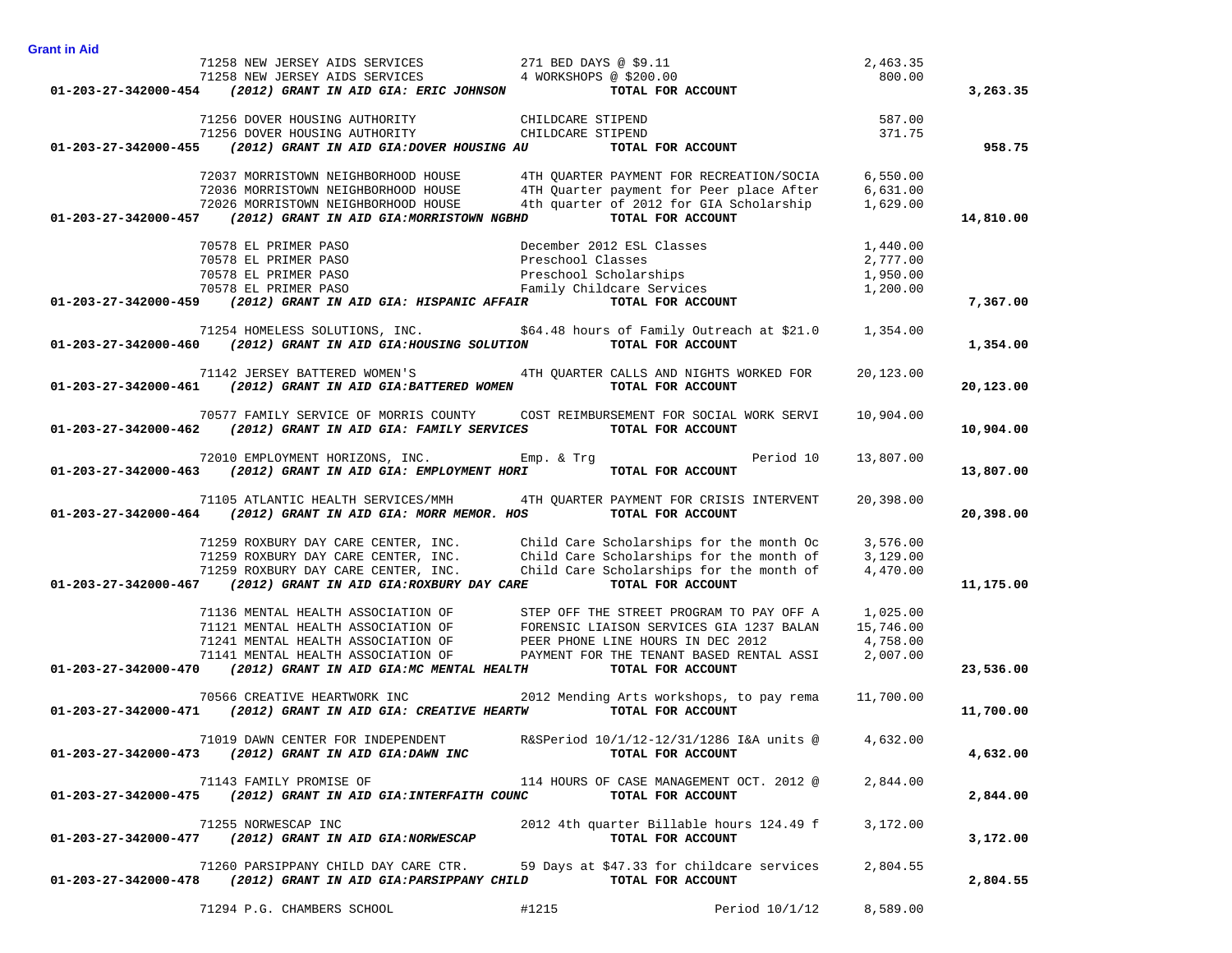**Grant in Aid**

| Account | Vendor / Description | Detail | Amount | Total |
|---|---|---|---|---|
| | 71258 NEW JERSEY AIDS SERVICES | 271 BED DAYS @ $9.11 | 2,463.35 | |
| | 71258 NEW JERSEY AIDS SERVICES | 4 WORKSHOPS @ $200.00 | 800.00 | |
| **01-203-27-342000-454** | ***(2012) GRANT IN AID GIA: ERIC JOHNSON*** | **TOTAL FOR ACCOUNT** | | **3,263.35** |
| | 71256 DOVER HOUSING AUTHORITY | CHILDCARE STIPEND | 587.00 | |
| | 71256 DOVER HOUSING AUTHORITY | CHILDCARE STIPEND | 371.75 | |
| **01-203-27-342000-455** | ***(2012) GRANT IN AID GIA:DOVER HOUSING AU*** | **TOTAL FOR ACCOUNT** | | **958.75** |
| | 72037 MORRISTOWN NEIGHBORHOOD HOUSE | 4TH QUARTER PAYMENT FOR RECREATION/SOCIA | 6,550.00 | |
| | 72036 MORRISTOWN NEIGHBORHOOD HOUSE | 4TH Quarter payment for Peer place After | 6,631.00 | |
| | 72026 MORRISTOWN NEIGHBORHOOD HOUSE | 4th quarter of 2012 for GIA Scholarship | 1,629.00 | |
| **01-203-27-342000-457** | ***(2012) GRANT IN AID GIA:MORRISTOWN NGBHD*** | **TOTAL FOR ACCOUNT** | | **14,810.00** |
| | 70578 EL PRIMER PASO | December 2012 ESL Classes | 1,440.00 | |
| | 70578 EL PRIMER PASO | Preschool Classes | 2,777.00 | |
| | 70578 EL PRIMER PASO | Preschool Scholarships | 1,950.00 | |
| | 70578 EL PRIMER PASO | Family Childcare Services | 1,200.00 | |
| **01-203-27-342000-459** | ***(2012) GRANT IN AID GIA: HISPANIC AFFAIR*** | **TOTAL FOR ACCOUNT** | | **7,367.00** |
| | 71254 HOMELESS SOLUTIONS, INC. | $64.48 hours of Family Outreach at $21.0 | 1,354.00 | |
| **01-203-27-342000-460** | ***(2012) GRANT IN AID GIA:HOUSING SOLUTION*** | **TOTAL FOR ACCOUNT** | | **1,354.00** |
| | 71142 JERSEY BATTERED WOMEN'S | 4TH QUARTER CALLS AND NIGHTS WORKED FOR | 20,123.00 | |
| **01-203-27-342000-461** | ***(2012) GRANT IN AID GIA:BATTERED WOMEN*** | **TOTAL FOR ACCOUNT** | | **20,123.00** |
| | 70577 FAMILY SERVICE OF MORRIS COUNTY | COST REIMBURSEMENT FOR SOCIAL WORK SERVI | 10,904.00 | |
| **01-203-27-342000-462** | ***(2012) GRANT IN AID GIA: FAMILY SERVICES*** | **TOTAL FOR ACCOUNT** | | **10,904.00** |
| | 72010 EMPLOYMENT HORIZONS, INC. | Emp. & Trg Period 10 | 13,807.00 | |
| **01-203-27-342000-463** | ***(2012) GRANT IN AID GIA: EMPLOYMENT HORI*** | **TOTAL FOR ACCOUNT** | | **13,807.00** |
| | 71105 ATLANTIC HEALTH SERVICES/MMH | 4TH QUARTER PAYMENT FOR CRISIS INTERVENT | 20,398.00 | |
| **01-203-27-342000-464** | ***(2012) GRANT IN AID GIA: MORR MEMOR. HOS*** | **TOTAL FOR ACCOUNT** | | **20,398.00** |
| | 71259 ROXBURY DAY CARE CENTER, INC. | Child Care Scholarships for the month Oc | 3,576.00 | |
| | 71259 ROXBURY DAY CARE CENTER, INC. | Child Care Scholarships for the month of | 3,129.00 | |
| | 71259 ROXBURY DAY CARE CENTER, INC. | Child Care Scholarships for the month of | 4,470.00 | |
| **01-203-27-342000-467** | ***(2012) GRANT IN AID GIA:ROXBURY DAY CARE*** | **TOTAL FOR ACCOUNT** | | **11,175.00** |
| | 71136 MENTAL HEALTH ASSOCIATION OF | STEP OFF THE STREET PROGRAM TO PAY OFF A | 1,025.00 | |
| | 71121 MENTAL HEALTH ASSOCIATION OF | FORENSIC LIAISON SERVICES GIA 1237 BALAN | 15,746.00 | |
| | 71241 MENTAL HEALTH ASSOCIATION OF | PEER PHONE LINE HOURS IN DEC 2012 | 4,758.00 | |
| | 71141 MENTAL HEALTH ASSOCIATION OF | PAYMENT FOR THE TENANT BASED RENTAL ASSI | 2,007.00 | |
| **01-203-27-342000-470** | ***(2012) GRANT IN AID GIA:MC MENTAL HEALTH*** | **TOTAL FOR ACCOUNT** | | **23,536.00** |
| | 70566 CREATIVE HEARTWORK INC | 2012 Mending Arts workshops, to pay rema | 11,700.00 | |
| **01-203-27-342000-471** | ***(2012) GRANT IN AID GIA: CREATIVE HEARTW*** | **TOTAL FOR ACCOUNT** | | **11,700.00** |
| | 71019 DAWN CENTER FOR INDEPENDENT | R&SPeriod 10/1/12-12/31/1286 I&A units @ | 4,632.00 | |
| **01-203-27-342000-473** | ***(2012) GRANT IN AID GIA:DAWN INC*** | **TOTAL FOR ACCOUNT** | | **4,632.00** |
| | 71143 FAMILY PROMISE OF | 114 HOURS OF CASE MANAGEMENT OCT. 2012 @ | 2,844.00 | |
| **01-203-27-342000-475** | ***(2012) GRANT IN AID GIA:INTERFAITH COUNC*** | **TOTAL FOR ACCOUNT** | | **2,844.00** |
| | 71255 NORWESCAP INC | 2012 4th quarter Billable hours 124.49 f | 3,172.00 | |
| **01-203-27-342000-477** | ***(2012) GRANT IN AID GIA:NORWESCAP*** | **TOTAL FOR ACCOUNT** | | **3,172.00** |
| | 71260 PARSIPPANY CHILD DAY CARE CTR. | 59 Days at $47.33 for childcare services | 2,804.55 | |
| **01-203-27-342000-478** | ***(2012) GRANT IN AID GIA:PARSIPPANY CHILD*** | **TOTAL FOR ACCOUNT** | | **2,804.55** |
| | 71294 P.G. CHAMBERS SCHOOL | #1215 Period 10/1/12 | 8,589.00 | |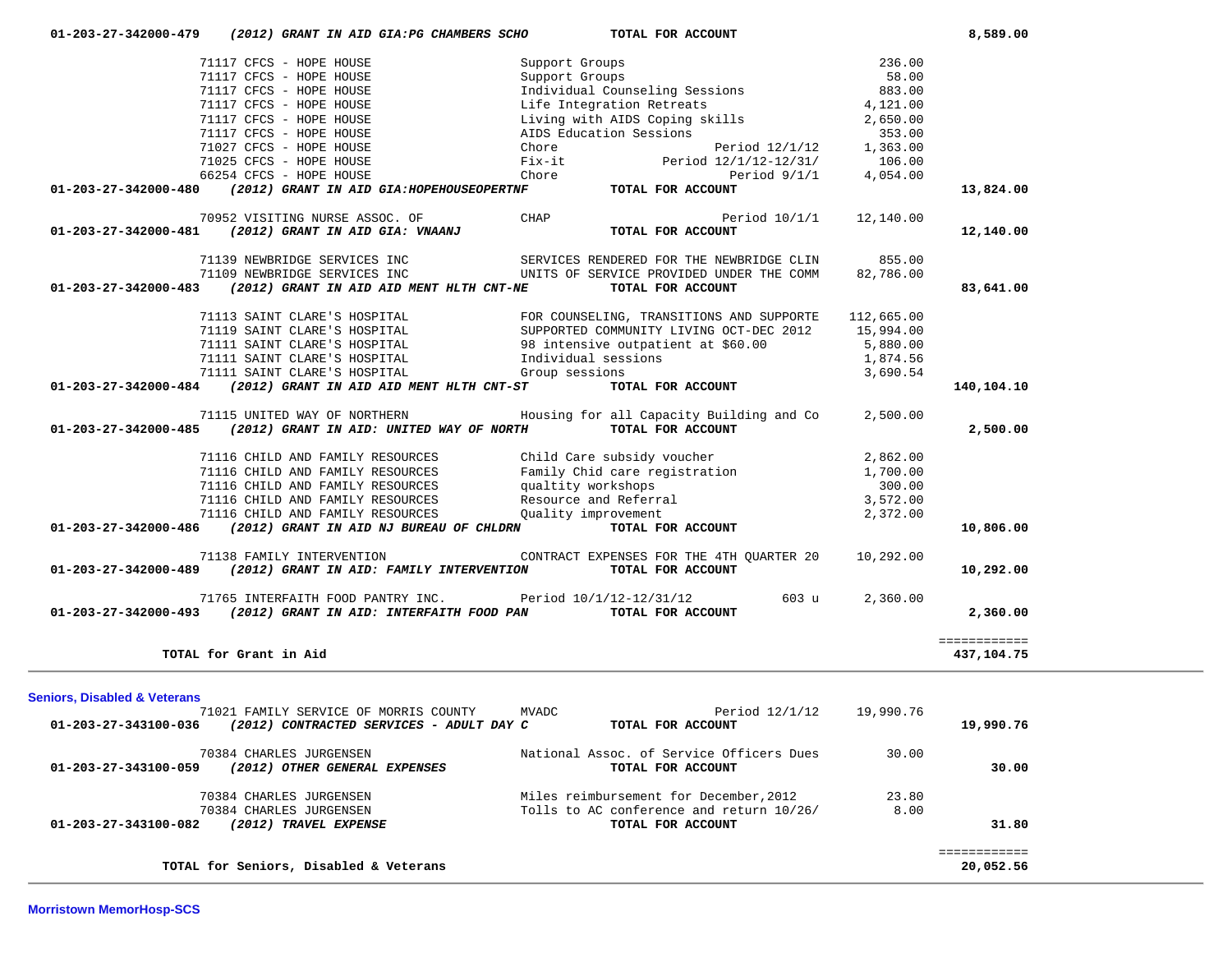| Account | Vendor | Description | Amount | Total |
|---|---|---|---|---|
| 01-203-27-342000-479 | ***(2012) GRANT IN AID GIA:PG CHAMBERS SCHO*** | **TOTAL FOR ACCOUNT** | | **8,589.00** |
| | 71117 CFCS - HOPE HOUSE | Support Groups | 236.00 | |
| | 71117 CFCS - HOPE HOUSE | Support Groups | 58.00 | |
| | 71117 CFCS - HOPE HOUSE | Individual Counseling Sessions | 883.00 | |
| | 71117 CFCS - HOPE HOUSE | Life Integration Retreats | 4,121.00 | |
| | 71117 CFCS - HOPE HOUSE | Living with AIDS Coping skills | 2,650.00 | |
| | 71117 CFCS - HOPE HOUSE | AIDS Education Sessions | 353.00 | |
| | 71027 CFCS - HOPE HOUSE | Chore Period 12/1/12 | 1,363.00 | |
| | 71025 CFCS - HOPE HOUSE | Fix-it Period 12/1/12-12/31/ | 106.00 | |
| | 66254 CFCS - HOPE HOUSE | Chore Period 9/1/1 | 4,054.00 | |
| 01-203-27-342000-480 | ***(2012) GRANT IN AID GIA:HOPEHOUSEOPERTNF*** | **TOTAL FOR ACCOUNT** | | **13,824.00** |
| | 70952 VISITING NURSE ASSOC. OF | CHAP Period 10/1/1 | 12,140.00 | |
| 01-203-27-342000-481 | ***(2012) GRANT IN AID GIA: VNAANJ*** | **TOTAL FOR ACCOUNT** | | **12,140.00** |
| | 71139 NEWBRIDGE SERVICES INC | SERVICES RENDERED FOR THE NEWBRIDGE CLIN | 855.00 | |
| | 71109 NEWBRIDGE SERVICES INC | UNITS OF SERVICE PROVIDED UNDER THE COMM | 82,786.00 | |
| 01-203-27-342000-483 | ***(2012) GRANT IN AID AID MENT HLTH CNT-NE*** | **TOTAL FOR ACCOUNT** | | **83,641.00** |
| | 71113 SAINT CLARE'S HOSPITAL | FOR COUNSELING, TRANSITIONS AND SUPPORTE | 112,665.00 | |
| | 71119 SAINT CLARE'S HOSPITAL | SUPPORTED COMMUNITY LIVING OCT-DEC 2012 | 15,994.00 | |
| | 71111 SAINT CLARE'S HOSPITAL | 98 intensive outpatient at $60.00 | 5,880.00 | |
| | 71111 SAINT CLARE'S HOSPITAL | Individual sessions | 1,874.56 | |
| | 71111 SAINT CLARE'S HOSPITAL | Group sessions | 3,690.54 | |
| 01-203-27-342000-484 | ***(2012) GRANT IN AID AID MENT HLTH CNT-ST*** | **TOTAL FOR ACCOUNT** | | **140,104.10** |
| | 71115 UNITED WAY OF NORTHERN | Housing for all Capacity Building and Co | 2,500.00 | |
| 01-203-27-342000-485 | ***(2012) GRANT IN AID: UNITED WAY OF NORTH*** | **TOTAL FOR ACCOUNT** | | **2,500.00** |
| | 71116 CHILD AND FAMILY RESOURCES | Child Care subsidy voucher | 2,862.00 | |
| | 71116 CHILD AND FAMILY RESOURCES | Family Chid care registration | 1,700.00 | |
| | 71116 CHILD AND FAMILY RESOURCES | qualtity workshops | 300.00 | |
| | 71116 CHILD AND FAMILY RESOURCES | Resource and Referral | 3,572.00 | |
| | 71116 CHILD AND FAMILY RESOURCES | Quality improvement | 2,372.00 | |
| 01-203-27-342000-486 | ***(2012) GRANT IN AID NJ BUREAU OF CHLDRN*** | **TOTAL FOR ACCOUNT** | | **10,806.00** |
| | 71138 FAMILY INTERVENTION | CONTRACT EXPENSES FOR THE 4TH QUARTER 20 | 10,292.00 | |
| 01-203-27-342000-489 | ***(2012) GRANT IN AID: FAMILY INTERVENTION*** | **TOTAL FOR ACCOUNT** | | **10,292.00** |
| | 71765 INTERFAITH FOOD PANTRY INC. | Period 10/1/12-12/31/12 603 u | 2,360.00 | |
| 01-203-27-342000-493 | ***(2012) GRANT IN AID: INTERFAITH FOOD PAN*** | **TOTAL FOR ACCOUNT** | | **2,360.00** |
| | **TOTAL for Grant in Aid** | | | **437,104.75** |

**Seniors, Disabled & Veterans**

| Account | Vendor | Description | Amount | Total |
|---|---|---|---|---|
| | 71021 FAMILY SERVICE OF MORRIS COUNTY | MVADC Period 12/1/12 | 19,990.76 | |
| 01-203-27-343100-036 | ***(2012) CONTRACTED SERVICES - ADULT DAY C*** | **TOTAL FOR ACCOUNT** | | **19,990.76** |
| | 70384 CHARLES JURGENSEN | National Assoc. of Service Officers Dues | 30.00 | |
| 01-203-27-343100-059 | ***(2012) OTHER GENERAL EXPENSES*** | **TOTAL FOR ACCOUNT** | | **30.00** |
| | 70384 CHARLES JURGENSEN | Miles reimbursement for December,2012 | 23.80 | |
| | 70384 CHARLES JURGENSEN | Tolls to AC conference and return 10/26/ | 8.00 | |
| 01-203-27-343100-082 | ***(2012) TRAVEL EXPENSE*** | **TOTAL FOR ACCOUNT** | | **31.80** |
| | **TOTAL for Seniors, Disabled & Veterans** | | | **20,052.56** |

**Morristown MemorHosp-SCS**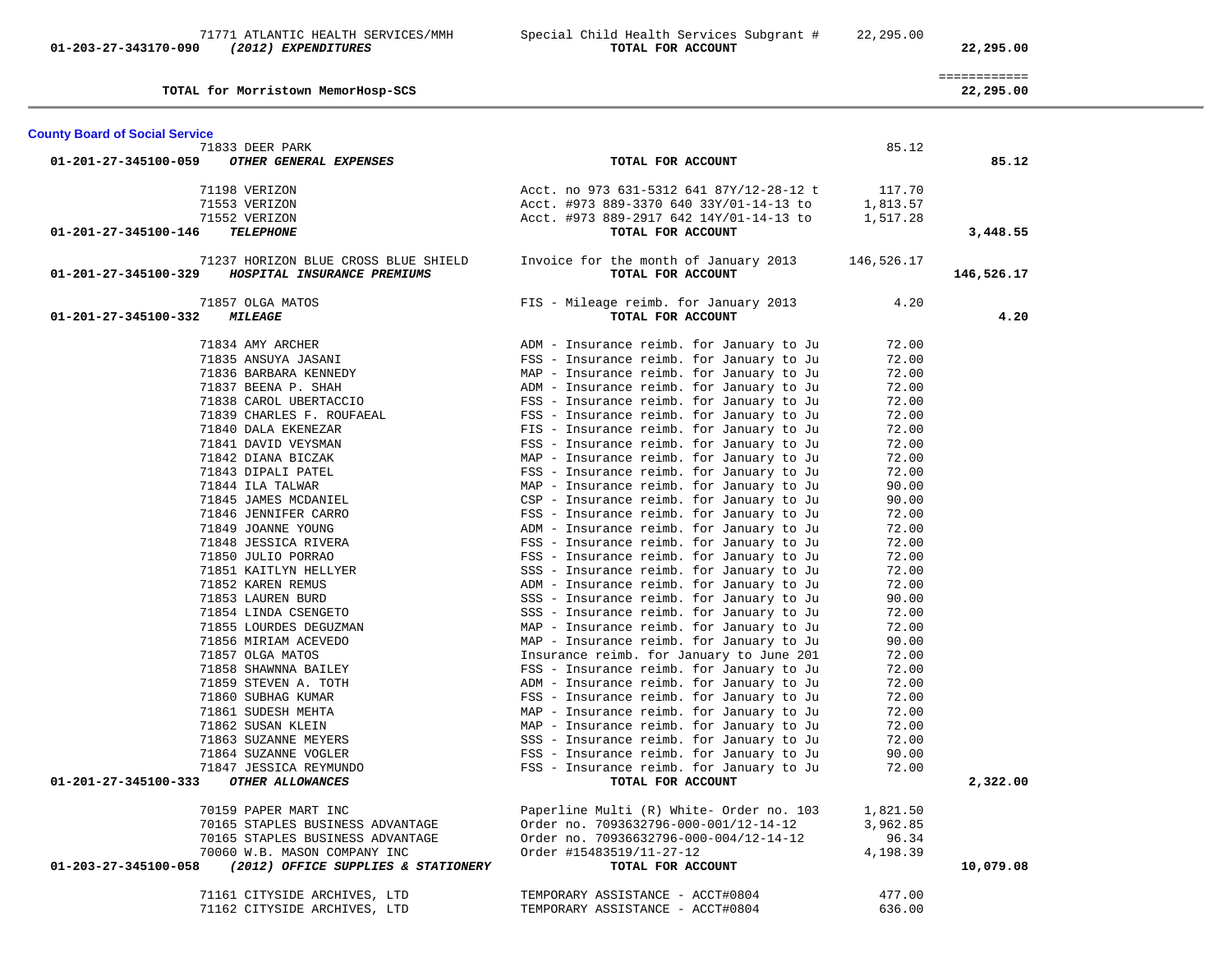| Account | Vendor / Account Name | Description | Amount | Total |
|---|---|---|---|---|
| | 71771 ATLANTIC HEALTH SERVICES/MMH | Special Child Health Services Subgrant # | 22,295.00 | |
| 01-203-27-343170-090 | ***(2012) EXPENDITURES*** | **TOTAL FOR ACCOUNT** | | **22,295.00** |
| | | | | ============ |
| | **TOTAL for Morristown MemorHosp-SCS** | | | **22,295.00** |

## County Board of Social Service

| Account | Vendor / Account Name | Description | Amount | Total |
|---|---|---|---|---|
| | 71833 DEER PARK | | 85.12 | |
| 01-201-27-345100-059 | ***OTHER GENERAL EXPENSES*** | **TOTAL FOR ACCOUNT** | | **85.12** |
| | 71198 VERIZON | Acct. no 973 631-5312 641 87Y/12-28-12 t | 117.70 | |
| | 71553 VERIZON | Acct. #973 889-3370 640 33Y/01-14-13 to | 1,813.57 | |
| | 71552 VERIZON | Acct. #973 889-2917 642 14Y/01-14-13 to | 1,517.28 | |
| 01-201-27-345100-146 | ***TELEPHONE*** | **TOTAL FOR ACCOUNT** | | **3,448.55** |
| | 71237 HORIZON BLUE CROSS BLUE SHIELD | Invoice for the month of January 2013 | 146,526.17 | |
| 01-201-27-345100-329 | ***HOSPITAL INSURANCE PREMIUMS*** | **TOTAL FOR ACCOUNT** | | **146,526.17** |
| | 71857 OLGA MATOS | FIS - Mileage reimb. for January 2013 | 4.20 | |
| 01-201-27-345100-332 | ***MILEAGE*** | **TOTAL FOR ACCOUNT** | | **4.20** |
| | 71834 AMY ARCHER | ADM - Insurance reimb. for January to Ju | 72.00 | |
| | 71835 ANSUYA JASANI | FSS - Insurance reimb. for January to Ju | 72.00 | |
| | 71836 BARBARA KENNEDY | MAP - Insurance reimb. for January to Ju | 72.00 | |
| | 71837 BEENA P. SHAH | ADM - Insurance reimb. for January to Ju | 72.00 | |
| | 71838 CAROL UBERTACCIO | FSS - Insurance reimb. for January to Ju | 72.00 | |
| | 71839 CHARLES F. ROUFAEAL | FSS - Insurance reimb. for January to Ju | 72.00 | |
| | 71840 DALA EKENEZAR | FIS - Insurance reimb. for January to Ju | 72.00 | |
| | 71841 DAVID VEYSMAN | FSS - Insurance reimb. for January to Ju | 72.00 | |
| | 71842 DIANA BICZAK | MAP - Insurance reimb. for January to Ju | 72.00 | |
| | 71843 DIPALI PATEL | FSS - Insurance reimb. for January to Ju | 72.00 | |
| | 71844 ILA TALWAR | MAP - Insurance reimb. for January to Ju | 90.00 | |
| | 71845 JAMES MCDANIEL | CSP - Insurance reimb. for January to Ju | 90.00 | |
| | 71846 JENNIFER CARRO | FSS - Insurance reimb. for January to Ju | 72.00 | |
| | 71849 JOANNE YOUNG | ADM - Insurance reimb. for January to Ju | 72.00 | |
| | 71848 JESSICA RIVERA | FSS - Insurance reimb. for January to Ju | 72.00 | |
| | 71850 JULIO PORRAO | FSS - Insurance reimb. for January to Ju | 72.00 | |
| | 71851 KAITLYN HELLYER | SSS - Insurance reimb. for January to Ju | 72.00 | |
| | 71852 KAREN REMUS | ADM - Insurance reimb. for January to Ju | 72.00 | |
| | 71853 LAUREN BURD | SSS - Insurance reimb. for January to Ju | 90.00 | |
| | 71854 LINDA CSENGETO | SSS - Insurance reimb. for January to Ju | 72.00 | |
| | 71855 LOURDES DEGUZMAN | MAP - Insurance reimb. for January to Ju | 72.00 | |
| | 71856 MIRIAM ACEVEDO | MAP - Insurance reimb. for January to Ju | 90.00 | |
| | 71857 OLGA MATOS | Insurance reimb. for January to June 201 | 72.00 | |
| | 71858 SHAWNNA BAILEY | FSS - Insurance reimb. for January to Ju | 72.00 | |
| | 71859 STEVEN A. TOTH | ADM - Insurance reimb. for January to Ju | 72.00 | |
| | 71860 SUBHAG KUMAR | FSS - Insurance reimb. for January to Ju | 72.00 | |
| | 71861 SUDESH MEHTA | MAP - Insurance reimb. for January to Ju | 72.00 | |
| | 71862 SUSAN KLEIN | MAP - Insurance reimb. for January to Ju | 72.00 | |
| | 71863 SUZANNE MEYERS | SSS - Insurance reimb. for January to Ju | 72.00 | |
| | 71864 SUZANNE VOGLER | FSS - Insurance reimb. for January to Ju | 90.00 | |
| | 71847 JESSICA REYMUNDO | FSS - Insurance reimb. for January to Ju | 72.00 | |
| 01-201-27-345100-333 | ***OTHER ALLOWANCES*** | **TOTAL FOR ACCOUNT** | | **2,322.00** |
| | 70159 PAPER MART INC | Paperline Multi (R) White- Order no. 103 | 1,821.50 | |
| | 70165 STAPLES BUSINESS ADVANTAGE | Order no. 7093632796-000-001/12-14-12 | 3,962.85 | |
| | 70165 STAPLES BUSINESS ADVANTAGE | Order no. 70936632796-000-004/12-14-12 | 96.34 | |
| | 70060 W.B. MASON COMPANY INC | Order #15483519/11-27-12 | 4,198.39 | |
| 01-203-27-345100-058 | ***(2012) OFFICE SUPPLIES & STATIONERY*** | **TOTAL FOR ACCOUNT** | | **10,079.08** |
| | 71161 CITYSIDE ARCHIVES, LTD | TEMPORARY ASSISTANCE - ACCT#0804 | 477.00 | |
| | 71162 CITYSIDE ARCHIVES, LTD | TEMPORARY ASSISTANCE - ACCT#0804 | 636.00 | |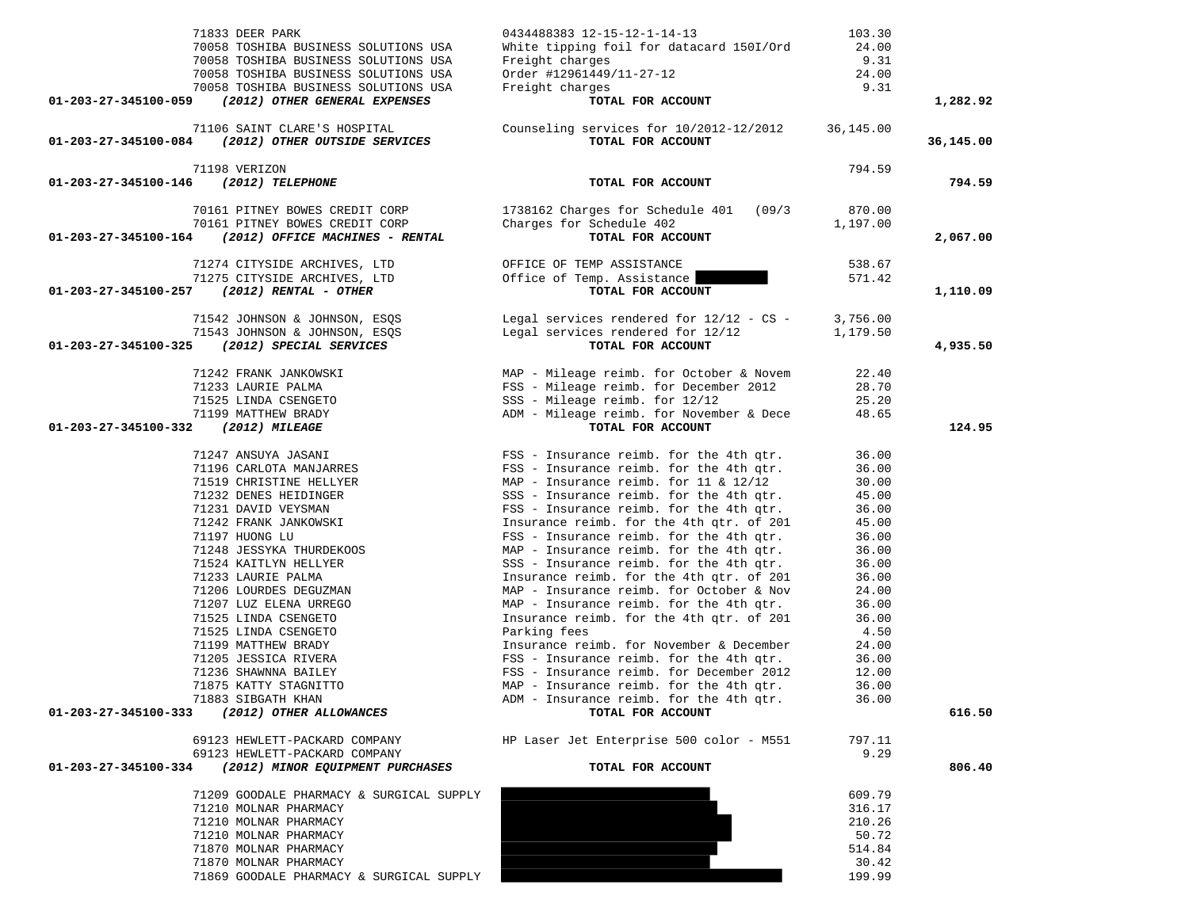| Account | Vendor | Description | Amount | Total |
|---|---|---|---|---|
| | 71833 DEER PARK | 0434488383 12-15-12-1-14-13 | 103.30 | |
| | 70058 TOSHIBA BUSINESS SOLUTIONS USA | White tipping foil for datacard 150I/Ord | 24.00 | |
| | 70058 TOSHIBA BUSINESS SOLUTIONS USA | Freight charges | 9.31 | |
| | 70058 TOSHIBA BUSINESS SOLUTIONS USA | Order #12961449/11-27-12 | 24.00 | |
| | 70058 TOSHIBA BUSINESS SOLUTIONS USA | Freight charges | 9.31 | |
| **01-203-27-345100-059** | ***(2012) OTHER GENERAL EXPENSES*** | **TOTAL FOR ACCOUNT** | | **1,282.92** |
| | 71106 SAINT CLARE'S HOSPITAL | Counseling services for 10/2012-12/2012 | 36,145.00 | |
| **01-203-27-345100-084** | ***(2012) OTHER OUTSIDE SERVICES*** | **TOTAL FOR ACCOUNT** | | **36,145.00** |
| | 71198 VERIZON | | 794.59 | |
| **01-203-27-345100-146** | ***(2012) TELEPHONE*** | **TOTAL FOR ACCOUNT** | | **794.59** |
| | 70161 PITNEY BOWES CREDIT CORP | 1738162 Charges for Schedule 401 (09/3 | 870.00 | |
| | 70161 PITNEY BOWES CREDIT CORP | Charges for Schedule 402 | 1,197.00 | |
| **01-203-27-345100-164** | ***(2012) OFFICE MACHINES - RENTAL*** | **TOTAL FOR ACCOUNT** | | **2,067.00** |
| | 71274 CITYSIDE ARCHIVES, LTD | OFFICE OF TEMP ASSISTANCE | 538.67 | |
| | 71275 CITYSIDE ARCHIVES, LTD | Office of Temp. Assistance [REDACTED] | 571.42 | |
| **01-203-27-345100-257** | ***(2012) RENTAL - OTHER*** | **TOTAL FOR ACCOUNT** | | **1,110.09** |
| | 71542 JOHNSON & JOHNSON, ESQS | Legal services rendered for 12/12 - CS - | 3,756.00 | |
| | 71543 JOHNSON & JOHNSON, ESQS | Legal services rendered for 12/12 | 1,179.50 | |
| **01-203-27-345100-325** | ***(2012) SPECIAL SERVICES*** | **TOTAL FOR ACCOUNT** | | **4,935.50** |
| | 71242 FRANK JANKOWSKI | MAP - Mileage reimb. for October & Novem | 22.40 | |
| | 71233 LAURIE PALMA | FSS - Mileage reimb. for December 2012 | 28.70 | |
| | 71525 LINDA CSENGETO | SSS - Mileage reimb. for 12/12 | 25.20 | |
| | 71199 MATTHEW BRADY | ADM - Mileage reimb. for November & Dece | 48.65 | |
| **01-203-27-345100-332** | ***(2012) MILEAGE*** | **TOTAL FOR ACCOUNT** | | **124.95** |
| | 71247 ANSUYA JASANI | FSS - Insurance reimb. for the 4th qtr. | 36.00 | |
| | 71196 CARLOTA MANJARRES | FSS - Insurance reimb. for the 4th qtr. | 36.00 | |
| | 71519 CHRISTINE HELLYER | MAP - Insurance reimb. for 11 & 12/12 | 30.00 | |
| | 71232 DENES HEIDINGER | SSS - Insurance reimb. for the 4th qtr. | 45.00 | |
| | 71231 DAVID VEYSMAN | FSS - Insurance reimb. for the 4th qtr. | 36.00 | |
| | 71242 FRANK JANKOWSKI | Insurance reimb. for the 4th qtr. of 201 | 45.00 | |
| | 71197 HUONG LU | FSS - Insurance reimb. for the 4th qtr. | 36.00 | |
| | 71248 JESSYKA THURDEKOOS | MAP - Insurance reimb. for the 4th qtr. | 36.00 | |
| | 71524 KAITLYN HELLYER | SSS - Insurance reimb. for the 4th qtr. | 36.00 | |
| | 71233 LAURIE PALMA | Insurance reimb. for the 4th qtr. of 201 | 36.00 | |
| | 71206 LOURDES DEGUZMAN | MAP - Insurance reimb. for October & Nov | 24.00 | |
| | 71207 LUZ ELENA URREGO | MAP - Insurance reimb. for the 4th qtr. | 36.00 | |
| | 71525 LINDA CSENGETO | Insurance reimb. for the 4th qtr. of 201 | 36.00 | |
| | 71525 LINDA CSENGETO | Parking fees | 4.50 | |
| | 71199 MATTHEW BRADY | Insurance reimb. for November & December | 24.00 | |
| | 71205 JESSICA RIVERA | FSS - Insurance reimb. for the 4th qtr. | 36.00 | |
| | 71236 SHAWNNA BAILEY | FSS - Insurance reimb. for December 2012 | 12.00 | |
| | 71875 KATTY STAGNITTO | MAP - Insurance reimb. for the 4th qtr. | 36.00 | |
| | 71883 SIBGATH KHAN | ADM - Insurance reimb. for the 4th qtr. | 36.00 | |
| **01-203-27-345100-333** | ***(2012) OTHER ALLOWANCES*** | **TOTAL FOR ACCOUNT** | | **616.50** |
| | 69123 HEWLETT-PACKARD COMPANY | HP Laser Jet Enterprise 500 color - M551 | 797.11 | |
| | 69123 HEWLETT-PACKARD COMPANY | | 9.29 | |
| **01-203-27-345100-334** | ***(2012) MINOR EQUIPMENT PURCHASES*** | **TOTAL FOR ACCOUNT** | | **806.40** |
| | 71209 GOODALE PHARMACY & SURGICAL SUPPLY | [REDACTED] | 609.79 | |
| | 71210 MOLNAR PHARMACY | [REDACTED] | 316.17 | |
| | 71210 MOLNAR PHARMACY | [REDACTED] | 210.26 | |
| | 71210 MOLNAR PHARMACY | [REDACTED] | 50.72 | |
| | 71870 MOLNAR PHARMACY | [REDACTED] | 514.84 | |
| | 71870 MOLNAR PHARMACY | [REDACTED] | 30.42 | |
| | 71869 GOODALE PHARMACY & SURGICAL SUPPLY | [REDACTED] | 199.99 | |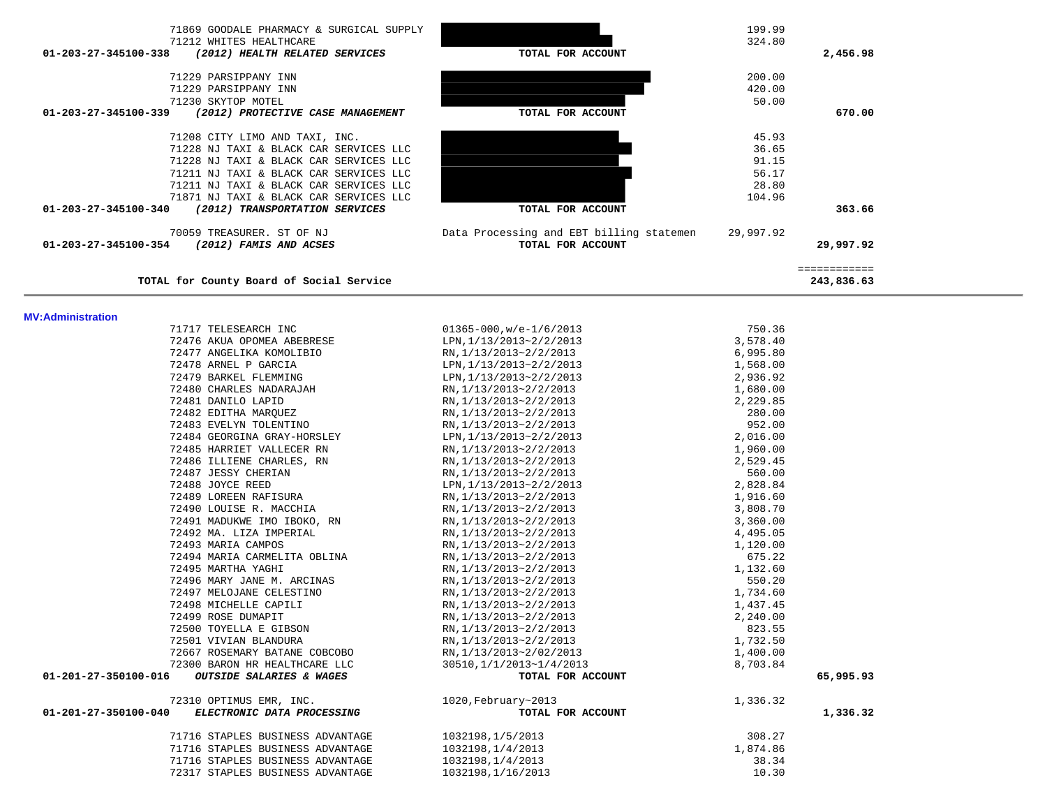| | | | |
|---|---|---|---|
| 71869 GOODALE PHARMACY & SURGICAL SUPPLY | | 199.99 | |
| 71212 WHITES HEALTHCARE | | 324.80 | |
| **01-203-27-345100-338** ***(2012) HEALTH RELATED SERVICES*** | **TOTAL FOR ACCOUNT** | | **2,456.98** |
| 71229 PARSIPPANY INN | | 200.00 | |
| 71229 PARSIPPANY INN | | 420.00 | |
| 71230 SKYTOP MOTEL | | 50.00 | |
| **01-203-27-345100-339** ***(2012) PROTECTIVE CASE MANAGEMENT*** | **TOTAL FOR ACCOUNT** | | **670.00** |
| 71208 CITY LIMO AND TAXI, INC. | | 45.93 | |
| 71228 NJ TAXI & BLACK CAR SERVICES LLC | | 36.65 | |
| 71228 NJ TAXI & BLACK CAR SERVICES LLC | | 91.15 | |
| 71211 NJ TAXI & BLACK CAR SERVICES LLC | | 56.17 | |
| 71211 NJ TAXI & BLACK CAR SERVICES LLC | | 28.80 | |
| 71871 NJ TAXI & BLACK CAR SERVICES LLC | | 104.96 | |
| **01-203-27-345100-340** ***(2012) TRANSPORTATION SERVICES*** | **TOTAL FOR ACCOUNT** | | **363.66** |
| 70059 TREASURER. ST OF NJ | Data Processing and EBT billing statemen | 29,997.92 | |
| **01-203-27-345100-354** ***(2012) FAMIS AND ACSES*** | **TOTAL FOR ACCOUNT** | | **29,997.92** |
| | | | ============ |
| **TOTAL for County Board of Social Service** | | | **243,836.63** |

**MV:Administration**

| | | | |
|---|---|---|---|
| 71717 TELESEARCH INC | 01365-000,w/e-1/6/2013 | 750.36 | |
| 72476 AKUA OPOMEA ABEBRESE | LPN,1/13/2013~2/2/2013 | 3,578.40 | |
| 72477 ANGELIKA KOMOLIBIO | RN,1/13/2013~2/2/2013 | 6,995.80 | |
| 72478 ARNEL P GARCIA | LPN,1/13/2013~2/2/2013 | 1,568.00 | |
| 72479 BARKEL FLEMMING | LPN,1/13/2013~2/2/2013 | 2,936.92 | |
| 72480 CHARLES NADARAJAH | RN,1/13/2013~2/2/2013 | 1,680.00 | |
| 72481 DANILO LAPID | RN,1/13/2013~2/2/2013 | 2,229.85 | |
| 72482 EDITHA MARQUEZ | RN,1/13/2013~2/2/2013 | 280.00 | |
| 72483 EVELYN TOLENTINO | RN,1/13/2013~2/2/2013 | 952.00 | |
| 72484 GEORGINA GRAY-HORSLEY | LPN,1/13/2013~2/2/2013 | 2,016.00 | |
| 72485 HARRIET VALLECER RN | RN,1/13/2013~2/2/2013 | 1,960.00 | |
| 72486 ILLIENE CHARLES, RN | RN,1/13/2013~2/2/2013 | 2,529.45 | |
| 72487 JESSY CHERIAN | RN,1/13/2013~2/2/2013 | 560.00 | |
| 72488 JOYCE REED | LPN,1/13/2013~2/2/2013 | 2,828.84 | |
| 72489 LOREEN RAFISURA | RN,1/13/2013~2/2/2013 | 1,916.60 | |
| 72490 LOUISE R. MACCHIA | RN,1/13/2013~2/2/2013 | 3,808.70 | |
| 72491 MADUKWE IMO IBOKO, RN | RN,1/13/2013~2/2/2013 | 3,360.00 | |
| 72492 MA. LIZA IMPERIAL | RN,1/13/2013~2/2/2013 | 4,495.05 | |
| 72493 MARIA CAMPOS | RN,1/13/2013~2/2/2013 | 1,120.00 | |
| 72494 MARIA CARMELITA OBLINA | RN,1/13/2013~2/2/2013 | 675.22 | |
| 72495 MARTHA YAGHI | RN,1/13/2013~2/2/2013 | 1,132.60 | |
| 72496 MARY JANE M. ARCINAS | RN,1/13/2013~2/2/2013 | 550.20 | |
| 72497 MELOJANE CELESTINO | RN,1/13/2013~2/2/2013 | 1,734.60 | |
| 72498 MICHELLE CAPILI | RN,1/13/2013~2/2/2013 | 1,437.45 | |
| 72499 ROSE DUMAPIT | RN,1/13/2013~2/2/2013 | 2,240.00 | |
| 72500 TOYELLA E GIBSON | RN,1/13/2013~2/2/2013 | 823.55 | |
| 72501 VIVIAN BLANDURA | RN,1/13/2013~2/2/2013 | 1,732.50 | |
| 72667 ROSEMARY BATANE COBCOBO | RN,1/13/2013~2/02/2013 | 1,400.00 | |
| 72300 BARON HR HEALTHCARE LLC | 30510,1/1/2013~1/4/2013 | 8,703.84 | |
| **01-201-27-350100-016** ***OUTSIDE SALARIES & WAGES*** | **TOTAL FOR ACCOUNT** | | **65,995.93** |
| 72310 OPTIMUS EMR, INC. | 1020,February~2013 | 1,336.32 | |
| **01-201-27-350100-040** ***ELECTRONIC DATA PROCESSING*** | **TOTAL FOR ACCOUNT** | | **1,336.32** |
| 71716 STAPLES BUSINESS ADVANTAGE | 1032198,1/5/2013 | 308.27 | |
| 71716 STAPLES BUSINESS ADVANTAGE | 1032198,1/4/2013 | 1,874.86 | |
| 71716 STAPLES BUSINESS ADVANTAGE | 1032198,1/4/2013 | 38.34 | |
| 72317 STAPLES BUSINESS ADVANTAGE | 1032198,1/16/2013 | 10.30 | |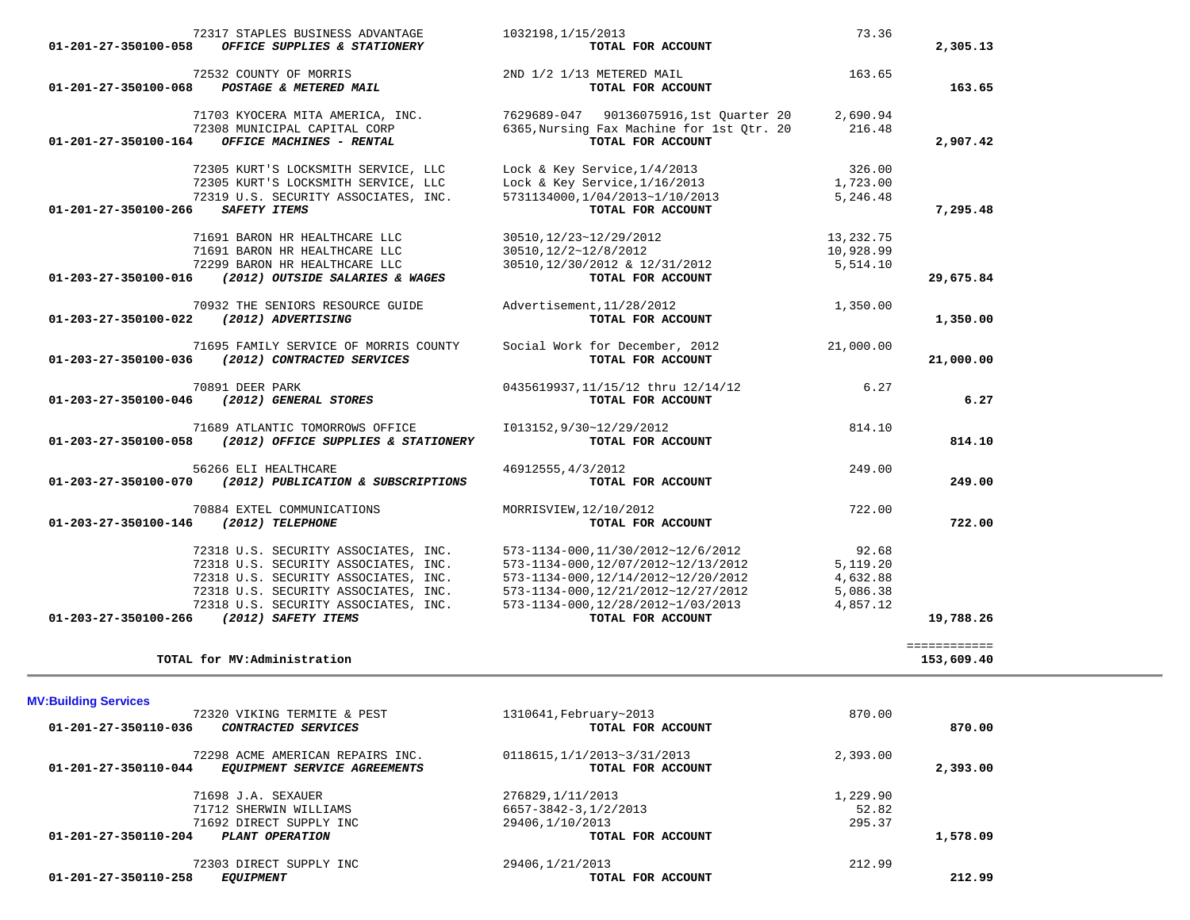| Account | Description | Vendor / Details | Amount | Total |
|---|---|---|---|---|
| | 72317 STAPLES BUSINESS ADVANTAGE | 1032198,1/15/2013 | 73.36 | |
| 01-201-27-350100-058 | *OFFICE SUPPLIES & STATIONERY* | **TOTAL FOR ACCOUNT** | | **2,305.13** |
| | 72532 COUNTY OF MORRIS | 2ND 1/2 1/13 METERED MAIL | 163.65 | |
| 01-201-27-350100-068 | *POSTAGE & METERED MAIL* | **TOTAL FOR ACCOUNT** | | **163.65** |
| | 71703 KYOCERA MITA AMERICA, INC. | 7629689-047 90136075916,1st Quarter 20 | 2,690.94 | |
| | 72308 MUNICIPAL CAPITAL CORP | 6365,Nursing Fax Machine for 1st Qtr. 20 | 216.48 | |
| 01-201-27-350100-164 | *OFFICE MACHINES - RENTAL* | **TOTAL FOR ACCOUNT** | | **2,907.42** |
| | 72305 KURT'S LOCKSMITH SERVICE, LLC | Lock & Key Service,1/4/2013 | 326.00 | |
| | 72305 KURT'S LOCKSMITH SERVICE, LLC | Lock & Key Service,1/16/2013 | 1,723.00 | |
| | 72319 U.S. SECURITY ASSOCIATES, INC. | 5731134000,1/04/2013~1/10/2013 | 5,246.48 | |
| 01-201-27-350100-266 | *SAFETY ITEMS* | **TOTAL FOR ACCOUNT** | | **7,295.48** |
| | 71691 BARON HR HEALTHCARE LLC | 30510,12/23~12/29/2012 | 13,232.75 | |
| | 71691 BARON HR HEALTHCARE LLC | 30510,12/2~12/8/2012 | 10,928.99 | |
| | 72299 BARON HR HEALTHCARE LLC | 30510,12/30/2012 & 12/31/2012 | 5,514.10 | |
| 01-203-27-350100-016 | *(2012) OUTSIDE SALARIES & WAGES* | **TOTAL FOR ACCOUNT** | | **29,675.84** |
| | 70932 THE SENIORS RESOURCE GUIDE | Advertisement,11/28/2012 | 1,350.00 | |
| 01-203-27-350100-022 | *(2012) ADVERTISING* | **TOTAL FOR ACCOUNT** | | **1,350.00** |
| | 71695 FAMILY SERVICE OF MORRIS COUNTY | Social Work for December, 2012 | 21,000.00 | |
| 01-203-27-350100-036 | *(2012) CONTRACTED SERVICES* | **TOTAL FOR ACCOUNT** | | **21,000.00** |
| | 70891 DEER PARK | 0435619937,11/15/12 thru 12/14/12 | 6.27 | |
| 01-203-27-350100-046 | *(2012) GENERAL STORES* | **TOTAL FOR ACCOUNT** | | **6.27** |
| | 71689 ATLANTIC TOMORROWS OFFICE | I013152,9/30~12/29/2012 | 814.10 | |
| 01-203-27-350100-058 | *(2012) OFFICE SUPPLIES & STATIONERY* | **TOTAL FOR ACCOUNT** | | **814.10** |
| | 56266 ELI HEALTHCARE | 46912555,4/3/2012 | 249.00 | |
| 01-203-27-350100-070 | *(2012) PUBLICATION & SUBSCRIPTIONS* | **TOTAL FOR ACCOUNT** | | **249.00** |
| | 70884 EXTEL COMMUNICATIONS | MORRISVIEW,12/10/2012 | 722.00 | |
| 01-203-27-350100-146 | *(2012) TELEPHONE* | **TOTAL FOR ACCOUNT** | | **722.00** |
| | 72318 U.S. SECURITY ASSOCIATES, INC. | 573-1134-000,11/30/2012~12/6/2012 | 92.68 | |
| | 72318 U.S. SECURITY ASSOCIATES, INC. | 573-1134-000,12/07/2012~12/13/2012 | 5,119.20 | |
| | 72318 U.S. SECURITY ASSOCIATES, INC. | 573-1134-000,12/14/2012~12/20/2012 | 4,632.88 | |
| | 72318 U.S. SECURITY ASSOCIATES, INC. | 573-1134-000,12/21/2012~12/27/2012 | 5,086.38 | |
| | 72318 U.S. SECURITY ASSOCIATES, INC. | 573-1134-000,12/28/2012~1/03/2013 | 4,857.12 | |
| 01-203-27-350100-266 | *(2012) SAFETY ITEMS* | **TOTAL FOR ACCOUNT** | | **19,788.26** |
| | **TOTAL for MV:Administration** | | | ============ **153,609.40** |

**MV:Building Services**

| Account | Description | Vendor / Details | Amount | Total |
|---|---|---|---|---|
| | 72320 VIKING TERMITE & PEST | 1310641,February~2013 | 870.00 | |
| 01-201-27-350110-036 | *CONTRACTED SERVICES* | **TOTAL FOR ACCOUNT** | | **870.00** |
| | 72298 ACME AMERICAN REPAIRS INC. | 0118615,1/1/2013~3/31/2013 | 2,393.00 | |
| 01-201-27-350110-044 | *EQUIPMENT SERVICE AGREEMENTS* | **TOTAL FOR ACCOUNT** | | **2,393.00** |
| | 71698 J.A. SEXAUER | 276829,1/11/2013 | 1,229.90 | |
| | 71712 SHERWIN WILLIAMS | 6657-3842-3,1/2/2013 | 52.82 | |
| | 71692 DIRECT SUPPLY INC | 29406,1/10/2013 | 295.37 | |
| 01-201-27-350110-204 | *PLANT OPERATION* | **TOTAL FOR ACCOUNT** | | **1,578.09** |
| | 72303 DIRECT SUPPLY INC | 29406,1/21/2013 | 212.99 | |
| 01-201-27-350110-258 | *EQUIPMENT* | **TOTAL FOR ACCOUNT** | | **212.99** |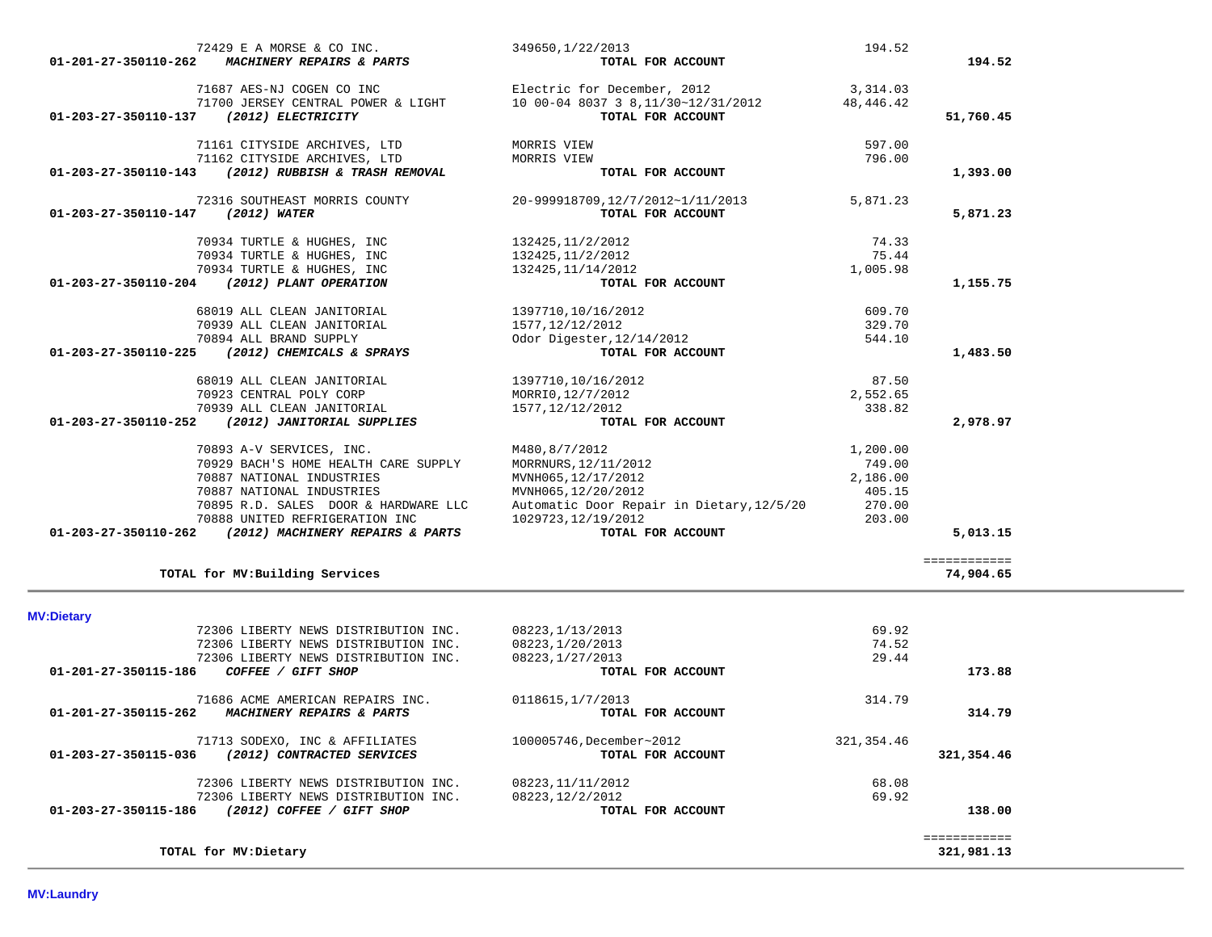| Account | Vendor | Description | Amount | Total |
|---|---|---|---|---|
| | 72429 E A MORSE & CO INC. | 349650,1/22/2013 | 194.52 | |
| 01-201-27-350110-262 | ***MACHINERY REPAIRS & PARTS*** | **TOTAL FOR ACCOUNT** | | **194.52** |
| | 71687 AES-NJ COGEN CO INC | Electric for December, 2012 | 3,314.03 | |
| | 71700 JERSEY CENTRAL POWER & LIGHT | 10 00-04 8037 3 8,11/30~12/31/2012 | 48,446.42 | |
| 01-203-27-350110-137 | ***(2012) ELECTRICITY*** | **TOTAL FOR ACCOUNT** | | **51,760.45** |
| | 71161 CITYSIDE ARCHIVES, LTD | MORRIS VIEW | 597.00 | |
| | 71162 CITYSIDE ARCHIVES, LTD | MORRIS VIEW | 796.00 | |
| 01-203-27-350110-143 | ***(2012) RUBBISH & TRASH REMOVAL*** | **TOTAL FOR ACCOUNT** | | **1,393.00** |
| | 72316 SOUTHEAST MORRIS COUNTY | 20-999918709,12/7/2012~1/11/2013 | 5,871.23 | |
| 01-203-27-350110-147 | ***(2012) WATER*** | **TOTAL FOR ACCOUNT** | | **5,871.23** |
| | 70934 TURTLE & HUGHES, INC | 132425,11/2/2012 | 74.33 | |
| | 70934 TURTLE & HUGHES, INC | 132425,11/2/2012 | 75.44 | |
| | 70934 TURTLE & HUGHES, INC | 132425,11/14/2012 | 1,005.98 | |
| 01-203-27-350110-204 | ***(2012) PLANT OPERATION*** | **TOTAL FOR ACCOUNT** | | **1,155.75** |
| | 68019 ALL CLEAN JANITORIAL | 1397710,10/16/2012 | 609.70 | |
| | 70939 ALL CLEAN JANITORIAL | 1577,12/12/2012 | 329.70 | |
| | 70894 ALL BRAND SUPPLY | Odor Digester,12/14/2012 | 544.10 | |
| 01-203-27-350110-225 | ***(2012) CHEMICALS & SPRAYS*** | **TOTAL FOR ACCOUNT** | | **1,483.50** |
| | 68019 ALL CLEAN JANITORIAL | 1397710,10/16/2012 | 87.50 | |
| | 70923 CENTRAL POLY CORP | MORRI0,12/7/2012 | 2,552.65 | |
| | 70939 ALL CLEAN JANITORIAL | 1577,12/12/2012 | 338.82 | |
| 01-203-27-350110-252 | ***(2012) JANITORIAL SUPPLIES*** | **TOTAL FOR ACCOUNT** | | **2,978.97** |
| | 70893 A-V SERVICES, INC. | M480,8/7/2012 | 1,200.00 | |
| | 70929 BACH'S HOME HEALTH CARE SUPPLY | MORRNURS,12/11/2012 | 749.00 | |
| | 70887 NATIONAL INDUSTRIES | MVNH065,12/17/2012 | 2,186.00 | |
| | 70887 NATIONAL INDUSTRIES | MVNH065,12/20/2012 | 405.15 | |
| | 70895 R.D. SALES DOOR & HARDWARE LLC | Automatic Door Repair in Dietary,12/5/20 | 270.00 | |
| | 70888 UNITED REFRIGERATION INC | 1029723,12/19/2012 | 203.00 | |
| 01-203-27-350110-262 | ***(2012) MACHINERY REPAIRS & PARTS*** | **TOTAL FOR ACCOUNT** | | **5,013.15** |
| | | | | ============ |
| | **TOTAL for MV:Building Services** | | | **74,904.65** |

**MV:Dietary**

| Account | Vendor | Description | Amount | Total |
|---|---|---|---|---|
| | 72306 LIBERTY NEWS DISTRIBUTION INC. | 08223,1/13/2013 | 69.92 | |
| | 72306 LIBERTY NEWS DISTRIBUTION INC. | 08223,1/20/2013 | 74.52 | |
| | 72306 LIBERTY NEWS DISTRIBUTION INC. | 08223,1/27/2013 | 29.44 | |
| 01-201-27-350115-186 | ***COFFEE / GIFT SHOP*** | **TOTAL FOR ACCOUNT** | | **173.88** |
| | 71686 ACME AMERICAN REPAIRS INC. | 0118615,1/7/2013 | 314.79 | |
| 01-201-27-350115-262 | ***MACHINERY REPAIRS & PARTS*** | **TOTAL FOR ACCOUNT** | | **314.79** |
| | 71713 SODEXO, INC & AFFILIATES | 100005746,December~2012 | 321,354.46 | |
| 01-203-27-350115-036 | ***(2012) CONTRACTED SERVICES*** | **TOTAL FOR ACCOUNT** | | **321,354.46** |
| | 72306 LIBERTY NEWS DISTRIBUTION INC. | 08223,11/11/2012 | 68.08 | |
| | 72306 LIBERTY NEWS DISTRIBUTION INC. | 08223,12/2/2012 | 69.92 | |
| 01-203-27-350115-186 | ***(2012) COFFEE / GIFT SHOP*** | **TOTAL FOR ACCOUNT** | | **138.00** |
| | | | | ============ |
| | **TOTAL for MV:Dietary** | | | **321,981.13** |

**MV:Laundry**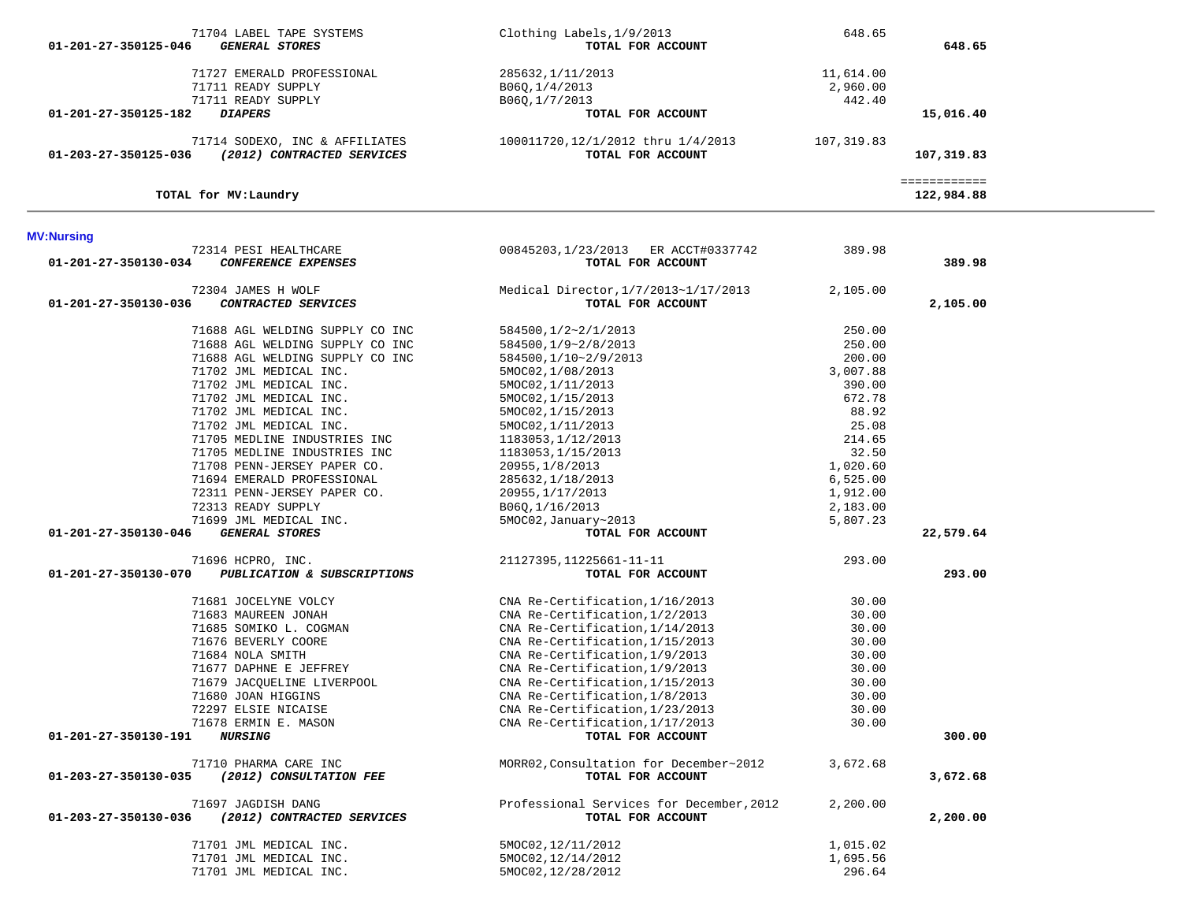| Account / Vendor | Description | Amount | Total |
|---|---|---|---|
| 71704 LABEL TAPE SYSTEMS | Clothing Labels,1/9/2013 | 648.65 | |
| 01-201-27-350125-046 *GENERAL STORES* | **TOTAL FOR ACCOUNT** | | **648.65** |
| 71727 EMERALD PROFESSIONAL | 285632,1/11/2013 | 11,614.00 | |
| 71711 READY SUPPLY | B06Q,1/4/2013 | 2,960.00 | |
| 71711 READY SUPPLY | B06Q,1/7/2013 | 442.40 | |
| 01-201-27-350125-182 *DIAPERS* | **TOTAL FOR ACCOUNT** | | **15,016.40** |
| 71714 SODEXO, INC & AFFILIATES | 100011720,12/1/2012 thru 1/4/2013 | 107,319.83 | |
| 01-203-27-350125-036 *(2012) CONTRACTED SERVICES* | **TOTAL FOR ACCOUNT** | | **107,319.83** |
| | | | ============ |
| **TOTAL for MV:Laundry** | | | **122,984.88** |

**MV:Nursing**

| Account / Vendor | Description | Amount | Total |
|---|---|---|---|
| 72314 PESI HEALTHCARE | 00845203,1/23/2013 ER ACCT#0337742 | 389.98 | |
| 01-201-27-350130-034 *CONFERENCE EXPENSES* | **TOTAL FOR ACCOUNT** | | **389.98** |
| 72304 JAMES H WOLF | Medical Director,1/7/2013~1/17/2013 | 2,105.00 | |
| 01-201-27-350130-036 *CONTRACTED SERVICES* | **TOTAL FOR ACCOUNT** | | **2,105.00** |
| 71688 AGL WELDING SUPPLY CO INC | 584500,1/2~2/1/2013 | 250.00 | |
| 71688 AGL WELDING SUPPLY CO INC | 584500,1/9~2/8/2013 | 250.00 | |
| 71688 AGL WELDING SUPPLY CO INC | 584500,1/10~2/9/2013 | 200.00 | |
| 71702 JML MEDICAL INC. | 5MOC02,1/08/2013 | 3,007.88 | |
| 71702 JML MEDICAL INC. | 5MOC02,1/11/2013 | 390.00 | |
| 71702 JML MEDICAL INC. | 5MOC02,1/15/2013 | 672.78 | |
| 71702 JML MEDICAL INC. | 5MOC02,1/15/2013 | 88.92 | |
| 71702 JML MEDICAL INC. | 5MOC02,1/11/2013 | 25.08 | |
| 71705 MEDLINE INDUSTRIES INC | 1183053,1/12/2013 | 214.65 | |
| 71705 MEDLINE INDUSTRIES INC | 1183053,1/15/2013 | 32.50 | |
| 71708 PENN-JERSEY PAPER CO. | 20955,1/8/2013 | 1,020.60 | |
| 71694 EMERALD PROFESSIONAL | 285632,1/18/2013 | 6,525.00 | |
| 72311 PENN-JERSEY PAPER CO. | 20955,1/17/2013 | 1,912.00 | |
| 72313 READY SUPPLY | B06Q,1/16/2013 | 2,183.00 | |
| 71699 JML MEDICAL INC. | 5MOC02,January~2013 | 5,807.23 | |
| 01-201-27-350130-046 *GENERAL STORES* | **TOTAL FOR ACCOUNT** | | **22,579.64** |
| 71696 HCPRO, INC. | 21127395,11225661-11-11 | 293.00 | |
| 01-201-27-350130-070 *PUBLICATION & SUBSCRIPTIONS* | **TOTAL FOR ACCOUNT** | | **293.00** |
| 71681 JOCELYNE VOLCY | CNA Re-Certification,1/16/2013 | 30.00 | |
| 71683 MAUREEN JONAH | CNA Re-Certification,1/2/2013 | 30.00 | |
| 71685 SOMIKO L. COGMAN | CNA Re-Certification,1/14/2013 | 30.00 | |
| 71676 BEVERLY COORE | CNA Re-Certification,1/15/2013 | 30.00 | |
| 71684 NOLA SMITH | CNA Re-Certification,1/9/2013 | 30.00 | |
| 71677 DAPHNE E JEFFREY | CNA Re-Certification,1/9/2013 | 30.00 | |
| 71679 JACQUELINE LIVERPOOL | CNA Re-Certification,1/15/2013 | 30.00 | |
| 71680 JOAN HIGGINS | CNA Re-Certification,1/8/2013 | 30.00 | |
| 72297 ELSIE NICAISE | CNA Re-Certification,1/23/2013 | 30.00 | |
| 71678 ERMIN E. MASON | CNA Re-Certification,1/17/2013 | 30.00 | |
| 01-201-27-350130-191 *NURSING* | **TOTAL FOR ACCOUNT** | | **300.00** |
| 71710 PHARMA CARE INC | MORR02,Consultation for December~2012 | 3,672.68 | |
| 01-203-27-350130-035 *(2012) CONSULTATION FEE* | **TOTAL FOR ACCOUNT** | | **3,672.68** |
| 71697 JAGDISH DANG | Professional Services for December,2012 | 2,200.00 | |
| 01-203-27-350130-036 *(2012) CONTRACTED SERVICES* | **TOTAL FOR ACCOUNT** | | **2,200.00** |
| 71701 JML MEDICAL INC. | 5MOC02,12/11/2012 | 1,015.02 | |
| 71701 JML MEDICAL INC. | 5MOC02,12/14/2012 | 1,695.56 | |
| 71701 JML MEDICAL INC. | 5MOC02,12/28/2012 | 296.64 | |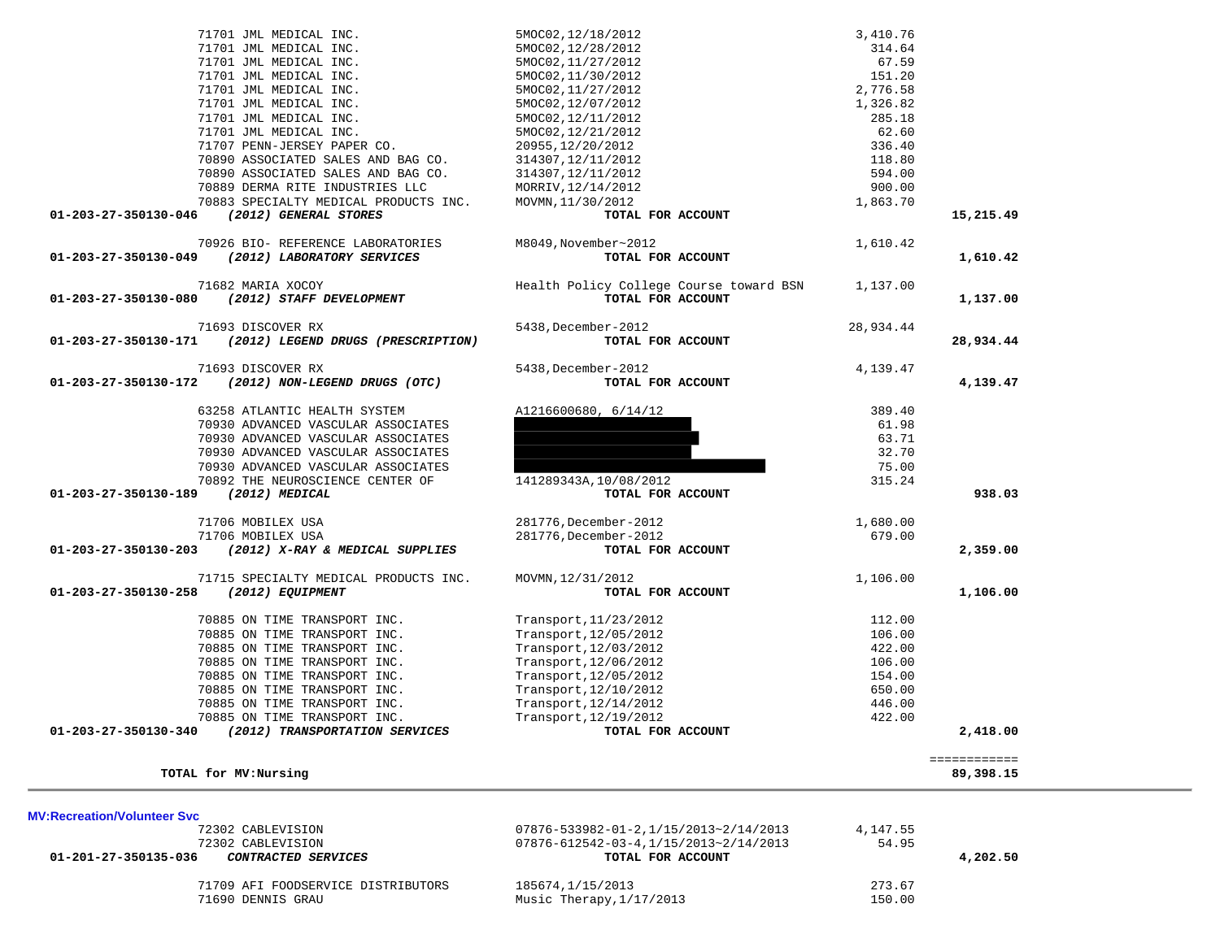| Account | Vendor / Description | Reference | Amount | Total |
|---|---|---|---|---|
| | 71701 JML MEDICAL INC. | 5MOC02,12/18/2012 | 3,410.76 | |
| | 71701 JML MEDICAL INC. | 5MOC02,12/28/2012 | 314.64 | |
| | 71701 JML MEDICAL INC. | 5MOC02,11/27/2012 | 67.59 | |
| | 71701 JML MEDICAL INC. | 5MOC02,11/30/2012 | 151.20 | |
| | 71701 JML MEDICAL INC. | 5MOC02,11/27/2012 | 2,776.58 | |
| | 71701 JML MEDICAL INC. | 5MOC02,12/07/2012 | 1,326.82 | |
| | 71701 JML MEDICAL INC. | 5MOC02,12/11/2012 | 285.18 | |
| | 71701 JML MEDICAL INC. | 5MOC02,12/21/2012 | 62.60 | |
| | 71707 PENN-JERSEY PAPER CO. | 20955,12/20/2012 | 336.40 | |
| | 70890 ASSOCIATED SALES AND BAG CO. | 314307,12/11/2012 | 118.80 | |
| | 70890 ASSOCIATED SALES AND BAG CO. | 314307,12/11/2012 | 594.00 | |
| | 70889 DERMA RITE INDUSTRIES LLC | MORRIV,12/14/2012 | 900.00 | |
| | 70883 SPECIALTY MEDICAL PRODUCTS INC. | MOVMN,11/30/2012 | 1,863.70 | |
| **01-203-27-350130-046** | ***(2012) GENERAL STORES*** | **TOTAL FOR ACCOUNT** | | **15,215.49** |
| | 70926 BIO- REFERENCE LABORATORIES | M8049,November~2012 | 1,610.42 | |
| **01-203-27-350130-049** | ***(2012) LABORATORY SERVICES*** | **TOTAL FOR ACCOUNT** | | **1,610.42** |
| | 71682 MARIA XOCOY | Health Policy College Course toward BSN | 1,137.00 | |
| **01-203-27-350130-080** | ***(2012) STAFF DEVELOPMENT*** | **TOTAL FOR ACCOUNT** | | **1,137.00** |
| | 71693 DISCOVER RX | 5438,December-2012 | 28,934.44 | |
| **01-203-27-350130-171** | ***(2012) LEGEND DRUGS (PRESCRIPTION)*** | **TOTAL FOR ACCOUNT** | | **28,934.44** |
| | 71693 DISCOVER RX | 5438,December-2012 | 4,139.47 | |
| **01-203-27-350130-172** | ***(2012) NON-LEGEND DRUGS (OTC)*** | **TOTAL FOR ACCOUNT** | | **4,139.47** |
| | 63258 ATLANTIC HEALTH SYSTEM | A1216600680, 6/14/12 | 389.40 | |
| | 70930 ADVANCED VASCULAR ASSOCIATES | [REDACTED] | 61.98 | |
| | 70930 ADVANCED VASCULAR ASSOCIATES | [REDACTED] | 63.71 | |
| | 70930 ADVANCED VASCULAR ASSOCIATES | [REDACTED] | 32.70 | |
| | 70930 ADVANCED VASCULAR ASSOCIATES | [REDACTED] | 75.00 | |
| | 70892 THE NEUROSCIENCE CENTER OF | 141289343A,10/08/2012 | 315.24 | |
| **01-203-27-350130-189** | ***(2012) MEDICAL*** | **TOTAL FOR ACCOUNT** | | **938.03** |
| | 71706 MOBILEX USA | 281776,December-2012 | 1,680.00 | |
| | 71706 MOBILEX USA | 281776,December-2012 | 679.00 | |
| **01-203-27-350130-203** | ***(2012) X-RAY & MEDICAL SUPPLIES*** | **TOTAL FOR ACCOUNT** | | **2,359.00** |
| | 71715 SPECIALTY MEDICAL PRODUCTS INC. | MOVMN,12/31/2012 | 1,106.00 | |
| **01-203-27-350130-258** | ***(2012) EQUIPMENT*** | **TOTAL FOR ACCOUNT** | | **1,106.00** |
| | 70885 ON TIME TRANSPORT INC. | Transport,11/23/2012 | 112.00 | |
| | 70885 ON TIME TRANSPORT INC. | Transport,12/05/2012 | 106.00 | |
| | 70885 ON TIME TRANSPORT INC. | Transport,12/03/2012 | 422.00 | |
| | 70885 ON TIME TRANSPORT INC. | Transport,12/06/2012 | 106.00 | |
| | 70885 ON TIME TRANSPORT INC. | Transport,12/05/2012 | 154.00 | |
| | 70885 ON TIME TRANSPORT INC. | Transport,12/10/2012 | 650.00 | |
| | 70885 ON TIME TRANSPORT INC. | Transport,12/14/2012 | 446.00 | |
| | 70885 ON TIME TRANSPORT INC. | Transport,12/19/2012 | 422.00 | |
| **01-203-27-350130-340** | ***(2012) TRANSPORTATION SERVICES*** | **TOTAL FOR ACCOUNT** | | **2,418.00** |
| | | | | ============ |
| | **TOTAL for MV:Nursing** | | | **89,398.15** |

**MV:Recreation/Volunteer Svc**

| Account | Vendor / Description | Reference | Amount | Total |
|---|---|---|---|---|
| | 72302 CABLEVISION | 07876-533982-01-2,1/15/2013~2/14/2013 | 4,147.55 | |
| | 72302 CABLEVISION | 07876-612542-03-4,1/15/2013~2/14/2013 | 54.95 | |
| **01-201-27-350135-036** | ***CONTRACTED SERVICES*** | **TOTAL FOR ACCOUNT** | | **4,202.50** |
| | 71709 AFI FOODSERVICE DISTRIBUTORS | 185674,1/15/2013 | 273.67 | |
| | 71690 DENNIS GRAU | Music Therapy,1/17/2013 | 150.00 | |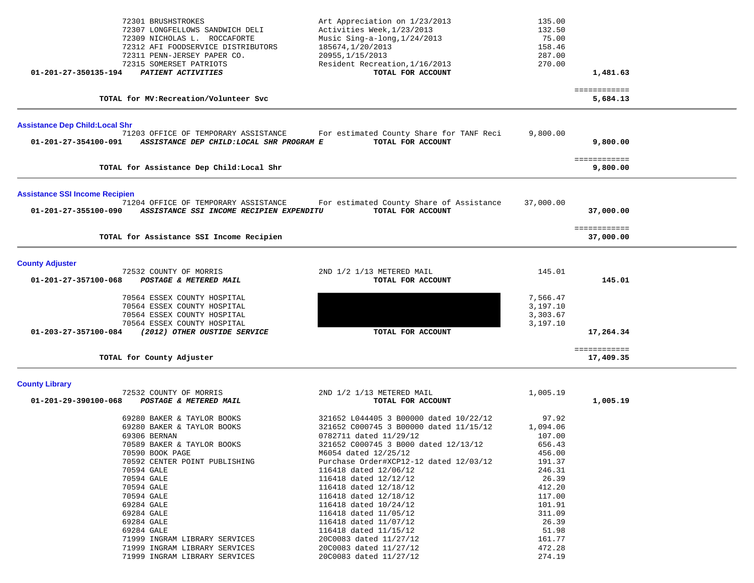| Vendor | Description | Amount | Total |
|---|---|---|---|
| 72301 BRUSHSTROKES | Art Appreciation on 1/23/2013 | 135.00 | |
| 72307 LONGFELLOWS SANDWICH DELI | Activities Week,1/23/2013 | 132.50 | |
| 72309 NICHOLAS L. ROCCAFORTE | Music Sing-a-long,1/24/2013 | 75.00 | |
| 72312 AFI FOODSERVICE DISTRIBUTORS | 185674,1/20/2013 | 158.46 | |
| 72311 PENN-JERSEY PAPER CO. | 20955,1/15/2013 | 287.00 | |
| 72315 SOMERSET PATRIOTS | Resident Recreation,1/16/2013 | 270.00 | |
| **01-201-27-350135-194** ***PATIENT ACTIVITIES*** | **TOTAL FOR ACCOUNT** | | **1,481.63** |

**TOTAL for MV:Recreation/Volunteer Svc** ============ **5,684.13**

---

## Assistance Dep Child:Local Shr

| Vendor | Description | Amount | Total |
|---|---|---|---|
| 71203 OFFICE OF TEMPORARY ASSISTANCE | For estimated County Share for TANF Reci | 9,800.00 | |
| **01-201-27-354100-091** ***ASSISTANCE DEP CHILD:LOCAL SHR PROGRAM E*** | **TOTAL FOR ACCOUNT** | | **9,800.00** |

**TOTAL for Assistance Dep Child:Local Shr** ============ **9,800.00**

---

## Assistance SSI Income Recipien

| Vendor | Description | Amount | Total |
|---|---|---|---|
| 71204 OFFICE OF TEMPORARY ASSISTANCE | For estimated County Share of Assistance | 37,000.00 | |
| **01-201-27-355100-090** ***ASSISTANCE SSI INCOME RECIPIEN EXPENDITU*** | **TOTAL FOR ACCOUNT** | | **37,000.00** |

**TOTAL for Assistance SSI Income Recipien** ============ **37,000.00**

---

## County Adjuster

| Vendor | Description | Amount | Total |
|---|---|---|---|
| 72532 COUNTY OF MORRIS | 2ND 1/2 1/13 METERED MAIL | 145.01 | |
| **01-201-27-357100-068** ***POSTAGE & METERED MAIL*** | **TOTAL FOR ACCOUNT** | | **145.01** |
| 70564 ESSEX COUNTY HOSPITAL | | 7,566.47 | |
| 70564 ESSEX COUNTY HOSPITAL | | 3,197.10 | |
| 70564 ESSEX COUNTY HOSPITAL | | 3,303.67 | |
| 70564 ESSEX COUNTY HOSPITAL | | 3,197.10 | |
| **01-203-27-357100-084** ***(2012) OTHER OUSTIDE SERVICE*** | **TOTAL FOR ACCOUNT** | | **17,264.34** |

**TOTAL for County Adjuster** ============ **17,409.35**

---

## County Library

| Vendor | Description | Amount | Total |
|---|---|---|---|
| 72532 COUNTY OF MORRIS | 2ND 1/2 1/13 METERED MAIL | 1,005.19 | |
| **01-201-29-390100-068** ***POSTAGE & METERED MAIL*** | **TOTAL FOR ACCOUNT** | | **1,005.19** |
| 69280 BAKER & TAYLOR BOOKS | 321652 L044405 3 B00000 dated 10/22/12 | 97.92 | |
| 69280 BAKER & TAYLOR BOOKS | 321652 C000745 3 B00000 dated 11/15/12 | 1,094.06 | |
| 69306 BERNAN | 0782711 dated 11/29/12 | 107.00 | |
| 70589 BAKER & TAYLOR BOOKS | 321652 C000745 3 B000 dated 12/13/12 | 656.43 | |
| 70590 BOOK PAGE | M6054 dated 12/25/12 | 456.00 | |
| 70592 CENTER POINT PUBLISHING | Purchase Order#XCP12-12 dated 12/03/12 | 191.37 | |
| 70594 GALE | 116418 dated 12/06/12 | 246.31 | |
| 70594 GALE | 116418 dated 12/12/12 | 26.39 | |
| 70594 GALE | 116418 dated 12/18/12 | 412.20 | |
| 70594 GALE | 116418 dated 12/18/12 | 117.00 | |
| 69284 GALE | 116418 dated 10/24/12 | 101.91 | |
| 69284 GALE | 116418 dated 11/05/12 | 311.09 | |
| 69284 GALE | 116418 dated 11/07/12 | 26.39 | |
| 69284 GALE | 116418 dated 11/15/12 | 51.98 | |
| 71999 INGRAM LIBRARY SERVICES | 20C0083 dated 11/27/12 | 161.77 | |
| 71999 INGRAM LIBRARY SERVICES | 20C0083 dated 11/27/12 | 472.28 | |
| 71999 INGRAM LIBRARY SERVICES | 20C0083 dated 11/27/12 | 274.19 | |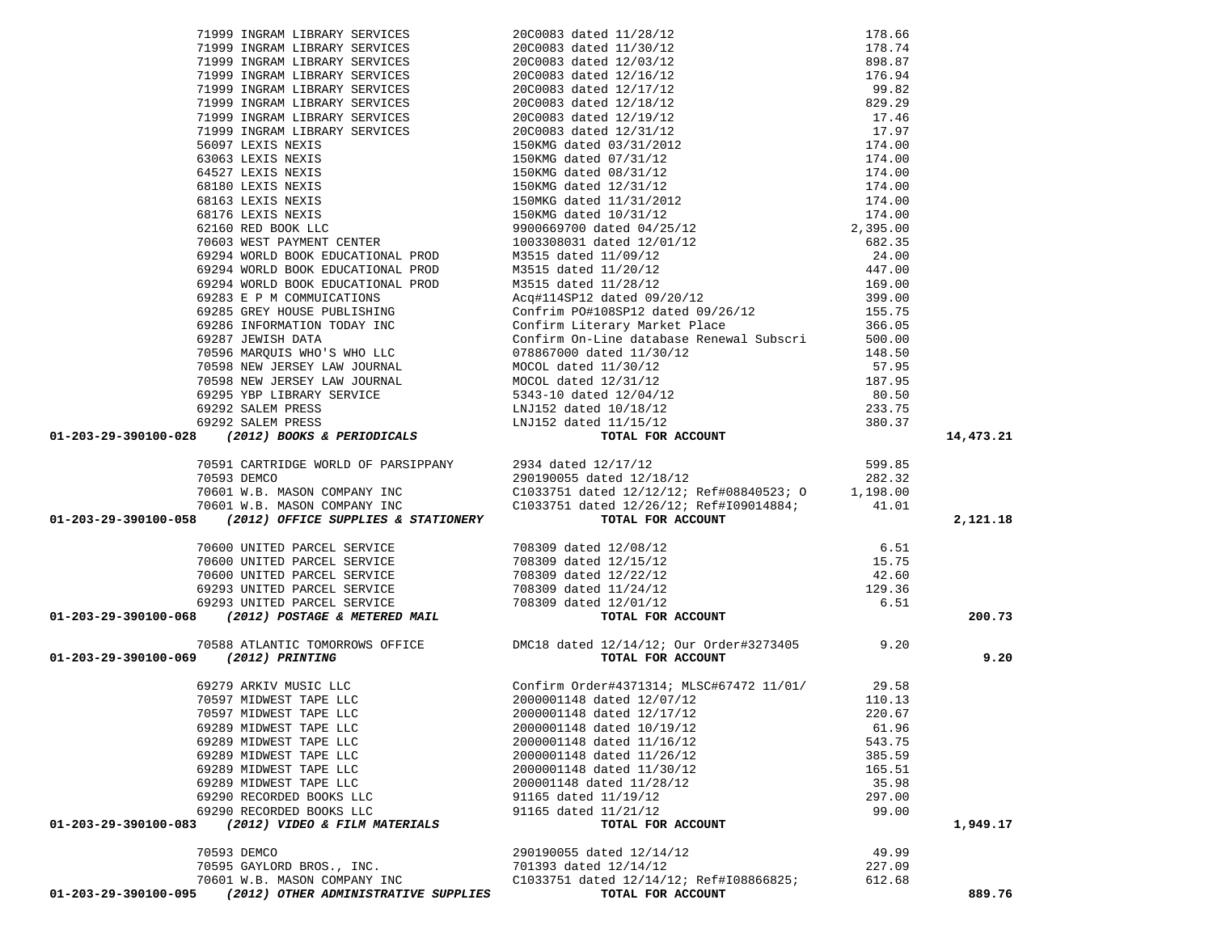| Account | Vendor | Description | Amount | Total |
|---|---|---|---|---|
| | 71999 INGRAM LIBRARY SERVICES | 20C0083 dated 11/28/12 | 178.66 | |
| | 71999 INGRAM LIBRARY SERVICES | 20C0083 dated 11/30/12 | 178.74 | |
| | 71999 INGRAM LIBRARY SERVICES | 20C0083 dated 12/03/12 | 898.87 | |
| | 71999 INGRAM LIBRARY SERVICES | 20C0083 dated 12/16/12 | 176.94 | |
| | 71999 INGRAM LIBRARY SERVICES | 20C0083 dated 12/17/12 | 99.82 | |
| | 71999 INGRAM LIBRARY SERVICES | 20C0083 dated 12/18/12 | 829.29 | |
| | 71999 INGRAM LIBRARY SERVICES | 20C0083 dated 12/19/12 | 17.46 | |
| | 71999 INGRAM LIBRARY SERVICES | 20C0083 dated 12/31/12 | 17.97 | |
| | 56097 LEXIS NEXIS | 150KMG dated 03/31/2012 | 174.00 | |
| | 63063 LEXIS NEXIS | 150KMG dated 07/31/12 | 174.00 | |
| | 64527 LEXIS NEXIS | 150KMG dated 08/31/12 | 174.00 | |
| | 68180 LEXIS NEXIS | 150KMG dated 12/31/12 | 174.00 | |
| | 68163 LEXIS NEXIS | 150MKG dated 11/31/2012 | 174.00 | |
| | 68176 LEXIS NEXIS | 150KMG dated 10/31/12 | 174.00 | |
| | 62160 RED BOOK LLC | 9900669700 dated 04/25/12 | 2,395.00 | |
| | 70603 WEST PAYMENT CENTER | 1003308031 dated 12/01/12 | 682.35 | |
| | 69294 WORLD BOOK EDUCATIONAL PROD | M3515 dated 11/09/12 | 24.00 | |
| | 69294 WORLD BOOK EDUCATIONAL PROD | M3515 dated 11/20/12 | 447.00 | |
| | 69294 WORLD BOOK EDUCATIONAL PROD | M3515 dated 11/28/12 | 169.00 | |
| | 69283 E P M COMMUICATIONS | Acq#114SP12 dated 09/20/12 | 399.00 | |
| | 69285 GREY HOUSE PUBLISHING | Confirm PO#108SP12 dated 09/26/12 | 155.75 | |
| | 69286 INFORMATION TODAY INC | Confirm Literary Market Place | 366.05 | |
| | 69287 JEWISH DATA | Confirm On-Line database Renewal Subscri | 500.00 | |
| | 70596 MARQUIS WHO'S WHO LLC | 078867000 dated 11/30/12 | 148.50 | |
| | 70598 NEW JERSEY LAW JOURNAL | MOCOL dated 11/30/12 | 57.95 | |
| | 70598 NEW JERSEY LAW JOURNAL | MOCOL dated 12/31/12 | 187.95 | |
| | 69295 YBP LIBRARY SERVICE | 5343-10 dated 12/04/12 | 80.50 | |
| | 69292 SALEM PRESS | LNJ152 dated 10/18/12 | 233.75 | |
| | 69292 SALEM PRESS | LNJ152 dated 11/15/12 | 380.37 | |
| **01-203-29-390100-028** | ***(2012) BOOKS & PERIODICALS*** | **TOTAL FOR ACCOUNT** | | **14,473.21** |
| | 70591 CARTRIDGE WORLD OF PARSIPPANY | 2934 dated 12/17/12 | 599.85 | |
| | 70593 DEMCO | 290190055 dated 12/18/12 | 282.32 | |
| | 70601 W.B. MASON COMPANY INC | C1033751 dated 12/12/12; Ref#08840523; O | 1,198.00 | |
| | 70601 W.B. MASON COMPANY INC | C1033751 dated 12/26/12; Ref#I09014884; | 41.01 | |
| **01-203-29-390100-058** | ***(2012) OFFICE SUPPLIES & STATIONERY*** | **TOTAL FOR ACCOUNT** | | **2,121.18** |
| | 70600 UNITED PARCEL SERVICE | 708309 dated 12/08/12 | 6.51 | |
| | 70600 UNITED PARCEL SERVICE | 708309 dated 12/15/12 | 15.75 | |
| | 70600 UNITED PARCEL SERVICE | 708309 dated 12/22/12 | 42.60 | |
| | 69293 UNITED PARCEL SERVICE | 708309 dated 11/24/12 | 129.36 | |
| | 69293 UNITED PARCEL SERVICE | 708309 dated 12/01/12 | 6.51 | |
| **01-203-29-390100-068** | ***(2012) POSTAGE & METERED MAIL*** | **TOTAL FOR ACCOUNT** | | **200.73** |
| | 70588 ATLANTIC TOMORROWS OFFICE | DMC18 dated 12/14/12; Our Order#3273405 | 9.20 | |
| **01-203-29-390100-069** | ***(2012) PRINTING*** | **TOTAL FOR ACCOUNT** | | **9.20** |
| | 69279 ARKIV MUSIC LLC | Confirm Order#4371314; MLSC#67472 11/01/ | 29.58 | |
| | 70597 MIDWEST TAPE LLC | 2000001148 dated 12/07/12 | 110.13 | |
| | 70597 MIDWEST TAPE LLC | 2000001148 dated 12/17/12 | 220.67 | |
| | 69289 MIDWEST TAPE LLC | 2000001148 dated 10/19/12 | 61.96 | |
| | 69289 MIDWEST TAPE LLC | 2000001148 dated 11/16/12 | 543.75 | |
| | 69289 MIDWEST TAPE LLC | 2000001148 dated 11/26/12 | 385.59 | |
| | 69289 MIDWEST TAPE LLC | 2000001148 dated 11/30/12 | 165.51 | |
| | 69289 MIDWEST TAPE LLC | 200001148 dated 11/28/12 | 35.98 | |
| | 69290 RECORDED BOOKS LLC | 91165 dated 11/19/12 | 297.00 | |
| | 69290 RECORDED BOOKS LLC | 91165 dated 11/21/12 | 99.00 | |
| **01-203-29-390100-083** | ***(2012) VIDEO & FILM MATERIALS*** | **TOTAL FOR ACCOUNT** | | **1,949.17** |
| | 70593 DEMCO | 290190055 dated 12/14/12 | 49.99 | |
| | 70595 GAYLORD BROS., INC. | 701393 dated 12/14/12 | 227.09 | |
| | 70601 W.B. MASON COMPANY INC | C1033751 dated 12/14/12; Ref#I08866825; | 612.68 | |
| **01-203-29-390100-095** | ***(2012) OTHER ADMINISTRATIVE SUPPLIES*** | **TOTAL FOR ACCOUNT** | | **889.76** |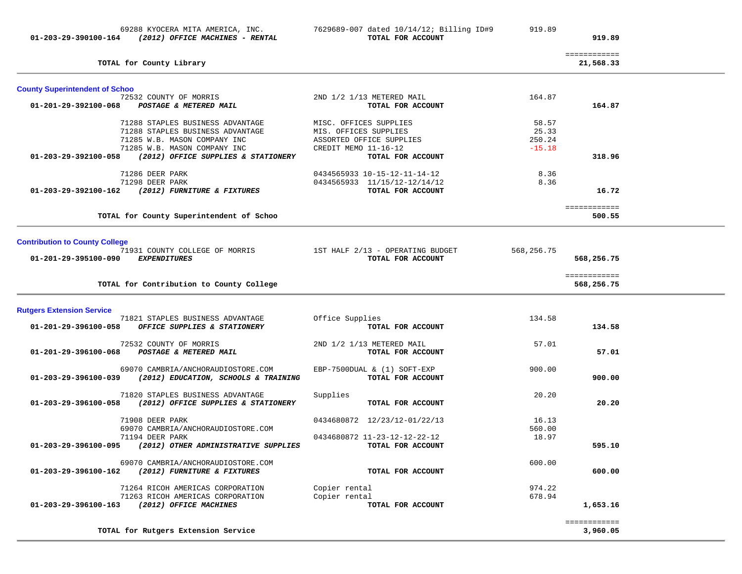| Account | Vendor / Description | Detail | Amount | Total |
|---|---|---|---|---|
| | 69288 KYOCERA MITA AMERICA, INC. | 7629689-007 dated 10/14/12; Billing ID#9 | 919.89 | |
| **01-203-29-390100-164** | ***(2012) OFFICE MACHINES - RENTAL*** | **TOTAL FOR ACCOUNT** | | **919.89** |
| | | | | ============ |
| | **TOTAL for County Library** | | | **21,568.33** |

### County Superintendent of Schoo

| Account | Vendor / Description | Detail | Amount | Total |
|---|---|---|---|---|
| | 72532 COUNTY OF MORRIS | 2ND 1/2 1/13 METERED MAIL | 164.87 | |
| **01-201-29-392100-068** | ***POSTAGE & METERED MAIL*** | **TOTAL FOR ACCOUNT** | | **164.87** |
| | 71288 STAPLES BUSINESS ADVANTAGE | MISC. OFFICES SUPPLIES | 58.57 | |
| | 71288 STAPLES BUSINESS ADVANTAGE | MIS. OFFICES SUPPLIES | 25.33 | |
| | 71285 W.B. MASON COMPANY INC | ASSORTED OFFICE SUPPLIES | 250.24 | |
| | 71285 W.B. MASON COMPANY INC | CREDIT MEMO 11-16-12 | -15.18 | |
| **01-203-29-392100-058** | ***(2012) OFFICE SUPPLIES & STATIONERY*** | **TOTAL FOR ACCOUNT** | | **318.96** |
| | 71286 DEER PARK | 0434565933 10-15-12-11-14-12 | 8.36 | |
| | 71298 DEER PARK | 0434565933 11/15/12-12/14/12 | 8.36 | |
| **01-203-29-392100-162** | ***(2012) FURNITURE & FIXTURES*** | **TOTAL FOR ACCOUNT** | | **16.72** |
| | | | | ============ |
| | **TOTAL for County Superintendent of Schoo** | | | **500.55** |

### Contribution to County College

| Account | Vendor / Description | Detail | Amount | Total |
|---|---|---|---|---|
| | 71931 COUNTY COLLEGE OF MORRIS | 1ST HALF 2/13 - OPERATING BUDGET | 568,256.75 | |
| **01-201-29-395100-090** | ***EXPENDITURES*** | **TOTAL FOR ACCOUNT** | | **568,256.75** |
| | | | | ============ |
| | **TOTAL for Contribution to County College** | | | **568,256.75** |

### Rutgers Extension Service

| Account | Vendor / Description | Detail | Amount | Total |
|---|---|---|---|---|
| | 71821 STAPLES BUSINESS ADVANTAGE | Office Supplies | 134.58 | |
| **01-201-29-396100-058** | ***OFFICE SUPPLIES & STATIONERY*** | **TOTAL FOR ACCOUNT** | | **134.58** |
| | 72532 COUNTY OF MORRIS | 2ND 1/2 1/13 METERED MAIL | 57.01 | |
| **01-201-29-396100-068** | ***POSTAGE & METERED MAIL*** | **TOTAL FOR ACCOUNT** | | **57.01** |
| | 69070 CAMBRIA/ANCHORAUDIOSTORE.COM | EBP-7500DUAL & (1) SOFT-EXP | 900.00 | |
| **01-203-29-396100-039** | ***(2012) EDUCATION, SCHOOLS & TRAINING*** | **TOTAL FOR ACCOUNT** | | **900.00** |
| | 71820 STAPLES BUSINESS ADVANTAGE | Supplies | 20.20 | |
| **01-203-29-396100-058** | ***(2012) OFFICE SUPPLIES & STATIONERY*** | **TOTAL FOR ACCOUNT** | | **20.20** |
| | 71908 DEER PARK | 0434680872 12/23/12-01/22/13 | 16.13 | |
| | 69070 CAMBRIA/ANCHORAUDIOSTORE.COM | | 560.00 | |
| | 71194 DEER PARK | 0434680872 11-23-12-12-22-12 | 18.97 | |
| **01-203-29-396100-095** | ***(2012) OTHER ADMINISTRATIVE SUPPLIES*** | **TOTAL FOR ACCOUNT** | | **595.10** |
| | 69070 CAMBRIA/ANCHORAUDIOSTORE.COM | | 600.00 | |
| **01-203-29-396100-162** | ***(2012) FURNITURE & FIXTURES*** | **TOTAL FOR ACCOUNT** | | **600.00** |
| | 71264 RICOH AMERICAS CORPORATION | Copier rental | 974.22 | |
| | 71263 RICOH AMERICAS CORPORATION | Copier rental | 678.94 | |
| **01-203-29-396100-163** | ***(2012) OFFICE MACHINES*** | **TOTAL FOR ACCOUNT** | | **1,653.16** |
| | | | | ============ |
| | **TOTAL for Rutgers Extension Service** | | | **3,960.05** |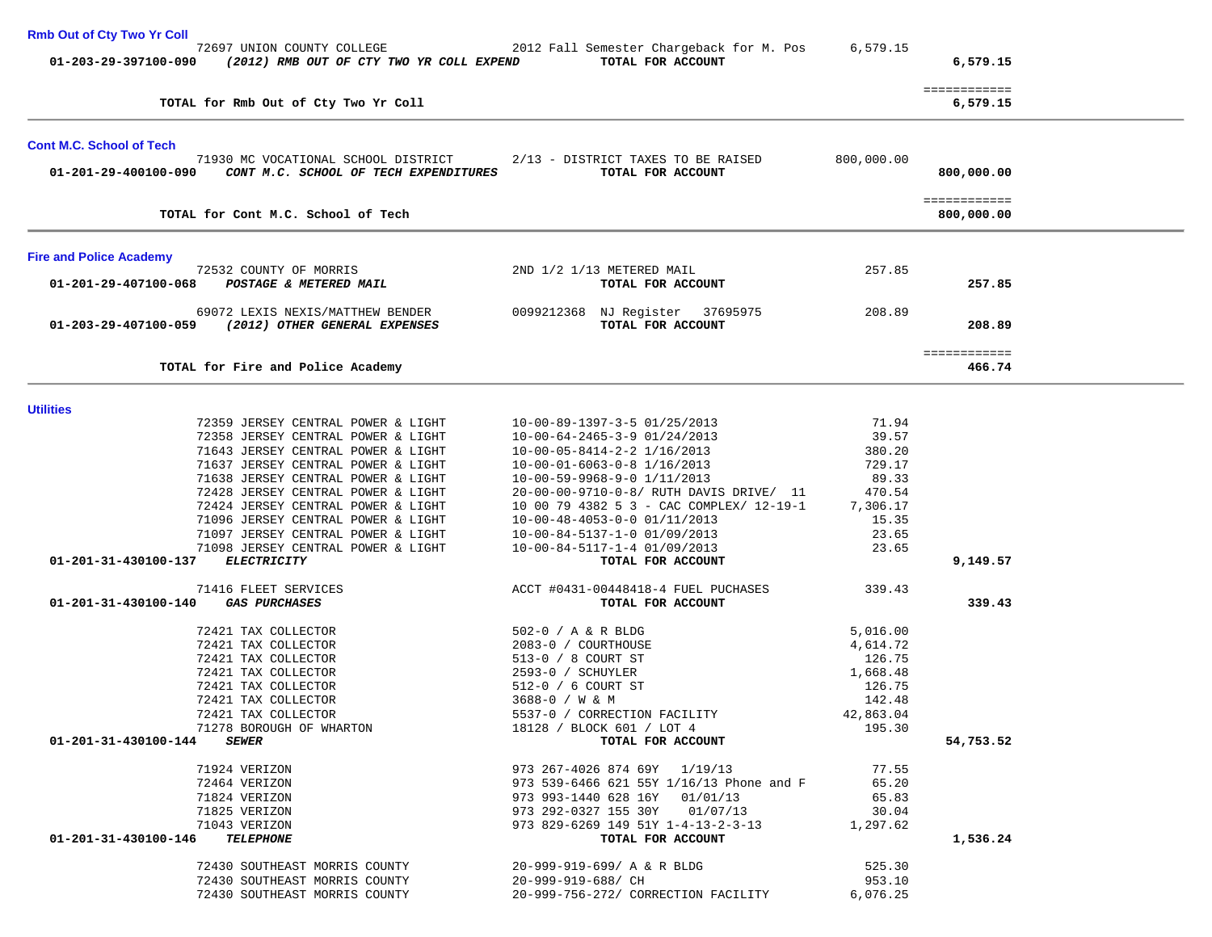## Rmb Out of Cty Two Yr Coll

| | Vendor | Description | Amount | Total |
|---|---|---|---|---|
| | 72697 UNION COUNTY COLLEGE | 2012 Fall Semester Chargeback for M. Pos | 6,579.15 | |
| 01-203-29-397100-090 | *(2012) RMB OUT OF CTY TWO YR COLL EXPEND* | TOTAL FOR ACCOUNT | | 6,579.15 |

**TOTAL for Rmb Out of Cty Two Yr Coll** — 6,579.15

---

## Cont M.C. School of Tech

| | Vendor | Description | Amount | Total |
|---|---|---|---|---|
| | 71930 MC VOCATIONAL SCHOOL DISTRICT | 2/13 - DISTRICT TAXES TO BE RAISED | 800,000.00 | |
| 01-201-29-400100-090 | *CONT M.C. SCHOOL OF TECH EXPENDITURES* | TOTAL FOR ACCOUNT | | 800,000.00 |

**TOTAL for Cont M.C. School of Tech** — 800,000.00

---

## Fire and Police Academy

| | Vendor | Description | Amount | Total |
|---|---|---|---|---|
| | 72532 COUNTY OF MORRIS | 2ND 1/2 1/13 METERED MAIL | 257.85 | |
| 01-201-29-407100-068 | *POSTAGE & METERED MAIL* | TOTAL FOR ACCOUNT | | 257.85 |
| | 69072 LEXIS NEXIS/MATTHEW BENDER | 0099212368 NJ Register 37695975 | 208.89 | |
| 01-203-29-407100-059 | *(2012) OTHER GENERAL EXPENSES* | TOTAL FOR ACCOUNT | | 208.89 |

**TOTAL for Fire and Police Academy** — 466.74

---

## Utilities

| | Vendor | Description | Amount | Total |
|---|---|---|---|---|
| | 72359 JERSEY CENTRAL POWER & LIGHT | 10-00-89-1397-3-5 01/25/2013 | 71.94 | |
| | 72358 JERSEY CENTRAL POWER & LIGHT | 10-00-64-2465-3-9 01/24/2013 | 39.57 | |
| | 71643 JERSEY CENTRAL POWER & LIGHT | 10-00-05-8414-2-2 1/16/2013 | 380.20 | |
| | 71637 JERSEY CENTRAL POWER & LIGHT | 10-00-01-6063-0-8 1/16/2013 | 729.17 | |
| | 71638 JERSEY CENTRAL POWER & LIGHT | 10-00-59-9968-9-0 1/11/2013 | 89.33 | |
| | 72428 JERSEY CENTRAL POWER & LIGHT | 20-00-00-9710-0-8/ RUTH DAVIS DRIVE/ 11 | 470.54 | |
| | 72424 JERSEY CENTRAL POWER & LIGHT | 10 00 79 4382 5 3 - CAC COMPLEX/ 12-19-1 | 7,306.17 | |
| | 71096 JERSEY CENTRAL POWER & LIGHT | 10-00-48-4053-0-0 01/11/2013 | 15.35 | |
| | 71097 JERSEY CENTRAL POWER & LIGHT | 10-00-84-5137-1-0 01/09/2013 | 23.65 | |
| | 71098 JERSEY CENTRAL POWER & LIGHT | 10-00-84-5117-1-4 01/09/2013 | 23.65 | |
| 01-201-31-430100-137 | *ELECTRICITY* | TOTAL FOR ACCOUNT | | 9,149.57 |
| | 71416 FLEET SERVICES | ACCT #0431-00448418-4 FUEL PUCHASES | 339.43 | |
| 01-201-31-430100-140 | *GAS PURCHASES* | TOTAL FOR ACCOUNT | | 339.43 |
| | 72421 TAX COLLECTOR | 502-0 / A & R BLDG | 5,016.00 | |
| | 72421 TAX COLLECTOR | 2083-0 / COURTHOUSE | 4,614.72 | |
| | 72421 TAX COLLECTOR | 513-0 / 8 COURT ST | 126.75 | |
| | 72421 TAX COLLECTOR | 2593-0 / SCHUYLER | 1,668.48 | |
| | 72421 TAX COLLECTOR | 512-0 / 6 COURT ST | 126.75 | |
| | 72421 TAX COLLECTOR | 3688-0 / W & M | 142.48 | |
| | 72421 TAX COLLECTOR | 5537-0 / CORRECTION FACILITY | 42,863.04 | |
| | 71278 BOROUGH OF WHARTON | 18128 / BLOCK 601 / LOT 4 | 195.30 | |
| 01-201-31-430100-144 | *SEWER* | TOTAL FOR ACCOUNT | | 54,753.52 |
| | 71924 VERIZON | 973 267-4026 874 69Y 1/19/13 | 77.55 | |
| | 72464 VERIZON | 973 539-6466 621 55Y 1/16/13 Phone and F | 65.20 | |
| | 71824 VERIZON | 973 993-1440 628 16Y 01/01/13 | 65.83 | |
| | 71825 VERIZON | 973 292-0327 155 30Y 01/07/13 | 30.04 | |
| | 71043 VERIZON | 973 829-6269 149 51Y 1-4-13-2-3-13 | 1,297.62 | |
| 01-201-31-430100-146 | *TELEPHONE* | TOTAL FOR ACCOUNT | | 1,536.24 |
| | 72430 SOUTHEAST MORRIS COUNTY | 20-999-919-699/ A & R BLDG | 525.30 | |
| | 72430 SOUTHEAST MORRIS COUNTY | 20-999-919-688/ CH | 953.10 | |
| | 72430 SOUTHEAST MORRIS COUNTY | 20-999-756-272/ CORRECTION FACILITY | 6,076.25 | |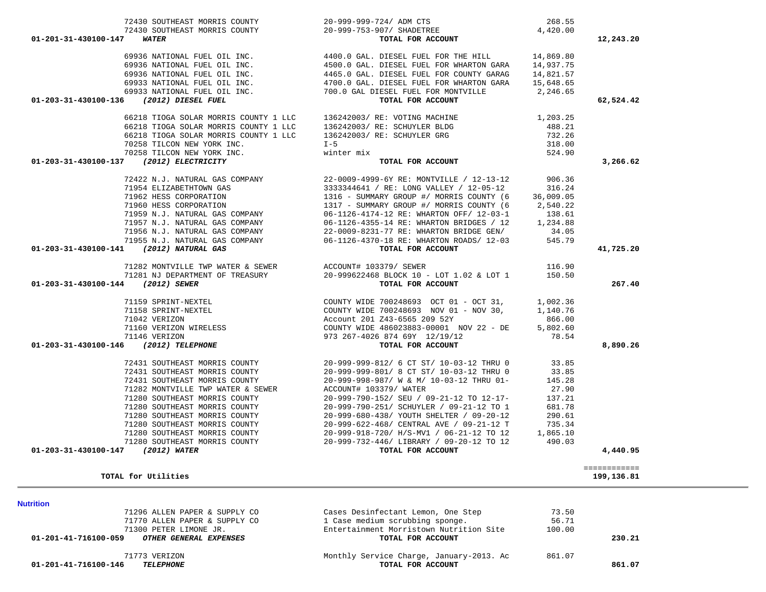| Account | Vendor | Description | Amount | Total |
|---|---|---|---|---|
| | 72430 SOUTHEAST MORRIS COUNTY | 20-999-999-724/ ADM CTS | 268.55 | |
| | 72430 SOUTHEAST MORRIS COUNTY | 20-999-753-907/ SHADETREE | 4,420.00 | |
| 01-201-31-430100-147 | ***WATER*** | **TOTAL FOR ACCOUNT** | | **12,243.20** |
| | 69936 NATIONAL FUEL OIL INC. | 4400.0 GAL. DIESEL FUEL FOR THE HILL | 14,869.80 | |
| | 69936 NATIONAL FUEL OIL INC. | 4500.0 GAL. DIESEL FUEL FOR WHARTON GARA | 14,937.75 | |
| | 69936 NATIONAL FUEL OIL INC. | 4465.0 GAL. DIESEL FUEL FOR COUNTY GARAG | 14,821.57 | |
| | 69933 NATIONAL FUEL OIL INC. | 4700.0 GAL. DIESEL FUEL FOR WHARTON GARA | 15,648.65 | |
| | 69933 NATIONAL FUEL OIL INC. | 700.0 GAL DIESEL FUEL FOR MONTVILLE | 2,246.65 | |
| 01-203-31-430100-136 | ***(2012) DIESEL FUEL*** | **TOTAL FOR ACCOUNT** | | **62,524.42** |
| | 66218 TIOGA SOLAR MORRIS COUNTY 1 LLC | 136242003/ RE: VOTING MACHINE | 1,203.25 | |
| | 66218 TIOGA SOLAR MORRIS COUNTY 1 LLC | 136242003/ RE: SCHUYLER BLDG | 488.21 | |
| | 66218 TIOGA SOLAR MORRIS COUNTY 1 LLC | 136242003/ RE: SCHUYLER GRG | 732.26 | |
| | 70258 TILCON NEW YORK INC. | I-5 | 318.00 | |
| | 70258 TILCON NEW YORK INC. | winter mix | 524.90 | |
| 01-203-31-430100-137 | ***(2012) ELECTRICITY*** | **TOTAL FOR ACCOUNT** | | **3,266.62** |
| | 72422 N.J. NATURAL GAS COMPANY | 22-0009-4999-6Y RE: MONTVILLE / 12-13-12 | 906.36 | |
| | 71954 ELIZABETHTOWN GAS | 3333344641 / RE: LONG VALLEY / 12-05-12 | 316.24 | |
| | 71962 HESS CORPORATION | 1316 - SUMMARY GROUP #/ MORRIS COUNTY (6 | 36,009.05 | |
| | 71960 HESS CORPORATION | 1317 - SUMMARY GROUP #/ MORRIS COUNTY (6 | 2,540.22 | |
| | 71959 N.J. NATURAL GAS COMPANY | 06-1126-4174-12 RE: WHARTON OFF/ 12-03-1 | 138.61 | |
| | 71957 N.J. NATURAL GAS COMPANY | 06-1126-4355-14 RE: WHARTON BRIDGES / 12 | 1,234.88 | |
| | 71956 N.J. NATURAL GAS COMPANY | 22-0009-8231-77 RE: WHARTON BRIDGE GEN/ | 34.05 | |
| | 71955 N.J. NATURAL GAS COMPANY | 06-1126-4370-18 RE: WHARTON ROADS/ 12-03 | 545.79 | |
| 01-203-31-430100-141 | ***(2012) NATURAL GAS*** | **TOTAL FOR ACCOUNT** | | **41,725.20** |
| | 71282 MONTVILLE TWP WATER & SEWER | ACCOUNT# 103379/ SEWER | 116.90 | |
| | 71281 NJ DEPARTMENT OF TREASURY | 20-999622468 BLOCK 10 - LOT 1.02 & LOT 1 | 150.50 | |
| 01-203-31-430100-144 | ***(2012) SEWER*** | **TOTAL FOR ACCOUNT** | | **267.40** |
| | 71159 SPRINT-NEXTEL | COUNTY WIDE 700248693 OCT 01 - OCT 31, | 1,002.36 | |
| | 71158 SPRINT-NEXTEL | COUNTY WIDE 700248693 NOV 01 - NOV 30, | 1,140.76 | |
| | 71042 VERIZON | Account 201 Z43-6565 209 52Y | 866.00 | |
| | 71160 VERIZON WIRELESS | COUNTY WIDE 486023883-00001 NOV 22 - DE | 5,802.60 | |
| | 71146 VERIZON | 973 267-4026 874 69Y 12/19/12 | 78.54 | |
| 01-203-31-430100-146 | ***(2012) TELEPHONE*** | **TOTAL FOR ACCOUNT** | | **8,890.26** |
| | 72431 SOUTHEAST MORRIS COUNTY | 20-999-999-812/ 6 CT ST/ 10-03-12 THRU 0 | 33.85 | |
| | 72431 SOUTHEAST MORRIS COUNTY | 20-999-999-801/ 8 CT ST/ 10-03-12 THRU 0 | 33.85 | |
| | 72431 SOUTHEAST MORRIS COUNTY | 20-999-998-987/ W & M/ 10-03-12 THRU 01- | 145.28 | |
| | 71282 MONTVILLE TWP WATER & SEWER | ACCOUNT# 103379/ WATER | 27.90 | |
| | 71280 SOUTHEAST MORRIS COUNTY | 20-999-790-152/ SEU / 09-21-12 TO 12-17- | 137.21 | |
| | 71280 SOUTHEAST MORRIS COUNTY | 20-999-790-251/ SCHUYLER / 09-21-12 TO 1 | 681.78 | |
| | 71280 SOUTHEAST MORRIS COUNTY | 20-999-680-438/ YOUTH SHELTER / 09-20-12 | 290.61 | |
| | 71280 SOUTHEAST MORRIS COUNTY | 20-999-622-468/ CENTRAL AVE / 09-21-12 T | 735.34 | |
| | 71280 SOUTHEAST MORRIS COUNTY | 20-999-918-720/ H/S-MV1 / 06-21-12 TO 12 | 1,865.10 | |
| | 71280 SOUTHEAST MORRIS COUNTY | 20-999-732-446/ LIBRARY / 09-20-12 TO 12 | 490.03 | |
| 01-203-31-430100-147 | ***(2012) WATER*** | **TOTAL FOR ACCOUNT** | | **4,440.95** |
| | | | | ============ |
| **TOTAL for Utilities** | | | | **199,136.81** |

**Nutrition**

| Account | Vendor | Description | Amount | Total |
|---|---|---|---|---|
| | 71296 ALLEN PAPER & SUPPLY CO | Cases Desinfectant Lemon, One Step | 73.50 | |
| | 71770 ALLEN PAPER & SUPPLY CO | 1 Case medium scrubbing sponge. | 56.71 | |
| | 71300 PETER LIMONE JR. | Entertainment Morristown Nutrition Site | 100.00 | |
| 01-201-41-716100-059 | ***OTHER GENERAL EXPENSES*** | **TOTAL FOR ACCOUNT** | | **230.21** |
| | 71773 VERIZON | Monthly Service Charge, January-2013. Ac | 861.07 | |
| 01-201-41-716100-146 | ***TELEPHONE*** | **TOTAL FOR ACCOUNT** | | **861.07** |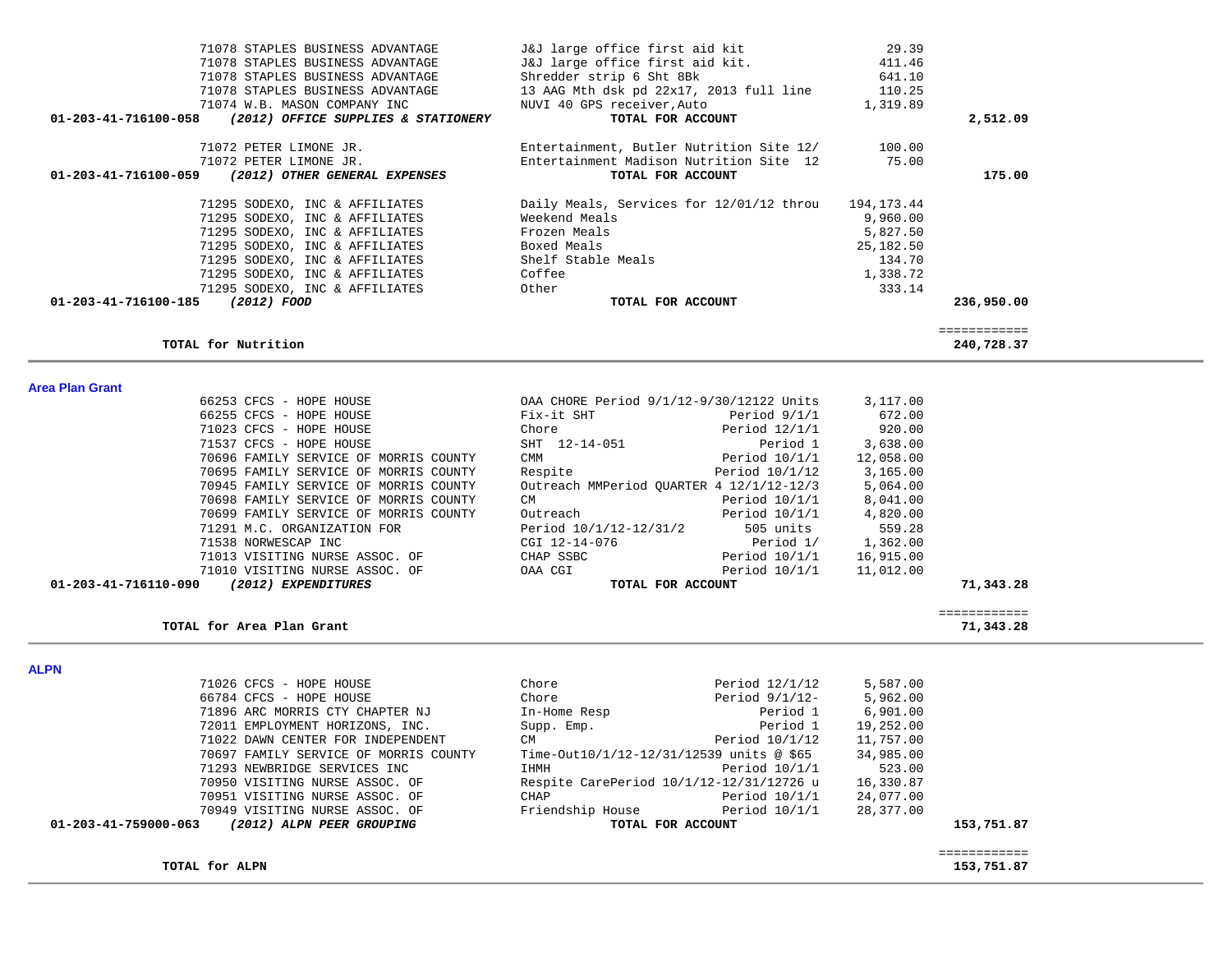| Vendor | Description | Amount | Total |
|---|---|---|---|
| 71078 STAPLES BUSINESS ADVANTAGE | J&J large office first aid kit | 29.39 | |
| 71078 STAPLES BUSINESS ADVANTAGE | J&J large office first aid kit. | 411.46 | |
| 71078 STAPLES BUSINESS ADVANTAGE | Shredder strip 6 Sht 8Bk | 641.10 | |
| 71078 STAPLES BUSINESS ADVANTAGE | 13 AAG Mth dsk pd 22x17, 2013 full line | 110.25 | |
| 71074 W.B. MASON COMPANY INC | NUVI 40 GPS receiver,Auto | 1,319.89 | |
| **01-203-41-716100-058** ***(2012) OFFICE SUPPLIES & STATIONERY*** | **TOTAL FOR ACCOUNT** | | **2,512.09** |
| 71072 PETER LIMONE JR. | Entertainment, Butler Nutrition Site 12/ | 100.00 | |
| 71072 PETER LIMONE JR. | Entertainment Madison Nutrition Site 12 | 75.00 | |
| **01-203-41-716100-059** ***(2012) OTHER GENERAL EXPENSES*** | **TOTAL FOR ACCOUNT** | | **175.00** |
| 71295 SODEXO, INC & AFFILIATES | Daily Meals, Services for 12/01/12 throu | 194,173.44 | |
| 71295 SODEXO, INC & AFFILIATES | Weekend Meals | 9,960.00 | |
| 71295 SODEXO, INC & AFFILIATES | Frozen Meals | 5,827.50 | |
| 71295 SODEXO, INC & AFFILIATES | Boxed Meals | 25,182.50 | |
| 71295 SODEXO, INC & AFFILIATES | Shelf Stable Meals | 134.70 | |
| 71295 SODEXO, INC & AFFILIATES | Coffee | 1,338.72 | |
| 71295 SODEXO, INC & AFFILIATES | Other | 333.14 | |
| **01-203-41-716100-185** ***(2012) FOOD*** | **TOTAL FOR ACCOUNT** | | **236,950.00** |
| **TOTAL for Nutrition** | | | **240,728.37** |

**Area Plan Grant**

| Vendor | Description | Amount | Total |
|---|---|---|---|
| 66253 CFCS - HOPE HOUSE | OAA CHORE Period 9/1/12-9/30/12122 Units | 3,117.00 | |
| 66255 CFCS - HOPE HOUSE | Fix-it SHT Period 9/1/1 | 672.00 | |
| 71023 CFCS - HOPE HOUSE | Chore Period 12/1/1 | 920.00 | |
| 71537 CFCS - HOPE HOUSE | SHT 12-14-051 Period 1 | 3,638.00 | |
| 70696 FAMILY SERVICE OF MORRIS COUNTY | CMM Period 10/1/1 | 12,058.00 | |
| 70695 FAMILY SERVICE OF MORRIS COUNTY | Respite Period 10/1/12 | 3,165.00 | |
| 70945 FAMILY SERVICE OF MORRIS COUNTY | Outreach MMPeriod QUARTER 4 12/1/12-12/3 | 5,064.00 | |
| 70698 FAMILY SERVICE OF MORRIS COUNTY | CM Period 10/1/1 | 8,041.00 | |
| 70699 FAMILY SERVICE OF MORRIS COUNTY | Outreach Period 10/1/1 | 4,820.00 | |
| 71291 M.C. ORGANIZATION FOR | Period 10/1/12-12/31/2 505 units | 559.28 | |
| 71538 NORWESCAP INC | CGI 12-14-076 Period 1/ | 1,362.00 | |
| 71013 VISITING NURSE ASSOC. OF | CHAP SSBC Period 10/1/1 | 16,915.00 | |
| 71010 VISITING NURSE ASSOC. OF | OAA CGI Period 10/1/1 | 11,012.00 | |
| **01-203-41-716110-090** ***(2012) EXPENDITURES*** | **TOTAL FOR ACCOUNT** | | **71,343.28** |
| **TOTAL for Area Plan Grant** | | | **71,343.28** |

**ALPN**

| Vendor | Description | Amount | Total |
|---|---|---|---|
| 71026 CFCS - HOPE HOUSE | Chore Period 12/1/12 | 5,587.00 | |
| 66784 CFCS - HOPE HOUSE | Chore Period 9/1/12- | 5,962.00 | |
| 71896 ARC MORRIS CTY CHAPTER NJ | In-Home Resp Period 1 | 6,901.00 | |
| 72011 EMPLOYMENT HORIZONS, INC. | Supp. Emp. Period 1 | 19,252.00 | |
| 71022 DAWN CENTER FOR INDEPENDENT | CM Period 10/1/12 | 11,757.00 | |
| 70697 FAMILY SERVICE OF MORRIS COUNTY | Time-Out10/1/12-12/31/12539 units @ $65 | 34,985.00 | |
| 71293 NEWBRIDGE SERVICES INC | IHMH Period 10/1/1 | 523.00 | |
| 70950 VISITING NURSE ASSOC. OF | Respite CarePeriod 10/1/12-12/31/12726 u | 16,330.87 | |
| 70951 VISITING NURSE ASSOC. OF | CHAP Period 10/1/1 | 24,077.00 | |
| 70949 VISITING NURSE ASSOC. OF | Friendship House Period 10/1/1 | 28,377.00 | |
| **01-203-41-759000-063** ***(2012) ALPN PEER GROUPING*** | **TOTAL FOR ACCOUNT** | | **153,751.87** |
| **TOTAL for ALPN** | | | **153,751.87** |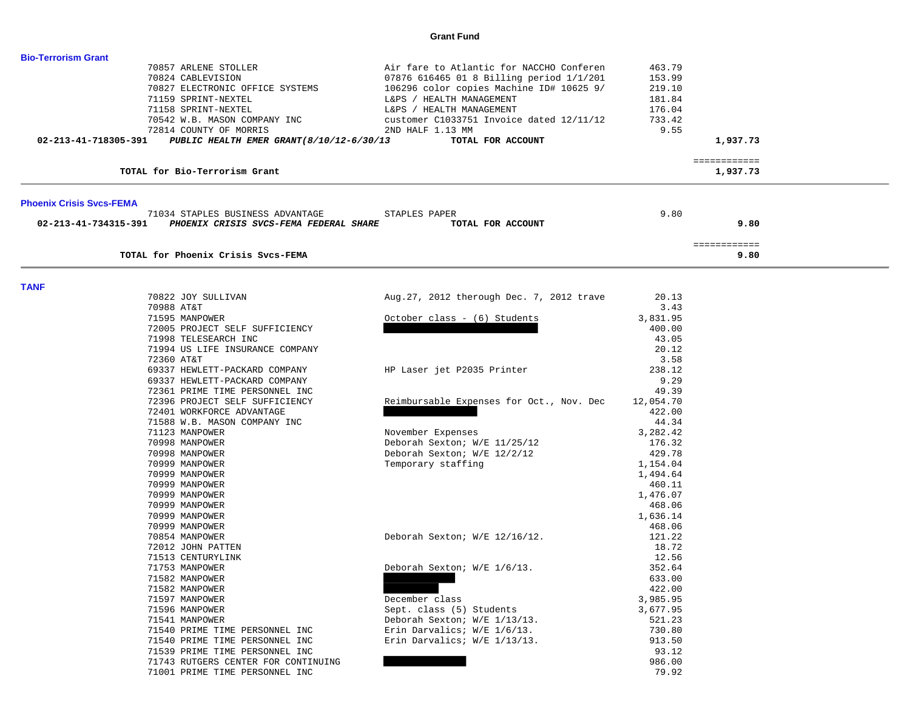**Grant Fund**

### Bio-Terrorism Grant

| | Vendor | Description | Amount | Total |
|---|---|---|---|---|
| | 70857 ARLENE STOLLER | Air fare to Atlantic for NACCHO Conferen | 463.79 | |
| | 70824 CABLEVISION | 07876 616465 01 8 Billing period 1/1/201 | 153.99 | |
| | 70827 ELECTRONIC OFFICE SYSTEMS | 106296 color copies Machine ID# 10625 9/ | 219.10 | |
| | 71159 SPRINT-NEXTEL | L&PS / HEALTH MANAGEMENT | 181.84 | |
| | 71158 SPRINT-NEXTEL | L&PS / HEALTH MANAGEMENT | 176.04 | |
| | 70542 W.B. MASON COMPANY INC | customer C1033751 Invoice dated 12/11/12 | 733.42 | |
| | 72814 COUNTY OF MORRIS | 2ND HALF 1.13 MM | 9.55 | |
| 02-213-41-718305-391 | *PUBLIC HEALTH EMER GRANT(8/10/12-6/30/13* | TOTAL FOR ACCOUNT | | 1,937.73 |

| | | ============ |
|---|---|---|
| | TOTAL for Bio-Terrorism Grant | 1,937.73 |

---

### Phoenix Crisis Svcs-FEMA

| | Vendor | Description | Amount | Total |
|---|---|---|---|---|
| | 71034 STAPLES BUSINESS ADVANTAGE | STAPLES PAPER | 9.80 | |
| 02-213-41-734315-391 | *PHOENIX CRISIS SVCS-FEMA FEDERAL SHARE* | TOTAL FOR ACCOUNT | | 9.80 |

| | | ============ |
|---|---|---|
| | TOTAL for Phoenix Crisis Svcs-FEMA | 9.80 |

---

### TANF

| Vendor | Description | Amount |
|---|---|---|
| 70822 JOY SULLIVAN | Aug.27, 2012 therough Dec. 7, 2012 trave | 20.13 |
| 70988 AT&T | | 3.43 |
| 71595 MANPOWER | October class - (6) Students | 3,831.95 |
| 72005 PROJECT SELF SUFFICIENCY | [REDACTED] | 400.00 |
| 71998 TELESEARCH INC | | 43.05 |
| 71994 US LIFE INSURANCE COMPANY | | 20.12 |
| 72360 AT&T | | 3.58 |
| 69337 HEWLETT-PACKARD COMPANY | HP Laser jet P2035 Printer | 238.12 |
| 69337 HEWLETT-PACKARD COMPANY | | 9.29 |
| 72361 PRIME TIME PERSONNEL INC | | 49.39 |
| 72396 PROJECT SELF SUFFICIENCY | Reimbursable Expenses for Oct., Nov. Dec | 12,054.70 |
| 72401 WORKFORCE ADVANTAGE | [REDACTED] | 422.00 |
| 71588 W.B. MASON COMPANY INC | | 44.34 |
| 71123 MANPOWER | November Expenses | 3,282.42 |
| 70998 MANPOWER | Deborah Sexton; W/E 11/25/12 | 176.32 |
| 70998 MANPOWER | Deborah Sexton; W/E 12/2/12 | 429.78 |
| 70999 MANPOWER | Temporary staffing | 1,154.04 |
| 70999 MANPOWER | | 1,494.64 |
| 70999 MANPOWER | | 460.11 |
| 70999 MANPOWER | | 1,476.07 |
| 70999 MANPOWER | | 468.06 |
| 70999 MANPOWER | | 1,636.14 |
| 70999 MANPOWER | | 468.06 |
| 70854 MANPOWER | Deborah Sexton; W/E 12/16/12. | 121.22 |
| 72012 JOHN PATTEN | | 18.72 |
| 71513 CENTURYLINK | | 12.56 |
| 71753 MANPOWER | Deborah Sexton; W/E 1/6/13. | 352.64 |
| 71582 MANPOWER | [REDACTED] | 633.00 |
| 71582 MANPOWER | [REDACTED] | 422.00 |
| 71597 MANPOWER | December class | 3,985.95 |
| 71596 MANPOWER | Sept. class (5) Students | 3,677.95 |
| 71541 MANPOWER | Deborah Sexton; W/E 1/13/13. | 521.23 |
| 71540 PRIME TIME PERSONNEL INC | Erin Darvalics; W/E 1/6/13. | 730.80 |
| 71540 PRIME TIME PERSONNEL INC | Erin Darvalics; W/E 1/13/13. | 913.50 |
| 71539 PRIME TIME PERSONNEL INC | | 93.12 |
| 71743 RUTGERS CENTER FOR CONTINUING | [REDACTED] | 986.00 |
| 71001 PRIME TIME PERSONNEL INC | | 79.92 |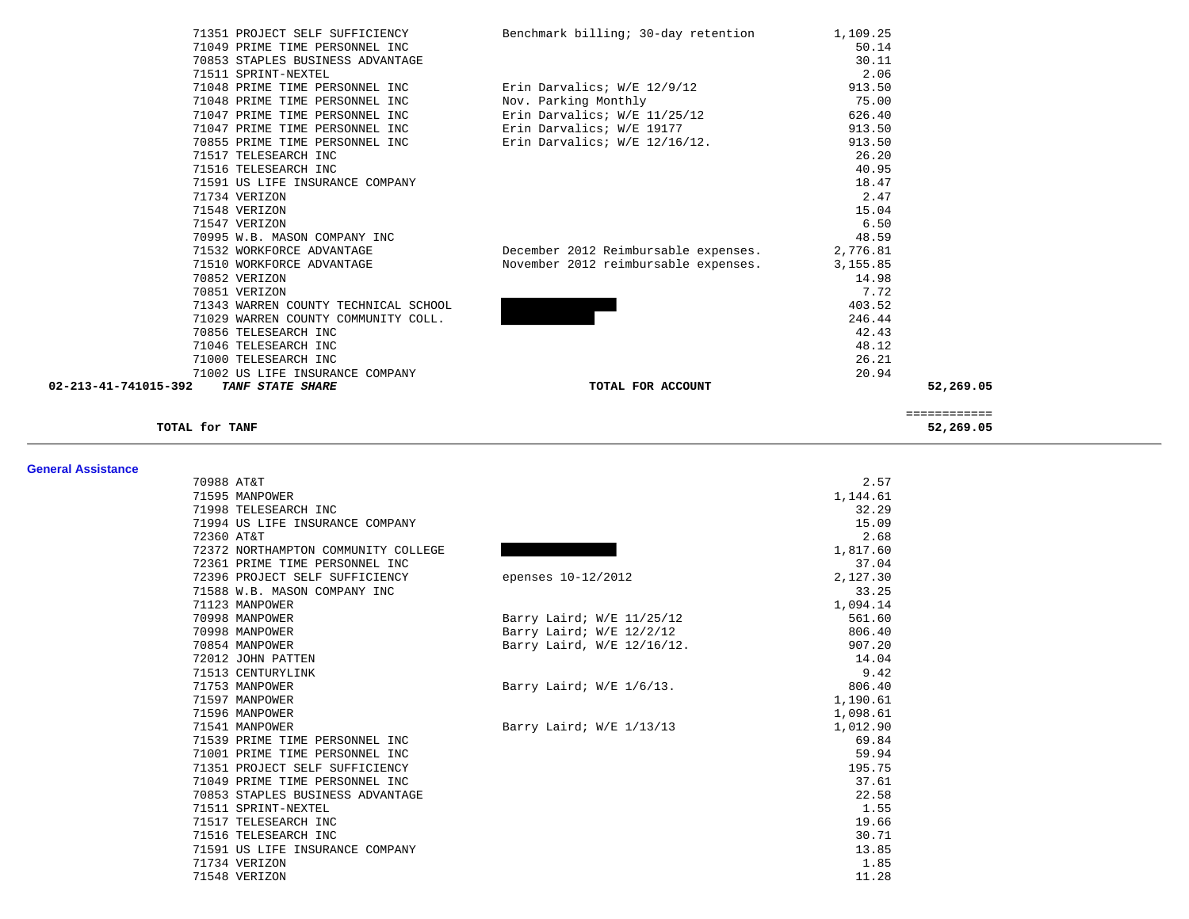| Account | Vendor | Description | Amount | Total |
|---|---|---|---|---|
| | 71351 PROJECT SELF SUFFICIENCY | Benchmark billing; 30-day retention | 1,109.25 | |
| | 71049 PRIME TIME PERSONNEL INC | | 50.14 | |
| | 70853 STAPLES BUSINESS ADVANTAGE | | 30.11 | |
| | 71511 SPRINT-NEXTEL | | 2.06 | |
| | 71048 PRIME TIME PERSONNEL INC | Erin Darvalics; W/E 12/9/12 | 913.50 | |
| | 71048 PRIME TIME PERSONNEL INC | Nov. Parking Monthly | 75.00 | |
| | 71047 PRIME TIME PERSONNEL INC | Erin Darvalics; W/E 11/25/12 | 626.40 | |
| | 71047 PRIME TIME PERSONNEL INC | Erin Darvalics; W/E 19177 | 913.50 | |
| | 70855 PRIME TIME PERSONNEL INC | Erin Darvalics; W/E 12/16/12. | 913.50 | |
| | 71517 TELESEARCH INC | | 26.20 | |
| | 71516 TELESEARCH INC | | 40.95 | |
| | 71591 US LIFE INSURANCE COMPANY | | 18.47 | |
| | 71734 VERIZON | | 2.47 | |
| | 71548 VERIZON | | 15.04 | |
| | 71547 VERIZON | | 6.50 | |
| | 70995 W.B. MASON COMPANY INC | | 48.59 | |
| | 71532 WORKFORCE ADVANTAGE | December 2012 Reimbursable expenses. | 2,776.81 | |
| | 71510 WORKFORCE ADVANTAGE | November 2012 reimbursable expenses. | 3,155.85 | |
| | 70852 VERIZON | | 14.98 | |
| | 70851 VERIZON | | 7.72 | |
| | 71343 WARREN COUNTY TECHNICAL SCHOOL | [REDACTED] | 403.52 | |
| | 71029 WARREN COUNTY COMMUNITY COLL. | [REDACTED] | 246.44 | |
| | 70856 TELESEARCH INC | | 42.43 | |
| | 71046 TELESEARCH INC | | 48.12 | |
| | 71000 TELESEARCH INC | | 26.21 | |
| | 71002 US LIFE INSURANCE COMPANY | | 20.94 | |
| **02-213-41-741015-392** | ***TANF STATE SHARE*** | **TOTAL FOR ACCOUNT** | | **52,269.05** |

| | |
|---|---|
| **TOTAL for TANF** | ============ **52,269.05** |

## General Assistance

| Vendor | Description | Amount |
|---|---|---|
| 70988 AT&T | | 2.57 |
| 71595 MANPOWER | | 1,144.61 |
| 71998 TELESEARCH INC | | 32.29 |
| 71994 US LIFE INSURANCE COMPANY | | 15.09 |
| 72360 AT&T | | 2.68 |
| 72372 NORTHAMPTON COMMUNITY COLLEGE | [REDACTED] | 1,817.60 |
| 72361 PRIME TIME PERSONNEL INC | | 37.04 |
| 72396 PROJECT SELF SUFFICIENCY | epenses 10-12/2012 | 2,127.30 |
| 71588 W.B. MASON COMPANY INC | | 33.25 |
| 71123 MANPOWER | | 1,094.14 |
| 70998 MANPOWER | Barry Laird; W/E 11/25/12 | 561.60 |
| 70998 MANPOWER | Barry Laird; W/E 12/2/12 | 806.40 |
| 70854 MANPOWER | Barry Laird, W/E 12/16/12. | 907.20 |
| 72012 JOHN PATTEN | | 14.04 |
| 71513 CENTURYLINK | | 9.42 |
| 71753 MANPOWER | Barry Laird; W/E 1/6/13. | 806.40 |
| 71597 MANPOWER | | 1,190.61 |
| 71596 MANPOWER | | 1,098.61 |
| 71541 MANPOWER | Barry Laird; W/E 1/13/13 | 1,012.90 |
| 71539 PRIME TIME PERSONNEL INC | | 69.84 |
| 71001 PRIME TIME PERSONNEL INC | | 59.94 |
| 71351 PROJECT SELF SUFFICIENCY | | 195.75 |
| 71049 PRIME TIME PERSONNEL INC | | 37.61 |
| 70853 STAPLES BUSINESS ADVANTAGE | | 22.58 |
| 71511 SPRINT-NEXTEL | | 1.55 |
| 71517 TELESEARCH INC | | 19.66 |
| 71516 TELESEARCH INC | | 30.71 |
| 71591 US LIFE INSURANCE COMPANY | | 13.85 |
| 71734 VERIZON | | 1.85 |
| 71548 VERIZON | | 11.28 |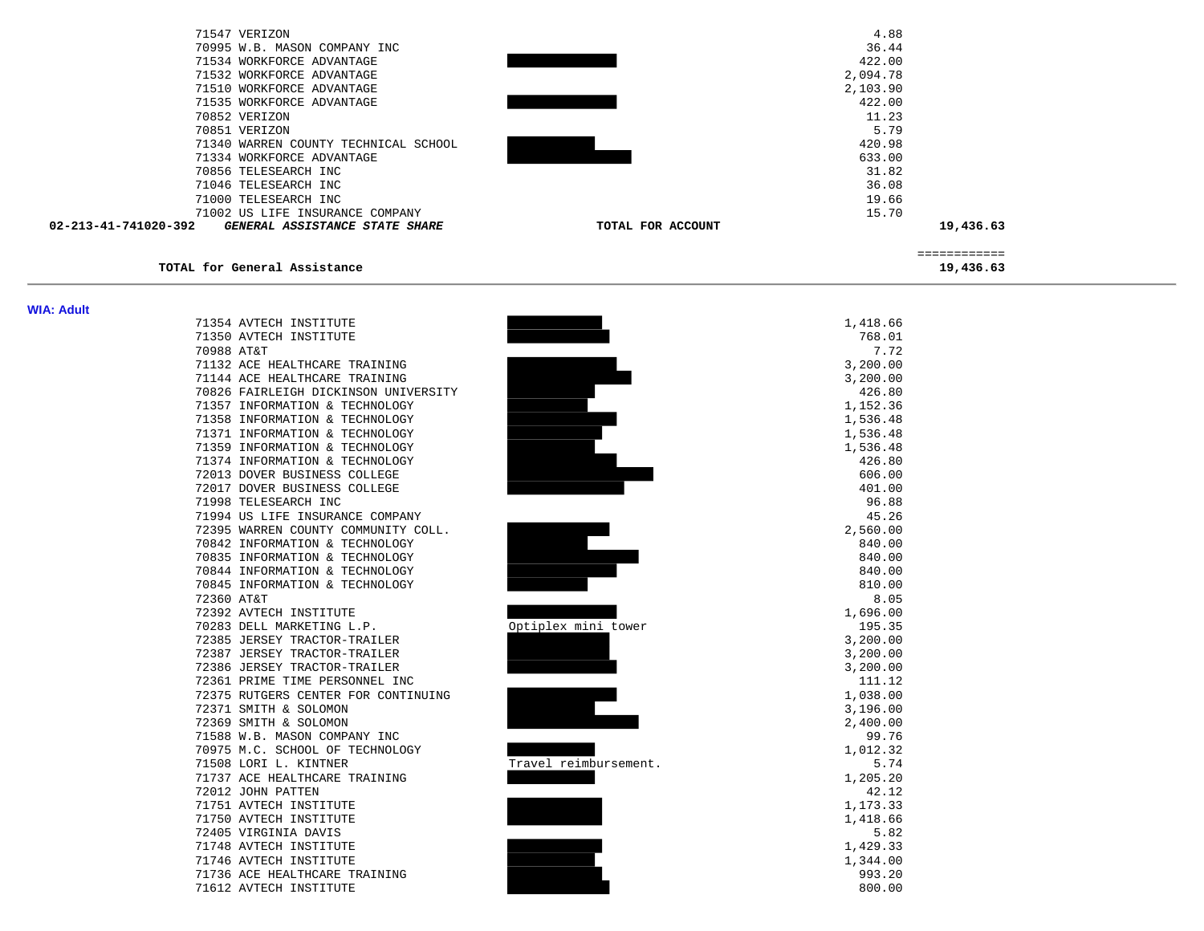| Vendor | Description | Amount | Total |
|---|---|---|---|
| 71547 VERIZON | | 4.88 | |
| 70995 W.B. MASON COMPANY INC | | 36.44 | |
| 71534 WORKFORCE ADVANTAGE | | 422.00 | |
| 71532 WORKFORCE ADVANTAGE | | 2,094.78 | |
| 71510 WORKFORCE ADVANTAGE | | 2,103.90 | |
| 71535 WORKFORCE ADVANTAGE | | 422.00 | |
| 70852 VERIZON | | 11.23 | |
| 70851 VERIZON | | 5.79 | |
| 71340 WARREN COUNTY TECHNICAL SCHOOL | | 420.98 | |
| 71334 WORKFORCE ADVANTAGE | | 633.00 | |
| 70856 TELESEARCH INC | | 31.82 | |
| 71046 TELESEARCH INC | | 36.08 | |
| 71000 TELESEARCH INC | | 19.66 | |
| 71002 US LIFE INSURANCE COMPANY | | 15.70 | |
| **02-213-41-741020-392** ***GENERAL ASSISTANCE STATE SHARE*** | **TOTAL FOR ACCOUNT** | | **19,436.63** |

**TOTAL for General Assistance** ============ **19,436.63**

---

**WIA: Adult**

| Vendor | Description | Amount |
|---|---|---|
| 71354 AVTECH INSTITUTE | | 1,418.66 |
| 71350 AVTECH INSTITUTE | | 768.01 |
| 70988 AT&T | | 7.72 |
| 71132 ACE HEALTHCARE TRAINING | | 3,200.00 |
| 71144 ACE HEALTHCARE TRAINING | | 3,200.00 |
| 70826 FAIRLEIGH DICKINSON UNIVERSITY | | 426.80 |
| 71357 INFORMATION & TECHNOLOGY | | 1,152.36 |
| 71358 INFORMATION & TECHNOLOGY | | 1,536.48 |
| 71371 INFORMATION & TECHNOLOGY | | 1,536.48 |
| 71359 INFORMATION & TECHNOLOGY | | 1,536.48 |
| 71374 INFORMATION & TECHNOLOGY | | 426.80 |
| 72013 DOVER BUSINESS COLLEGE | | 606.00 |
| 72017 DOVER BUSINESS COLLEGE | | 401.00 |
| 71998 TELESEARCH INC | | 96.88 |
| 71994 US LIFE INSURANCE COMPANY | | 45.26 |
| 72395 WARREN COUNTY COMMUNITY COLL. | | 2,560.00 |
| 70842 INFORMATION & TECHNOLOGY | | 840.00 |
| 70835 INFORMATION & TECHNOLOGY | | 840.00 |
| 70844 INFORMATION & TECHNOLOGY | | 840.00 |
| 70845 INFORMATION & TECHNOLOGY | | 810.00 |
| 72360 AT&T | | 8.05 |
| 72392 AVTECH INSTITUTE | | 1,696.00 |
| 70283 DELL MARKETING L.P. | Optiplex mini tower | 195.35 |
| 72385 JERSEY TRACTOR-TRAILER | | 3,200.00 |
| 72387 JERSEY TRACTOR-TRAILER | | 3,200.00 |
| 72386 JERSEY TRACTOR-TRAILER | | 3,200.00 |
| 72361 PRIME TIME PERSONNEL INC | | 111.12 |
| 72375 RUTGERS CENTER FOR CONTINUING | | 1,038.00 |
| 72371 SMITH & SOLOMON | | 3,196.00 |
| 72369 SMITH & SOLOMON | | 2,400.00 |
| 71588 W.B. MASON COMPANY INC | | 99.76 |
| 70975 M.C. SCHOOL OF TECHNOLOGY | | 1,012.32 |
| 71508 LORI L. KINTNER | Travel reimbursement. | 5.74 |
| 71737 ACE HEALTHCARE TRAINING | | 1,205.20 |
| 72012 JOHN PATTEN | | 42.12 |
| 71751 AVTECH INSTITUTE | | 1,173.33 |
| 71750 AVTECH INSTITUTE | | 1,418.66 |
| 72405 VIRGINIA DAVIS | | 5.82 |
| 71748 AVTECH INSTITUTE | | 1,429.33 |
| 71746 AVTECH INSTITUTE | | 1,344.00 |
| 71736 ACE HEALTHCARE TRAINING | | 993.20 |
| 71612 AVTECH INSTITUTE | | 800.00 |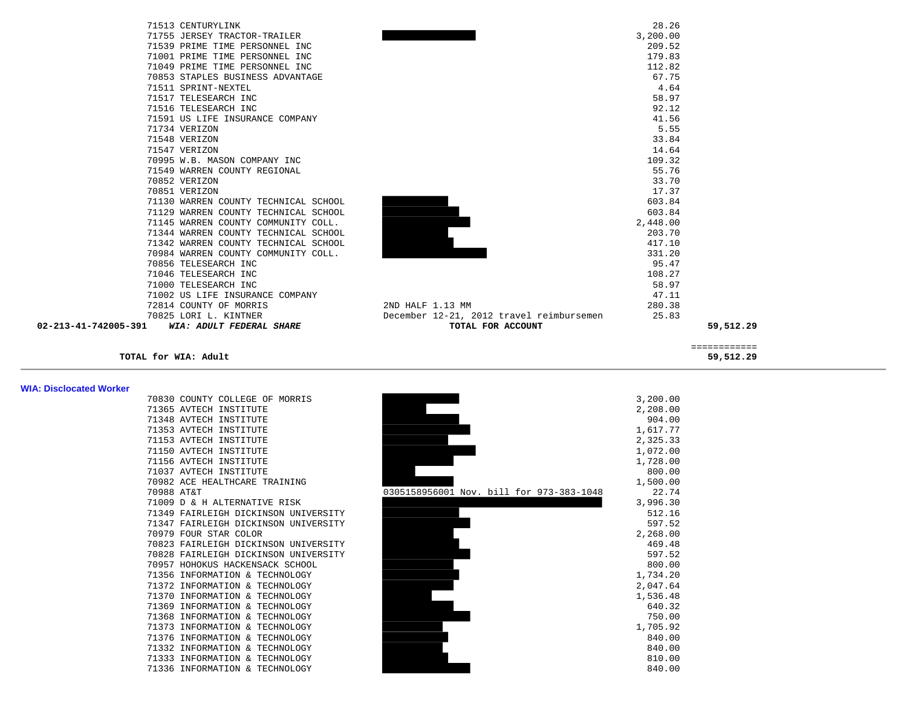| | Vendor | Description | Amount | Total |
|---|---|---|---|---|
| | 71513 CENTURYLINK | | 28.26 | |
| | 71755 JERSEY TRACTOR-TRAILER | | 3,200.00 | |
| | 71539 PRIME TIME PERSONNEL INC | | 209.52 | |
| | 71001 PRIME TIME PERSONNEL INC | | 179.83 | |
| | 71049 PRIME TIME PERSONNEL INC | | 112.82 | |
| | 70853 STAPLES BUSINESS ADVANTAGE | | 67.75 | |
| | 71511 SPRINT-NEXTEL | | 4.64 | |
| | 71517 TELESEARCH INC | | 58.97 | |
| | 71516 TELESEARCH INC | | 92.12 | |
| | 71591 US LIFE INSURANCE COMPANY | | 41.56 | |
| | 71734 VERIZON | | 5.55 | |
| | 71548 VERIZON | | 33.84 | |
| | 71547 VERIZON | | 14.64 | |
| | 70995 W.B. MASON COMPANY INC | | 109.32 | |
| | 71549 WARREN COUNTY REGIONAL | | 55.76 | |
| | 70852 VERIZON | | 33.70 | |
| | 70851 VERIZON | | 17.37 | |
| | 71130 WARREN COUNTY TECHNICAL SCHOOL | | 603.84 | |
| | 71129 WARREN COUNTY TECHNICAL SCHOOL | | 603.84 | |
| | 71145 WARREN COUNTY COMMUNITY COLL. | | 2,448.00 | |
| | 71344 WARREN COUNTY TECHNICAL SCHOOL | | 203.70 | |
| | 71342 WARREN COUNTY TECHNICAL SCHOOL | | 417.10 | |
| | 70984 WARREN COUNTY COMMUNITY COLL. | | 331.20 | |
| | 70856 TELESEARCH INC | | 95.47 | |
| | 71046 TELESEARCH INC | | 108.27 | |
| | 71000 TELESEARCH INC | | 58.97 | |
| | 71002 US LIFE INSURANCE COMPANY | | 47.11 | |
| | 72814 COUNTY OF MORRIS | 2ND HALF 1.13 MM | 280.38 | |
| | 70825 LORI L. KINTNER | December 12-21, 2012 travel reimbursemen | 25.83 | |
| **02-213-41-742005-391** | ***WIA: ADULT FEDERAL SHARE*** | **TOTAL FOR ACCOUNT** | | **59,512.29** |

**TOTAL for WIA: Adult** **59,512.29**

## WIA: Dislocated Worker

| Vendor | Description | Amount |
|---|---|---|
| 70830 COUNTY COLLEGE OF MORRIS | | 3,200.00 |
| 71365 AVTECH INSTITUTE | | 2,208.00 |
| 71348 AVTECH INSTITUTE | | 904.00 |
| 71353 AVTECH INSTITUTE | | 1,617.77 |
| 71153 AVTECH INSTITUTE | | 2,325.33 |
| 71150 AVTECH INSTITUTE | | 1,072.00 |
| 71156 AVTECH INSTITUTE | | 1,728.00 |
| 71037 AVTECH INSTITUTE | | 800.00 |
| 70982 ACE HEALTHCARE TRAINING | | 1,500.00 |
| 70988 AT&T | 0305158956001 Nov. bill for 973-383-1048 | 22.74 |
| 71009 D & H ALTERNATIVE RISK | | 3,996.30 |
| 71349 FAIRLEIGH DICKINSON UNIVERSITY | | 512.16 |
| 71347 FAIRLEIGH DICKINSON UNIVERSITY | | 597.52 |
| 70979 FOUR STAR COLOR | | 2,268.00 |
| 70823 FAIRLEIGH DICKINSON UNIVERSITY | | 469.48 |
| 70828 FAIRLEIGH DICKINSON UNIVERSITY | | 597.52 |
| 70957 HOHOKUS HACKENSACK SCHOOL | | 800.00 |
| 71356 INFORMATION & TECHNOLOGY | | 1,734.20 |
| 71372 INFORMATION & TECHNOLOGY | | 2,047.64 |
| 71370 INFORMATION & TECHNOLOGY | | 1,536.48 |
| 71369 INFORMATION & TECHNOLOGY | | 640.32 |
| 71368 INFORMATION & TECHNOLOGY | | 750.00 |
| 71373 INFORMATION & TECHNOLOGY | | 1,705.92 |
| 71376 INFORMATION & TECHNOLOGY | | 840.00 |
| 71332 INFORMATION & TECHNOLOGY | | 840.00 |
| 71333 INFORMATION & TECHNOLOGY | | 810.00 |
| 71336 INFORMATION & TECHNOLOGY | | 840.00 |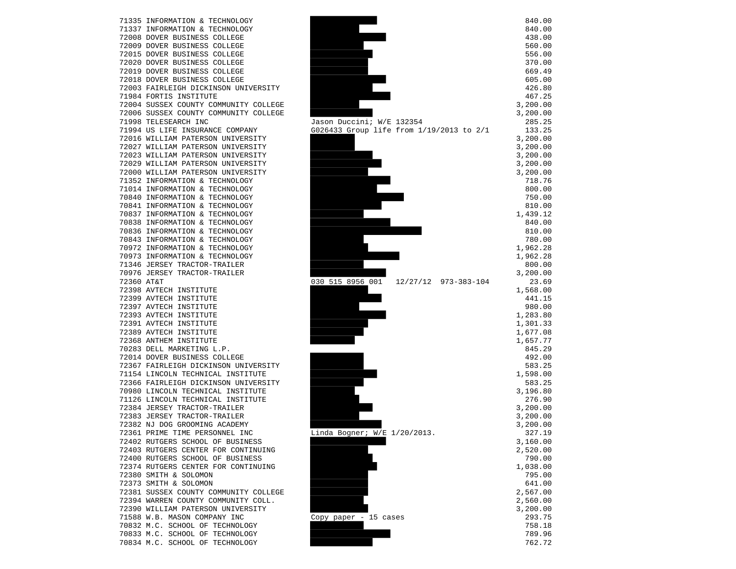| | | |
|---|---|---|
| 71335 INFORMATION & TECHNOLOGY | | 840.00 |
| 71337 INFORMATION & TECHNOLOGY | | 840.00 |
| 72008 DOVER BUSINESS COLLEGE | | 438.00 |
| 72009 DOVER BUSINESS COLLEGE | | 560.00 |
| 72015 DOVER BUSINESS COLLEGE | | 556.00 |
| 72020 DOVER BUSINESS COLLEGE | | 370.00 |
| 72019 DOVER BUSINESS COLLEGE | | 669.49 |
| 72018 DOVER BUSINESS COLLEGE | | 605.00 |
| 72003 FAIRLEIGH DICKINSON UNIVERSITY | | 426.80 |
| 71984 FORTIS INSTITUTE | | 467.25 |
| 72004 SUSSEX COUNTY COMMUNITY COLLEGE | | 3,200.00 |
| 72006 SUSSEX COUNTY COMMUNITY COLLEGE | | 3,200.00 |
| 71998 TELESEARCH INC | Jason Duccini; W/E 132354 | 285.25 |
| 71994 US LIFE INSURANCE COMPANY | G026433 Group life from 1/19/2013 to 2/1 | 133.25 |
| 72016 WILLIAM PATERSON UNIVERSITY | | 3,200.00 |
| 72027 WILLIAM PATERSON UNIVERSITY | | 3,200.00 |
| 72023 WILLIAM PATERSON UNIVERSITY | | 3,200.00 |
| 72029 WILLIAM PATERSON UNIVERSITY | | 3,200.00 |
| 72000 WILLIAM PATERSON UNIVERSITY | | 3,200.00 |
| 71352 INFORMATION & TECHNOLOGY | | 718.76 |
| 71014 INFORMATION & TECHNOLOGY | | 800.00 |
| 70840 INFORMATION & TECHNOLOGY | | 750.00 |
| 70841 INFORMATION & TECHNOLOGY | | 810.00 |
| 70837 INFORMATION & TECHNOLOGY | | 1,439.12 |
| 70838 INFORMATION & TECHNOLOGY | | 840.00 |
| 70836 INFORMATION & TECHNOLOGY | | 810.00 |
| 70843 INFORMATION & TECHNOLOGY | | 780.00 |
| 70972 INFORMATION & TECHNOLOGY | | 1,962.28 |
| 70973 INFORMATION & TECHNOLOGY | | 1,962.28 |
| 71346 JERSEY TRACTOR-TRAILER | | 800.00 |
| 70976 JERSEY TRACTOR-TRAILER | | 3,200.00 |
| 72360 AT&T | 030 515 8956 001 12/27/12 973-383-104 | 23.69 |
| 72398 AVTECH INSTITUTE | | 1,568.00 |
| 72399 AVTECH INSTITUTE | | 441.15 |
| 72397 AVTECH INSTITUTE | | 980.00 |
| 72393 AVTECH INSTITUTE | | 1,283.80 |
| 72391 AVTECH INSTITUTE | | 1,301.33 |
| 72389 AVTECH INSTITUTE | | 1,677.08 |
| 72368 ANTHEM INSTITUTE | | 1,657.77 |
| 70283 DELL MARKETING L.P. | | 845.29 |
| 72014 DOVER BUSINESS COLLEGE | | 492.00 |
| 72367 FAIRLEIGH DICKINSON UNIVERSITY | | 583.25 |
| 71154 LINCOLN TECHNICAL INSTITUTE | | 1,598.00 |
| 72366 FAIRLEIGH DICKINSON UNIVERSITY | | 583.25 |
| 70980 LINCOLN TECHNICAL INSTITUTE | | 3,196.80 |
| 71126 LINCOLN TECHNICAL INSTITUTE | | 276.90 |
| 72384 JERSEY TRACTOR-TRAILER | | 3,200.00 |
| 72383 JERSEY TRACTOR-TRAILER | | 3,200.00 |
| 72382 NJ DOG GROOMING ACADEMY | | 3,200.00 |
| 72361 PRIME TIME PERSONNEL INC | Linda Bogner; W/E 1/20/2013. | 327.19 |
| 72402 RUTGERS SCHOOL OF BUSINESS | | 3,160.00 |
| 72403 RUTGERS CENTER FOR CONTINUING | | 2,520.00 |
| 72400 RUTGERS SCHOOL OF BUSINESS | | 790.00 |
| 72374 RUTGERS CENTER FOR CONTINUING | | 1,038.00 |
| 72380 SMITH & SOLOMON | | 795.00 |
| 72373 SMITH & SOLOMON | | 641.00 |
| 72381 SUSSEX COUNTY COMMUNITY COLLEGE | | 2,567.00 |
| 72394 WARREN COUNTY COMMUNITY COLL. | | 2,560.00 |
| 72390 WILLIAM PATERSON UNIVERSITY | | 3,200.00 |
| 71588 W.B. MASON COMPANY INC | Copy paper - 15 cases | 293.75 |
| 70832 M.C. SCHOOL OF TECHNOLOGY | | 758.18 |
| 70833 M.C. SCHOOL OF TECHNOLOGY | | 789.96 |
| 70834 M.C. SCHOOL OF TECHNOLOGY | | 762.72 |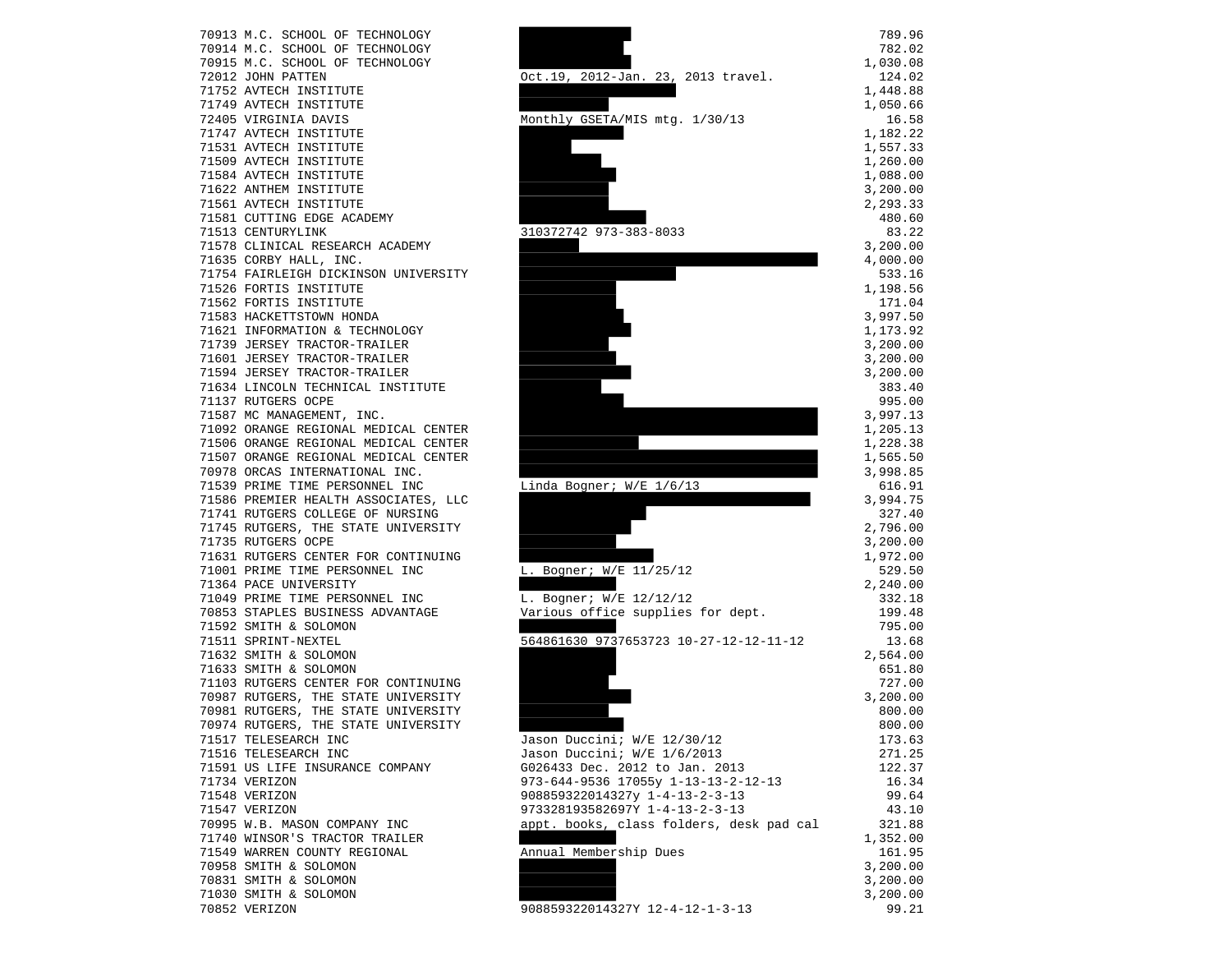| | | | |
|---|---|---|---|
| 70913 | M.C. SCHOOL OF TECHNOLOGY | | 789.96 |
| 70914 | M.C. SCHOOL OF TECHNOLOGY | | 782.02 |
| 70915 | M.C. SCHOOL OF TECHNOLOGY | | 1,030.08 |
| 72012 | JOHN PATTEN | Oct.19, 2012-Jan. 23, 2013 travel. | 124.02 |
| 71752 | AVTECH INSTITUTE | | 1,448.88 |
| 71749 | AVTECH INSTITUTE | | 1,050.66 |
| 72405 | VIRGINIA DAVIS | Monthly GSETA/MIS mtg. 1/30/13 | 16.58 |
| 71747 | AVTECH INSTITUTE | | 1,182.22 |
| 71531 | AVTECH INSTITUTE | | 1,557.33 |
| 71509 | AVTECH INSTITUTE | | 1,260.00 |
| 71584 | AVTECH INSTITUTE | | 1,088.00 |
| 71622 | ANTHEM INSTITUTE | | 3,200.00 |
| 71561 | AVTECH INSTITUTE | | 2,293.33 |
| 71581 | CUTTING EDGE ACADEMY | | 480.60 |
| 71513 | CENTURYLINK | 310372742 973-383-8033 | 83.22 |
| 71578 | CLINICAL RESEARCH ACADEMY | | 3,200.00 |
| 71635 | CORBY HALL, INC. | | 4,000.00 |
| 71754 | FAIRLEIGH DICKINSON UNIVERSITY | | 533.16 |
| 71526 | FORTIS INSTITUTE | | 1,198.56 |
| 71562 | FORTIS INSTITUTE | | 171.04 |
| 71583 | HACKETTSTOWN HONDA | | 3,997.50 |
| 71621 | INFORMATION & TECHNOLOGY | | 1,173.92 |
| 71739 | JERSEY TRACTOR-TRAILER | | 3,200.00 |
| 71601 | JERSEY TRACTOR-TRAILER | | 3,200.00 |
| 71594 | JERSEY TRACTOR-TRAILER | | 3,200.00 |
| 71634 | LINCOLN TECHNICAL INSTITUTE | | 383.40 |
| 71137 | RUTGERS OCPE | | 995.00 |
| 71587 | MC MANAGEMENT, INC. | | 3,997.13 |
| 71092 | ORANGE REGIONAL MEDICAL CENTER | | 1,205.13 |
| 71506 | ORANGE REGIONAL MEDICAL CENTER | | 1,228.38 |
| 71507 | ORANGE REGIONAL MEDICAL CENTER | | 1,565.50 |
| 70978 | ORCAS INTERNATIONAL INC. | | 3,998.85 |
| 71539 | PRIME TIME PERSONNEL INC | Linda Bogner; W/E 1/6/13 | 616.91 |
| 71586 | PREMIER HEALTH ASSOCIATES, LLC | | 3,994.75 |
| 71741 | RUTGERS COLLEGE OF NURSING | | 327.40 |
| 71745 | RUTGERS, THE STATE UNIVERSITY | | 2,796.00 |
| 71735 | RUTGERS OCPE | | 3,200.00 |
| 71631 | RUTGERS CENTER FOR CONTINUING | | 1,972.00 |
| 71001 | PRIME TIME PERSONNEL INC | L. Bogner; W/E 11/25/12 | 529.50 |
| 71364 | PACE UNIVERSITY | | 2,240.00 |
| 71049 | PRIME TIME PERSONNEL INC | L. Bogner; W/E 12/12/12 | 332.18 |
| 70853 | STAPLES BUSINESS ADVANTAGE | Various office supplies for dept. | 199.48 |
| 71592 | SMITH & SOLOMON | | 795.00 |
| 71511 | SPRINT-NEXTEL | 564861630 9737653723 10-27-12-12-11-12 | 13.68 |
| 71632 | SMITH & SOLOMON | | 2,564.00 |
| 71633 | SMITH & SOLOMON | | 651.80 |
| 71103 | RUTGERS CENTER FOR CONTINUING | | 727.00 |
| 70987 | RUTGERS, THE STATE UNIVERSITY | | 3,200.00 |
| 70981 | RUTGERS, THE STATE UNIVERSITY | | 800.00 |
| 70974 | RUTGERS, THE STATE UNIVERSITY | | 800.00 |
| 71517 | TELESEARCH INC | Jason Duccini; W/E 12/30/12 | 173.63 |
| 71516 | TELESEARCH INC | Jason Duccini; W/E 1/6/2013 | 271.25 |
| 71591 | US LIFE INSURANCE COMPANY | G026433 Dec. 2012 to Jan. 2013 | 122.37 |
| 71734 | VERIZON | 973-644-9536 17055y 1-13-13-2-12-13 | 16.34 |
| 71548 | VERIZON | 908859322014327y 1-4-13-2-3-13 | 99.64 |
| 71547 | VERIZON | 973328193582697Y 1-4-13-2-3-13 | 43.10 |
| 70995 | W.B. MASON COMPANY INC | appt. books, class folders, desk pad cal | 321.88 |
| 71740 | WINSOR'S TRACTOR TRAILER | | 1,352.00 |
| 71549 | WARREN COUNTY REGIONAL | Annual Membership Dues | 161.95 |
| 70958 | SMITH & SOLOMON | | 3,200.00 |
| 70831 | SMITH & SOLOMON | | 3,200.00 |
| 71030 | SMITH & SOLOMON | | 3,200.00 |
| 70852 | VERIZON | 908859322014327Y 12-4-12-1-3-13 | 99.21 |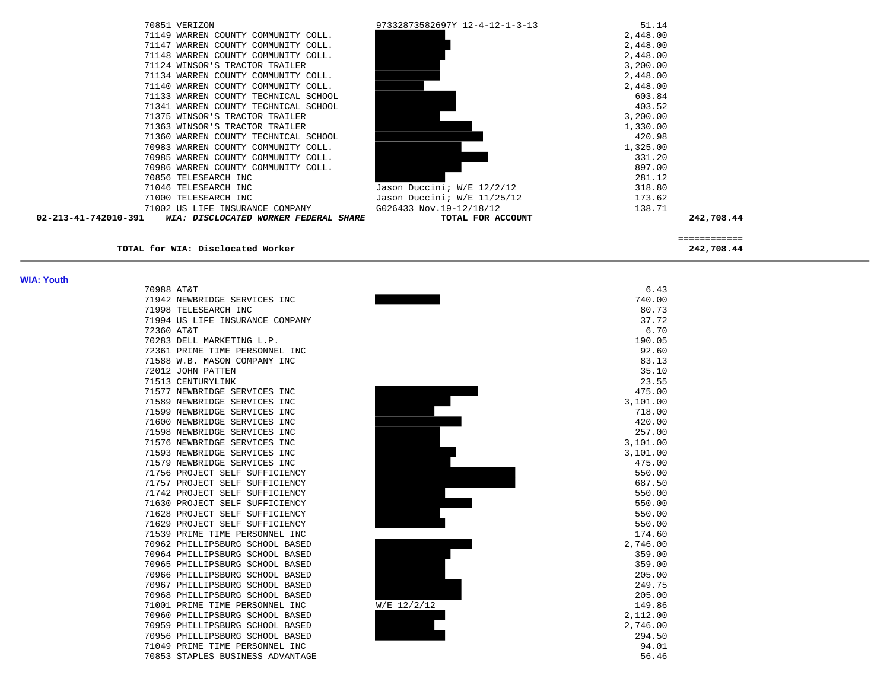| Check | Vendor | Description | Amount | Total |
|---|---|---|---|---|
| 70851 | VERIZON | 97332873582697Y 12-4-12-1-3-13 | 51.14 | |
| 71149 | WARREN COUNTY COMMUNITY COLL. | | 2,448.00 | |
| 71147 | WARREN COUNTY COMMUNITY COLL. | | 2,448.00 | |
| 71148 | WARREN COUNTY COMMUNITY COLL. | | 2,448.00 | |
| 71124 | WINSOR'S TRACTOR TRAILER | | 3,200.00 | |
| 71134 | WARREN COUNTY COMMUNITY COLL. | | 2,448.00 | |
| 71140 | WARREN COUNTY COMMUNITY COLL. | | 2,448.00 | |
| 71133 | WARREN COUNTY TECHNICAL SCHOOL | | 603.84 | |
| 71341 | WARREN COUNTY TECHNICAL SCHOOL | | 403.52 | |
| 71375 | WINSOR'S TRACTOR TRAILER | | 3,200.00 | |
| 71363 | WINSOR'S TRACTOR TRAILER | | 1,330.00 | |
| 71360 | WARREN COUNTY TECHNICAL SCHOOL | | 420.98 | |
| 70983 | WARREN COUNTY COMMUNITY COLL. | | 1,325.00 | |
| 70985 | WARREN COUNTY COMMUNITY COLL. | | 331.20 | |
| 70986 | WARREN COUNTY COMMUNITY COLL. | | 897.00 | |
| 70856 | TELESEARCH INC | | 281.12 | |
| 71046 | TELESEARCH INC | Jason Duccini; W/E 12/2/12 | 318.80 | |
| 71000 | TELESEARCH INC | Jason Duccini; W/E 11/25/12 | 173.62 | |
| 71002 | US LIFE INSURANCE COMPANY | G026433 Nov.19-12/18/12 | 138.71 | |
| **02-213-41-742010-391** | ***WIA: DISCLOCATED WORKER FEDERAL SHARE*** | **TOTAL FOR ACCOUNT** | | **242,708.44** |

============

**TOTAL for WIA: Disclocated Worker** **242,708.44**

---

**WIA: Youth**

| Check | Vendor | Description | Amount |
|---|---|---|---|
| 70988 | AT&T | | 6.43 |
| 71942 | NEWBRIDGE SERVICES INC | | 740.00 |
| 71998 | TELESEARCH INC | | 80.73 |
| 71994 | US LIFE INSURANCE COMPANY | | 37.72 |
| 72360 | AT&T | | 6.70 |
| 70283 | DELL MARKETING L.P. | | 190.05 |
| 72361 | PRIME TIME PERSONNEL INC | | 92.60 |
| 71588 | W.B. MASON COMPANY INC | | 83.13 |
| 72012 | JOHN PATTEN | | 35.10 |
| 71513 | CENTURYLINK | | 23.55 |
| 71577 | NEWBRIDGE SERVICES INC | | 475.00 |
| 71589 | NEWBRIDGE SERVICES INC | | 3,101.00 |
| 71599 | NEWBRIDGE SERVICES INC | | 718.00 |
| 71600 | NEWBRIDGE SERVICES INC | | 420.00 |
| 71598 | NEWBRIDGE SERVICES INC | | 257.00 |
| 71576 | NEWBRIDGE SERVICES INC | | 3,101.00 |
| 71593 | NEWBRIDGE SERVICES INC | | 3,101.00 |
| 71579 | NEWBRIDGE SERVICES INC | | 475.00 |
| 71756 | PROJECT SELF SUFFICIENCY | | 550.00 |
| 71757 | PROJECT SELF SUFFICIENCY | | 687.50 |
| 71742 | PROJECT SELF SUFFICIENCY | | 550.00 |
| 71630 | PROJECT SELF SUFFICIENCY | | 550.00 |
| 71628 | PROJECT SELF SUFFICIENCY | | 550.00 |
| 71629 | PROJECT SELF SUFFICIENCY | | 550.00 |
| 71539 | PRIME TIME PERSONNEL INC | | 174.60 |
| 70962 | PHILLIPSBURG SCHOOL BASED | | 2,746.00 |
| 70964 | PHILLIPSBURG SCHOOL BASED | | 359.00 |
| 70965 | PHILLIPSBURG SCHOOL BASED | | 359.00 |
| 70966 | PHILLIPSBURG SCHOOL BASED | | 205.00 |
| 70967 | PHILLIPSBURG SCHOOL BASED | | 249.75 |
| 70968 | PHILLIPSBURG SCHOOL BASED | | 205.00 |
| 71001 | PRIME TIME PERSONNEL INC | W/E 12/2/12 | 149.86 |
| 70960 | PHILLIPSBURG SCHOOL BASED | | 2,112.00 |
| 70959 | PHILLIPSBURG SCHOOL BASED | | 2,746.00 |
| 70956 | PHILLIPSBURG SCHOOL BASED | | 294.50 |
| 71049 | PRIME TIME PERSONNEL INC | | 94.01 |
| 70853 | STAPLES BUSINESS ADVANTAGE | | 56.46 |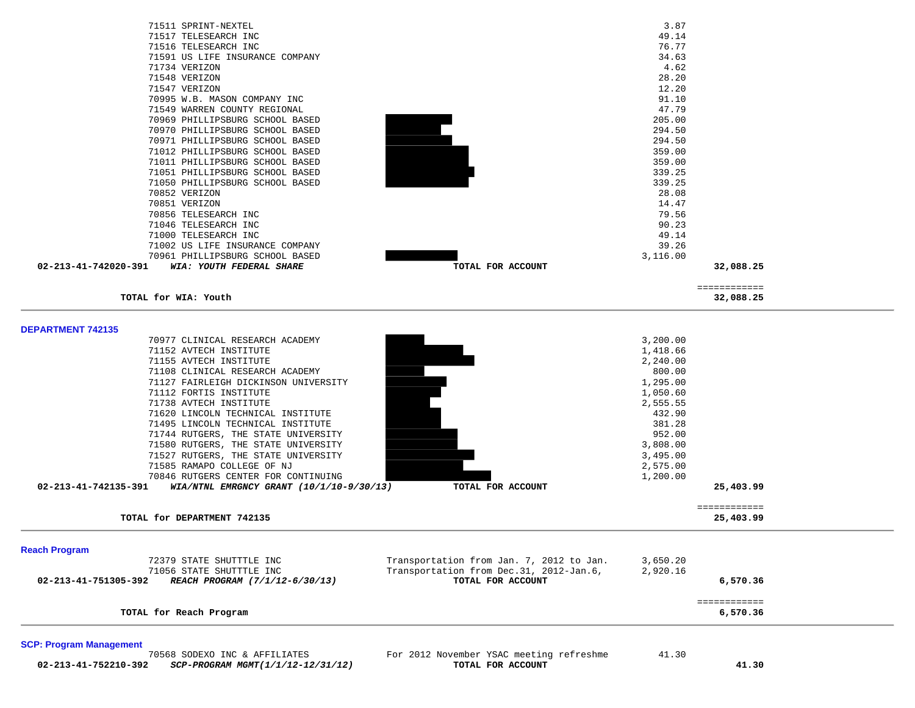| Check # | Vendor | Description | Amount | Total |
|---|---|---|---|---|
| 71511 | SPRINT-NEXTEL | | 3.87 | |
| 71517 | TELESEARCH INC | | 49.14 | |
| 71516 | TELESEARCH INC | | 76.77 | |
| 71591 | US LIFE INSURANCE COMPANY | | 34.63 | |
| 71734 | VERIZON | | 4.62 | |
| 71548 | VERIZON | | 28.20 | |
| 71547 | VERIZON | | 12.20 | |
| 70995 | W.B. MASON COMPANY INC | | 91.10 | |
| 71549 | WARREN COUNTY REGIONAL | | 47.79 | |
| 70969 | PHILLIPSBURG SCHOOL BASED | | 205.00 | |
| 70970 | PHILLIPSBURG SCHOOL BASED | | 294.50 | |
| 70971 | PHILLIPSBURG SCHOOL BASED | | 294.50 | |
| 71012 | PHILLIPSBURG SCHOOL BASED | | 359.00 | |
| 71011 | PHILLIPSBURG SCHOOL BASED | | 359.00 | |
| 71051 | PHILLIPSBURG SCHOOL BASED | | 339.25 | |
| 71050 | PHILLIPSBURG SCHOOL BASED | | 339.25 | |
| 70852 | VERIZON | | 28.08 | |
| 70851 | VERIZON | | 14.47 | |
| 70856 | TELESEARCH INC | | 79.56 | |
| 71046 | TELESEARCH INC | | 90.23 | |
| 71000 | TELESEARCH INC | | 49.14 | |
| 71002 | US LIFE INSURANCE COMPANY | | 39.26 | |
| 70961 | PHILLIPSBURG SCHOOL BASED | | 3,116.00 | |
| **02-213-41-742020-391** | ***WIA: YOUTH FEDERAL SHARE*** | **TOTAL FOR ACCOUNT** | | **32,088.25** |
| | **TOTAL for WIA: Youth** | | | ============ **32,088.25** |

## DEPARTMENT 742135

| Check # | Vendor | Description | Amount | Total |
|---|---|---|---|---|
| 70977 | CLINICAL RESEARCH ACADEMY | | 3,200.00 | |
| 71152 | AVTECH INSTITUTE | | 1,418.66 | |
| 71155 | AVTECH INSTITUTE | | 2,240.00 | |
| 71108 | CLINICAL RESEARCH ACADEMY | | 800.00 | |
| 71127 | FAIRLEIGH DICKINSON UNIVERSITY | | 1,295.00 | |
| 71112 | FORTIS INSTITUTE | | 1,050.60 | |
| 71738 | AVTECH INSTITUTE | | 2,555.55 | |
| 71620 | LINCOLN TECHNICAL INSTITUTE | | 432.90 | |
| 71495 | LINCOLN TECHNICAL INSTITUTE | | 381.28 | |
| 71744 | RUTGERS, THE STATE UNIVERSITY | | 952.00 | |
| 71580 | RUTGERS, THE STATE UNIVERSITY | | 3,808.00 | |
| 71527 | RUTGERS, THE STATE UNIVERSITY | | 3,495.00 | |
| 71585 | RAMAPO COLLEGE OF NJ | | 2,575.00 | |
| 70846 | RUTGERS CENTER FOR CONTINUING | | 1,200.00 | |
| **02-213-41-742135-391** | ***WIA/NTNL EMRGNCY GRANT (10/1/10-9/30/13)*** | **TOTAL FOR ACCOUNT** | | **25,403.99** |
| | **TOTAL for DEPARTMENT 742135** | | | ============ **25,403.99** |

## Reach Program

| Check # | Vendor | Description | Amount | Total |
|---|---|---|---|---|
| 72379 | STATE SHUTTTLE INC | Transportation from Jan. 7, 2012 to Jan. | 3,650.20 | |
| 71056 | STATE SHUTTTLE INC | Transportation from Dec.31, 2012-Jan.6, | 2,920.16 | |
| **02-213-41-751305-392** | ***REACH PROGRAM (7/1/12-6/30/13)*** | **TOTAL FOR ACCOUNT** | | **6,570.36** |
| | **TOTAL for Reach Program** | | | ============ **6,570.36** |

## SCP: Program Management

| Check # | Vendor | Description | Amount | Total |
|---|---|---|---|---|
| 70568 | SODEXO INC & AFFILIATES | For 2012 November YSAC meeting refreshme | 41.30 | |
| **02-213-41-752210-392** | ***SCP-PROGRAM MGMT(1/1/12-12/31/12)*** | **TOTAL FOR ACCOUNT** | | **41.30** |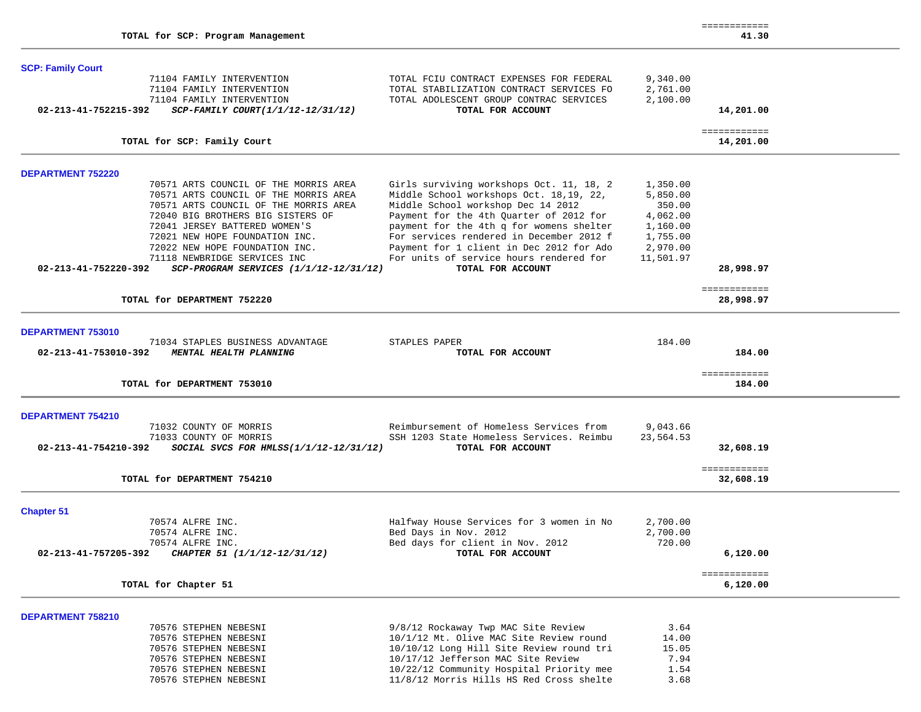| | | | |
|---|---|---|---|
| **TOTAL for SCP: Program Management** | | | ============ **41.30** |

**SCP: Family Court**

| | | | |
|---|---|---|---|
| 71104 FAMILY INTERVENTION | TOTAL FCIU CONTRACT EXPENSES FOR FEDERAL | 9,340.00 | |
| 71104 FAMILY INTERVENTION | TOTAL STABILIZATION CONTRACT SERVICES FO | 2,761.00 | |
| 71104 FAMILY INTERVENTION | TOTAL ADOLESCENT GROUP CONTRAC SERVICES | 2,100.00 | |
| **02-213-41-752215-392** ***SCP-FAMILY COURT(1/1/12-12/31/12)*** | **TOTAL FOR ACCOUNT** | | **14,201.00** |
| **TOTAL for SCP: Family Court** | | | ============ **14,201.00** |

**DEPARTMENT 752220**

| | | | |
|---|---|---|---|
| 70571 ARTS COUNCIL OF THE MORRIS AREA | Girls surviving workshops Oct. 11, 18, 2 | 1,350.00 | |
| 70571 ARTS COUNCIL OF THE MORRIS AREA | Middle School workshops Oct. 18,19, 22, | 5,850.00 | |
| 70571 ARTS COUNCIL OF THE MORRIS AREA | Middle School workshop Dec 14 2012 | 350.00 | |
| 72040 BIG BROTHERS BIG SISTERS OF | Payment for the 4th Quarter of 2012 for | 4,062.00 | |
| 72041 JERSEY BATTERED WOMEN'S | payment for the 4th q for womens shelter | 1,160.00 | |
| 72021 NEW HOPE FOUNDATION INC. | For services rendered in December 2012 f | 1,755.00 | |
| 72022 NEW HOPE FOUNDATION INC. | Payment for 1 client in Dec 2012 for Ado | 2,970.00 | |
| 71118 NEWBRIDGE SERVICES INC | For units of service hours rendered for | 11,501.97 | |
| **02-213-41-752220-392** ***SCP-PROGRAM SERVICES (1/1/12-12/31/12)*** | **TOTAL FOR ACCOUNT** | | **28,998.97** |
| **TOTAL for DEPARTMENT 752220** | | | ============ **28,998.97** |

**DEPARTMENT 753010**

| | | | |
|---|---|---|---|
| 71034 STAPLES BUSINESS ADVANTAGE | STAPLES PAPER | 184.00 | |
| **02-213-41-753010-392** ***MENTAL HEALTH PLANNING*** | **TOTAL FOR ACCOUNT** | | **184.00** |
| **TOTAL for DEPARTMENT 753010** | | | ============ **184.00** |

**DEPARTMENT 754210**

| | | | |
|---|---|---|---|
| 71032 COUNTY OF MORRIS | Reimbursement of Homeless Services from | 9,043.66 | |
| 71033 COUNTY OF MORRIS | SSH 1203 State Homeless Services. Reimbu | 23,564.53 | |
| **02-213-41-754210-392** ***SOCIAL SVCS FOR HMLSS(1/1/12-12/31/12)*** | **TOTAL FOR ACCOUNT** | | **32,608.19** |
| **TOTAL for DEPARTMENT 754210** | | | ============ **32,608.19** |

**Chapter 51**

| | | | |
|---|---|---|---|
| 70574 ALFRE INC. | Halfway House Services for 3 women in No | 2,700.00 | |
| 70574 ALFRE INC. | Bed Days in Nov. 2012 | 2,700.00 | |
| 70574 ALFRE INC. | Bed days for client in Nov. 2012 | 720.00 | |
| **02-213-41-757205-392** ***CHAPTER 51 (1/1/12-12/31/12)*** | **TOTAL FOR ACCOUNT** | | **6,120.00** |
| **TOTAL for Chapter 51** | | | ============ **6,120.00** |

**DEPARTMENT 758210**

| | | | |
|---|---|---|---|
| 70576 STEPHEN NEBESNI | 9/8/12 Rockaway Twp MAC Site Review | 3.64 | |
| 70576 STEPHEN NEBESNI | 10/1/12 Mt. Olive MAC Site Review round | 14.00 | |
| 70576 STEPHEN NEBESNI | 10/10/12 Long Hill Site Review round tri | 15.05 | |
| 70576 STEPHEN NEBESNI | 10/17/12 Jefferson MAC Site Review | 7.94 | |
| 70576 STEPHEN NEBESNI | 10/22/12 Community Hospital Priority mee | 1.54 | |
| 70576 STEPHEN NEBESNI | 11/8/12 Morris Hills HS Red Cross shelte | 3.68 | |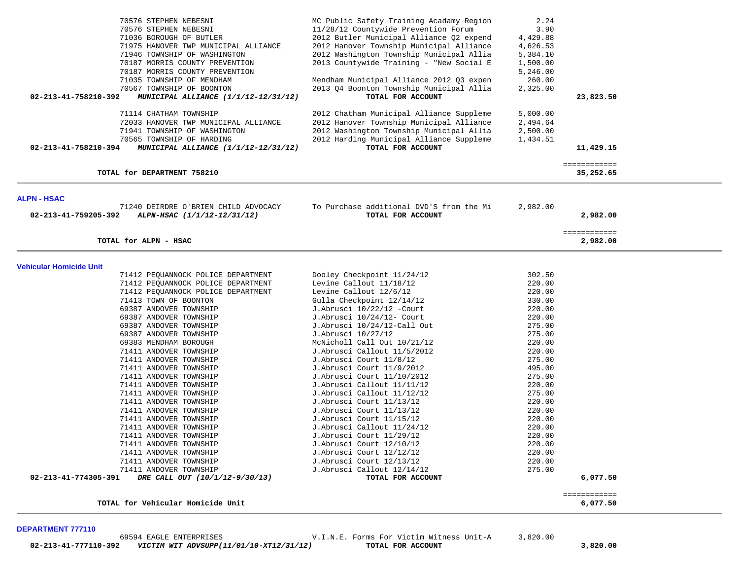| Account | Vendor / Description | Item Description | Amount | Total |
|---|---|---|---|---|
| | 70576 STEPHEN NEBESNI | MC Public Safety Training Acadamy Region | 2.24 | |
| | 70576 STEPHEN NEBESNI | 11/28/12 Countywide Prevention Forum | 3.90 | |
| | 71036 BOROUGH OF BUTLER | 2012 Butler Municipal Alliance Q2 expend | 4,429.88 | |
| | 71975 HANOVER TWP MUNICIPAL ALLIANCE | 2012 Hanover Township Municipal Alliance | 4,626.53 | |
| | 71946 TOWNSHIP OF WASHINGTON | 2012 Washington Township Municipal Allia | 5,384.10 | |
| | 70187 MORRIS COUNTY PREVENTION | 2013 Countywide Training - "New Social E | 1,500.00 | |
| | 70187 MORRIS COUNTY PREVENTION | | 5,246.00 | |
| | 71035 TOWNSHIP OF MENDHAM | Mendham Municipal Alliance 2012 Q3 expen | 260.00 | |
| | 70567 TOWNSHIP OF BOONTON | 2013 Q4 Boonton Township Municipal Allia | 2,325.00 | |
| **02-213-41-758210-392** | ***MUNICIPAL ALLIANCE (1/1/12-12/31/12)*** | **TOTAL FOR ACCOUNT** | | **23,823.50** |
| | 71114 CHATHAM TOWNSHIP | 2012 Chatham Municipal Alliance Suppleme | 5,000.00 | |
| | 72033 HANOVER TWP MUNICIPAL ALLIANCE | 2012 Hanover Township Municipal Alliance | 2,494.64 | |
| | 71941 TOWNSHIP OF WASHINGTON | 2012 Washington Township Municipal Allia | 2,500.00 | |
| | 70565 TOWNSHIP OF HARDING | 2012 Harding Municipal Alliance Suppleme | 1,434.51 | |
| **02-213-41-758210-394** | ***MUNICIPAL ALLIANCE (1/1/12-12/31/12)*** | **TOTAL FOR ACCOUNT** | | **11,429.15** |
| | | | | ============ |
| | **TOTAL for DEPARTMENT 758210** | | | **35,252.65** |

**ALPN - HSAC**

| Account | Vendor / Description | Item Description | Amount | Total |
|---|---|---|---|---|
| | 71240 DEIRDRE O'BRIEN CHILD ADVOCACY | To Purchase additional DVD'S from the Mi | 2,982.00 | |
| **02-213-41-759205-392** | ***ALPN-HSAC (1/1/12-12/31/12)*** | **TOTAL FOR ACCOUNT** | | **2,982.00** |
| | | | | ============ |
| | **TOTAL for ALPN - HSAC** | | | **2,982.00** |

**Vehicular Homicide Unit**

| Account | Vendor / Description | Item Description | Amount | Total |
|---|---|---|---|---|
| | 71412 PEQUANNOCK POLICE DEPARTMENT | Dooley Checkpoint 11/24/12 | 302.50 | |
| | 71412 PEQUANNOCK POLICE DEPARTMENT | Levine Callout 11/18/12 | 220.00 | |
| | 71412 PEQUANNOCK POLICE DEPARTMENT | Levine Callout 12/6/12 | 220.00 | |
| | 71413 TOWN OF BOONTON | Gulla Checkpoint 12/14/12 | 330.00 | |
| | 69387 ANDOVER TOWNSHIP | J.Abrusci 10/22/12 -Court | 220.00 | |
| | 69387 ANDOVER TOWNSHIP | J.Abrusci 10/24/12- Court | 220.00 | |
| | 69387 ANDOVER TOWNSHIP | J.Abrusci 10/24/12-Call Out | 275.00 | |
| | 69387 ANDOVER TOWNSHIP | J.Abrusci 10/27/12 | 275.00 | |
| | 69383 MENDHAM BOROUGH | McNicholl Call Out 10/21/12 | 220.00 | |
| | 71411 ANDOVER TOWNSHIP | J.Abrusci Callout 11/5/2012 | 220.00 | |
| | 71411 ANDOVER TOWNSHIP | J.Abrusci Court 11/8/12 | 275.00 | |
| | 71411 ANDOVER TOWNSHIP | J.Abrusci Court 11/9/2012 | 495.00 | |
| | 71411 ANDOVER TOWNSHIP | J.Abrusci Court 11/10/2012 | 275.00 | |
| | 71411 ANDOVER TOWNSHIP | J.Abrusci Callout 11/11/12 | 220.00 | |
| | 71411 ANDOVER TOWNSHIP | J.Abrusci Callout 11/12/12 | 275.00 | |
| | 71411 ANDOVER TOWNSHIP | J.Abrusci Court 11/13/12 | 220.00 | |
| | 71411 ANDOVER TOWNSHIP | J.Abrusci Court 11/13/12 | 220.00 | |
| | 71411 ANDOVER TOWNSHIP | J.Abrusci Court 11/15/12 | 220.00 | |
| | 71411 ANDOVER TOWNSHIP | J.Abrusci Callout 11/24/12 | 220.00 | |
| | 71411 ANDOVER TOWNSHIP | J.Abrusci Court 11/29/12 | 220.00 | |
| | 71411 ANDOVER TOWNSHIP | J.Abrusci Court 12/10/12 | 220.00 | |
| | 71411 ANDOVER TOWNSHIP | J.Abrusci Court 12/12/12 | 220.00 | |
| | 71411 ANDOVER TOWNSHIP | J.Abrusci Court 12/13/12 | 220.00 | |
| | 71411 ANDOVER TOWNSHIP | J.Abrusci Callout 12/14/12 | 275.00 | |
| **02-213-41-774305-391** | ***DRE CALL OUT (10/1/12-9/30/13)*** | **TOTAL FOR ACCOUNT** | | **6,077.50** |
| | | | | ============ |
| | **TOTAL for Vehicular Homicide Unit** | | | **6,077.50** |

**DEPARTMENT 777110**

| Account | Vendor / Description | Item Description | Amount | Total |
|---|---|---|---|---|
| | 69594 EAGLE ENTERPRISES | V.I.N.E. Forms For Victim Witness Unit-A | 3,820.00 | |
| **02-213-41-777110-392** | ***VICTIM WIT ADVSUPP(11/01/10-XT12/31/12)*** | **TOTAL FOR ACCOUNT** | | **3,820.00** |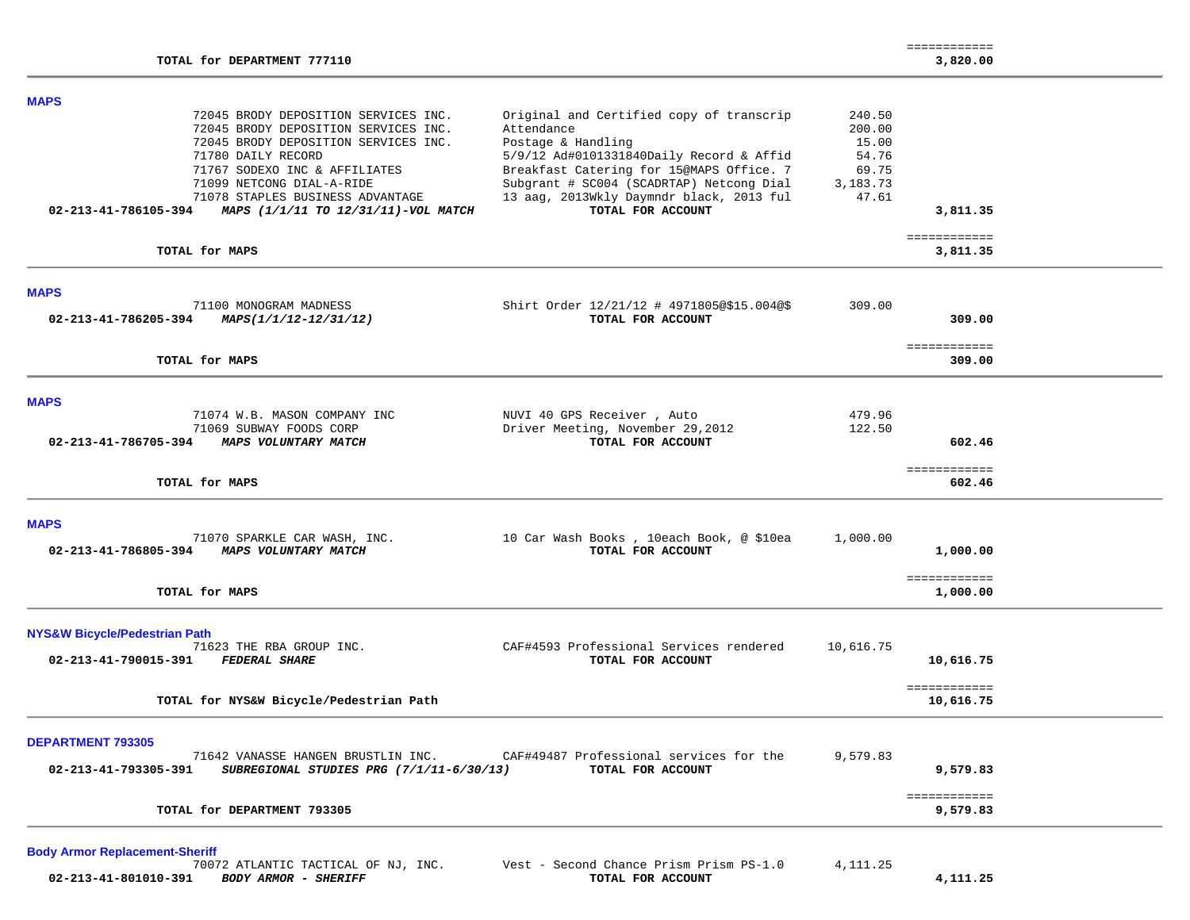============
**TOTAL for DEPARTMENT 777110** **3,820.00**

---

**MAPS**

| Account | | Description | Amount | Total |
|---|---|---|---|---|
| | 72045 BRODY DEPOSITION SERVICES INC. | Original and Certified copy of transcrip | 240.50 | |
| | 72045 BRODY DEPOSITION SERVICES INC. | Attendance | 200.00 | |
| | 72045 BRODY DEPOSITION SERVICES INC. | Postage & Handling | 15.00 | |
| | 71780 DAILY RECORD | 5/9/12 Ad#0101331840Daily Record & Affid | 54.76 | |
| | 71767 SODEXO INC & AFFILIATES | Breakfast Catering for 15@MAPS Office. 7 | 69.75 | |
| | 71099 NETCONG DIAL-A-RIDE | Subgrant # SC004 (SCADRTAP) Netcong Dial | 3,183.73 | |
| | 71078 STAPLES BUSINESS ADVANTAGE | 13 aag, 2013Wkly Daymndr black, 2013 ful | 47.61 | |
| **02-213-41-786105-394** | ***MAPS (1/1/11 TO 12/31/11)-VOL MATCH*** | **TOTAL FOR ACCOUNT** | | **3,811.35** |

============
**TOTAL for MAPS** **3,811.35**

---

**MAPS**

| Account | | Description | Amount | Total |
|---|---|---|---|---|
| | 71100 MONOGRAM MADNESS | Shirt Order 12/21/12 # 4971805@$15.004@$ | 309.00 | |
| **02-213-41-786205-394** | ***MAPS(1/1/12-12/31/12)*** | **TOTAL FOR ACCOUNT** | | **309.00** |

============
**TOTAL for MAPS** **309.00**

---

**MAPS**

| Account | | Description | Amount | Total |
|---|---|---|---|---|
| | 71074 W.B. MASON COMPANY INC | NUVI 40 GPS Receiver , Auto | 479.96 | |
| | 71069 SUBWAY FOODS CORP | Driver Meeting, November 29,2012 | 122.50 | |
| **02-213-41-786705-394** | ***MAPS VOLUNTARY MATCH*** | **TOTAL FOR ACCOUNT** | | **602.46** |

============
**TOTAL for MAPS** **602.46**

---

**MAPS**

| Account | | Description | Amount | Total |
|---|---|---|---|---|
| | 71070 SPARKLE CAR WASH, INC. | 10 Car Wash Books , 10each Book, @ $10ea | 1,000.00 | |
| **02-213-41-786805-394** | ***MAPS VOLUNTARY MATCH*** | **TOTAL FOR ACCOUNT** | | **1,000.00** |

============
**TOTAL for MAPS** **1,000.00**

---

**NYS&W Bicycle/Pedestrian Path**

| Account | | Description | Amount | Total |
|---|---|---|---|---|
| | 71623 THE RBA GROUP INC. | CAF#4593 Professional Services rendered | 10,616.75 | |
| **02-213-41-790015-391** | ***FEDERAL SHARE*** | **TOTAL FOR ACCOUNT** | | **10,616.75** |

============
**TOTAL for NYS&W Bicycle/Pedestrian Path** **10,616.75**

---

**DEPARTMENT 793305**

| Account | | Description | Amount | Total |
|---|---|---|---|---|
| | 71642 VANASSE HANGEN BRUSTLIN INC. | CAF#49487 Professional services for the | 9,579.83 | |
| **02-213-41-793305-391** | ***SUBREGIONAL STUDIES PRG (7/1/11-6/30/13)*** | **TOTAL FOR ACCOUNT** | | **9,579.83** |

============
**TOTAL for DEPARTMENT 793305** **9,579.83**

---

**Body Armor Replacement-Sheriff**

| Account | | Description | Amount | Total |
|---|---|---|---|---|
| | 70072 ATLANTIC TACTICAL OF NJ, INC. | Vest - Second Chance Prism Prism PS-1.0 | 4,111.25 | |
| **02-213-41-801010-391** | ***BODY ARMOR - SHERIFF*** | **TOTAL FOR ACCOUNT** | | **4,111.25** |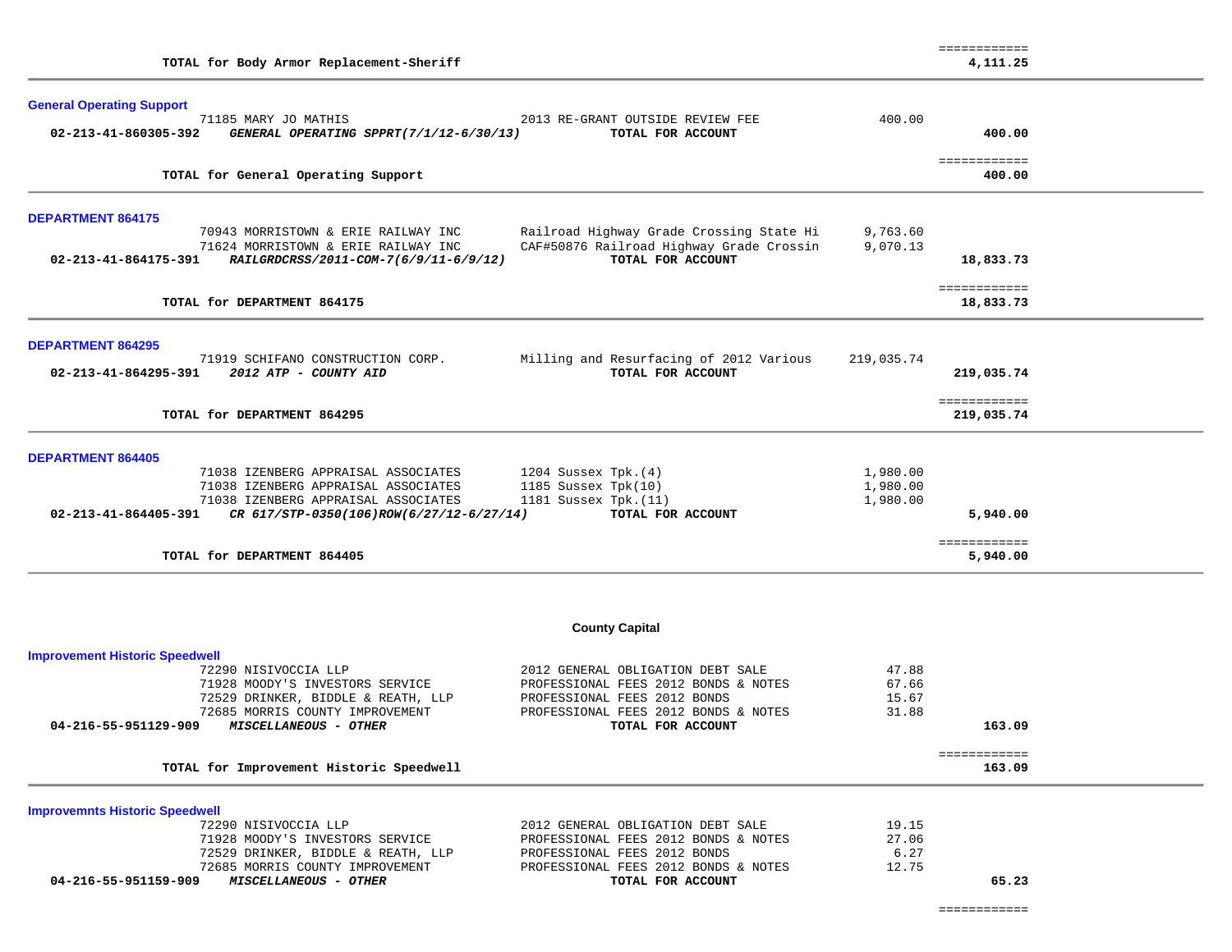| | | | |
|---|---|---|---|
| | | | ============ |
| **TOTAL for Body Armor Replacement-Sheriff** | | | **4,111.25** |

**General Operating Support**

| | | | |
|---|---|---|---|
| 71185 MARY JO MATHIS | 2013 RE-GRANT OUTSIDE REVIEW FEE | 400.00 | |
| **02-213-41-860305-392** ***GENERAL OPERATING SPPRT(7/1/12-6/30/13)*** | **TOTAL FOR ACCOUNT** | | **400.00** |
| | | | ============ |
| **TOTAL for General Operating Support** | | | **400.00** |

**DEPARTMENT 864175**

| | | | |
|---|---|---|---|
| 70943 MORRISTOWN & ERIE RAILWAY INC | Railroad Highway Grade Crossing State Hi | 9,763.60 | |
| 71624 MORRISTOWN & ERIE RAILWAY INC | CAF#50876 Railroad Highway Grade Crossin | 9,070.13 | |
| **02-213-41-864175-391** ***RAILGRDCRSS/2011-COM-7(6/9/11-6/9/12)*** | **TOTAL FOR ACCOUNT** | | **18,833.73** |
| | | | ============ |
| **TOTAL for DEPARTMENT 864175** | | | **18,833.73** |

**DEPARTMENT 864295**

| | | | |
|---|---|---|---|
| 71919 SCHIFANO CONSTRUCTION CORP. | Milling and Resurfacing of 2012 Various | 219,035.74 | |
| **02-213-41-864295-391** ***2012 ATP - COUNTY AID*** | **TOTAL FOR ACCOUNT** | | **219,035.74** |
| | | | ============ |
| **TOTAL for DEPARTMENT 864295** | | | **219,035.74** |

**DEPARTMENT 864405**

| | | | |
|---|---|---|---|
| 71038 IZENBERG APPRAISAL ASSOCIATES | 1204 Sussex Tpk.(4) | 1,980.00 | |
| 71038 IZENBERG APPRAISAL ASSOCIATES | 1185 Sussex Tpk(10) | 1,980.00 | |
| 71038 IZENBERG APPRAISAL ASSOCIATES | 1181 Sussex Tpk.(11) | 1,980.00 | |
| **02-213-41-864405-391** ***CR 617/STP-0350(106)ROW(6/27/12-6/27/14)*** | **TOTAL FOR ACCOUNT** | | **5,940.00** |
| | | | ============ |
| **TOTAL for DEPARTMENT 864405** | | | **5,940.00** |

## County Capital

**Improvement Historic Speedwell**

| | | | |
|---|---|---|---|
| 72290 NISIVOCCIA LLP | 2012 GENERAL OBLIGATION DEBT SALE | 47.88 | |
| 71928 MOODY'S INVESTORS SERVICE | PROFESSIONAL FEES 2012 BONDS & NOTES | 67.66 | |
| 72529 DRINKER, BIDDLE & REATH, LLP | PROFESSIONAL FEES 2012 BONDS | 15.67 | |
| 72685 MORRIS COUNTY IMPROVEMENT | PROFESSIONAL FEES 2012 BONDS & NOTES | 31.88 | |
| **04-216-55-951129-909** ***MISCELLANEOUS - OTHER*** | **TOTAL FOR ACCOUNT** | | **163.09** |
| | | | ============ |
| **TOTAL for Improvement Historic Speedwell** | | | **163.09** |

**Improvemnts Historic Speedwell**

| | | | |
|---|---|---|---|
| 72290 NISIVOCCIA LLP | 2012 GENERAL OBLIGATION DEBT SALE | 19.15 | |
| 71928 MOODY'S INVESTORS SERVICE | PROFESSIONAL FEES 2012 BONDS & NOTES | 27.06 | |
| 72529 DRINKER, BIDDLE & REATH, LLP | PROFESSIONAL FEES 2012 BONDS | 6.27 | |
| 72685 MORRIS COUNTY IMPROVEMENT | PROFESSIONAL FEES 2012 BONDS & NOTES | 12.75 | |
| **04-216-55-951159-909** ***MISCELLANEOUS - OTHER*** | **TOTAL FOR ACCOUNT** | | **65.23** |
| | | | ============ |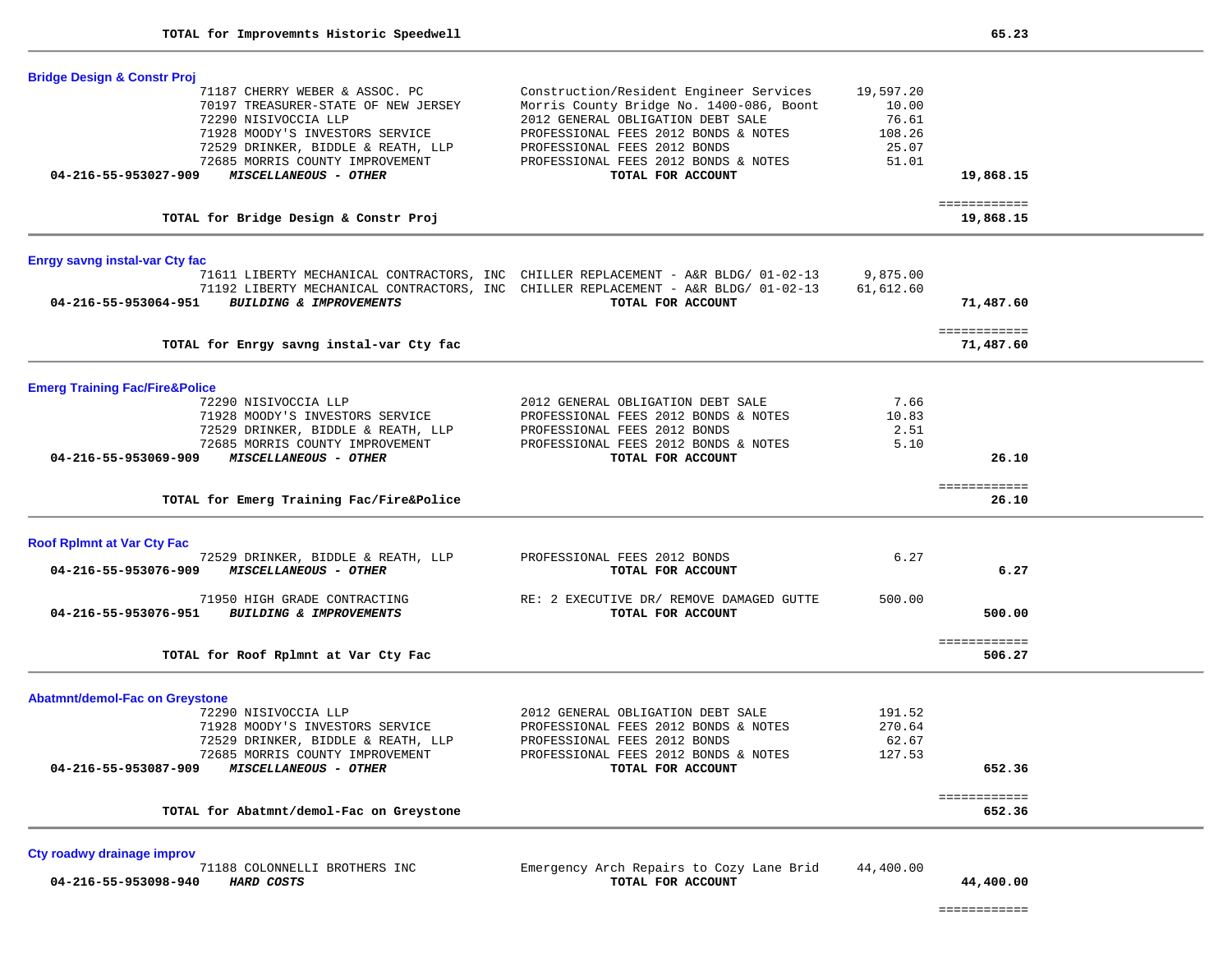**TOTAL for Improvemnts Historic Speedwell** 65.23

---

### Bridge Design & Constr Proj

| | Vendor | Description | Amount | Total |
|---|---|---|---|---|
| | 71187 CHERRY WEBER & ASSOC. PC | Construction/Resident Engineer Services | 19,597.20 | |
| | 70197 TREASURER-STATE OF NEW JERSEY | Morris County Bridge No. 1400-086, Boont | 10.00 | |
| | 72290 NISIVOCCIA LLP | 2012 GENERAL OBLIGATION DEBT SALE | 76.61 | |
| | 71928 MOODY'S INVESTORS SERVICE | PROFESSIONAL FEES 2012 BONDS & NOTES | 108.26 | |
| | 72529 DRINKER, BIDDLE & REATH, LLP | PROFESSIONAL FEES 2012 BONDS | 25.07 | |
| | 72685 MORRIS COUNTY IMPROVEMENT | PROFESSIONAL FEES 2012 BONDS & NOTES | 51.01 | |
| **04-216-55-953027-909** | ***MISCELLANEOUS - OTHER*** | **TOTAL FOR ACCOUNT** | | **19,868.15** |

**TOTAL for Bridge Design & Constr Proj** 19,868.15

---

### Enrgy savng instal-var Cty fac

| | Vendor | Description | Amount | Total |
|---|---|---|---|---|
| | 71611 LIBERTY MECHANICAL CONTRACTORS, INC | CHILLER REPLACEMENT - A&R BLDG/ 01-02-13 | 9,875.00 | |
| | 71192 LIBERTY MECHANICAL CONTRACTORS, INC | CHILLER REPLACEMENT - A&R BLDG/ 01-02-13 | 61,612.60 | |
| **04-216-55-953064-951** | ***BUILDING & IMPROVEMENTS*** | **TOTAL FOR ACCOUNT** | | **71,487.60** |

**TOTAL for Enrgy savng instal-var Cty fac** 71,487.60

---

### Emerg Training Fac/Fire&Police

| | Vendor | Description | Amount | Total |
|---|---|---|---|---|
| | 72290 NISIVOCCIA LLP | 2012 GENERAL OBLIGATION DEBT SALE | 7.66 | |
| | 71928 MOODY'S INVESTORS SERVICE | PROFESSIONAL FEES 2012 BONDS & NOTES | 10.83 | |
| | 72529 DRINKER, BIDDLE & REATH, LLP | PROFESSIONAL FEES 2012 BONDS | 2.51 | |
| | 72685 MORRIS COUNTY IMPROVEMENT | PROFESSIONAL FEES 2012 BONDS & NOTES | 5.10 | |
| **04-216-55-953069-909** | ***MISCELLANEOUS - OTHER*** | **TOTAL FOR ACCOUNT** | | **26.10** |

**TOTAL for Emerg Training Fac/Fire&Police** 26.10

---

### Roof Rplmnt at Var Cty Fac

| | Vendor | Description | Amount | Total |
|---|---|---|---|---|
| | 72529 DRINKER, BIDDLE & REATH, LLP | PROFESSIONAL FEES 2012 BONDS | 6.27 | |
| **04-216-55-953076-909** | ***MISCELLANEOUS - OTHER*** | **TOTAL FOR ACCOUNT** | | **6.27** |
| | 71950 HIGH GRADE CONTRACTING | RE: 2 EXECUTIVE DR/ REMOVE DAMAGED GUTTE | 500.00 | |
| **04-216-55-953076-951** | ***BUILDING & IMPROVEMENTS*** | **TOTAL FOR ACCOUNT** | | **500.00** |

**TOTAL for Roof Rplmnt at Var Cty Fac** 506.27

---

### Abatmnt/demol-Fac on Greystone

| | Vendor | Description | Amount | Total |
|---|---|---|---|---|
| | 72290 NISIVOCCIA LLP | 2012 GENERAL OBLIGATION DEBT SALE | 191.52 | |
| | 71928 MOODY'S INVESTORS SERVICE | PROFESSIONAL FEES 2012 BONDS & NOTES | 270.64 | |
| | 72529 DRINKER, BIDDLE & REATH, LLP | PROFESSIONAL FEES 2012 BONDS | 62.67 | |
| | 72685 MORRIS COUNTY IMPROVEMENT | PROFESSIONAL FEES 2012 BONDS & NOTES | 127.53 | |
| **04-216-55-953087-909** | ***MISCELLANEOUS - OTHER*** | **TOTAL FOR ACCOUNT** | | **652.36** |

**TOTAL for Abatmnt/demol-Fac on Greystone** 652.36

---

### Cty roadwy drainage improv

| | Vendor | Description | Amount | Total |
|---|---|---|---|---|
| | 71188 COLONNELLI BROTHERS INC | Emergency Arch Repairs to Cozy Lane Brid | 44,400.00 | |
| **04-216-55-953098-940** | ***HARD COSTS*** | **TOTAL FOR ACCOUNT** | | **44,400.00** |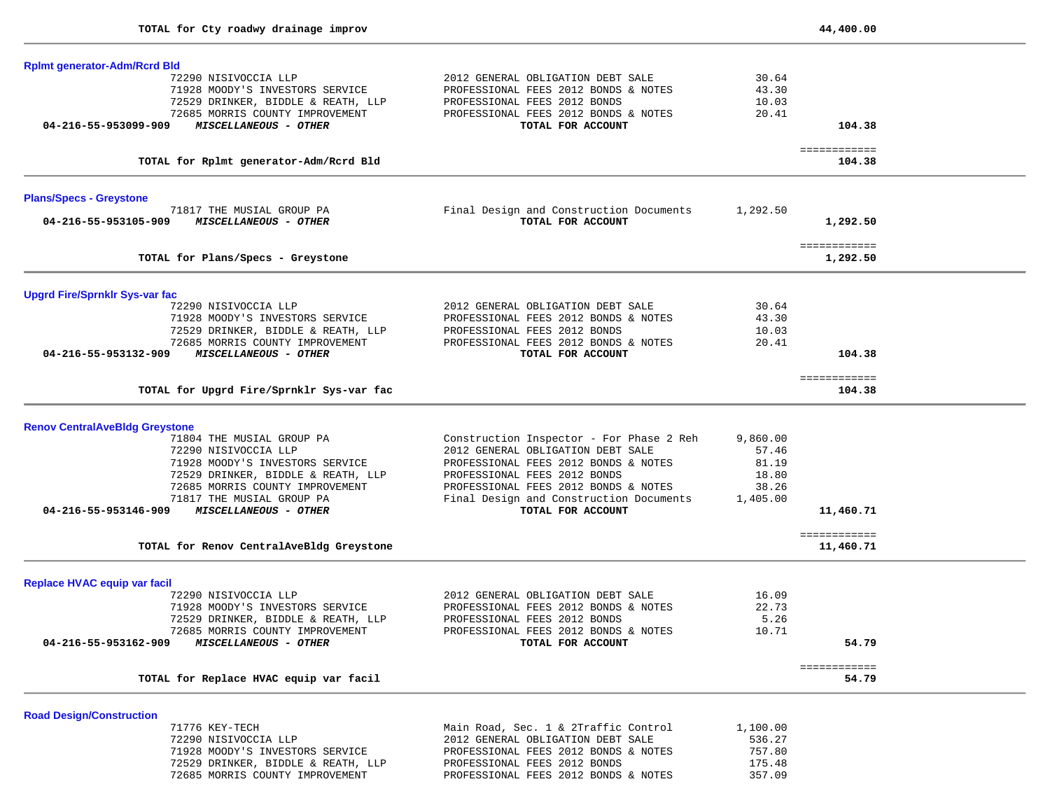**TOTAL for Cty roadwy drainage improv** **44,400.00**

---

### Rplmt generator-Adm/Rcrd Bld

| | Vendor | Description | Amount | Total |
|---|---|---|---|---|
| | 72290 NISIVOCCIA LLP | 2012 GENERAL OBLIGATION DEBT SALE | 30.64 | |
| | 71928 MOODY'S INVESTORS SERVICE | PROFESSIONAL FEES 2012 BONDS & NOTES | 43.30 | |
| | 72529 DRINKER, BIDDLE & REATH, LLP | PROFESSIONAL FEES 2012 BONDS | 10.03 | |
| | 72685 MORRIS COUNTY IMPROVEMENT | PROFESSIONAL FEES 2012 BONDS & NOTES | 20.41 | |
| **04-216-55-953099-909** | ***MISCELLANEOUS - OTHER*** | **TOTAL FOR ACCOUNT** | | **104.38** |

**TOTAL for Rplmt generator-Adm/Rcrd Bld** ============ **104.38**

---

### Plans/Specs - Greystone

| | Vendor | Description | Amount | Total |
|---|---|---|---|---|
| | 71817 THE MUSIAL GROUP PA | Final Design and Construction Documents | 1,292.50 | |
| **04-216-55-953105-909** | ***MISCELLANEOUS - OTHER*** | **TOTAL FOR ACCOUNT** | | **1,292.50** |

**TOTAL for Plans/Specs - Greystone** ============ **1,292.50**

---

### Upgrd Fire/Sprnklr Sys-var fac

| | Vendor | Description | Amount | Total |
|---|---|---|---|---|
| | 72290 NISIVOCCIA LLP | 2012 GENERAL OBLIGATION DEBT SALE | 30.64 | |
| | 71928 MOODY'S INVESTORS SERVICE | PROFESSIONAL FEES 2012 BONDS & NOTES | 43.30 | |
| | 72529 DRINKER, BIDDLE & REATH, LLP | PROFESSIONAL FEES 2012 BONDS | 10.03 | |
| | 72685 MORRIS COUNTY IMPROVEMENT | PROFESSIONAL FEES 2012 BONDS & NOTES | 20.41 | |
| **04-216-55-953132-909** | ***MISCELLANEOUS - OTHER*** | **TOTAL FOR ACCOUNT** | | **104.38** |

**TOTAL for Upgrd Fire/Sprnklr Sys-var fac** ============ **104.38**

---

### Renov CentralAveBldg Greystone

| | Vendor | Description | Amount | Total |
|---|---|---|---|---|
| | 71804 THE MUSIAL GROUP PA | Construction Inspector - For Phase 2 Reh | 9,860.00 | |
| | 72290 NISIVOCCIA LLP | 2012 GENERAL OBLIGATION DEBT SALE | 57.46 | |
| | 71928 MOODY'S INVESTORS SERVICE | PROFESSIONAL FEES 2012 BONDS & NOTES | 81.19 | |
| | 72529 DRINKER, BIDDLE & REATH, LLP | PROFESSIONAL FEES 2012 BONDS | 18.80 | |
| | 72685 MORRIS COUNTY IMPROVEMENT | PROFESSIONAL FEES 2012 BONDS & NOTES | 38.26 | |
| | 71817 THE MUSIAL GROUP PA | Final Design and Construction Documents | 1,405.00 | |
| **04-216-55-953146-909** | ***MISCELLANEOUS - OTHER*** | **TOTAL FOR ACCOUNT** | | **11,460.71** |

**TOTAL for Renov CentralAveBldg Greystone** ============ **11,460.71**

---

### Replace HVAC equip var facil

| | Vendor | Description | Amount | Total |
|---|---|---|---|---|
| | 72290 NISIVOCCIA LLP | 2012 GENERAL OBLIGATION DEBT SALE | 16.09 | |
| | 71928 MOODY'S INVESTORS SERVICE | PROFESSIONAL FEES 2012 BONDS & NOTES | 22.73 | |
| | 72529 DRINKER, BIDDLE & REATH, LLP | PROFESSIONAL FEES 2012 BONDS | 5.26 | |
| | 72685 MORRIS COUNTY IMPROVEMENT | PROFESSIONAL FEES 2012 BONDS & NOTES | 10.71 | |
| **04-216-55-953162-909** | ***MISCELLANEOUS - OTHER*** | **TOTAL FOR ACCOUNT** | | **54.79** |

**TOTAL for Replace HVAC equip var facil** ============ **54.79**

---

### Road Design/Construction

| | Vendor | Description | Amount | Total |
|---|---|---|---|---|
| | 71776 KEY-TECH | Main Road, Sec. 1 & 2Traffic Control | 1,100.00 | |
| | 72290 NISIVOCCIA LLP | 2012 GENERAL OBLIGATION DEBT SALE | 536.27 | |
| | 71928 MOODY'S INVESTORS SERVICE | PROFESSIONAL FEES 2012 BONDS & NOTES | 757.80 | |
| | 72529 DRINKER, BIDDLE & REATH, LLP | PROFESSIONAL FEES 2012 BONDS | 175.48 | |
| | 72685 MORRIS COUNTY IMPROVEMENT | PROFESSIONAL FEES 2012 BONDS & NOTES | 357.09 | |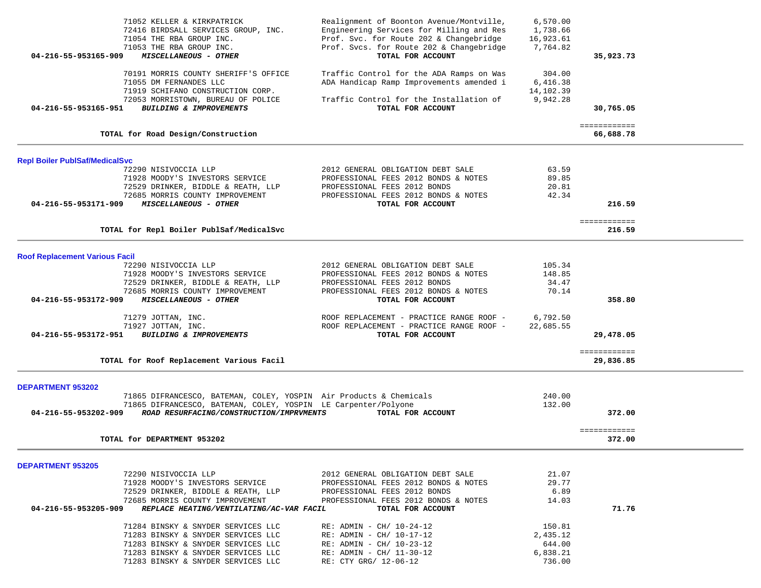| | | | |
|---|---|---|---|
| 71052 KELLER & KIRKPATRICK | Realignment of Boonton Avenue/Montville, | 6,570.00 | |
| 72416 BIRDSALL SERVICES GROUP, INC. | Engineering Services for Milling and Res | 1,738.66 | |
| 71054 THE RBA GROUP INC. | Prof. Svc. for Route 202 & Changebridge | 16,923.61 | |
| 71053 THE RBA GROUP INC. | Prof. Svcs. for Route 202 & Changebridge | 7,764.82 | |
| **04-216-55-953165-909** ***MISCELLANEOUS - OTHER*** | **TOTAL FOR ACCOUNT** | | **35,923.73** |
| 70191 MORRIS COUNTY SHERIFF'S OFFICE | Traffic Control for the ADA Ramps on Was | 304.00 | |
| 71055 DM FERNANDES LLC | ADA Handicap Ramp Improvements amended i | 6,416.38 | |
| 71919 SCHIFANO CONSTRUCTION CORP. | | 14,102.39 | |
| 72053 MORRISTOWN, BUREAU OF POLICE | Traffic Control for the Installation of | 9,942.28 | |
| **04-216-55-953165-951** ***BUILDING & IMPROVEMENTS*** | **TOTAL FOR ACCOUNT** | | **30,765.05** |
| **TOTAL for Road Design/Construction** | | | **66,688.78** |

**Repl Boiler PublSaf/MedicalSvc**

| | | | |
|---|---|---|---|
| 72290 NISIVOCCIA LLP | 2012 GENERAL OBLIGATION DEBT SALE | 63.59 | |
| 71928 MOODY'S INVESTORS SERVICE | PROFESSIONAL FEES 2012 BONDS & NOTES | 89.85 | |
| 72529 DRINKER, BIDDLE & REATH, LLP | PROFESSIONAL FEES 2012 BONDS | 20.81 | |
| 72685 MORRIS COUNTY IMPROVEMENT | PROFESSIONAL FEES 2012 BONDS & NOTES | 42.34 | |
| **04-216-55-953171-909** ***MISCELLANEOUS - OTHER*** | **TOTAL FOR ACCOUNT** | | **216.59** |
| **TOTAL for Repl Boiler PublSaf/MedicalSvc** | | | **216.59** |

**Roof Replacement Various Facil**

| | | | |
|---|---|---|---|
| 72290 NISIVOCCIA LLP | 2012 GENERAL OBLIGATION DEBT SALE | 105.34 | |
| 71928 MOODY'S INVESTORS SERVICE | PROFESSIONAL FEES 2012 BONDS & NOTES | 148.85 | |
| 72529 DRINKER, BIDDLE & REATH, LLP | PROFESSIONAL FEES 2012 BONDS | 34.47 | |
| 72685 MORRIS COUNTY IMPROVEMENT | PROFESSIONAL FEES 2012 BONDS & NOTES | 70.14 | |
| **04-216-55-953172-909** ***MISCELLANEOUS - OTHER*** | **TOTAL FOR ACCOUNT** | | **358.80** |
| 71279 JOTTAN, INC. | ROOF REPLACEMENT - PRACTICE RANGE ROOF - | 6,792.50 | |
| 71927 JOTTAN, INC. | ROOF REPLACEMENT - PRACTICE RANGE ROOF - | 22,685.55 | |
| **04-216-55-953172-951** ***BUILDING & IMPROVEMENTS*** | **TOTAL FOR ACCOUNT** | | **29,478.05** |
| **TOTAL for Roof Replacement Various Facil** | | | **29,836.85** |

**DEPARTMENT 953202**

| | | | |
|---|---|---|---|
| 71865 DIFRANCESCO, BATEMAN, COLEY, YOSPIN | Air Products & Chemicals | 240.00 | |
| 71865 DIFRANCESCO, BATEMAN, COLEY, YOSPIN | LE Carpenter/Polyone | 132.00 | |
| **04-216-55-953202-909** ***ROAD RESURFACING/CONSTRUCTION/IMPRVMENTS*** | **TOTAL FOR ACCOUNT** | | **372.00** |
| **TOTAL for DEPARTMENT 953202** | | | **372.00** |

**DEPARTMENT 953205**

| | | | |
|---|---|---|---|
| 72290 NISIVOCCIA LLP | 2012 GENERAL OBLIGATION DEBT SALE | 21.07 | |
| 71928 MOODY'S INVESTORS SERVICE | PROFESSIONAL FEES 2012 BONDS & NOTES | 29.77 | |
| 72529 DRINKER, BIDDLE & REATH, LLP | PROFESSIONAL FEES 2012 BONDS | 6.89 | |
| 72685 MORRIS COUNTY IMPROVEMENT | PROFESSIONAL FEES 2012 BONDS & NOTES | 14.03 | |
| **04-216-55-953205-909** ***REPLACE HEATING/VENTILATING/AC-VAR FACIL*** | **TOTAL FOR ACCOUNT** | | **71.76** |
| 71284 BINSKY & SNYDER SERVICES LLC | RE: ADMIN - CH/ 10-24-12 | 150.81 | |
| 71283 BINSKY & SNYDER SERVICES LLC | RE: ADMIN - CH/ 10-17-12 | 2,435.12 | |
| 71283 BINSKY & SNYDER SERVICES LLC | RE: ADMIN - CH/ 10-23-12 | 644.00 | |
| 71283 BINSKY & SNYDER SERVICES LLC | RE: ADMIN - CH/ 11-30-12 | 6,838.21 | |
| 71283 BINSKY & SNYDER SERVICES LLC | RE: CTY GRG/ 12-06-12 | 736.00 | |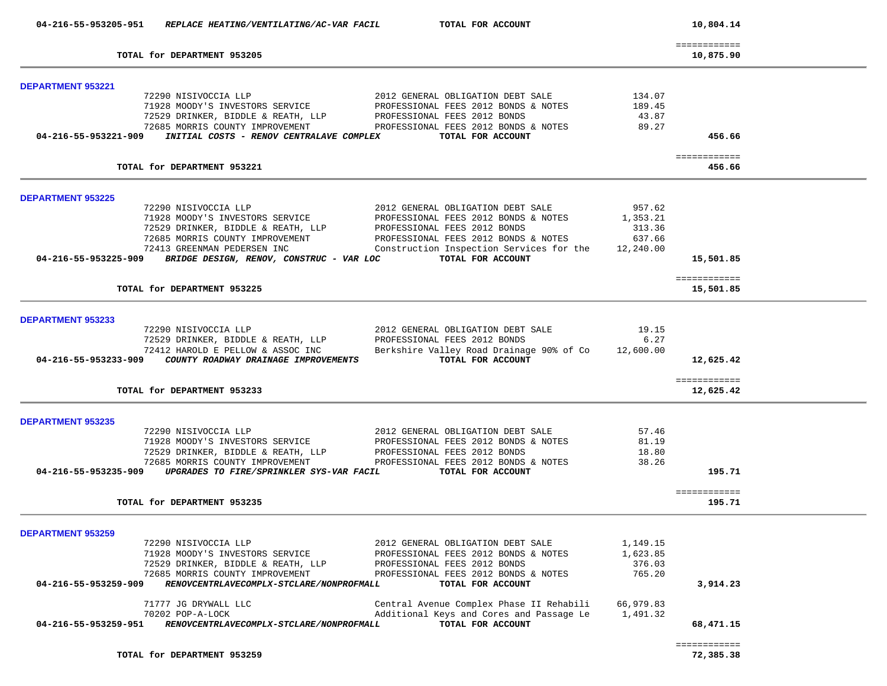**04-216-55-953205-951** ***REPLACE HEATING/VENTILATING/AC-VAR FACIL*** **TOTAL FOR ACCOUNT** **10,804.14**

============

**TOTAL for DEPARTMENT 953205** **10,875.90**

---

**DEPARTMENT 953221**

| Vendor | Description | Amount | Total |
|---|---|---|---|
| 72290 NISIVOCCIA LLP | 2012 GENERAL OBLIGATION DEBT SALE | 134.07 | |
| 71928 MOODY'S INVESTORS SERVICE | PROFESSIONAL FEES 2012 BONDS & NOTES | 189.45 | |
| 72529 DRINKER, BIDDLE & REATH, LLP | PROFESSIONAL FEES 2012 BONDS | 43.87 | |
| 72685 MORRIS COUNTY IMPROVEMENT | PROFESSIONAL FEES 2012 BONDS & NOTES | 89.27 | |
| **04-216-55-953221-909** ***INITIAL COSTS - RENOV CENTRALAVE COMPLEX*** | **TOTAL FOR ACCOUNT** | | **456.66** |

============

**TOTAL for DEPARTMENT 953221** **456.66**

---

**DEPARTMENT 953225**

| Vendor | Description | Amount | Total |
|---|---|---|---|
| 72290 NISIVOCCIA LLP | 2012 GENERAL OBLIGATION DEBT SALE | 957.62 | |
| 71928 MOODY'S INVESTORS SERVICE | PROFESSIONAL FEES 2012 BONDS & NOTES | 1,353.21 | |
| 72529 DRINKER, BIDDLE & REATH, LLP | PROFESSIONAL FEES 2012 BONDS | 313.36 | |
| 72685 MORRIS COUNTY IMPROVEMENT | PROFESSIONAL FEES 2012 BONDS & NOTES | 637.66 | |
| 72413 GREENMAN PEDERSEN INC | Construction Inspection Services for the | 12,240.00 | |
| **04-216-55-953225-909** ***BRIDGE DESIGN, RENOV, CONSTRUC - VAR LOC*** | **TOTAL FOR ACCOUNT** | | **15,501.85** |

============

**TOTAL for DEPARTMENT 953225** **15,501.85**

---

**DEPARTMENT 953233**

| Vendor | Description | Amount | Total |
|---|---|---|---|
| 72290 NISIVOCCIA LLP | 2012 GENERAL OBLIGATION DEBT SALE | 19.15 | |
| 72529 DRINKER, BIDDLE & REATH, LLP | PROFESSIONAL FEES 2012 BONDS | 6.27 | |
| 72412 HAROLD E PELLOW & ASSOC INC | Berkshire Valley Road Drainage 90% of Co | 12,600.00 | |
| **04-216-55-953233-909** ***COUNTY ROADWAY DRAINAGE IMPROVEMENTS*** | **TOTAL FOR ACCOUNT** | | **12,625.42** |

============

**TOTAL for DEPARTMENT 953233** **12,625.42**

---

**DEPARTMENT 953235**

| Vendor | Description | Amount | Total |
|---|---|---|---|
| 72290 NISIVOCCIA LLP | 2012 GENERAL OBLIGATION DEBT SALE | 57.46 | |
| 71928 MOODY'S INVESTORS SERVICE | PROFESSIONAL FEES 2012 BONDS & NOTES | 81.19 | |
| 72529 DRINKER, BIDDLE & REATH, LLP | PROFESSIONAL FEES 2012 BONDS | 18.80 | |
| 72685 MORRIS COUNTY IMPROVEMENT | PROFESSIONAL FEES 2012 BONDS & NOTES | 38.26 | |
| **04-216-55-953235-909** ***UPGRADES TO FIRE/SPRINKLER SYS-VAR FACIL*** | **TOTAL FOR ACCOUNT** | | **195.71** |

============

**TOTAL for DEPARTMENT 953235** **195.71**

---

**DEPARTMENT 953259**

| Vendor | Description | Amount | Total |
|---|---|---|---|
| 72290 NISIVOCCIA LLP | 2012 GENERAL OBLIGATION DEBT SALE | 1,149.15 | |
| 71928 MOODY'S INVESTORS SERVICE | PROFESSIONAL FEES 2012 BONDS & NOTES | 1,623.85 | |
| 72529 DRINKER, BIDDLE & REATH, LLP | PROFESSIONAL FEES 2012 BONDS | 376.03 | |
| 72685 MORRIS COUNTY IMPROVEMENT | PROFESSIONAL FEES 2012 BONDS & NOTES | 765.20 | |
| **04-216-55-953259-909** ***RENOVCENTRLAVECOMPLX-STCLARE/NONPROFMALL*** | **TOTAL FOR ACCOUNT** | | **3,914.23** |
| 71777 JG DRYWALL LLC | Central Avenue Complex Phase II Rehabili | 66,979.83 | |
| 70202 POP-A-LOCK | Additional Keys and Cores and Passage Le | 1,491.32 | |
| **04-216-55-953259-951** ***RENOVCENTRLAVECOMPLX-STCLARE/NONPROFMALL*** | **TOTAL FOR ACCOUNT** | | **68,471.15** |

============

**TOTAL for DEPARTMENT 953259** **72,385.38**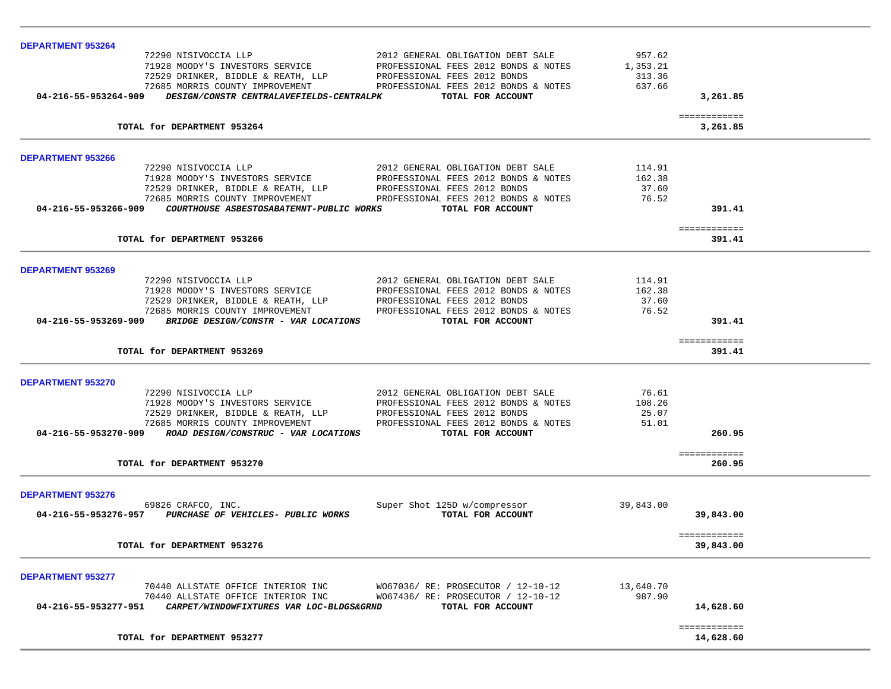**DEPARTMENT 953264**

| | | | |
|---|---|---|---|
| 72290 NISIVOCCIA LLP | 2012 GENERAL OBLIGATION DEBT SALE | 957.62 | |
| 71928 MOODY'S INVESTORS SERVICE | PROFESSIONAL FEES 2012 BONDS & NOTES | 1,353.21 | |
| 72529 DRINKER, BIDDLE & REATH, LLP | PROFESSIONAL FEES 2012 BONDS | 313.36 | |
| 72685 MORRIS COUNTY IMPROVEMENT | PROFESSIONAL FEES 2012 BONDS & NOTES | 637.66 | |
| **04-216-55-953264-909** ***DESIGN/CONSTR CENTRALAVEFIELDS-CENTRALPK*** | **TOTAL FOR ACCOUNT** | | **3,261.85** |

**TOTAL for DEPARTMENT 953264** **3,261.85**

**DEPARTMENT 953266**

| | | | |
|---|---|---|---|
| 72290 NISIVOCCIA LLP | 2012 GENERAL OBLIGATION DEBT SALE | 114.91 | |
| 71928 MOODY'S INVESTORS SERVICE | PROFESSIONAL FEES 2012 BONDS & NOTES | 162.38 | |
| 72529 DRINKER, BIDDLE & REATH, LLP | PROFESSIONAL FEES 2012 BONDS | 37.60 | |
| 72685 MORRIS COUNTY IMPROVEMENT | PROFESSIONAL FEES 2012 BONDS & NOTES | 76.52 | |
| **04-216-55-953266-909** ***COURTHOUSE ASBESTOSABATEMNT-PUBLIC WORKS*** | **TOTAL FOR ACCOUNT** | | **391.41** |

**TOTAL for DEPARTMENT 953266** **391.41**

**DEPARTMENT 953269**

| | | | |
|---|---|---|---|
| 72290 NISIVOCCIA LLP | 2012 GENERAL OBLIGATION DEBT SALE | 114.91 | |
| 71928 MOODY'S INVESTORS SERVICE | PROFESSIONAL FEES 2012 BONDS & NOTES | 162.38 | |
| 72529 DRINKER, BIDDLE & REATH, LLP | PROFESSIONAL FEES 2012 BONDS | 37.60 | |
| 72685 MORRIS COUNTY IMPROVEMENT | PROFESSIONAL FEES 2012 BONDS & NOTES | 76.52 | |
| **04-216-55-953269-909** ***BRIDGE DESIGN/CONSTR - VAR LOCATIONS*** | **TOTAL FOR ACCOUNT** | | **391.41** |

**TOTAL for DEPARTMENT 953269** **391.41**

**DEPARTMENT 953270**

| | | | |
|---|---|---|---|
| 72290 NISIVOCCIA LLP | 2012 GENERAL OBLIGATION DEBT SALE | 76.61 | |
| 71928 MOODY'S INVESTORS SERVICE | PROFESSIONAL FEES 2012 BONDS & NOTES | 108.26 | |
| 72529 DRINKER, BIDDLE & REATH, LLP | PROFESSIONAL FEES 2012 BONDS | 25.07 | |
| 72685 MORRIS COUNTY IMPROVEMENT | PROFESSIONAL FEES 2012 BONDS & NOTES | 51.01 | |
| **04-216-55-953270-909** ***ROAD DESIGN/CONSTRUC - VAR LOCATIONS*** | **TOTAL FOR ACCOUNT** | | **260.95** |

**TOTAL for DEPARTMENT 953270** **260.95**

**DEPARTMENT 953276**

| | | | |
|---|---|---|---|
| 69826 CRAFCO, INC. | Super Shot 125D w/compressor | 39,843.00 | |
| **04-216-55-953276-957** ***PURCHASE OF VEHICLES- PUBLIC WORKS*** | **TOTAL FOR ACCOUNT** | | **39,843.00** |

**TOTAL for DEPARTMENT 953276** **39,843.00**

**DEPARTMENT 953277**

| | | | |
|---|---|---|---|
| 70440 ALLSTATE OFFICE INTERIOR INC | WO67036/ RE: PROSECUTOR / 12-10-12 | 13,640.70 | |
| 70440 ALLSTATE OFFICE INTERIOR INC | WO67436/ RE: PROSECUTOR / 12-10-12 | 987.90 | |
| **04-216-55-953277-951** ***CARPET/WINDOWFIXTURES VAR LOC-BLDGS&GRND*** | **TOTAL FOR ACCOUNT** | | **14,628.60** |

**TOTAL for DEPARTMENT 953277** **14,628.60**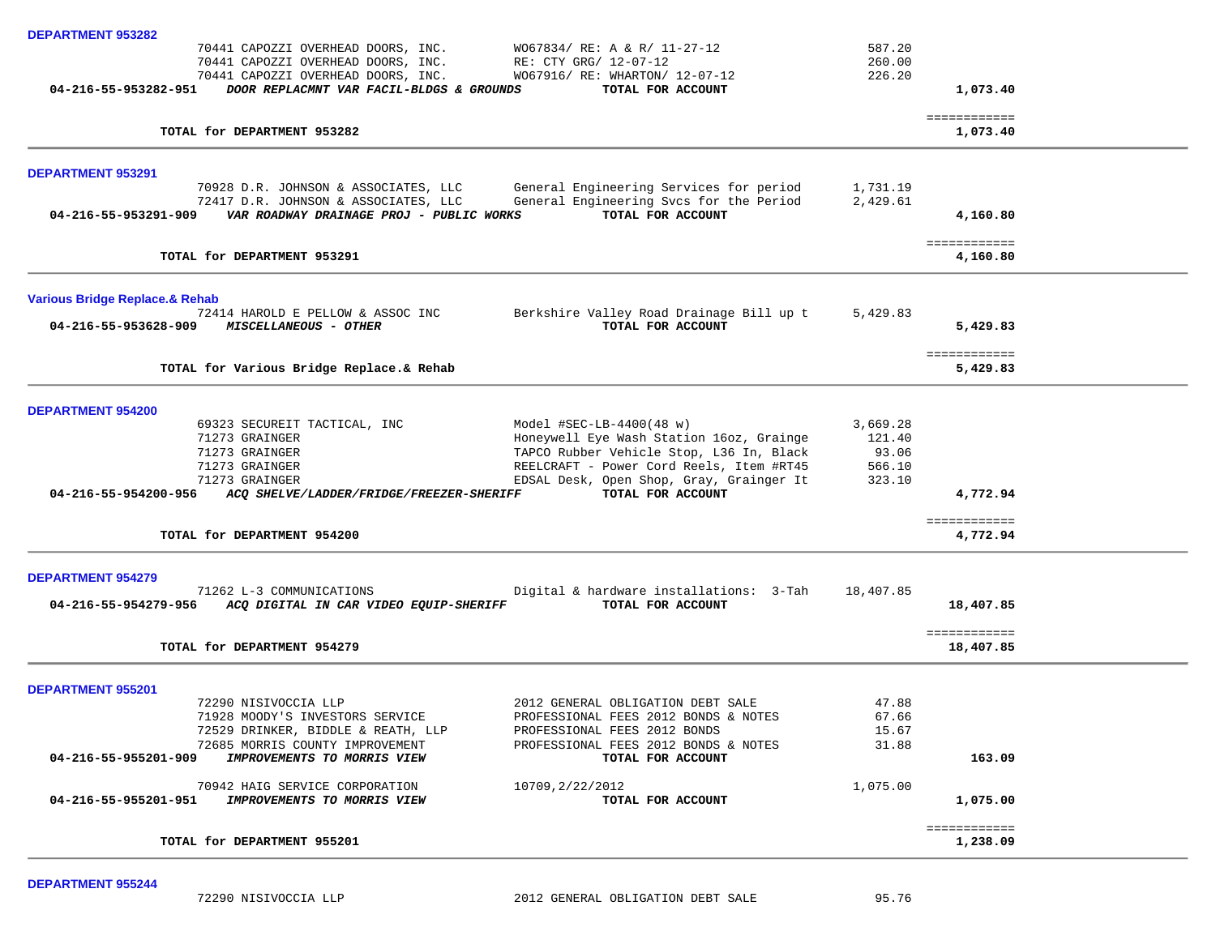**DEPARTMENT 953282**

| Vendor | Description | Amount | Total |
|---|---|---|---|
| 70441 CAPOZZI OVERHEAD DOORS, INC. | WO67834/ RE: A & R/ 11-27-12 | 587.20 | |
| 70441 CAPOZZI OVERHEAD DOORS, INC. | RE: CTY GRG/ 12-07-12 | 260.00 | |
| 70441 CAPOZZI OVERHEAD DOORS, INC. | WO67916/ RE: WHARTON/ 12-07-12 | 226.20 | |
| **04-216-55-953282-951** ***DOOR REPLACMNT VAR FACIL-BLDGS & GROUNDS*** | **TOTAL FOR ACCOUNT** | | **1,073.40** |
| **TOTAL for DEPARTMENT 953282** | | | **1,073.40** |

**DEPARTMENT 953291**

| Vendor | Description | Amount | Total |
|---|---|---|---|
| 70928 D.R. JOHNSON & ASSOCIATES, LLC | General Engineering Services for period | 1,731.19 | |
| 72417 D.R. JOHNSON & ASSOCIATES, LLC | General Engineering Svcs for the Period | 2,429.61 | |
| **04-216-55-953291-909** ***VAR ROADWAY DRAINAGE PROJ - PUBLIC WORKS*** | **TOTAL FOR ACCOUNT** | | **4,160.80** |
| **TOTAL for DEPARTMENT 953291** | | | **4,160.80** |

**Various Bridge Replace.& Rehab**

| Vendor | Description | Amount | Total |
|---|---|---|---|
| 72414 HAROLD E PELLOW & ASSOC INC | Berkshire Valley Road Drainage Bill up t | 5,429.83 | |
| **04-216-55-953628-909** ***MISCELLANEOUS - OTHER*** | **TOTAL FOR ACCOUNT** | | **5,429.83** |
| **TOTAL for Various Bridge Replace.& Rehab** | | | **5,429.83** |

**DEPARTMENT 954200**

| Vendor | Description | Amount | Total |
|---|---|---|---|
| 69323 SECUREIT TACTICAL, INC | Model #SEC-LB-4400(48 w) | 3,669.28 | |
| 71273 GRAINGER | Honeywell Eye Wash Station 16oz, Grainge | 121.40 | |
| 71273 GRAINGER | TAPCO Rubber Vehicle Stop, L36 In, Black | 93.06 | |
| 71273 GRAINGER | REELCRAFT - Power Cord Reels, Item #RT45 | 566.10 | |
| 71273 GRAINGER | EDSAL Desk, Open Shop, Gray, Grainger It | 323.10 | |
| **04-216-55-954200-956** ***ACQ SHELVE/LADDER/FRIDGE/FREEZER-SHERIFF*** | **TOTAL FOR ACCOUNT** | | **4,772.94** |
| **TOTAL for DEPARTMENT 954200** | | | **4,772.94** |

**DEPARTMENT 954279**

| Vendor | Description | Amount | Total |
|---|---|---|---|
| 71262 L-3 COMMUNICATIONS | Digital & hardware installations: 3-Tah | 18,407.85 | |
| **04-216-55-954279-956** ***ACQ DIGITAL IN CAR VIDEO EQUIP-SHERIFF*** | **TOTAL FOR ACCOUNT** | | **18,407.85** |
| **TOTAL for DEPARTMENT 954279** | | | **18,407.85** |

**DEPARTMENT 955201**

| Vendor | Description | Amount | Total |
|---|---|---|---|
| 72290 NISIVOCCIA LLP | 2012 GENERAL OBLIGATION DEBT SALE | 47.88 | |
| 71928 MOODY'S INVESTORS SERVICE | PROFESSIONAL FEES 2012 BONDS & NOTES | 67.66 | |
| 72529 DRINKER, BIDDLE & REATH, LLP | PROFESSIONAL FEES 2012 BONDS | 15.67 | |
| 72685 MORRIS COUNTY IMPROVEMENT | PROFESSIONAL FEES 2012 BONDS & NOTES | 31.88 | |
| **04-216-55-955201-909** ***IMPROVEMENTS TO MORRIS VIEW*** | **TOTAL FOR ACCOUNT** | | **163.09** |
| 70942 HAIG SERVICE CORPORATION | 10709,2/22/2012 | 1,075.00 | |
| **04-216-55-955201-951** ***IMPROVEMENTS TO MORRIS VIEW*** | **TOTAL FOR ACCOUNT** | | **1,075.00** |
| **TOTAL for DEPARTMENT 955201** | | | **1,238.09** |

**DEPARTMENT 955244**

| Vendor | Description | Amount | Total |
|---|---|---|---|
| 72290 NISIVOCCIA LLP | 2012 GENERAL OBLIGATION DEBT SALE | 95.76 | |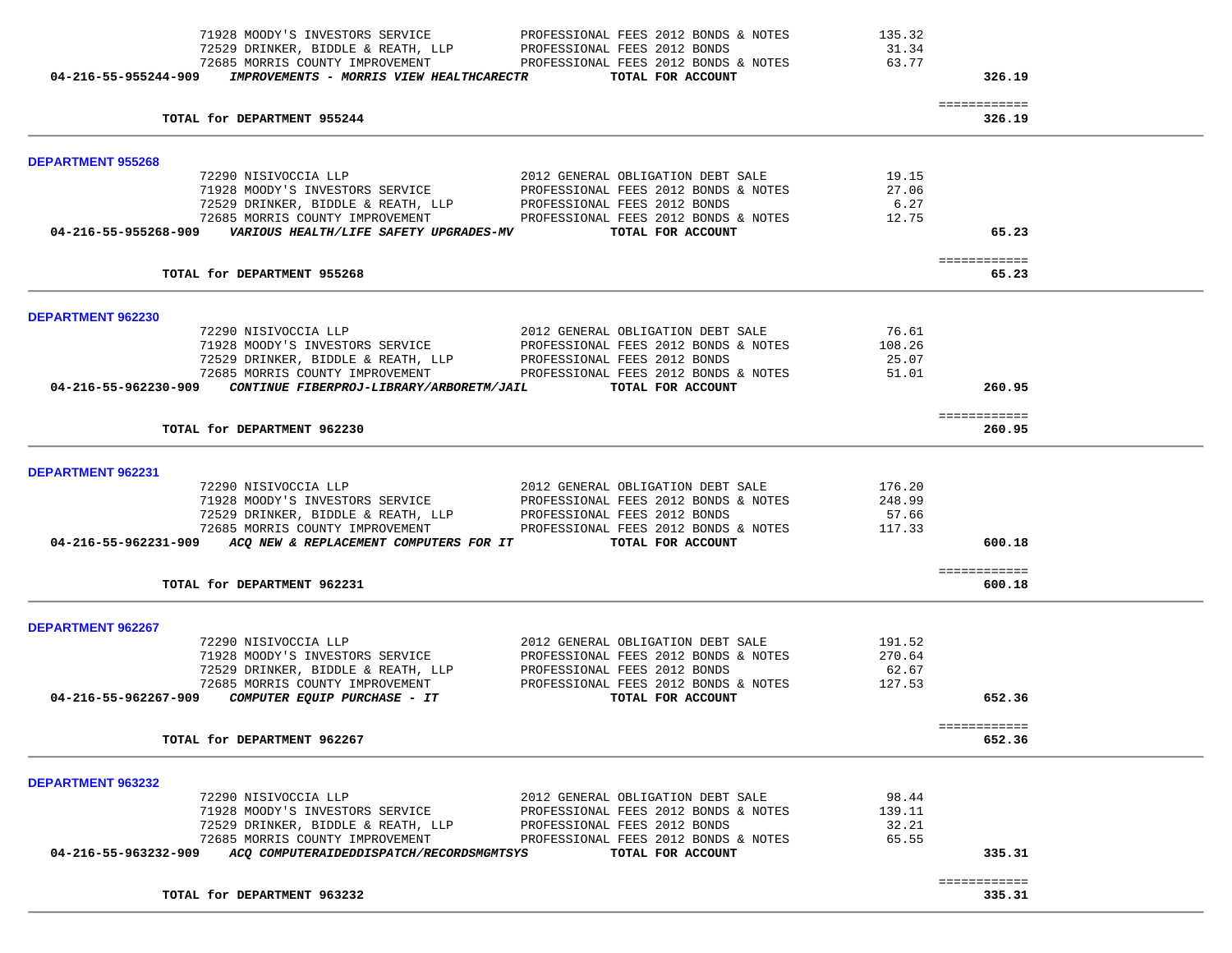| | | | |
|---|---|---|---|
| 71928 MOODY'S INVESTORS SERVICE | PROFESSIONAL FEES 2012 BONDS & NOTES | 135.32 | |
| 72529 DRINKER, BIDDLE & REATH, LLP | PROFESSIONAL FEES 2012 BONDS | 31.34 | |
| 72685 MORRIS COUNTY IMPROVEMENT | PROFESSIONAL FEES 2012 BONDS & NOTES | 63.77 | |
| **04-216-55-955244-909** ***IMPROVEMENTS - MORRIS VIEW HEALTHCARECTR*** | **TOTAL FOR ACCOUNT** | | **326.19** |
| | | | ============ |
| **TOTAL for DEPARTMENT 955244** | | | **326.19** |

## DEPARTMENT 955268

| | | | |
|---|---|---|---|
| 72290 NISIVOCCIA LLP | 2012 GENERAL OBLIGATION DEBT SALE | 19.15 | |
| 71928 MOODY'S INVESTORS SERVICE | PROFESSIONAL FEES 2012 BONDS & NOTES | 27.06 | |
| 72529 DRINKER, BIDDLE & REATH, LLP | PROFESSIONAL FEES 2012 BONDS | 6.27 | |
| 72685 MORRIS COUNTY IMPROVEMENT | PROFESSIONAL FEES 2012 BONDS & NOTES | 12.75 | |
| **04-216-55-955268-909** ***VARIOUS HEALTH/LIFE SAFETY UPGRADES-MV*** | **TOTAL FOR ACCOUNT** | | **65.23** |
| | | | ============ |
| **TOTAL for DEPARTMENT 955268** | | | **65.23** |

## DEPARTMENT 962230

| | | | |
|---|---|---|---|
| 72290 NISIVOCCIA LLP | 2012 GENERAL OBLIGATION DEBT SALE | 76.61 | |
| 71928 MOODY'S INVESTORS SERVICE | PROFESSIONAL FEES 2012 BONDS & NOTES | 108.26 | |
| 72529 DRINKER, BIDDLE & REATH, LLP | PROFESSIONAL FEES 2012 BONDS | 25.07 | |
| 72685 MORRIS COUNTY IMPROVEMENT | PROFESSIONAL FEES 2012 BONDS & NOTES | 51.01 | |
| **04-216-55-962230-909** ***CONTINUE FIBERPROJ-LIBRARY/ARBORETM/JAIL*** | **TOTAL FOR ACCOUNT** | | **260.95** |
| | | | ============ |
| **TOTAL for DEPARTMENT 962230** | | | **260.95** |

## DEPARTMENT 962231

| | | | |
|---|---|---|---|
| 72290 NISIVOCCIA LLP | 2012 GENERAL OBLIGATION DEBT SALE | 176.20 | |
| 71928 MOODY'S INVESTORS SERVICE | PROFESSIONAL FEES 2012 BONDS & NOTES | 248.99 | |
| 72529 DRINKER, BIDDLE & REATH, LLP | PROFESSIONAL FEES 2012 BONDS | 57.66 | |
| 72685 MORRIS COUNTY IMPROVEMENT | PROFESSIONAL FEES 2012 BONDS & NOTES | 117.33 | |
| **04-216-55-962231-909** ***ACQ NEW & REPLACEMENT COMPUTERS FOR IT*** | **TOTAL FOR ACCOUNT** | | **600.18** |
| | | | ============ |
| **TOTAL for DEPARTMENT 962231** | | | **600.18** |

## DEPARTMENT 962267

| | | | |
|---|---|---|---|
| 72290 NISIVOCCIA LLP | 2012 GENERAL OBLIGATION DEBT SALE | 191.52 | |
| 71928 MOODY'S INVESTORS SERVICE | PROFESSIONAL FEES 2012 BONDS & NOTES | 270.64 | |
| 72529 DRINKER, BIDDLE & REATH, LLP | PROFESSIONAL FEES 2012 BONDS | 62.67 | |
| 72685 MORRIS COUNTY IMPROVEMENT | PROFESSIONAL FEES 2012 BONDS & NOTES | 127.53 | |
| **04-216-55-962267-909** ***COMPUTER EQUIP PURCHASE - IT*** | **TOTAL FOR ACCOUNT** | | **652.36** |
| | | | ============ |
| **TOTAL for DEPARTMENT 962267** | | | **652.36** |

## DEPARTMENT 963232

| | | | |
|---|---|---|---|
| 72290 NISIVOCCIA LLP | 2012 GENERAL OBLIGATION DEBT SALE | 98.44 | |
| 71928 MOODY'S INVESTORS SERVICE | PROFESSIONAL FEES 2012 BONDS & NOTES | 139.11 | |
| 72529 DRINKER, BIDDLE & REATH, LLP | PROFESSIONAL FEES 2012 BONDS | 32.21 | |
| 72685 MORRIS COUNTY IMPROVEMENT | PROFESSIONAL FEES 2012 BONDS & NOTES | 65.55 | |
| **04-216-55-963232-909** ***ACQ COMPUTERAIDEDDISPATCH/RECORDSMGMTSYS*** | **TOTAL FOR ACCOUNT** | | **335.31** |
| | | | ============ |
| **TOTAL for DEPARTMENT 963232** | | | **335.31** |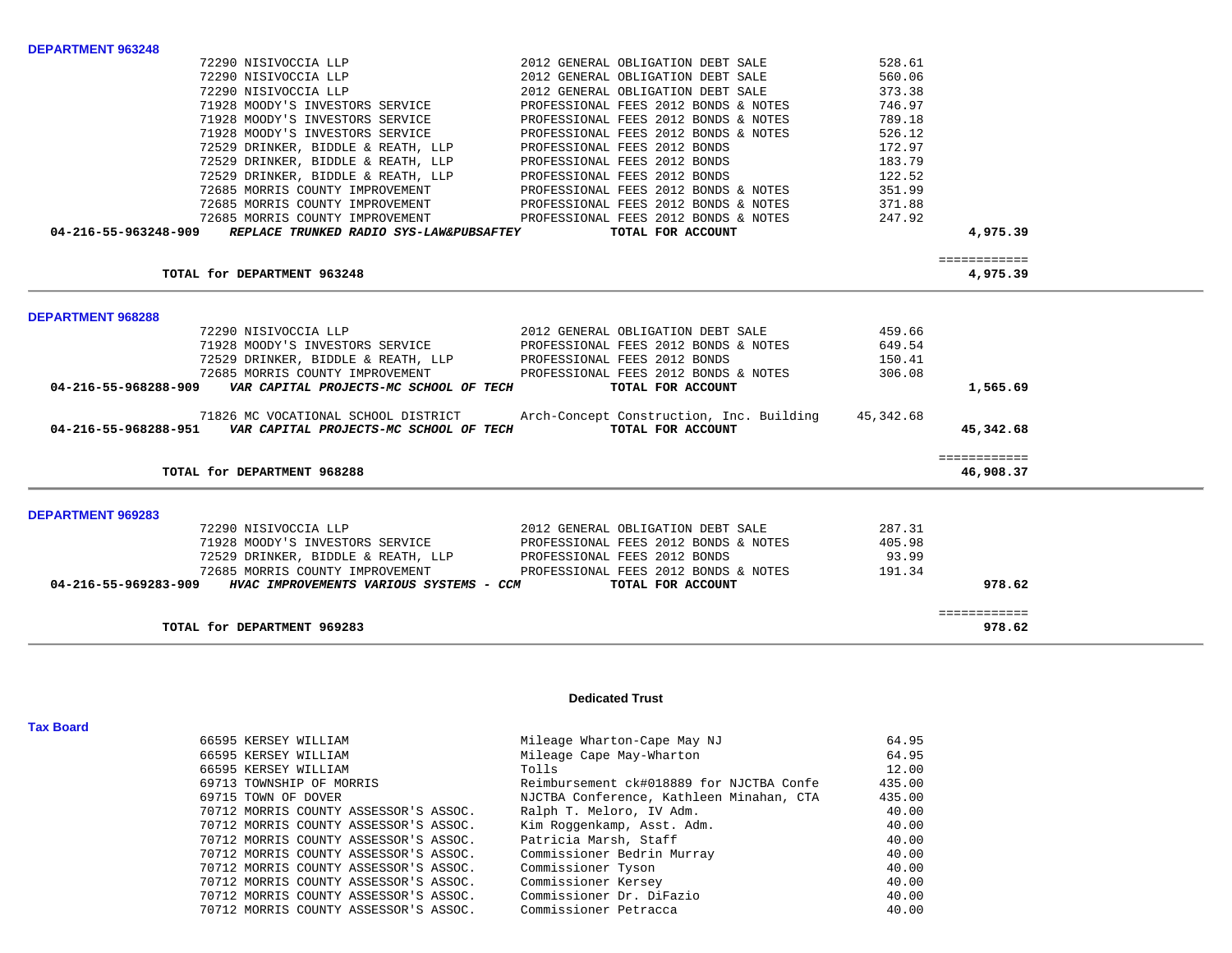**DEPARTMENT 963248**

| Vendor | Description | Amount | Total |
|---|---|---|---|
| 72290 NISIVOCCIA LLP | 2012 GENERAL OBLIGATION DEBT SALE | 528.61 | |
| 72290 NISIVOCCIA LLP | 2012 GENERAL OBLIGATION DEBT SALE | 560.06 | |
| 72290 NISIVOCCIA LLP | 2012 GENERAL OBLIGATION DEBT SALE | 373.38 | |
| 71928 MOODY'S INVESTORS SERVICE | PROFESSIONAL FEES 2012 BONDS & NOTES | 746.97 | |
| 71928 MOODY'S INVESTORS SERVICE | PROFESSIONAL FEES 2012 BONDS & NOTES | 789.18 | |
| 71928 MOODY'S INVESTORS SERVICE | PROFESSIONAL FEES 2012 BONDS & NOTES | 526.12 | |
| 72529 DRINKER, BIDDLE & REATH, LLP | PROFESSIONAL FEES 2012 BONDS | 172.97 | |
| 72529 DRINKER, BIDDLE & REATH, LLP | PROFESSIONAL FEES 2012 BONDS | 183.79 | |
| 72529 DRINKER, BIDDLE & REATH, LLP | PROFESSIONAL FEES 2012 BONDS | 122.52 | |
| 72685 MORRIS COUNTY IMPROVEMENT | PROFESSIONAL FEES 2012 BONDS & NOTES | 351.99 | |
| 72685 MORRIS COUNTY IMPROVEMENT | PROFESSIONAL FEES 2012 BONDS & NOTES | 371.88 | |
| 72685 MORRIS COUNTY IMPROVEMENT | PROFESSIONAL FEES 2012 BONDS & NOTES | 247.92 | |
| **04-216-55-963248-909** *REPLACE TRUNKED RADIO SYS-LAW&PUBSAFTEY* | **TOTAL FOR ACCOUNT** | | **4,975.39** |

============

**TOTAL for DEPARTMENT 963248** **4,975.39**

**DEPARTMENT 968288**

| Vendor | Description | Amount | Total |
|---|---|---|---|
| 72290 NISIVOCCIA LLP | 2012 GENERAL OBLIGATION DEBT SALE | 459.66 | |
| 71928 MOODY'S INVESTORS SERVICE | PROFESSIONAL FEES 2012 BONDS & NOTES | 649.54 | |
| 72529 DRINKER, BIDDLE & REATH, LLP | PROFESSIONAL FEES 2012 BONDS | 150.41 | |
| 72685 MORRIS COUNTY IMPROVEMENT | PROFESSIONAL FEES 2012 BONDS & NOTES | 306.08 | |
| **04-216-55-968288-909** *VAR CAPITAL PROJECTS-MC SCHOOL OF TECH* | **TOTAL FOR ACCOUNT** | | **1,565.69** |
| 71826 MC VOCATIONAL SCHOOL DISTRICT | Arch-Concept Construction, Inc. Building | 45,342.68 | |
| **04-216-55-968288-951** *VAR CAPITAL PROJECTS-MC SCHOOL OF TECH* | **TOTAL FOR ACCOUNT** | | **45,342.68** |

============

**TOTAL for DEPARTMENT 968288** **46,908.37**

**DEPARTMENT 969283**

| Vendor | Description | Amount | Total |
|---|---|---|---|
| 72290 NISIVOCCIA LLP | 2012 GENERAL OBLIGATION DEBT SALE | 287.31 | |
| 71928 MOODY'S INVESTORS SERVICE | PROFESSIONAL FEES 2012 BONDS & NOTES | 405.98 | |
| 72529 DRINKER, BIDDLE & REATH, LLP | PROFESSIONAL FEES 2012 BONDS | 93.99 | |
| 72685 MORRIS COUNTY IMPROVEMENT | PROFESSIONAL FEES 2012 BONDS & NOTES | 191.34 | |
| **04-216-55-969283-909** *HVAC IMPROVEMENTS VARIOUS SYSTEMS - CCM* | **TOTAL FOR ACCOUNT** | | **978.62** |

============

**TOTAL for DEPARTMENT 969283** **978.62**

## Dedicated Trust

**Tax Board**

| Vendor | Description | Amount |
|---|---|---|
| 66595 KERSEY WILLIAM | Mileage Wharton-Cape May NJ | 64.95 |
| 66595 KERSEY WILLIAM | Mileage Cape May-Wharton | 64.95 |
| 66595 KERSEY WILLIAM | Tolls | 12.00 |
| 69713 TOWNSHIP OF MORRIS | Reimbursement ck#018889 for NJCTBA Confe | 435.00 |
| 69715 TOWN OF DOVER | NJCTBA Conference, Kathleen Minahan, CTA | 435.00 |
| 70712 MORRIS COUNTY ASSESSOR'S ASSOC. | Ralph T. Meloro, IV Adm. | 40.00 |
| 70712 MORRIS COUNTY ASSESSOR'S ASSOC. | Kim Roggenkamp, Asst. Adm. | 40.00 |
| 70712 MORRIS COUNTY ASSESSOR'S ASSOC. | Patricia Marsh, Staff | 40.00 |
| 70712 MORRIS COUNTY ASSESSOR'S ASSOC. | Commissioner Bedrin Murray | 40.00 |
| 70712 MORRIS COUNTY ASSESSOR'S ASSOC. | Commissioner Tyson | 40.00 |
| 70712 MORRIS COUNTY ASSESSOR'S ASSOC. | Commissioner Kersey | 40.00 |
| 70712 MORRIS COUNTY ASSESSOR'S ASSOC. | Commissioner Dr. DiFazio | 40.00 |
| 70712 MORRIS COUNTY ASSESSOR'S ASSOC. | Commissioner Petracca | 40.00 |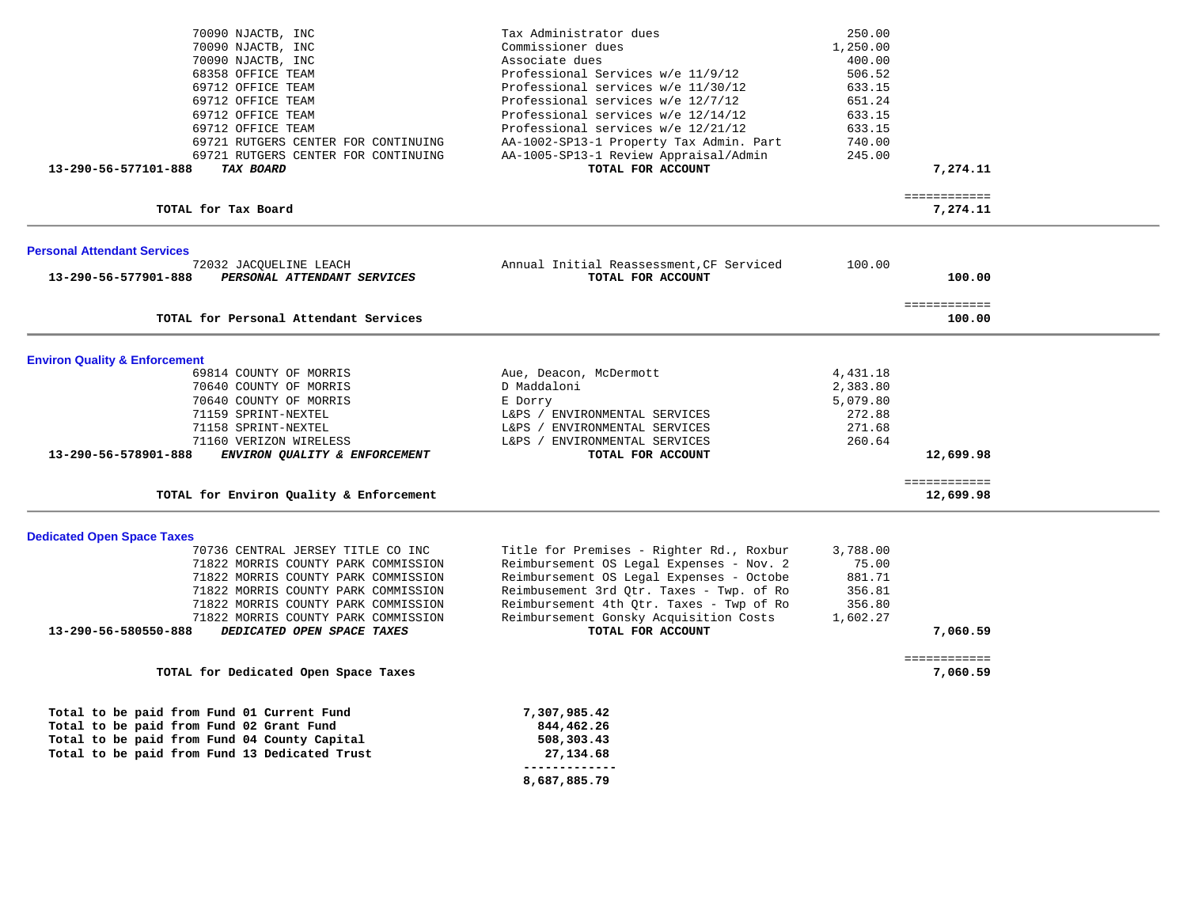| | | | |
|---|---|---|---|
| 70090 NJACTB, INC | Tax Administrator dues | 250.00 | |
| 70090 NJACTB, INC | Commissioner dues | 1,250.00 | |
| 70090 NJACTB, INC | Associate dues | 400.00 | |
| 68358 OFFICE TEAM | Professional Services w/e 11/9/12 | 506.52 | |
| 69712 OFFICE TEAM | Professional services w/e 11/30/12 | 633.15 | |
| 69712 OFFICE TEAM | Professional services w/e 12/7/12 | 651.24 | |
| 69712 OFFICE TEAM | Professional services w/e 12/14/12 | 633.15 | |
| 69712 OFFICE TEAM | Professional services w/e 12/21/12 | 633.15 | |
| 69721 RUTGERS CENTER FOR CONTINUING | AA-1002-SP13-1 Property Tax Admin. Part | 740.00 | |
| 69721 RUTGERS CENTER FOR CONTINUING | AA-1005-SP13-1 Review Appraisal/Admin | 245.00 | |
| **13-290-56-577101-888** ***TAX BOARD*** | **TOTAL FOR ACCOUNT** | | **7,274.11** |

| | |
|---|---|
| **TOTAL for Tax Board** | ============ **7,274.11** |

## Personal Attendant Services

| | | | |
|---|---|---|---|
| 72032 JACQUELINE LEACH | Annual Initial Reassessment,CF Serviced | 100.00 | |
| **13-290-56-577901-888** ***PERSONAL ATTENDANT SERVICES*** | **TOTAL FOR ACCOUNT** | | **100.00** |

| | |
|---|---|
| **TOTAL for Personal Attendant Services** | ============ **100.00** |

## Environ Quality & Enforcement

| | | | |
|---|---|---|---|
| 69814 COUNTY OF MORRIS | Aue, Deacon, McDermott | 4,431.18 | |
| 70640 COUNTY OF MORRIS | D Maddaloni | 2,383.80 | |
| 70640 COUNTY OF MORRIS | E Dorry | 5,079.80 | |
| 71159 SPRINT-NEXTEL | L&PS / ENVIRONMENTAL SERVICES | 272.88 | |
| 71158 SPRINT-NEXTEL | L&PS / ENVIRONMENTAL SERVICES | 271.68 | |
| 71160 VERIZON WIRELESS | L&PS / ENVIRONMENTAL SERVICES | 260.64 | |
| **13-290-56-578901-888** ***ENVIRON QUALITY & ENFORCEMENT*** | **TOTAL FOR ACCOUNT** | | **12,699.98** |

| | |
|---|---|
| **TOTAL for Environ Quality & Enforcement** | ============ **12,699.98** |

## Dedicated Open Space Taxes

| | | | |
|---|---|---|---|
| 70736 CENTRAL JERSEY TITLE CO INC | Title for Premises - Righter Rd., Roxbur | 3,788.00 | |
| 71822 MORRIS COUNTY PARK COMMISSION | Reimbursement OS Legal Expenses - Nov. 2 | 75.00 | |
| 71822 MORRIS COUNTY PARK COMMISSION | Reimbursement OS Legal Expenses - Octobe | 881.71 | |
| 71822 MORRIS COUNTY PARK COMMISSION | Reimbusement 3rd Qtr. Taxes - Twp. of Ro | 356.81 | |
| 71822 MORRIS COUNTY PARK COMMISSION | Reimbursement 4th Qtr. Taxes - Twp of Ro | 356.80 | |
| 71822 MORRIS COUNTY PARK COMMISSION | Reimbursement Gonsky Acquisition Costs | 1,602.27 | |
| **13-290-56-580550-888** ***DEDICATED OPEN SPACE TAXES*** | **TOTAL FOR ACCOUNT** | | **7,060.59** |

| | |
|---|---|
| **TOTAL for Dedicated Open Space Taxes** | ============ **7,060.59** |

| | |
|---|---|
| **Total to be paid from Fund 01 Current Fund** | **7,307,985.42** |
| **Total to be paid from Fund 02 Grant Fund** | **844,462.26** |
| **Total to be paid from Fund 04 County Capital** | **508,303.43** |
| **Total to be paid from Fund 13 Dedicated Trust** | **27,134.68** |
| | ------------- |
| | **8,687,885.79** |